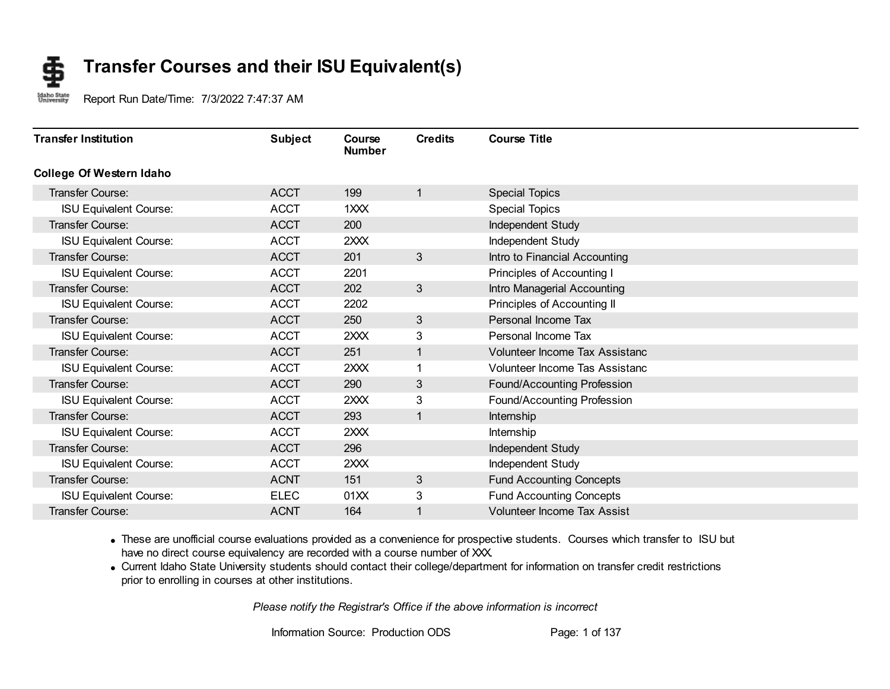# Transfer Courses and their ISU Equivalent(s)

Report Run Date/Time: 7/3/2022 7:47:37 AM

| Transfer Institution | Subject | Course Number | Credits | Course Title |
|---|---|---|---|---|
| **College Of Western Idaho** | | | | |
| Transfer Course: | ACCT | 199 | 1 | Special Topics |
| ISU Equivalent Course: | ACCT | 1XXX | | Special Topics |
| Transfer Course: | ACCT | 200 | | Independent Study |
| ISU Equivalent Course: | ACCT | 2XXX | | Independent Study |
| Transfer Course: | ACCT | 201 | 3 | Intro to Financial Accounting |
| ISU Equivalent Course: | ACCT | 2201 | | Principles of Accounting I |
| Transfer Course: | ACCT | 202 | 3 | Intro Managerial Accounting |
| ISU Equivalent Course: | ACCT | 2202 | | Principles of Accounting II |
| Transfer Course: | ACCT | 250 | 3 | Personal Income Tax |
| ISU Equivalent Course: | ACCT | 2XXX | 3 | Personal Income Tax |
| Transfer Course: | ACCT | 251 | 1 | Volunteer Income Tax Assistanc |
| ISU Equivalent Course: | ACCT | 2XXX | 1 | Volunteer Income Tas Assistanc |
| Transfer Course: | ACCT | 290 | 3 | Found/Accounting Profession |
| ISU Equivalent Course: | ACCT | 2XXX | 3 | Found/Accounting Profession |
| Transfer Course: | ACCT | 293 | 1 | Internship |
| ISU Equivalent Course: | ACCT | 2XXX | | Internship |
| Transfer Course: | ACCT | 296 | | Independent Study |
| ISU Equivalent Course: | ACCT | 2XXX | | Independent Study |
| Transfer Course: | ACNT | 151 | 3 | Fund Accounting Concepts |
| ISU Equivalent Course: | ELEC | 01XX | 3 | Fund Accounting Concepts |
| Transfer Course: | ACNT | 164 | 1 | Volunteer Income Tax Assist |

- These are unofficial course evaluations provided as a convenience for prospective students. Courses which transfer to ISU but have no direct course equivalency are recorded with a course number of XXX.
- Current Idaho State University students should contact their college/department for information on transfer credit restrictions prior to enrolling in courses at other institutions.

*Please notify the Registrar's Office if the above information is incorrect*

Information Source: Production ODS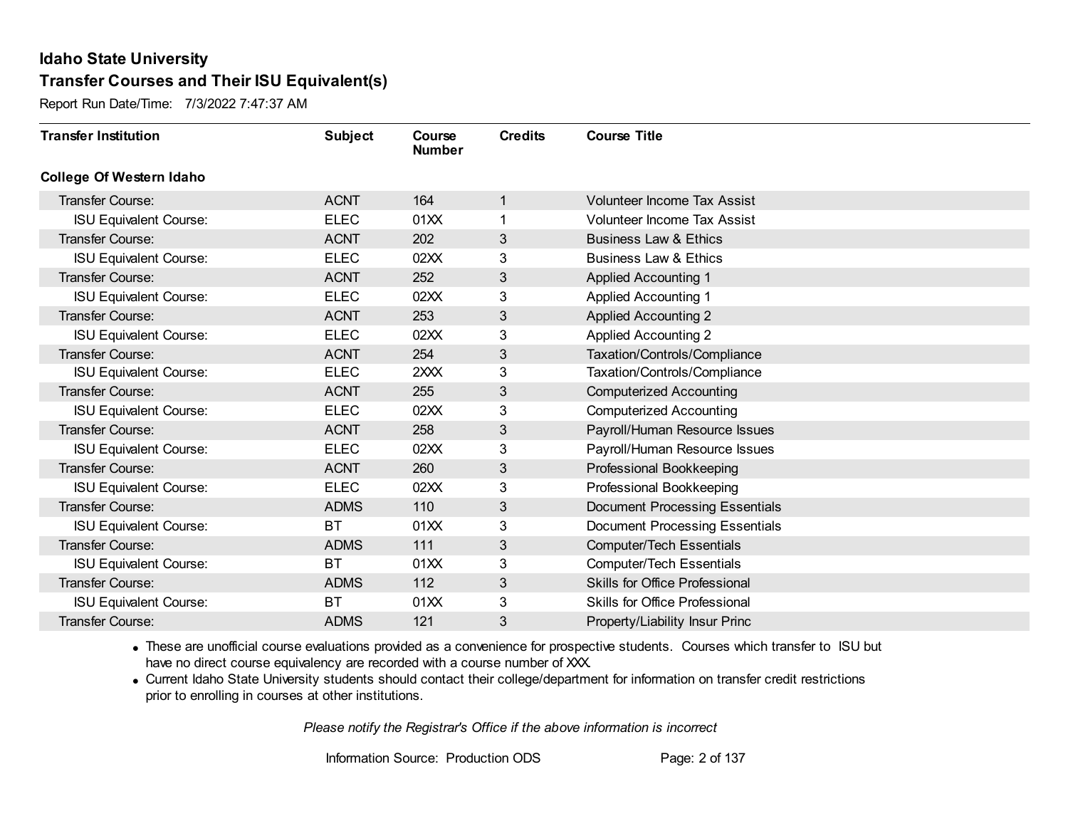# Idaho State University

## Transfer Courses and Their ISU Equivalent(s)

Report Run Date/Time: 7/3/2022 7:47:37 AM

| Transfer Institution | Subject | Course Number | Credits | Course Title |
|---|---|---|---|---|
| **College Of Western Idaho** | | | | |
| Transfer Course: | ACNT | 164 | 1 | Volunteer Income Tax Assist |
| ISU Equivalent Course: | ELEC | 01XX | 1 | Volunteer Income Tax Assist |
| Transfer Course: | ACNT | 202 | 3 | Business Law & Ethics |
| ISU Equivalent Course: | ELEC | 02XX | 3 | Business Law & Ethics |
| Transfer Course: | ACNT | 252 | 3 | Applied Accounting 1 |
| ISU Equivalent Course: | ELEC | 02XX | 3 | Applied Accounting 1 |
| Transfer Course: | ACNT | 253 | 3 | Applied Accounting 2 |
| ISU Equivalent Course: | ELEC | 02XX | 3 | Applied Accounting 2 |
| Transfer Course: | ACNT | 254 | 3 | Taxation/Controls/Compliance |
| ISU Equivalent Course: | ELEC | 2XXX | 3 | Taxation/Controls/Compliance |
| Transfer Course: | ACNT | 255 | 3 | Computerized Accounting |
| ISU Equivalent Course: | ELEC | 02XX | 3 | Computerized Accounting |
| Transfer Course: | ACNT | 258 | 3 | Payroll/Human Resource Issues |
| ISU Equivalent Course: | ELEC | 02XX | 3 | Payroll/Human Resource Issues |
| Transfer Course: | ACNT | 260 | 3 | Professional Bookkeeping |
| ISU Equivalent Course: | ELEC | 02XX | 3 | Professional Bookkeeping |
| Transfer Course: | ADMS | 110 | 3 | Document Processing Essentials |
| ISU Equivalent Course: | BT | 01XX | 3 | Document Processing Essentials |
| Transfer Course: | ADMS | 111 | 3 | Computer/Tech Essentials |
| ISU Equivalent Course: | BT | 01XX | 3 | Computer/Tech Essentials |
| Transfer Course: | ADMS | 112 | 3 | Skills for Office Professional |
| ISU Equivalent Course: | BT | 01XX | 3 | Skills for Office Professional |
| Transfer Course: | ADMS | 121 | 3 | Property/Liability Insur Princ |

- These are unofficial course evaluations provided as a convenience for prospective students. Courses which transfer to ISU but have no direct course equivalency are recorded with a course number of XXX.
- Current Idaho State University students should contact their college/department for information on transfer credit restrictions prior to enrolling in courses at other institutions.

*Please notify the Registrar's Office if the above information is incorrect*

Information Source: Production ODS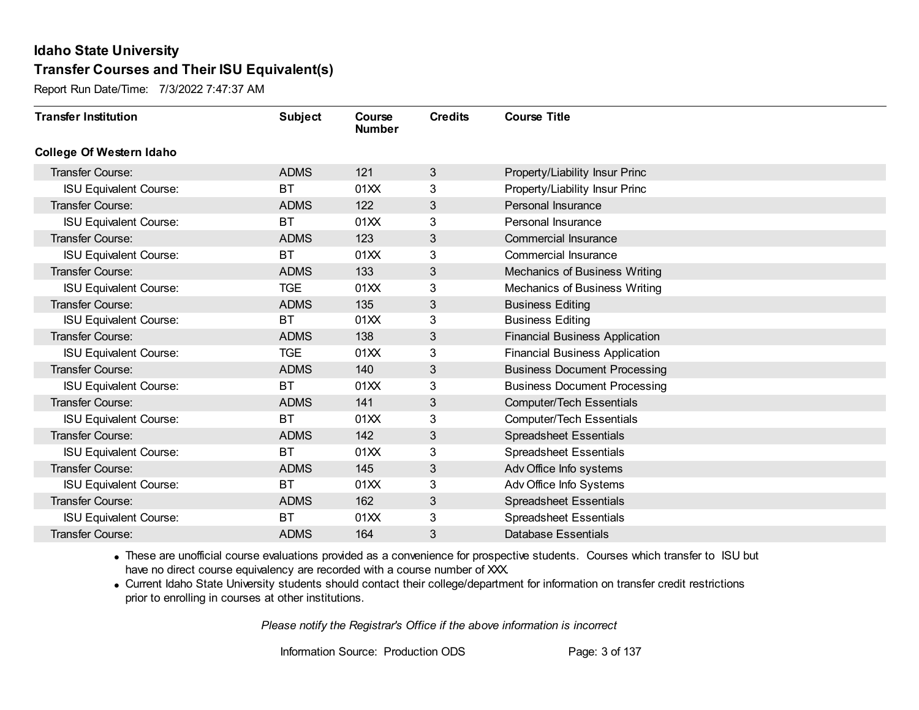# Idaho State University

## Transfer Courses and Their ISU Equivalent(s)

Report Run Date/Time: 7/3/2022 7:47:37 AM

| Transfer Institution | Subject | Course Number | Credits | Course Title |
|---|---|---|---|---|
| **College Of Western Idaho** | | | | |
| Transfer Course: | ADMS | 121 | 3 | Property/Liability Insur Princ |
| ISU Equivalent Course: | BT | 01XX | 3 | Property/Liability Insur Princ |
| Transfer Course: | ADMS | 122 | 3 | Personal Insurance |
| ISU Equivalent Course: | BT | 01XX | 3 | Personal Insurance |
| Transfer Course: | ADMS | 123 | 3 | Commercial Insurance |
| ISU Equivalent Course: | BT | 01XX | 3 | Commercial Insurance |
| Transfer Course: | ADMS | 133 | 3 | Mechanics of Business Writing |
| ISU Equivalent Course: | TGE | 01XX | 3 | Mechanics of Business Writing |
| Transfer Course: | ADMS | 135 | 3 | Business Editing |
| ISU Equivalent Course: | BT | 01XX | 3 | Business Editing |
| Transfer Course: | ADMS | 138 | 3 | Financial Business Application |
| ISU Equivalent Course: | TGE | 01XX | 3 | Financial Business Application |
| Transfer Course: | ADMS | 140 | 3 | Business Document Processing |
| ISU Equivalent Course: | BT | 01XX | 3 | Business Document Processing |
| Transfer Course: | ADMS | 141 | 3 | Computer/Tech Essentials |
| ISU Equivalent Course: | BT | 01XX | 3 | Computer/Tech Essentials |
| Transfer Course: | ADMS | 142 | 3 | Spreadsheet Essentials |
| ISU Equivalent Course: | BT | 01XX | 3 | Spreadsheet Essentials |
| Transfer Course: | ADMS | 145 | 3 | Adv Office Info systems |
| ISU Equivalent Course: | BT | 01XX | 3 | Adv Office Info Systems |
| Transfer Course: | ADMS | 162 | 3 | Spreadsheet Essentials |
| ISU Equivalent Course: | BT | 01XX | 3 | Spreadsheet Essentials |
| Transfer Course: | ADMS | 164 | 3 | Database Essentials |

- These are unofficial course evaluations provided as a convenience for prospective students. Courses which transfer to ISU but have no direct course equivalency are recorded with a course number of XXX.
- Current Idaho State University students should contact their college/department for information on transfer credit restrictions prior to enrolling in courses at other institutions.

*Please notify the Registrar's Office if the above information is incorrect*

Information Source: Production ODS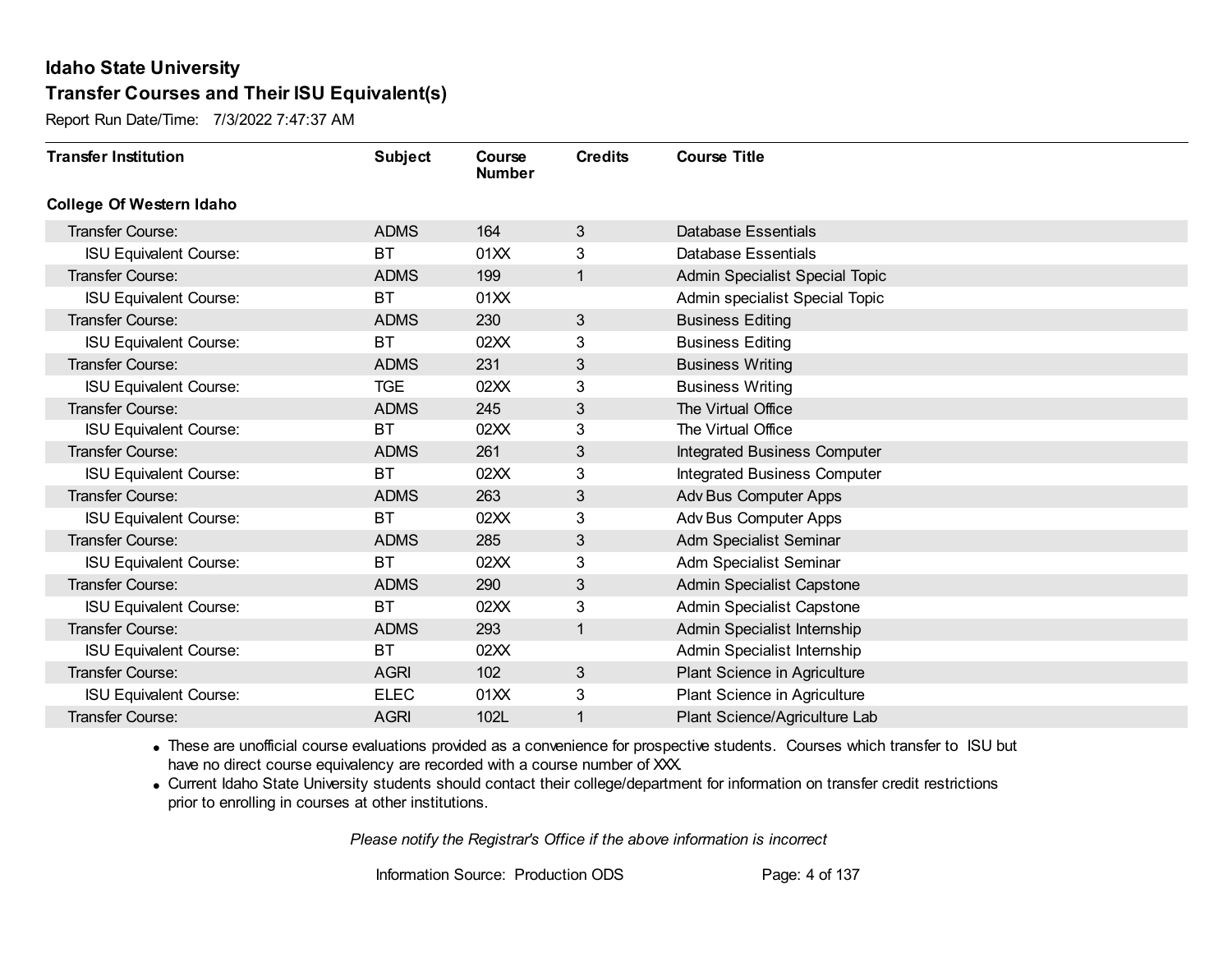# Idaho State University

## Transfer Courses and Their ISU Equivalent(s)

Report Run Date/Time: 7/3/2022 7:47:37 AM

| Transfer Institution | Subject | Course Number | Credits | Course Title |
|---|---|---|---|---|
| **College Of Western Idaho** | | | | |
| Transfer Course: | ADMS | 164 | 3 | Database Essentials |
| ISU Equivalent Course: | BT | 01XX | 3 | Database Essentials |
| Transfer Course: | ADMS | 199 | 1 | Admin Specialist Special Topic |
| ISU Equivalent Course: | BT | 01XX | | Admin specialist Special Topic |
| Transfer Course: | ADMS | 230 | 3 | Business Editing |
| ISU Equivalent Course: | BT | 02XX | 3 | Business Editing |
| Transfer Course: | ADMS | 231 | 3 | Business Writing |
| ISU Equivalent Course: | TGE | 02XX | 3 | Business Writing |
| Transfer Course: | ADMS | 245 | 3 | The Virtual Office |
| ISU Equivalent Course: | BT | 02XX | 3 | The Virtual Office |
| Transfer Course: | ADMS | 261 | 3 | Integrated Business Computer |
| ISU Equivalent Course: | BT | 02XX | 3 | Integrated Business Computer |
| Transfer Course: | ADMS | 263 | 3 | Adv Bus Computer Apps |
| ISU Equivalent Course: | BT | 02XX | 3 | Adv Bus Computer Apps |
| Transfer Course: | ADMS | 285 | 3 | Adm Specialist Seminar |
| ISU Equivalent Course: | BT | 02XX | 3 | Adm Specialist Seminar |
| Transfer Course: | ADMS | 290 | 3 | Admin Specialist Capstone |
| ISU Equivalent Course: | BT | 02XX | 3 | Admin Specialist Capstone |
| Transfer Course: | ADMS | 293 | 1 | Admin Specialist Internship |
| ISU Equivalent Course: | BT | 02XX | | Admin Specialist Internship |
| Transfer Course: | AGRI | 102 | 3 | Plant Science in Agriculture |
| ISU Equivalent Course: | ELEC | 01XX | 3 | Plant Science in Agriculture |
| Transfer Course: | AGRI | 102L | 1 | Plant Science/Agriculture Lab |

- These are unofficial course evaluations provided as a convenience for prospective students. Courses which transfer to ISU but have no direct course equivalency are recorded with a course number of XXX.
- Current Idaho State University students should contact their college/department for information on transfer credit restrictions prior to enrolling in courses at other institutions.

*Please notify the Registrar's Office if the above information is incorrect*

Information Source: Production ODS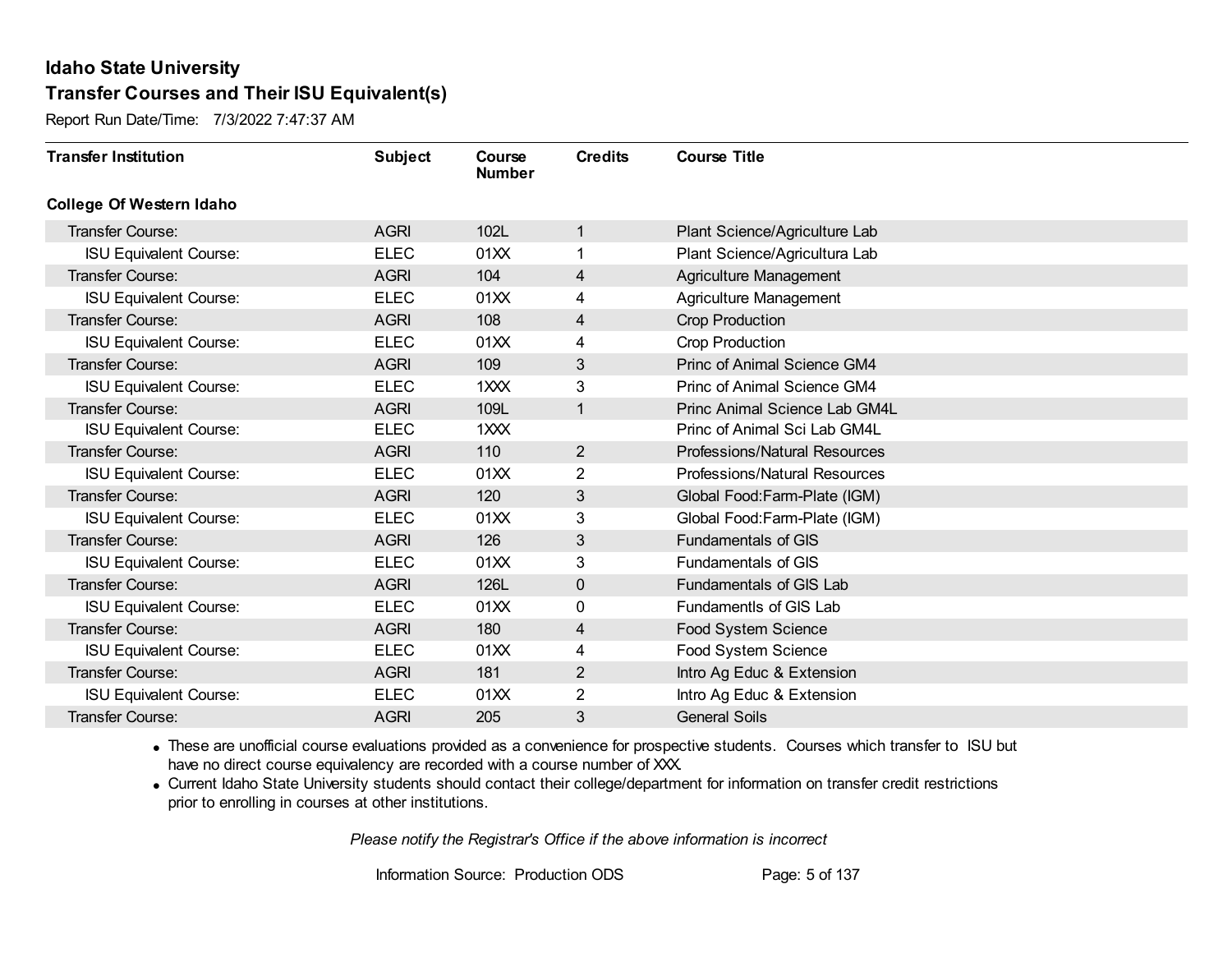# Idaho State University

## Transfer Courses and Their ISU Equivalent(s)

Report Run Date/Time: 7/3/2022 7:47:37 AM

| Transfer Institution | Subject | Course Number | Credits | Course Title |
|---|---|---|---|---|
| **College Of Western Idaho** | | | | |
| Transfer Course: | AGRI | 102L | 1 | Plant Science/Agriculture Lab |
| ISU Equivalent Course: | ELEC | 01XX | 1 | Plant Science/Agricultura Lab |
| Transfer Course: | AGRI | 104 | 4 | Agriculture Management |
| ISU Equivalent Course: | ELEC | 01XX | 4 | Agriculture Management |
| Transfer Course: | AGRI | 108 | 4 | Crop Production |
| ISU Equivalent Course: | ELEC | 01XX | 4 | Crop Production |
| Transfer Course: | AGRI | 109 | 3 | Princ of Animal Science GM4 |
| ISU Equivalent Course: | ELEC | 1XXX | 3 | Princ of Animal Science GM4 |
| Transfer Course: | AGRI | 109L | 1 | Princ Animal Science Lab GM4L |
| ISU Equivalent Course: | ELEC | 1XXX | | Princ of Animal Sci Lab GM4L |
| Transfer Course: | AGRI | 110 | 2 | Professions/Natural Resources |
| ISU Equivalent Course: | ELEC | 01XX | 2 | Professions/Natural Resources |
| Transfer Course: | AGRI | 120 | 3 | Global Food:Farm-Plate (IGM) |
| ISU Equivalent Course: | ELEC | 01XX | 3 | Global Food:Farm-Plate (IGM) |
| Transfer Course: | AGRI | 126 | 3 | Fundamentals of GIS |
| ISU Equivalent Course: | ELEC | 01XX | 3 | Fundamentals of GIS |
| Transfer Course: | AGRI | 126L | 0 | Fundamentals of GIS Lab |
| ISU Equivalent Course: | ELEC | 01XX | 0 | Fundamentls of GIS Lab |
| Transfer Course: | AGRI | 180 | 4 | Food System Science |
| ISU Equivalent Course: | ELEC | 01XX | 4 | Food System Science |
| Transfer Course: | AGRI | 181 | 2 | Intro Ag Educ & Extension |
| ISU Equivalent Course: | ELEC | 01XX | 2 | Intro Ag Educ & Extension |
| Transfer Course: | AGRI | 205 | 3 | General Soils |

- These are unofficial course evaluations provided as a convenience for prospective students. Courses which transfer to ISU but have no direct course equivalency are recorded with a course number of XXX.
- Current Idaho State University students should contact their college/department for information on transfer credit restrictions prior to enrolling in courses at other institutions.

*Please notify the Registrar's Office if the above information is incorrect*

Information Source: Production ODS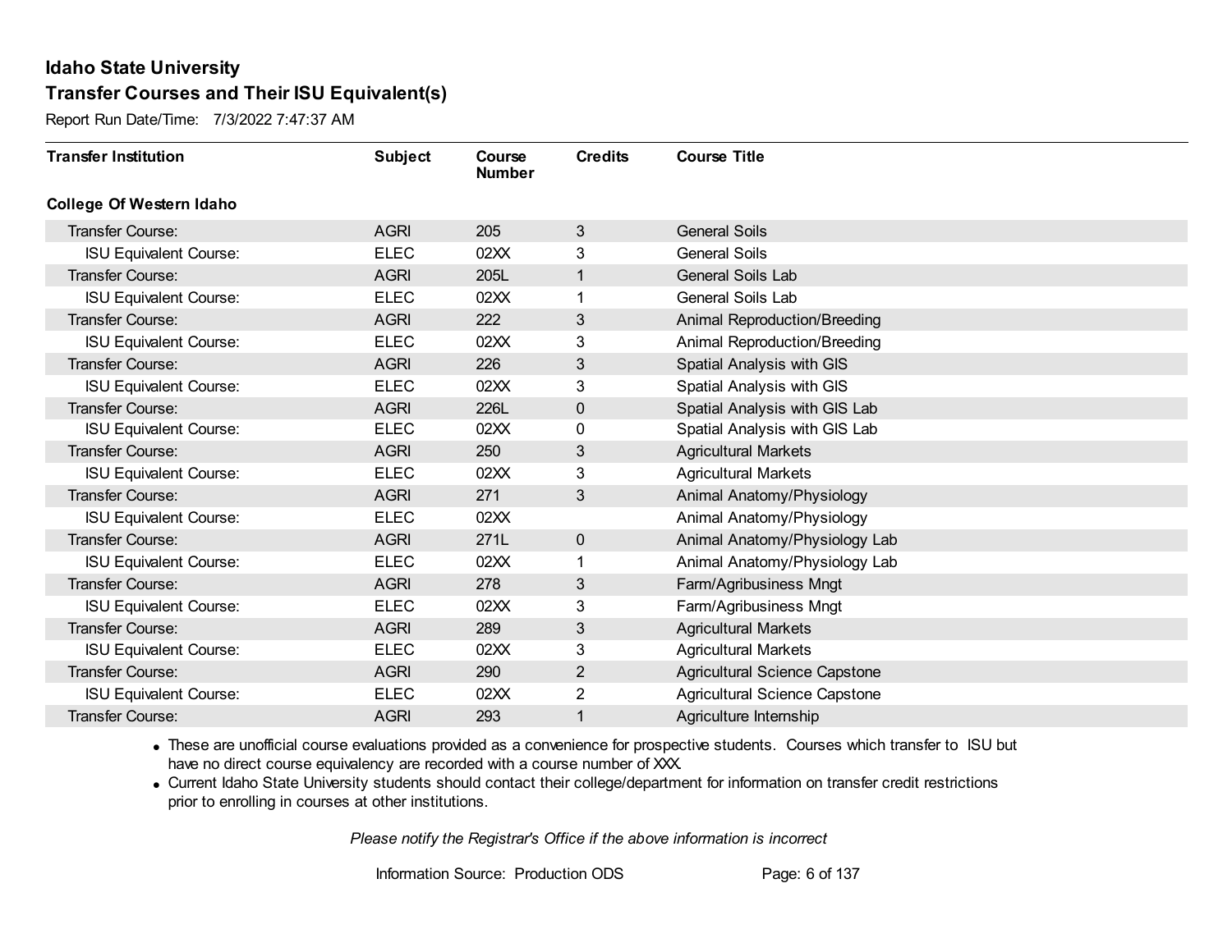# Idaho State University

## Transfer Courses and Their ISU Equivalent(s)

Report Run Date/Time: 7/3/2022 7:47:37 AM

| Transfer Institution | Subject | Course Number | Credits | Course Title |
|---|---|---|---|---|
| **College Of Western Idaho** | | | | |
| Transfer Course: | AGRI | 205 | 3 | General Soils |
| ISU Equivalent Course: | ELEC | 02XX | 3 | General Soils |
| Transfer Course: | AGRI | 205L | 1 | General Soils Lab |
| ISU Equivalent Course: | ELEC | 02XX | 1 | General Soils Lab |
| Transfer Course: | AGRI | 222 | 3 | Animal Reproduction/Breeding |
| ISU Equivalent Course: | ELEC | 02XX | 3 | Animal Reproduction/Breeding |
| Transfer Course: | AGRI | 226 | 3 | Spatial Analysis with GIS |
| ISU Equivalent Course: | ELEC | 02XX | 3 | Spatial Analysis with GIS |
| Transfer Course: | AGRI | 226L | 0 | Spatial Analysis with GIS Lab |
| ISU Equivalent Course: | ELEC | 02XX | 0 | Spatial Analysis with GIS Lab |
| Transfer Course: | AGRI | 250 | 3 | Agricultural Markets |
| ISU Equivalent Course: | ELEC | 02XX | 3 | Agricultural Markets |
| Transfer Course: | AGRI | 271 | 3 | Animal Anatomy/Physiology |
| ISU Equivalent Course: | ELEC | 02XX | | Animal Anatomy/Physiology |
| Transfer Course: | AGRI | 271L | 0 | Animal Anatomy/Physiology Lab |
| ISU Equivalent Course: | ELEC | 02XX | 1 | Animal Anatomy/Physiology Lab |
| Transfer Course: | AGRI | 278 | 3 | Farm/Agribusiness Mngt |
| ISU Equivalent Course: | ELEC | 02XX | 3 | Farm/Agribusiness Mngt |
| Transfer Course: | AGRI | 289 | 3 | Agricultural Markets |
| ISU Equivalent Course: | ELEC | 02XX | 3 | Agricultural Markets |
| Transfer Course: | AGRI | 290 | 2 | Agricultural Science Capstone |
| ISU Equivalent Course: | ELEC | 02XX | 2 | Agricultural Science Capstone |
| Transfer Course: | AGRI | 293 | 1 | Agriculture Internship |

- These are unofficial course evaluations provided as a convenience for prospective students. Courses which transfer to ISU but have no direct course equivalency are recorded with a course number of XXX.
- Current Idaho State University students should contact their college/department for information on transfer credit restrictions prior to enrolling in courses at other institutions.

*Please notify the Registrar's Office if the above information is incorrect*

Information Source: Production ODS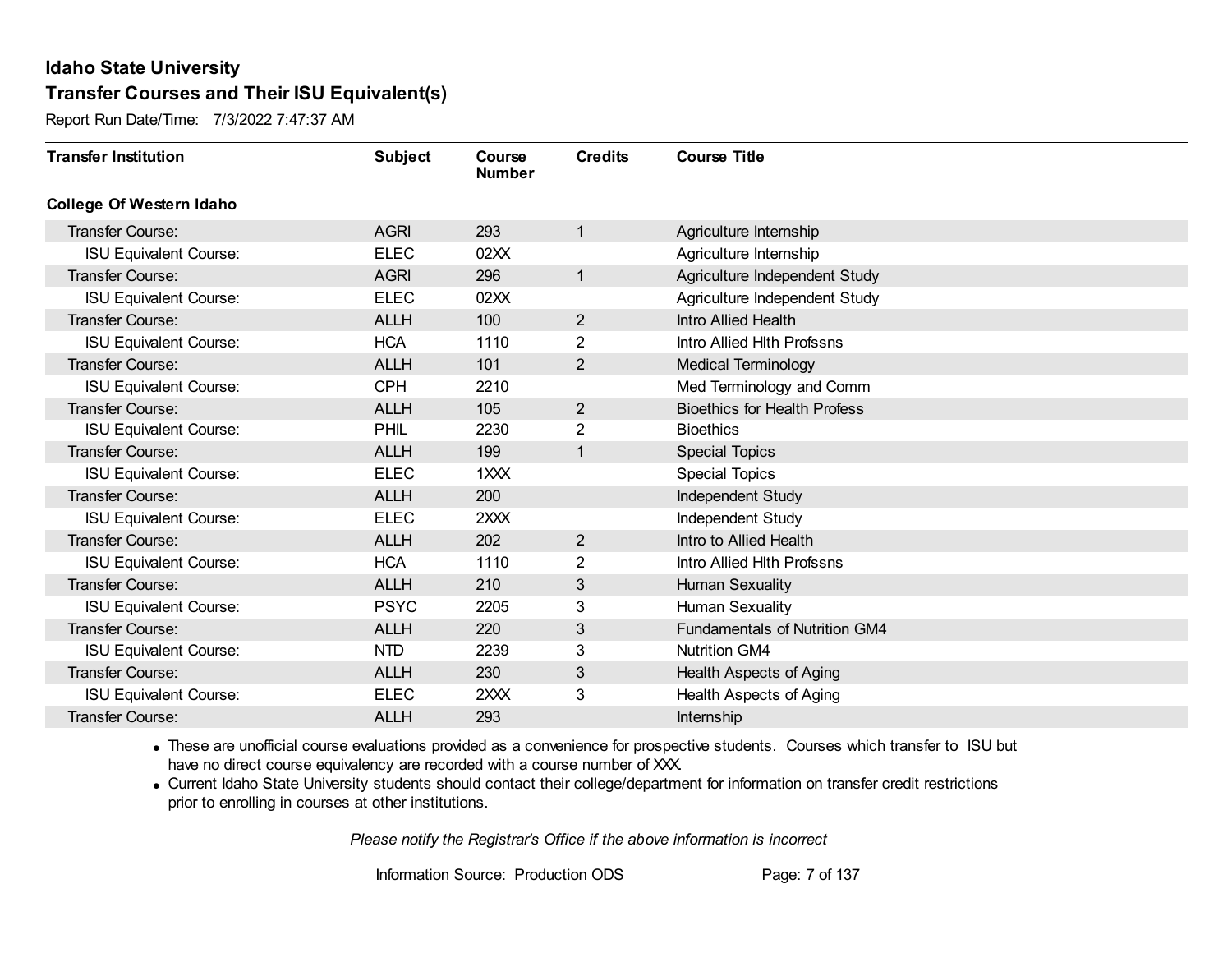# Idaho State University

## Transfer Courses and Their ISU Equivalent(s)

Report Run Date/Time: 7/3/2022 7:47:37 AM

| Transfer Institution | Subject | Course Number | Credits | Course Title |
|---|---|---|---|---|
| **College Of Western Idaho** | | | | |
| Transfer Course: | AGRI | 293 | 1 | Agriculture Internship |
| ISU Equivalent Course: | ELEC | 02XX | | Agriculture Internship |
| Transfer Course: | AGRI | 296 | 1 | Agriculture Independent Study |
| ISU Equivalent Course: | ELEC | 02XX | | Agriculture Independent Study |
| Transfer Course: | ALLH | 100 | 2 | Intro Allied Health |
| ISU Equivalent Course: | HCA | 1110 | 2 | Intro Allied Hlth Profssns |
| Transfer Course: | ALLH | 101 | 2 | Medical Terminology |
| ISU Equivalent Course: | CPH | 2210 | | Med Terminology and Comm |
| Transfer Course: | ALLH | 105 | 2 | Bioethics for Health Profess |
| ISU Equivalent Course: | PHIL | 2230 | 2 | Bioethics |
| Transfer Course: | ALLH | 199 | 1 | Special Topics |
| ISU Equivalent Course: | ELEC | 1XXX | | Special Topics |
| Transfer Course: | ALLH | 200 | | Independent Study |
| ISU Equivalent Course: | ELEC | 2XXX | | Independent Study |
| Transfer Course: | ALLH | 202 | 2 | Intro to Allied Health |
| ISU Equivalent Course: | HCA | 1110 | 2 | Intro Allied Hlth Profssns |
| Transfer Course: | ALLH | 210 | 3 | Human Sexuality |
| ISU Equivalent Course: | PSYC | 2205 | 3 | Human Sexuality |
| Transfer Course: | ALLH | 220 | 3 | Fundamentals of Nutrition GM4 |
| ISU Equivalent Course: | NTD | 2239 | 3 | Nutrition GM4 |
| Transfer Course: | ALLH | 230 | 3 | Health Aspects of Aging |
| ISU Equivalent Course: | ELEC | 2XXX | 3 | Health Aspects of Aging |
| Transfer Course: | ALLH | 293 | | Internship |

- These are unofficial course evaluations provided as a convenience for prospective students. Courses which transfer to ISU but have no direct course equivalency are recorded with a course number of XXX.
- Current Idaho State University students should contact their college/department for information on transfer credit restrictions prior to enrolling in courses at other institutions.

*Please notify the Registrar's Office if the above information is incorrect*

Information Source: Production ODS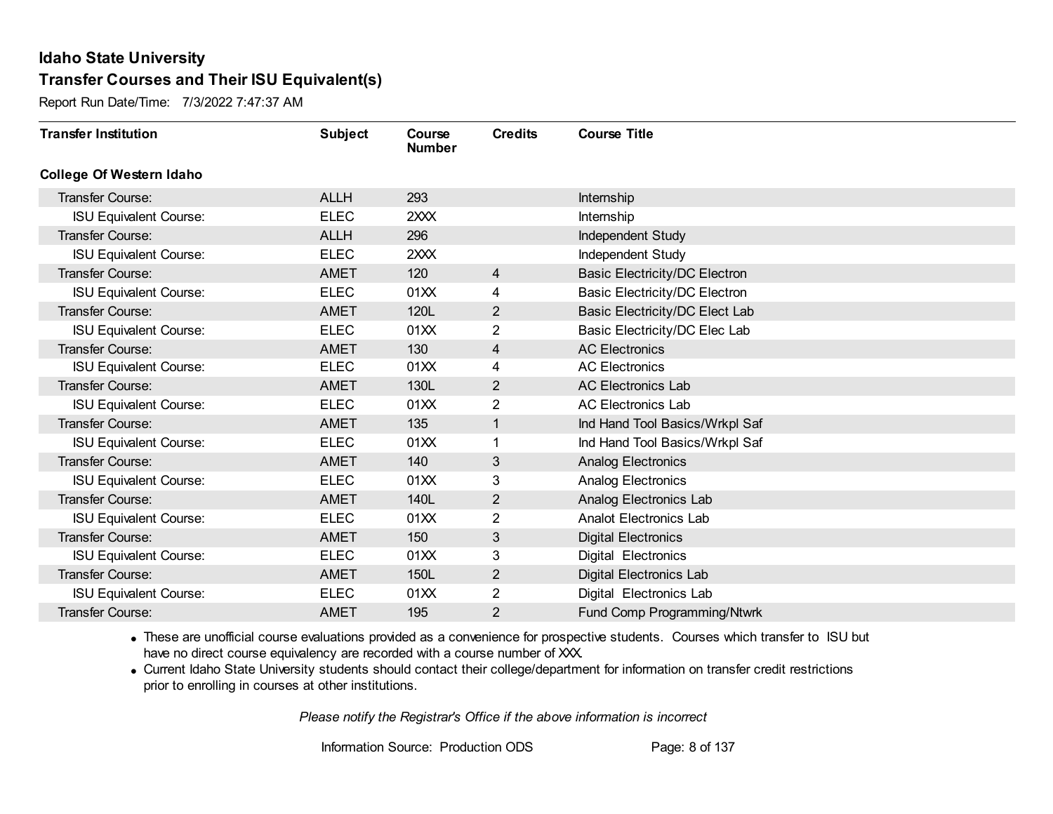# Idaho State University

## Transfer Courses and Their ISU Equivalent(s)

Report Run Date/Time: 7/3/2022 7:47:37 AM

| Transfer Institution | Subject | Course Number | Credits | Course Title |
|---|---|---|---|---|
| **College Of Western Idaho** | | | | |
| Transfer Course: | ALLH | 293 | | Internship |
| ISU Equivalent Course: | ELEC | 2XXX | | Internship |
| Transfer Course: | ALLH | 296 | | Independent Study |
| ISU Equivalent Course: | ELEC | 2XXX | | Independent Study |
| Transfer Course: | AMET | 120 | 4 | Basic Electricity/DC Electron |
| ISU Equivalent Course: | ELEC | 01XX | 4 | Basic Electricity/DC Electron |
| Transfer Course: | AMET | 120L | 2 | Basic Electricity/DC Elect Lab |
| ISU Equivalent Course: | ELEC | 01XX | 2 | Basic Electricity/DC Elec Lab |
| Transfer Course: | AMET | 130 | 4 | AC Electronics |
| ISU Equivalent Course: | ELEC | 01XX | 4 | AC Electronics |
| Transfer Course: | AMET | 130L | 2 | AC Electronics Lab |
| ISU Equivalent Course: | ELEC | 01XX | 2 | AC Electronics Lab |
| Transfer Course: | AMET | 135 | 1 | Ind Hand Tool Basics/Wrkpl Saf |
| ISU Equivalent Course: | ELEC | 01XX | 1 | Ind Hand Tool Basics/Wrkpl Saf |
| Transfer Course: | AMET | 140 | 3 | Analog Electronics |
| ISU Equivalent Course: | ELEC | 01XX | 3 | Analog Electronics |
| Transfer Course: | AMET | 140L | 2 | Analog Electronics Lab |
| ISU Equivalent Course: | ELEC | 01XX | 2 | Analot Electronics Lab |
| Transfer Course: | AMET | 150 | 3 | Digital Electronics |
| ISU Equivalent Course: | ELEC | 01XX | 3 | Digital Electronics |
| Transfer Course: | AMET | 150L | 2 | Digital Electronics Lab |
| ISU Equivalent Course: | ELEC | 01XX | 2 | Digital Electronics Lab |
| Transfer Course: | AMET | 195 | 2 | Fund Comp Programming/Ntwrk |

- These are unofficial course evaluations provided as a convenience for prospective students. Courses which transfer to ISU but have no direct course equivalency are recorded with a course number of XXX.
- Current Idaho State University students should contact their college/department for information on transfer credit restrictions prior to enrolling in courses at other institutions.

*Please notify the Registrar's Office if the above information is incorrect*

Information Source: Production ODS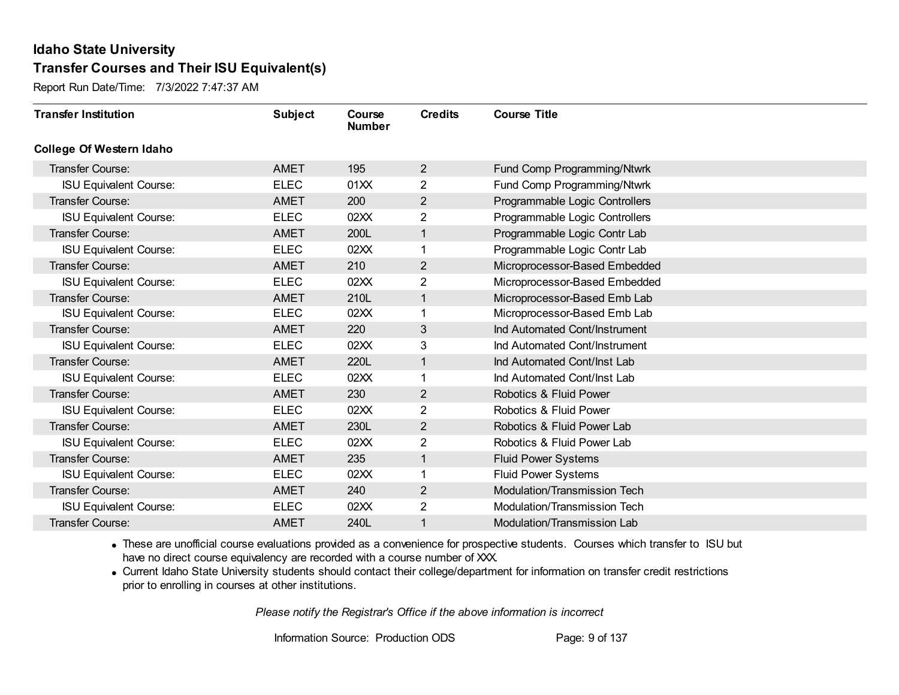# Idaho State University

## Transfer Courses and Their ISU Equivalent(s)

Report Run Date/Time: 7/3/2022 7:47:37 AM

| Transfer Institution | Subject | Course Number | Credits | Course Title |
|---|---|---|---|---|
| **College Of Western Idaho** | | | | |
| Transfer Course: | AMET | 195 | 2 | Fund Comp Programming/Ntwrk |
| ISU Equivalent Course: | ELEC | 01XX | 2 | Fund Comp Programming/Ntwrk |
| Transfer Course: | AMET | 200 | 2 | Programmable Logic Controllers |
| ISU Equivalent Course: | ELEC | 02XX | 2 | Programmable Logic Controllers |
| Transfer Course: | AMET | 200L | 1 | Programmable Logic Contr Lab |
| ISU Equivalent Course: | ELEC | 02XX | 1 | Programmable Logic Contr Lab |
| Transfer Course: | AMET | 210 | 2 | Microprocessor-Based Embedded |
| ISU Equivalent Course: | ELEC | 02XX | 2 | Microprocessor-Based Embedded |
| Transfer Course: | AMET | 210L | 1 | Microprocessor-Based Emb Lab |
| ISU Equivalent Course: | ELEC | 02XX | 1 | Microprocessor-Based Emb Lab |
| Transfer Course: | AMET | 220 | 3 | Ind Automated Cont/Instrument |
| ISU Equivalent Course: | ELEC | 02XX | 3 | Ind Automated Cont/Instrument |
| Transfer Course: | AMET | 220L | 1 | Ind Automated Cont/Inst Lab |
| ISU Equivalent Course: | ELEC | 02XX | 1 | Ind Automated Cont/Inst Lab |
| Transfer Course: | AMET | 230 | 2 | Robotics & Fluid Power |
| ISU Equivalent Course: | ELEC | 02XX | 2 | Robotics & Fluid Power |
| Transfer Course: | AMET | 230L | 2 | Robotics & Fluid Power Lab |
| ISU Equivalent Course: | ELEC | 02XX | 2 | Robotics & Fluid Power Lab |
| Transfer Course: | AMET | 235 | 1 | Fluid Power Systems |
| ISU Equivalent Course: | ELEC | 02XX | 1 | Fluid Power Systems |
| Transfer Course: | AMET | 240 | 2 | Modulation/Transmission Tech |
| ISU Equivalent Course: | ELEC | 02XX | 2 | Modulation/Transmission Tech |
| Transfer Course: | AMET | 240L | 1 | Modulation/Transmission Lab |

- These are unofficial course evaluations provided as a convenience for prospective students. Courses which transfer to ISU but have no direct course equivalency are recorded with a course number of XXX.
- Current Idaho State University students should contact their college/department for information on transfer credit restrictions prior to enrolling in courses at other institutions.

*Please notify the Registrar's Office if the above information is incorrect*

Information Source: Production ODS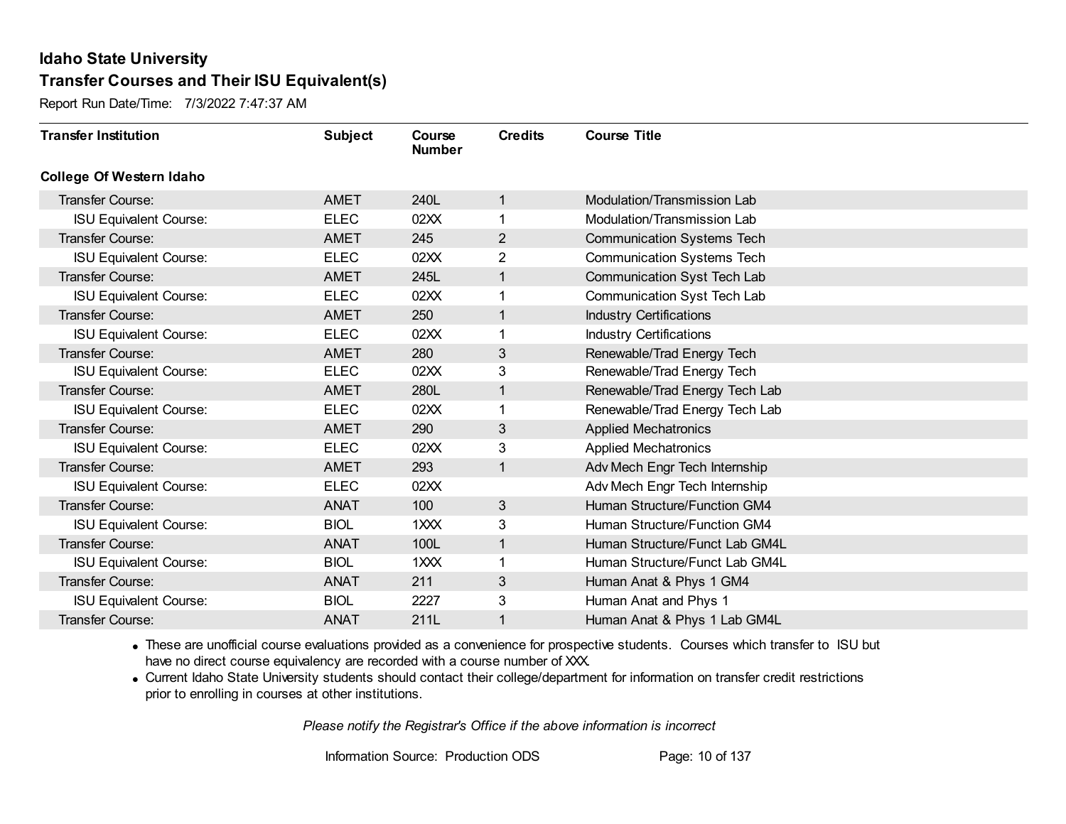# Idaho State University

## Transfer Courses and Their ISU Equivalent(s)

Report Run Date/Time: 7/3/2022 7:47:37 AM

| Transfer Institution | Subject | Course Number | Credits | Course Title |
|---|---|---|---|---|
| **College Of Western Idaho** | | | | |
| Transfer Course: | AMET | 240L | 1 | Modulation/Transmission Lab |
| ISU Equivalent Course: | ELEC | 02XX | 1 | Modulation/Transmission Lab |
| Transfer Course: | AMET | 245 | 2 | Communication Systems Tech |
| ISU Equivalent Course: | ELEC | 02XX | 2 | Communication Systems Tech |
| Transfer Course: | AMET | 245L | 1 | Communication Syst Tech Lab |
| ISU Equivalent Course: | ELEC | 02XX | 1 | Communication Syst Tech Lab |
| Transfer Course: | AMET | 250 | 1 | Industry Certifications |
| ISU Equivalent Course: | ELEC | 02XX | 1 | Industry Certifications |
| Transfer Course: | AMET | 280 | 3 | Renewable/Trad Energy Tech |
| ISU Equivalent Course: | ELEC | 02XX | 3 | Renewable/Trad Energy Tech |
| Transfer Course: | AMET | 280L | 1 | Renewable/Trad Energy Tech Lab |
| ISU Equivalent Course: | ELEC | 02XX | 1 | Renewable/Trad Energy Tech Lab |
| Transfer Course: | AMET | 290 | 3 | Applied Mechatronics |
| ISU Equivalent Course: | ELEC | 02XX | 3 | Applied Mechatronics |
| Transfer Course: | AMET | 293 | 1 | Adv Mech Engr Tech Internship |
| ISU Equivalent Course: | ELEC | 02XX | | Adv Mech Engr Tech Internship |
| Transfer Course: | ANAT | 100 | 3 | Human Structure/Function GM4 |
| ISU Equivalent Course: | BIOL | 1XXX | 3 | Human Structure/Function GM4 |
| Transfer Course: | ANAT | 100L | 1 | Human Structure/Funct Lab GM4L |
| ISU Equivalent Course: | BIOL | 1XXX | 1 | Human Structure/Funct Lab GM4L |
| Transfer Course: | ANAT | 211 | 3 | Human Anat & Phys 1 GM4 |
| ISU Equivalent Course: | BIOL | 2227 | 3 | Human Anat and Phys 1 |
| Transfer Course: | ANAT | 211L | 1 | Human Anat & Phys 1 Lab GM4L |

- These are unofficial course evaluations provided as a convenience for prospective students. Courses which transfer to ISU but have no direct course equivalency are recorded with a course number of XXX.
- Current Idaho State University students should contact their college/department for information on transfer credit restrictions prior to enrolling in courses at other institutions.

*Please notify the Registrar's Office if the above information is incorrect*

Information Source: Production ODS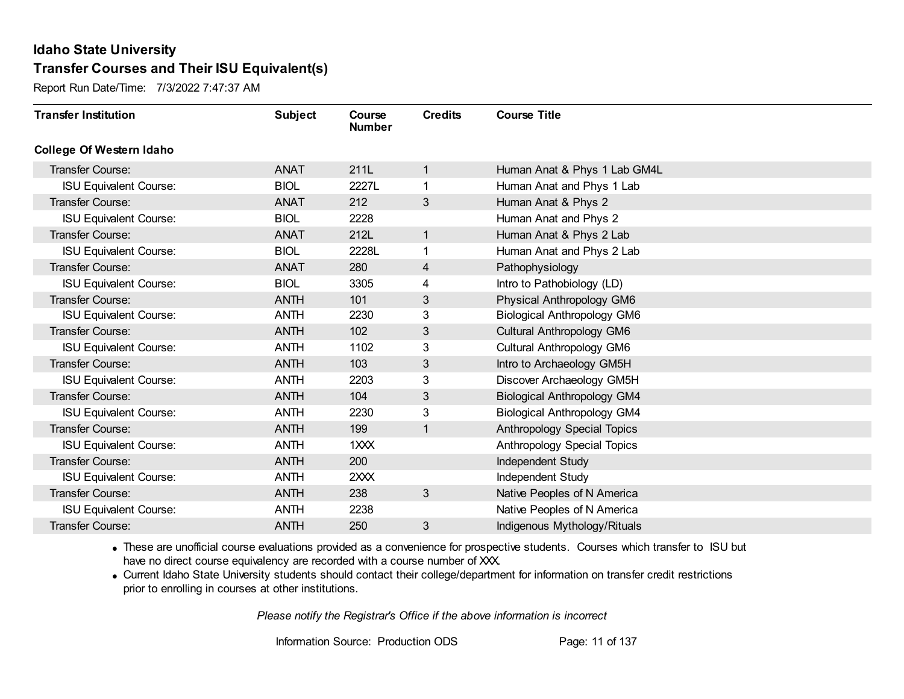# Idaho State University

## Transfer Courses and Their ISU Equivalent(s)

Report Run Date/Time: 7/3/2022 7:47:37 AM

| Transfer Institution | Subject | Course Number | Credits | Course Title |
|---|---|---|---|---|
| **College Of Western Idaho** | | | | |
| Transfer Course: | ANAT | 211L | 1 | Human Anat & Phys 1 Lab GM4L |
| ISU Equivalent Course: | BIOL | 2227L | 1 | Human Anat and Phys 1 Lab |
| Transfer Course: | ANAT | 212 | 3 | Human Anat & Phys 2 |
| ISU Equivalent Course: | BIOL | 2228 | | Human Anat and Phys 2 |
| Transfer Course: | ANAT | 212L | 1 | Human Anat & Phys 2 Lab |
| ISU Equivalent Course: | BIOL | 2228L | 1 | Human Anat and Phys 2 Lab |
| Transfer Course: | ANAT | 280 | 4 | Pathophysiology |
| ISU Equivalent Course: | BIOL | 3305 | 4 | Intro to Pathobiology (LD) |
| Transfer Course: | ANTH | 101 | 3 | Physical Anthropology GM6 |
| ISU Equivalent Course: | ANTH | 2230 | 3 | Biological Anthropology GM6 |
| Transfer Course: | ANTH | 102 | 3 | Cultural Anthropology GM6 |
| ISU Equivalent Course: | ANTH | 1102 | 3 | Cultural Anthropology GM6 |
| Transfer Course: | ANTH | 103 | 3 | Intro to Archaeology GM5H |
| ISU Equivalent Course: | ANTH | 2203 | 3 | Discover Archaeology GM5H |
| Transfer Course: | ANTH | 104 | 3 | Biological Anthropology GM4 |
| ISU Equivalent Course: | ANTH | 2230 | 3 | Biological Anthropology GM4 |
| Transfer Course: | ANTH | 199 | 1 | Anthropology Special Topics |
| ISU Equivalent Course: | ANTH | 1XXX | | Anthropology Special Topics |
| Transfer Course: | ANTH | 200 | | Independent Study |
| ISU Equivalent Course: | ANTH | 2XXX | | Independent Study |
| Transfer Course: | ANTH | 238 | 3 | Native Peoples of N America |
| ISU Equivalent Course: | ANTH | 2238 | | Native Peoples of N America |
| Transfer Course: | ANTH | 250 | 3 | Indigenous Mythology/Rituals |

- These are unofficial course evaluations provided as a convenience for prospective students. Courses which transfer to ISU but have no direct course equivalency are recorded with a course number of XXX.
- Current Idaho State University students should contact their college/department for information on transfer credit restrictions prior to enrolling in courses at other institutions.

*Please notify the Registrar's Office if the above information is incorrect*

Information Source: Production ODS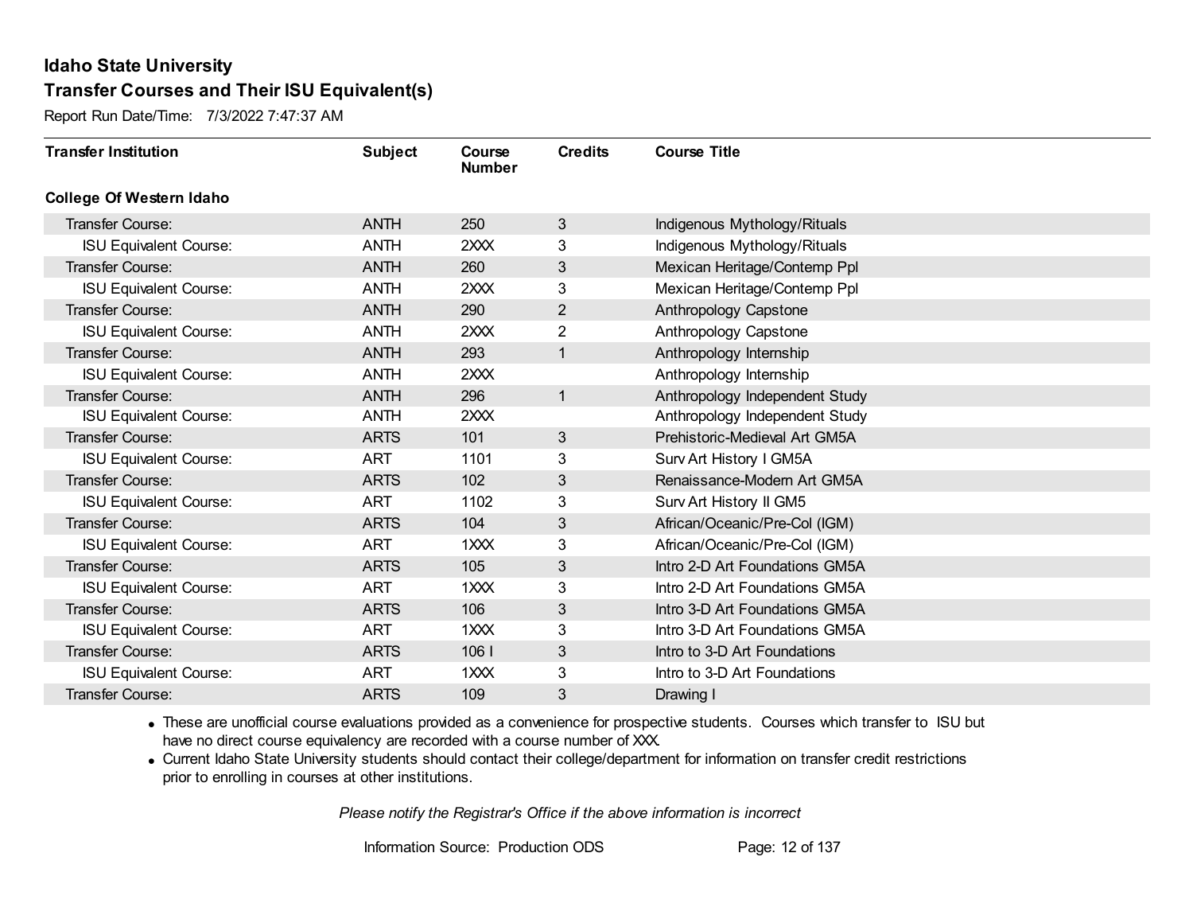# Idaho State University

## Transfer Courses and Their ISU Equivalent(s)

Report Run Date/Time: 7/3/2022 7:47:37 AM

| Transfer Institution | Subject | Course Number | Credits | Course Title |
|---|---|---|---|---|
| **College Of Western Idaho** | | | | |
| Transfer Course: | ANTH | 250 | 3 | Indigenous Mythology/Rituals |
| ISU Equivalent Course: | ANTH | 2XXX | 3 | Indigenous Mythology/Rituals |
| Transfer Course: | ANTH | 260 | 3 | Mexican Heritage/Contemp Ppl |
| ISU Equivalent Course: | ANTH | 2XXX | 3 | Mexican Heritage/Contemp Ppl |
| Transfer Course: | ANTH | 290 | 2 | Anthropology Capstone |
| ISU Equivalent Course: | ANTH | 2XXX | 2 | Anthropology Capstone |
| Transfer Course: | ANTH | 293 | 1 | Anthropology Internship |
| ISU Equivalent Course: | ANTH | 2XXX | | Anthropology Internship |
| Transfer Course: | ANTH | 296 | 1 | Anthropology Independent Study |
| ISU Equivalent Course: | ANTH | 2XXX | | Anthropology Independent Study |
| Transfer Course: | ARTS | 101 | 3 | Prehistoric-Medieval Art GM5A |
| ISU Equivalent Course: | ART | 1101 | 3 | Surv Art History I GM5A |
| Transfer Course: | ARTS | 102 | 3 | Renaissance-Modern Art GM5A |
| ISU Equivalent Course: | ART | 1102 | 3 | Surv Art History II GM5 |
| Transfer Course: | ARTS | 104 | 3 | African/Oceanic/Pre-Col (IGM) |
| ISU Equivalent Course: | ART | 1XXX | 3 | African/Oceanic/Pre-Col (IGM) |
| Transfer Course: | ARTS | 105 | 3 | Intro 2-D Art Foundations GM5A |
| ISU Equivalent Course: | ART | 1XXX | 3 | Intro 2-D Art Foundations GM5A |
| Transfer Course: | ARTS | 106 | 3 | Intro 3-D Art Foundations GM5A |
| ISU Equivalent Course: | ART | 1XXX | 3 | Intro 3-D Art Foundations GM5A |
| Transfer Course: | ARTS | 106 I | 3 | Intro to 3-D Art Foundations |
| ISU Equivalent Course: | ART | 1XXX | 3 | Intro to 3-D Art Foundations |
| Transfer Course: | ARTS | 109 | 3 | Drawing I |

- These are unofficial course evaluations provided as a convenience for prospective students. Courses which transfer to ISU but have no direct course equivalency are recorded with a course number of XXX.
- Current Idaho State University students should contact their college/department for information on transfer credit restrictions prior to enrolling in courses at other institutions.

*Please notify the Registrar's Office if the above information is incorrect*

Information Source: Production ODS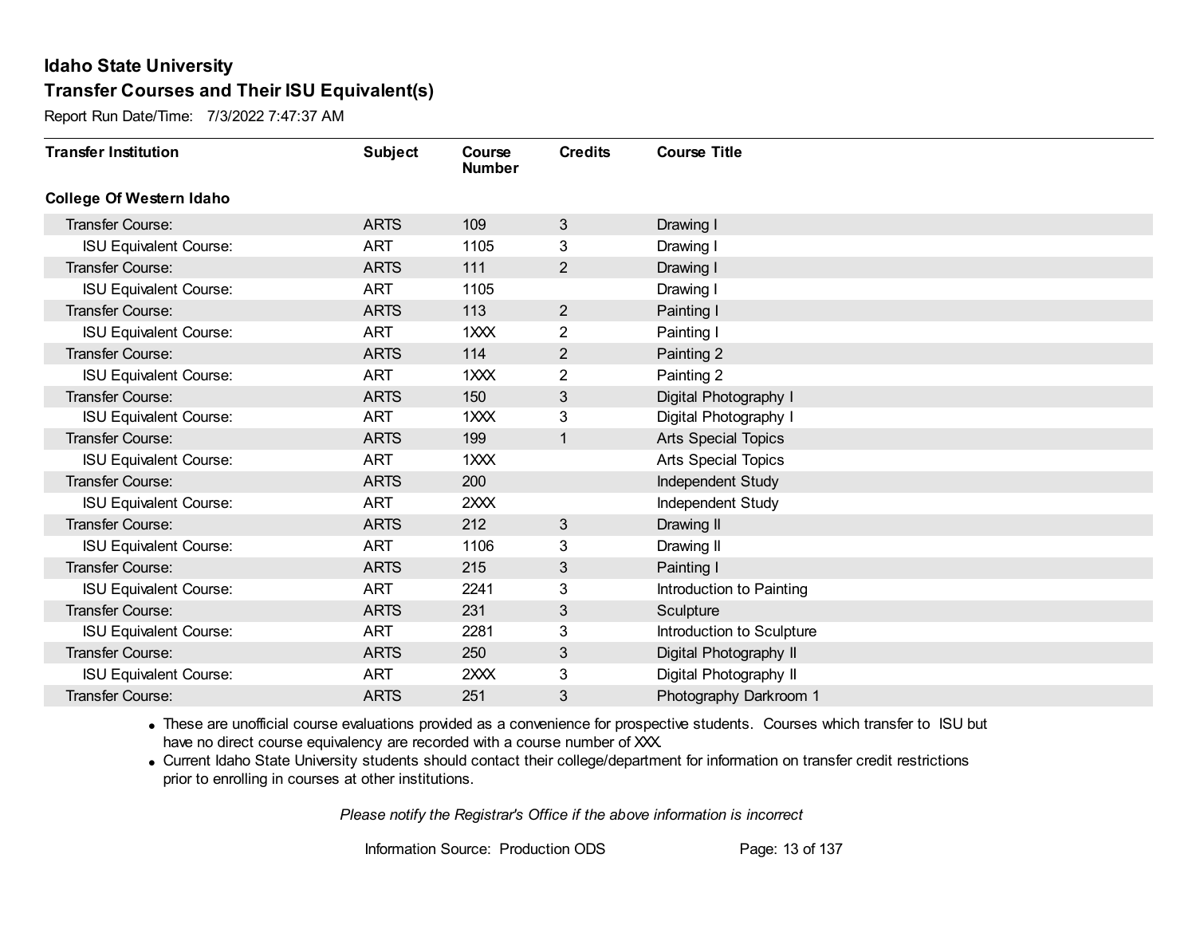# Idaho State University

## Transfer Courses and Their ISU Equivalent(s)

Report Run Date/Time: 7/3/2022 7:47:37 AM

| Transfer Institution | Subject | Course Number | Credits | Course Title |
|---|---|---|---|---|
| **College Of Western Idaho** | | | | |
| Transfer Course: | ARTS | 109 | 3 | Drawing I |
| ISU Equivalent Course: | ART | 1105 | 3 | Drawing I |
| Transfer Course: | ARTS | 111 | 2 | Drawing I |
| ISU Equivalent Course: | ART | 1105 | | Drawing I |
| Transfer Course: | ARTS | 113 | 2 | Painting I |
| ISU Equivalent Course: | ART | 1XXX | 2 | Painting I |
| Transfer Course: | ARTS | 114 | 2 | Painting 2 |
| ISU Equivalent Course: | ART | 1XXX | 2 | Painting 2 |
| Transfer Course: | ARTS | 150 | 3 | Digital Photography I |
| ISU Equivalent Course: | ART | 1XXX | 3 | Digital Photography I |
| Transfer Course: | ARTS | 199 | 1 | Arts Special Topics |
| ISU Equivalent Course: | ART | 1XXX | | Arts Special Topics |
| Transfer Course: | ARTS | 200 | | Independent Study |
| ISU Equivalent Course: | ART | 2XXX | | Independent Study |
| Transfer Course: | ARTS | 212 | 3 | Drawing II |
| ISU Equivalent Course: | ART | 1106 | 3 | Drawing II |
| Transfer Course: | ARTS | 215 | 3 | Painting I |
| ISU Equivalent Course: | ART | 2241 | 3 | Introduction to Painting |
| Transfer Course: | ARTS | 231 | 3 | Sculpture |
| ISU Equivalent Course: | ART | 2281 | 3 | Introduction to Sculpture |
| Transfer Course: | ARTS | 250 | 3 | Digital Photography II |
| ISU Equivalent Course: | ART | 2XXX | 3 | Digital Photography II |
| Transfer Course: | ARTS | 251 | 3 | Photography Darkroom 1 |

- These are unofficial course evaluations provided as a convenience for prospective students. Courses which transfer to ISU but have no direct course equivalency are recorded with a course number of XXX.
- Current Idaho State University students should contact their college/department for information on transfer credit restrictions prior to enrolling in courses at other institutions.

*Please notify the Registrar's Office if the above information is incorrect*

Information Source: Production ODS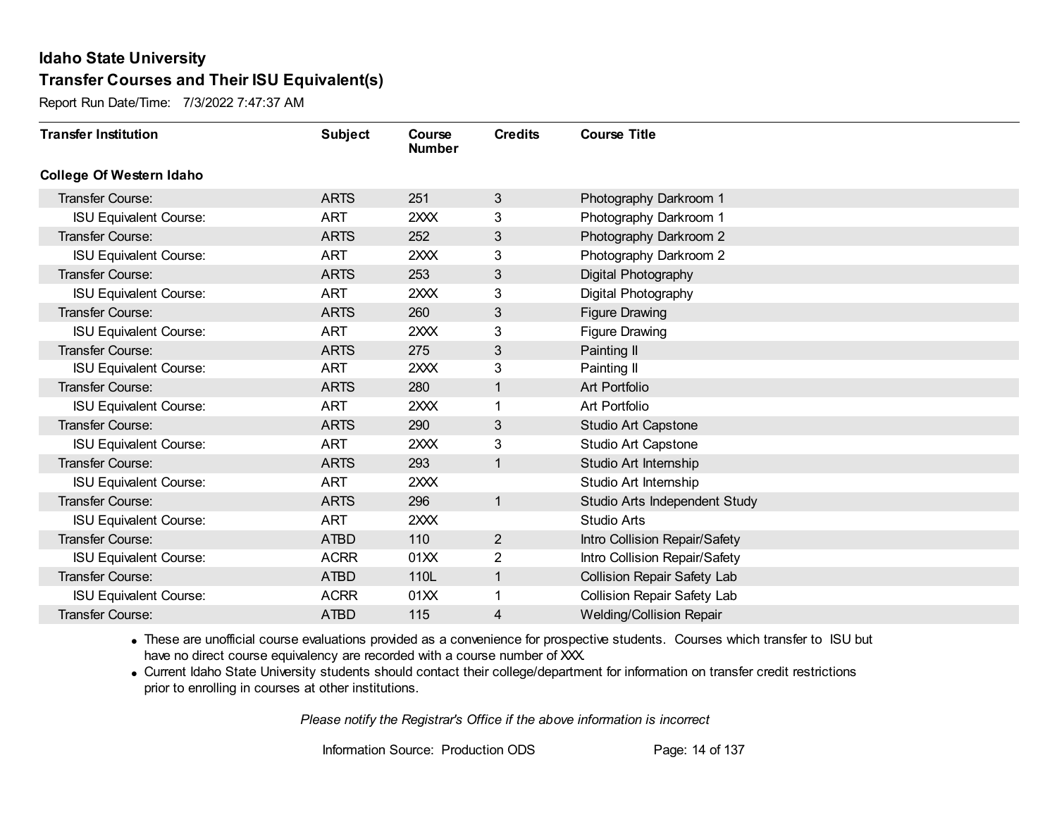# Idaho State University

## Transfer Courses and Their ISU Equivalent(s)

Report Run Date/Time: 7/3/2022 7:47:37 AM

| Transfer Institution | Subject | Course Number | Credits | Course Title |
|---|---|---|---|---|
| **College Of Western Idaho** | | | | |
| Transfer Course: | ARTS | 251 | 3 | Photography Darkroom 1 |
| ISU Equivalent Course: | ART | 2XXX | 3 | Photography Darkroom 1 |
| Transfer Course: | ARTS | 252 | 3 | Photography Darkroom 2 |
| ISU Equivalent Course: | ART | 2XXX | 3 | Photography Darkroom 2 |
| Transfer Course: | ARTS | 253 | 3 | Digital Photography |
| ISU Equivalent Course: | ART | 2XXX | 3 | Digital Photography |
| Transfer Course: | ARTS | 260 | 3 | Figure Drawing |
| ISU Equivalent Course: | ART | 2XXX | 3 | Figure Drawing |
| Transfer Course: | ARTS | 275 | 3 | Painting II |
| ISU Equivalent Course: | ART | 2XXX | 3 | Painting II |
| Transfer Course: | ARTS | 280 | 1 | Art Portfolio |
| ISU Equivalent Course: | ART | 2XXX | 1 | Art Portfolio |
| Transfer Course: | ARTS | 290 | 3 | Studio Art Capstone |
| ISU Equivalent Course: | ART | 2XXX | 3 | Studio Art Capstone |
| Transfer Course: | ARTS | 293 | 1 | Studio Art Internship |
| ISU Equivalent Course: | ART | 2XXX | | Studio Art Internship |
| Transfer Course: | ARTS | 296 | 1 | Studio Arts Independent Study |
| ISU Equivalent Course: | ART | 2XXX | | Studio Arts |
| Transfer Course: | ATBD | 110 | 2 | Intro Collision Repair/Safety |
| ISU Equivalent Course: | ACRR | 01XX | 2 | Intro Collision Repair/Safety |
| Transfer Course: | ATBD | 110L | 1 | Collision Repair Safety Lab |
| ISU Equivalent Course: | ACRR | 01XX | 1 | Collision Repair Safety Lab |
| Transfer Course: | ATBD | 115 | 4 | Welding/Collision Repair |

- These are unofficial course evaluations provided as a convenience for prospective students. Courses which transfer to ISU but have no direct course equivalency are recorded with a course number of XXX.
- Current Idaho State University students should contact their college/department for information on transfer credit restrictions prior to enrolling in courses at other institutions.

*Please notify the Registrar's Office if the above information is incorrect*

Information Source: Production ODS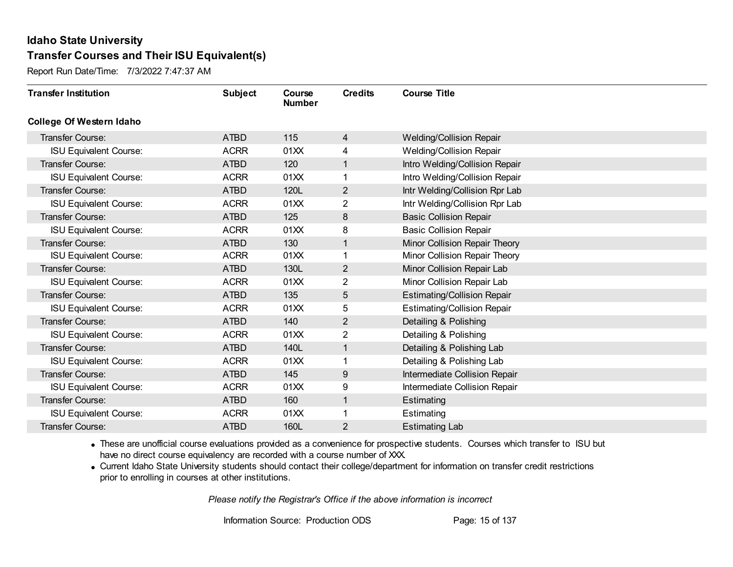# Idaho State University

## Transfer Courses and Their ISU Equivalent(s)

Report Run Date/Time: 7/3/2022 7:47:37 AM

| Transfer Institution | Subject | Course Number | Credits | Course Title |
|---|---|---|---|---|
| **College Of Western Idaho** | | | | |
| Transfer Course: | ATBD | 115 | 4 | Welding/Collision Repair |
| ISU Equivalent Course: | ACRR | 01XX | 4 | Welding/Collision Repair |
| Transfer Course: | ATBD | 120 | 1 | Intro Welding/Collision Repair |
| ISU Equivalent Course: | ACRR | 01XX | 1 | Intro Welding/Collision Repair |
| Transfer Course: | ATBD | 120L | 2 | Intr Welding/Collision Rpr Lab |
| ISU Equivalent Course: | ACRR | 01XX | 2 | Intr Welding/Collision Rpr Lab |
| Transfer Course: | ATBD | 125 | 8 | Basic Collision Repair |
| ISU Equivalent Course: | ACRR | 01XX | 8 | Basic Collision Repair |
| Transfer Course: | ATBD | 130 | 1 | Minor Collision Repair Theory |
| ISU Equivalent Course: | ACRR | 01XX | 1 | Minor Collision Repair Theory |
| Transfer Course: | ATBD | 130L | 2 | Minor Collision Repair Lab |
| ISU Equivalent Course: | ACRR | 01XX | 2 | Minor Collision Repair Lab |
| Transfer Course: | ATBD | 135 | 5 | Estimating/Collision Repair |
| ISU Equivalent Course: | ACRR | 01XX | 5 | Estimating/Collision Repair |
| Transfer Course: | ATBD | 140 | 2 | Detailing & Polishing |
| ISU Equivalent Course: | ACRR | 01XX | 2 | Detailing & Polishing |
| Transfer Course: | ATBD | 140L | 1 | Detailing & Polishing Lab |
| ISU Equivalent Course: | ACRR | 01XX | 1 | Detailing & Polishing Lab |
| Transfer Course: | ATBD | 145 | 9 | Intermediate Collision Repair |
| ISU Equivalent Course: | ACRR | 01XX | 9 | Intermediate Collision Repair |
| Transfer Course: | ATBD | 160 | 1 | Estimating |
| ISU Equivalent Course: | ACRR | 01XX | 1 | Estimating |
| Transfer Course: | ATBD | 160L | 2 | Estimating Lab |

- These are unofficial course evaluations provided as a convenience for prospective students. Courses which transfer to ISU but have no direct course equivalency are recorded with a course number of XXX.
- Current Idaho State University students should contact their college/department for information on transfer credit restrictions prior to enrolling in courses at other institutions.

*Please notify the Registrar's Office if the above information is incorrect*

Information Source: Production ODS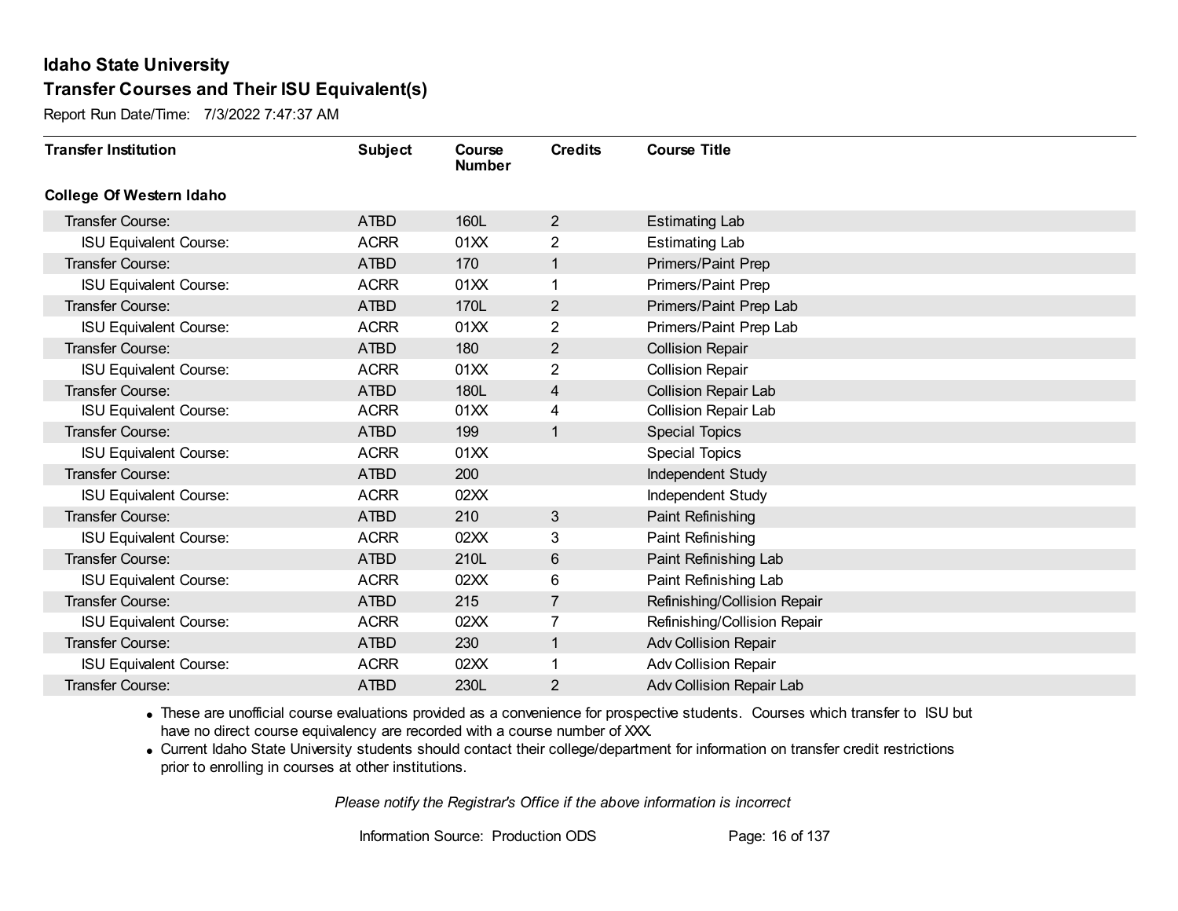# Idaho State University

## Transfer Courses and Their ISU Equivalent(s)

Report Run Date/Time: 7/3/2022 7:47:37 AM

| Transfer Institution | Subject | Course Number | Credits | Course Title |
|---|---|---|---|---|
| **College Of Western Idaho** | | | | |
| Transfer Course: | ATBD | 160L | 2 | Estimating Lab |
| ISU Equivalent Course: | ACRR | 01XX | 2 | Estimating Lab |
| Transfer Course: | ATBD | 170 | 1 | Primers/Paint Prep |
| ISU Equivalent Course: | ACRR | 01XX | 1 | Primers/Paint Prep |
| Transfer Course: | ATBD | 170L | 2 | Primers/Paint Prep Lab |
| ISU Equivalent Course: | ACRR | 01XX | 2 | Primers/Paint Prep Lab |
| Transfer Course: | ATBD | 180 | 2 | Collision Repair |
| ISU Equivalent Course: | ACRR | 01XX | 2 | Collision Repair |
| Transfer Course: | ATBD | 180L | 4 | Collision Repair Lab |
| ISU Equivalent Course: | ACRR | 01XX | 4 | Collision Repair Lab |
| Transfer Course: | ATBD | 199 | 1 | Special Topics |
| ISU Equivalent Course: | ACRR | 01XX | | Special Topics |
| Transfer Course: | ATBD | 200 | | Independent Study |
| ISU Equivalent Course: | ACRR | 02XX | | Independent Study |
| Transfer Course: | ATBD | 210 | 3 | Paint Refinishing |
| ISU Equivalent Course: | ACRR | 02XX | 3 | Paint Refinishing |
| Transfer Course: | ATBD | 210L | 6 | Paint Refinishing Lab |
| ISU Equivalent Course: | ACRR | 02XX | 6 | Paint Refinishing Lab |
| Transfer Course: | ATBD | 215 | 7 | Refinishing/Collision Repair |
| ISU Equivalent Course: | ACRR | 02XX | 7 | Refinishing/Collision Repair |
| Transfer Course: | ATBD | 230 | 1 | Adv Collision Repair |
| ISU Equivalent Course: | ACRR | 02XX | 1 | Adv Collision Repair |
| Transfer Course: | ATBD | 230L | 2 | Adv Collision Repair Lab |

- These are unofficial course evaluations provided as a convenience for prospective students. Courses which transfer to ISU but have no direct course equivalency are recorded with a course number of XXX.
- Current Idaho State University students should contact their college/department for information on transfer credit restrictions prior to enrolling in courses at other institutions.

*Please notify the Registrar's Office if the above information is incorrect*

Information Source: Production ODS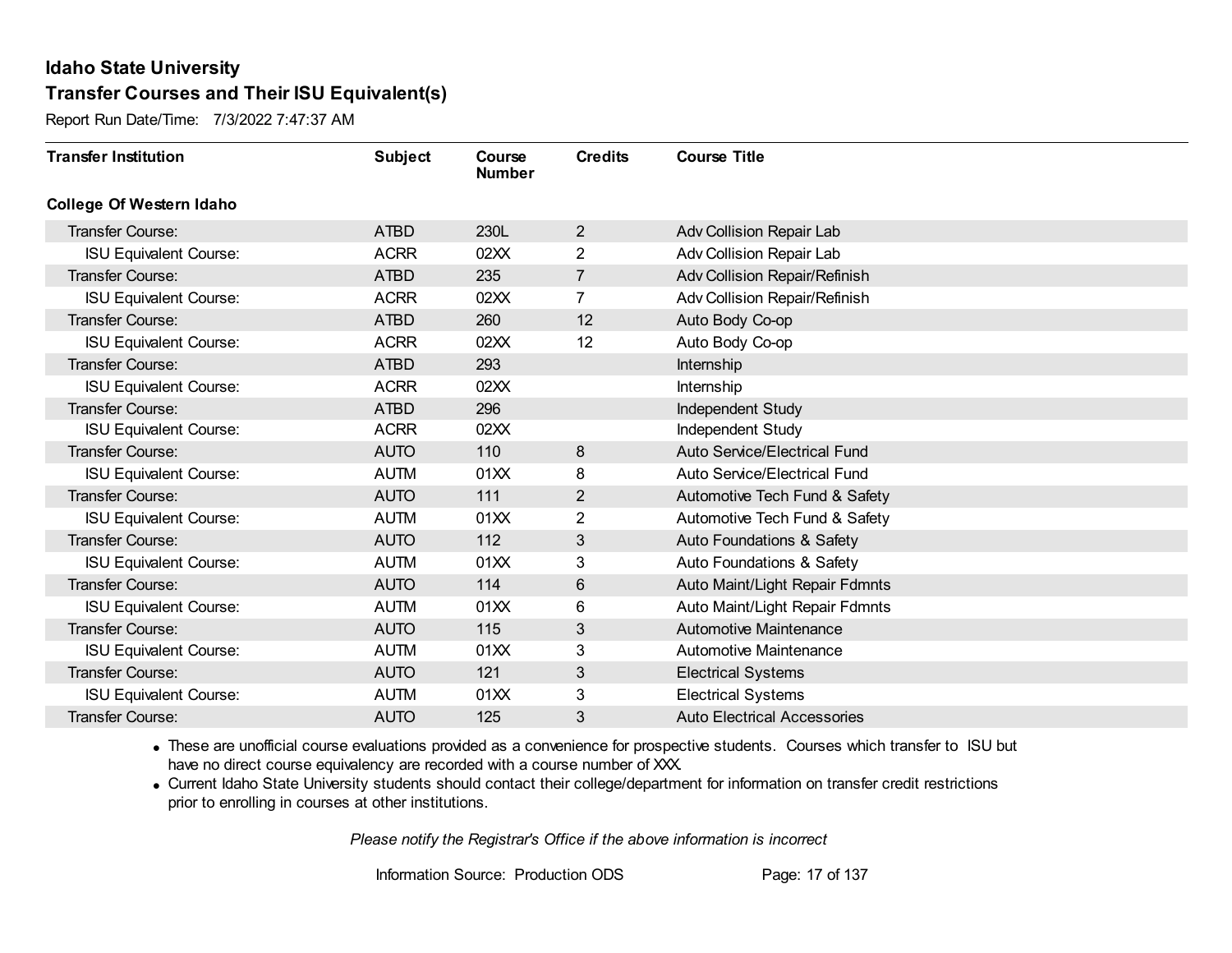# Idaho State University

## Transfer Courses and Their ISU Equivalent(s)

Report Run Date/Time: 7/3/2022 7:47:37 AM

| Transfer Institution | Subject | Course Number | Credits | Course Title |
|---|---|---|---|---|
| **College Of Western Idaho** | | | | |
| Transfer Course: | ATBD | 230L | 2 | Adv Collision Repair Lab |
| ISU Equivalent Course: | ACRR | 02XX | 2 | Adv Collision Repair Lab |
| Transfer Course: | ATBD | 235 | 7 | Adv Collision Repair/Refinish |
| ISU Equivalent Course: | ACRR | 02XX | 7 | Adv Collision Repair/Refinish |
| Transfer Course: | ATBD | 260 | 12 | Auto Body Co-op |
| ISU Equivalent Course: | ACRR | 02XX | 12 | Auto Body Co-op |
| Transfer Course: | ATBD | 293 | | Internship |
| ISU Equivalent Course: | ACRR | 02XX | | Internship |
| Transfer Course: | ATBD | 296 | | Independent Study |
| ISU Equivalent Course: | ACRR | 02XX | | Independent Study |
| Transfer Course: | AUTO | 110 | 8 | Auto Service/Electrical Fund |
| ISU Equivalent Course: | AUTM | 01XX | 8 | Auto Service/Electrical Fund |
| Transfer Course: | AUTO | 111 | 2 | Automotive Tech Fund & Safety |
| ISU Equivalent Course: | AUTM | 01XX | 2 | Automotive Tech Fund & Safety |
| Transfer Course: | AUTO | 112 | 3 | Auto Foundations & Safety |
| ISU Equivalent Course: | AUTM | 01XX | 3 | Auto Foundations & Safety |
| Transfer Course: | AUTO | 114 | 6 | Auto Maint/Light Repair Fdmnts |
| ISU Equivalent Course: | AUTM | 01XX | 6 | Auto Maint/Light Repair Fdmnts |
| Transfer Course: | AUTO | 115 | 3 | Automotive Maintenance |
| ISU Equivalent Course: | AUTM | 01XX | 3 | Automotive Maintenance |
| Transfer Course: | AUTO | 121 | 3 | Electrical Systems |
| ISU Equivalent Course: | AUTM | 01XX | 3 | Electrical Systems |
| Transfer Course: | AUTO | 125 | 3 | Auto Electrical Accessories |

- These are unofficial course evaluations provided as a convenience for prospective students. Courses which transfer to ISU but have no direct course equivalency are recorded with a course number of XXX.
- Current Idaho State University students should contact their college/department for information on transfer credit restrictions prior to enrolling in courses at other institutions.

*Please notify the Registrar's Office if the above information is incorrect*

Information Source: Production ODS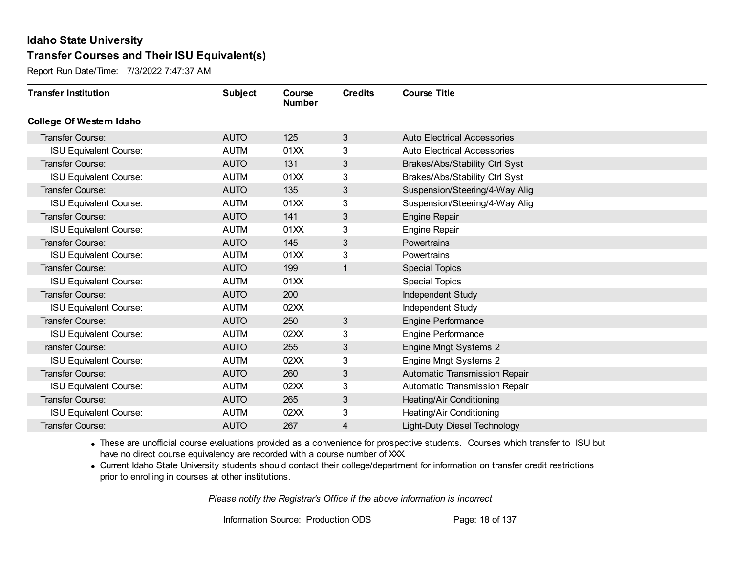# Idaho State University

## Transfer Courses and Their ISU Equivalent(s)

Report Run Date/Time: 7/3/2022 7:47:37 AM

| Transfer Institution | Subject | Course Number | Credits | Course Title |
|---|---|---|---|---|
| **College Of Western Idaho** | | | | |
| Transfer Course: | AUTO | 125 | 3 | Auto Electrical Accessories |
| ISU Equivalent Course: | AUTM | 01XX | 3 | Auto Electrical Accessories |
| Transfer Course: | AUTO | 131 | 3 | Brakes/Abs/Stability Ctrl Syst |
| ISU Equivalent Course: | AUTM | 01XX | 3 | Brakes/Abs/Stability Ctrl Syst |
| Transfer Course: | AUTO | 135 | 3 | Suspension/Steering/4-Way Alig |
| ISU Equivalent Course: | AUTM | 01XX | 3 | Suspension/Steering/4-Way Alig |
| Transfer Course: | AUTO | 141 | 3 | Engine Repair |
| ISU Equivalent Course: | AUTM | 01XX | 3 | Engine Repair |
| Transfer Course: | AUTO | 145 | 3 | Powertrains |
| ISU Equivalent Course: | AUTM | 01XX | 3 | Powertrains |
| Transfer Course: | AUTO | 199 | 1 | Special Topics |
| ISU Equivalent Course: | AUTM | 01XX | | Special Topics |
| Transfer Course: | AUTO | 200 | | Independent Study |
| ISU Equivalent Course: | AUTM | 02XX | | Independent Study |
| Transfer Course: | AUTO | 250 | 3 | Engine Performance |
| ISU Equivalent Course: | AUTM | 02XX | 3 | Engine Performance |
| Transfer Course: | AUTO | 255 | 3 | Engine Mngt Systems 2 |
| ISU Equivalent Course: | AUTM | 02XX | 3 | Engine Mngt Systems 2 |
| Transfer Course: | AUTO | 260 | 3 | Automatic Transmission Repair |
| ISU Equivalent Course: | AUTM | 02XX | 3 | Automatic Transmission Repair |
| Transfer Course: | AUTO | 265 | 3 | Heating/Air Conditioning |
| ISU Equivalent Course: | AUTM | 02XX | 3 | Heating/Air Conditioning |
| Transfer Course: | AUTO | 267 | 4 | Light-Duty Diesel Technology |

- These are unofficial course evaluations provided as a convenience for prospective students. Courses which transfer to ISU but have no direct course equivalency are recorded with a course number of XXX.
- Current Idaho State University students should contact their college/department for information on transfer credit restrictions prior to enrolling in courses at other institutions.

*Please notify the Registrar's Office if the above information is incorrect*

Information Source: Production ODS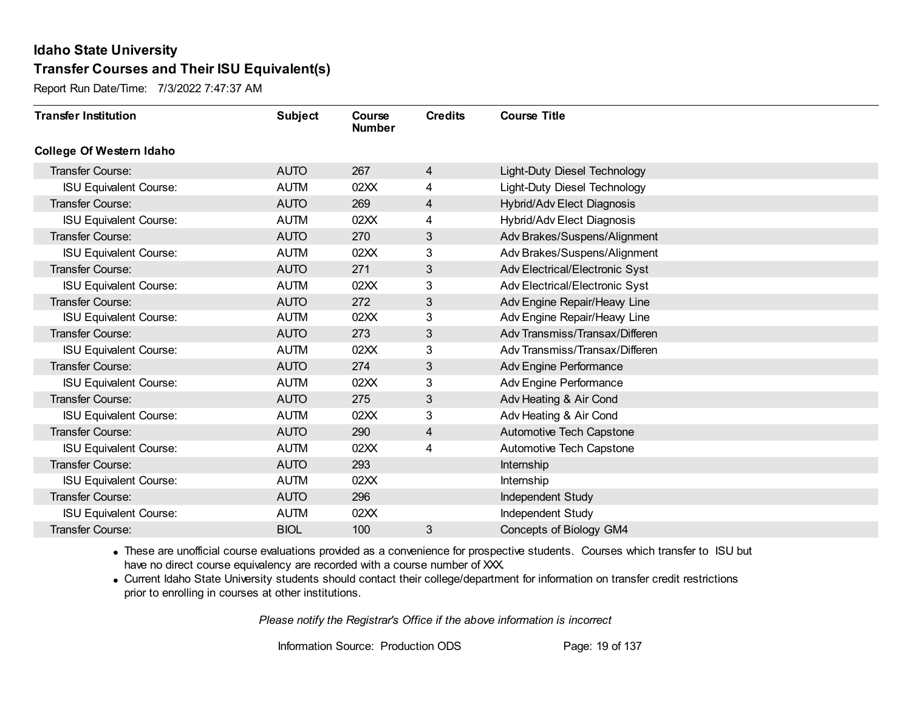# Idaho State University

## Transfer Courses and Their ISU Equivalent(s)

Report Run Date/Time: 7/3/2022 7:47:37 AM

| Transfer Institution | Subject | Course Number | Credits | Course Title |
|---|---|---|---|---|
| **College Of Western Idaho** | | | | |
| Transfer Course: | AUTO | 267 | 4 | Light-Duty Diesel Technology |
| ISU Equivalent Course: | AUTM | 02XX | 4 | Light-Duty Diesel Technology |
| Transfer Course: | AUTO | 269 | 4 | Hybrid/Adv Elect Diagnosis |
| ISU Equivalent Course: | AUTM | 02XX | 4 | Hybrid/Adv Elect Diagnosis |
| Transfer Course: | AUTO | 270 | 3 | Adv Brakes/Suspens/Alignment |
| ISU Equivalent Course: | AUTM | 02XX | 3 | Adv Brakes/Suspens/Alignment |
| Transfer Course: | AUTO | 271 | 3 | Adv Electrical/Electronic Syst |
| ISU Equivalent Course: | AUTM | 02XX | 3 | Adv Electrical/Electronic Syst |
| Transfer Course: | AUTO | 272 | 3 | Adv Engine Repair/Heavy Line |
| ISU Equivalent Course: | AUTM | 02XX | 3 | Adv Engine Repair/Heavy Line |
| Transfer Course: | AUTO | 273 | 3 | Adv Transmiss/Transax/Differen |
| ISU Equivalent Course: | AUTM | 02XX | 3 | Adv Transmiss/Transax/Differen |
| Transfer Course: | AUTO | 274 | 3 | Adv Engine Performance |
| ISU Equivalent Course: | AUTM | 02XX | 3 | Adv Engine Performance |
| Transfer Course: | AUTO | 275 | 3 | Adv Heating & Air Cond |
| ISU Equivalent Course: | AUTM | 02XX | 3 | Adv Heating & Air Cond |
| Transfer Course: | AUTO | 290 | 4 | Automotive Tech Capstone |
| ISU Equivalent Course: | AUTM | 02XX | 4 | Automotive Tech Capstone |
| Transfer Course: | AUTO | 293 | | Internship |
| ISU Equivalent Course: | AUTM | 02XX | | Internship |
| Transfer Course: | AUTO | 296 | | Independent Study |
| ISU Equivalent Course: | AUTM | 02XX | | Independent Study |
| Transfer Course: | BIOL | 100 | 3 | Concepts of Biology GM4 |

- These are unofficial course evaluations provided as a convenience for prospective students. Courses which transfer to ISU but have no direct course equivalency are recorded with a course number of XXX.
- Current Idaho State University students should contact their college/department for information on transfer credit restrictions prior to enrolling in courses at other institutions.

*Please notify the Registrar's Office if the above information is incorrect*

Information Source: Production ODS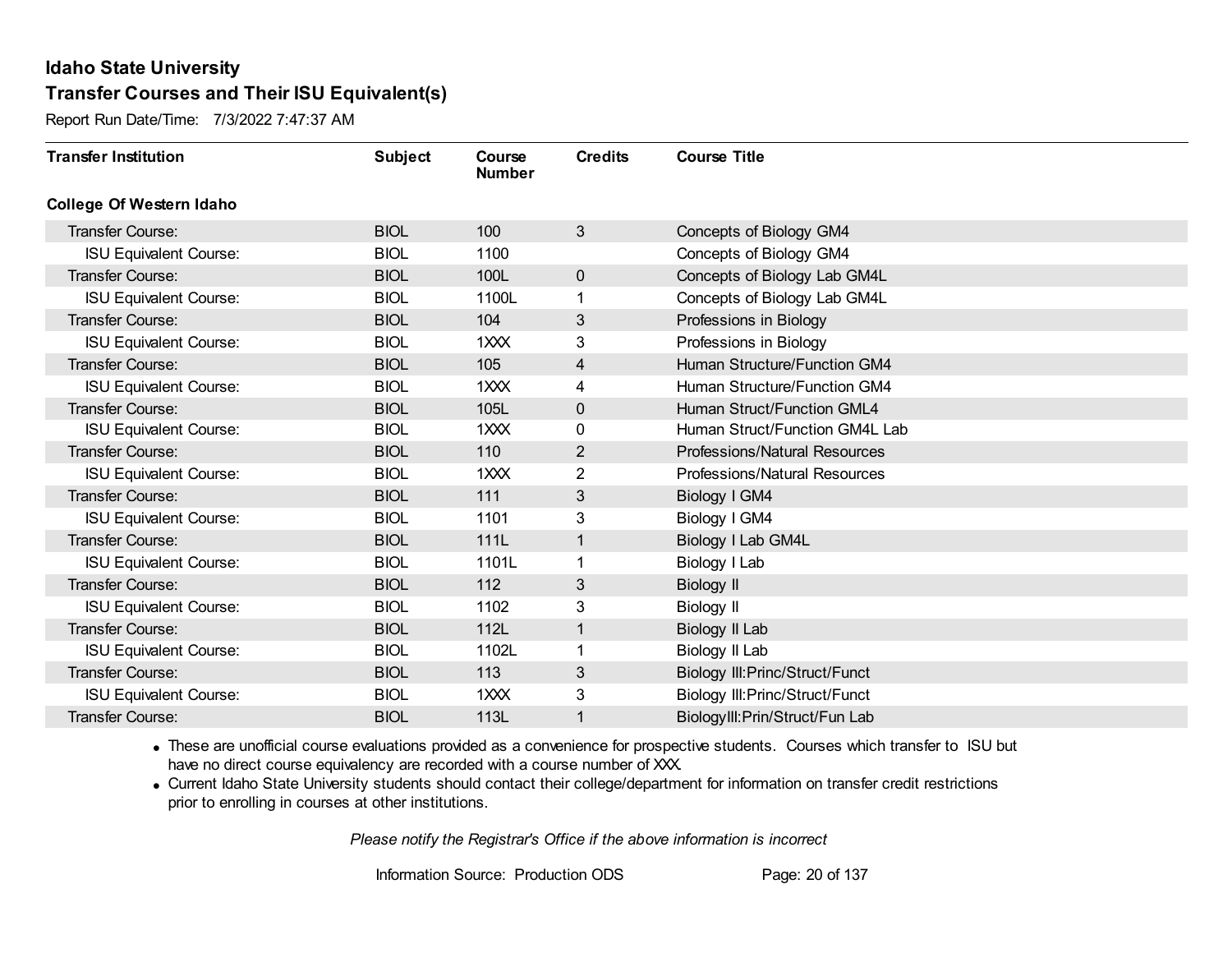# Idaho State University

## Transfer Courses and Their ISU Equivalent(s)

Report Run Date/Time: 7/3/2022 7:47:37 AM

| Transfer Institution | Subject | Course Number | Credits | Course Title |
|---|---|---|---|---|
| **College Of Western Idaho** | | | | |
| Transfer Course: | BIOL | 100 | 3 | Concepts of Biology GM4 |
| ISU Equivalent Course: | BIOL | 1100 | | Concepts of Biology GM4 |
| Transfer Course: | BIOL | 100L | 0 | Concepts of Biology Lab GM4L |
| ISU Equivalent Course: | BIOL | 1100L | 1 | Concepts of Biology Lab GM4L |
| Transfer Course: | BIOL | 104 | 3 | Professions in Biology |
| ISU Equivalent Course: | BIOL | 1XXX | 3 | Professions in Biology |
| Transfer Course: | BIOL | 105 | 4 | Human Structure/Function GM4 |
| ISU Equivalent Course: | BIOL | 1XXX | 4 | Human Structure/Function GM4 |
| Transfer Course: | BIOL | 105L | 0 | Human Struct/Function GML4 |
| ISU Equivalent Course: | BIOL | 1XXX | 0 | Human Struct/Function GM4L Lab |
| Transfer Course: | BIOL | 110 | 2 | Professions/Natural Resources |
| ISU Equivalent Course: | BIOL | 1XXX | 2 | Professions/Natural Resources |
| Transfer Course: | BIOL | 111 | 3 | Biology I GM4 |
| ISU Equivalent Course: | BIOL | 1101 | 3 | Biology I GM4 |
| Transfer Course: | BIOL | 111L | 1 | Biology I Lab GM4L |
| ISU Equivalent Course: | BIOL | 1101L | 1 | Biology I Lab |
| Transfer Course: | BIOL | 112 | 3 | Biology II |
| ISU Equivalent Course: | BIOL | 1102 | 3 | Biology II |
| Transfer Course: | BIOL | 112L | 1 | Biology II Lab |
| ISU Equivalent Course: | BIOL | 1102L | 1 | Biology II Lab |
| Transfer Course: | BIOL | 113 | 3 | Biology III:Princ/Struct/Funct |
| ISU Equivalent Course: | BIOL | 1XXX | 3 | Biology III:Princ/Struct/Funct |
| Transfer Course: | BIOL | 113L | 1 | BiologyIII:Prin/Struct/Fun Lab |

- These are unofficial course evaluations provided as a convenience for prospective students. Courses which transfer to ISU but have no direct course equivalency are recorded with a course number of XXX.
- Current Idaho State University students should contact their college/department for information on transfer credit restrictions prior to enrolling in courses at other institutions.

*Please notify the Registrar's Office if the above information is incorrect*

Information Source: Production ODS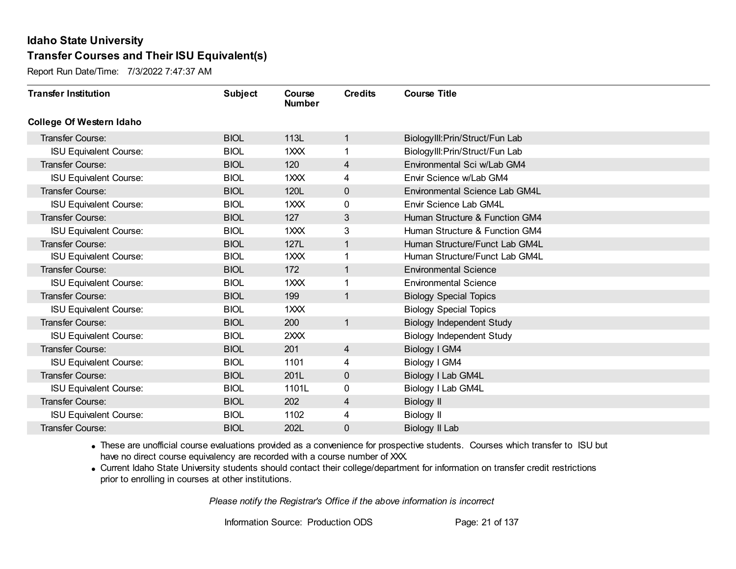# Idaho State University

## Transfer Courses and Their ISU Equivalent(s)

Report Run Date/Time: 7/3/2022 7:47:37 AM

| Transfer Institution | Subject | Course Number | Credits | Course Title |
|---|---|---|---|---|
| **College Of Western Idaho** | | | | |
| Transfer Course: | BIOL | 113L | 1 | BiologyIII:Prin/Struct/Fun Lab |
| ISU Equivalent Course: | BIOL | 1XXX | 1 | BiologyIII:Prin/Struct/Fun Lab |
| Transfer Course: | BIOL | 120 | 4 | Environmental Sci w/Lab GM4 |
| ISU Equivalent Course: | BIOL | 1XXX | 4 | Envir Science w/Lab GM4 |
| Transfer Course: | BIOL | 120L | 0 | Environmental Science Lab GM4L |
| ISU Equivalent Course: | BIOL | 1XXX | 0 | Envir Science Lab GM4L |
| Transfer Course: | BIOL | 127 | 3 | Human Structure & Function GM4 |
| ISU Equivalent Course: | BIOL | 1XXX | 3 | Human Structure & Function GM4 |
| Transfer Course: | BIOL | 127L | 1 | Human Structure/Funct Lab GM4L |
| ISU Equivalent Course: | BIOL | 1XXX | 1 | Human Structure/Funct Lab GM4L |
| Transfer Course: | BIOL | 172 | 1 | Environmental Science |
| ISU Equivalent Course: | BIOL | 1XXX | 1 | Environmental Science |
| Transfer Course: | BIOL | 199 | 1 | Biology Special Topics |
| ISU Equivalent Course: | BIOL | 1XXX | | Biology Special Topics |
| Transfer Course: | BIOL | 200 | 1 | Biology Independent Study |
| ISU Equivalent Course: | BIOL | 2XXX | | Biology Independent Study |
| Transfer Course: | BIOL | 201 | 4 | Biology I GM4 |
| ISU Equivalent Course: | BIOL | 1101 | 4 | Biology I GM4 |
| Transfer Course: | BIOL | 201L | 0 | Biology I Lab GM4L |
| ISU Equivalent Course: | BIOL | 1101L | 0 | Biology I Lab GM4L |
| Transfer Course: | BIOL | 202 | 4 | Biology II |
| ISU Equivalent Course: | BIOL | 1102 | 4 | Biology II |
| Transfer Course: | BIOL | 202L | 0 | Biology II Lab |

- These are unofficial course evaluations provided as a convenience for prospective students. Courses which transfer to ISU but have no direct course equivalency are recorded with a course number of XXX.
- Current Idaho State University students should contact their college/department for information on transfer credit restrictions prior to enrolling in courses at other institutions.

*Please notify the Registrar's Office if the above information is incorrect*

Information Source: Production ODS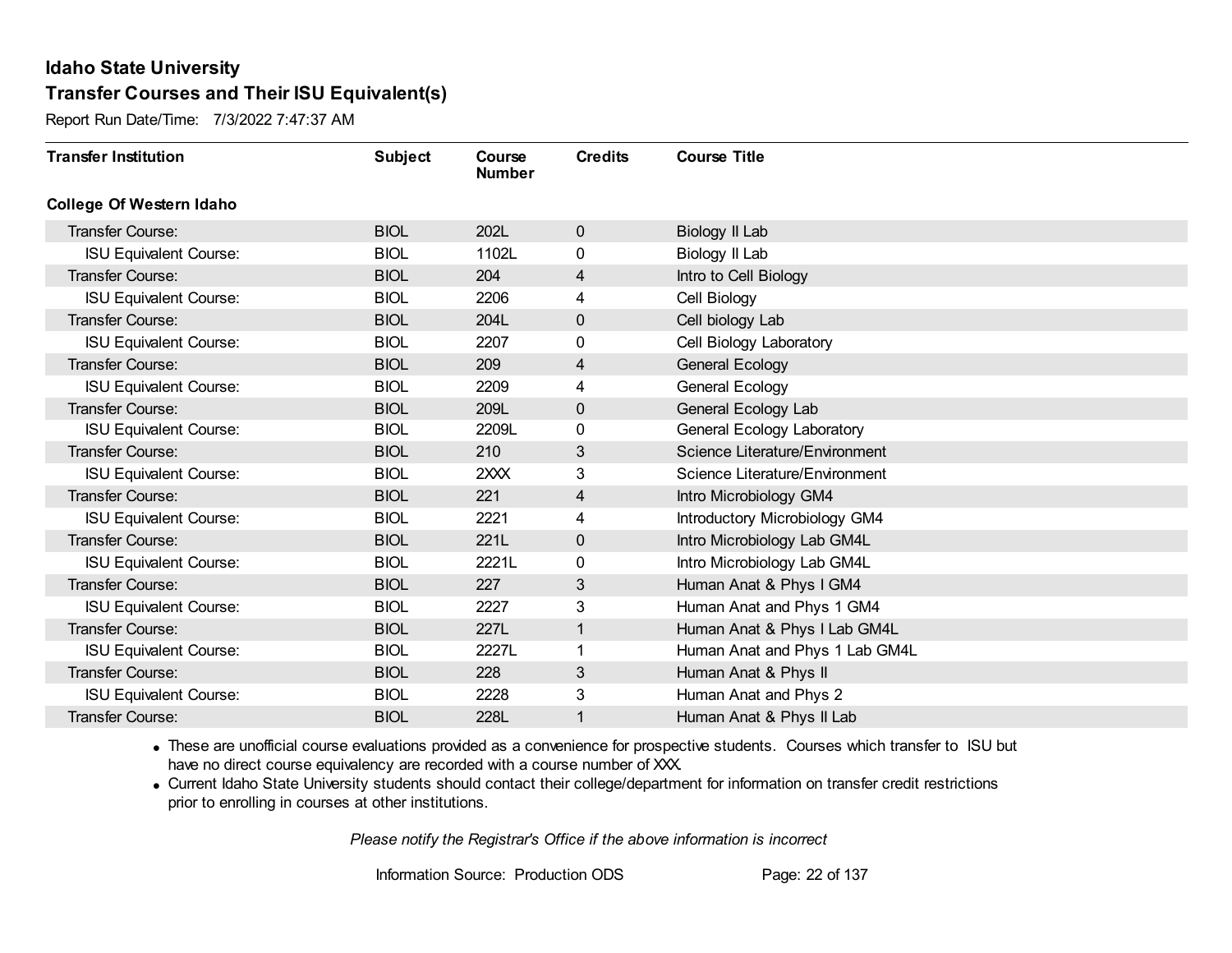# Idaho State University

## Transfer Courses and Their ISU Equivalent(s)

Report Run Date/Time: 7/3/2022 7:47:37 AM

| Transfer Institution | Subject | Course Number | Credits | Course Title |
|---|---|---|---|---|
| **College Of Western Idaho** | | | | |
| Transfer Course: | BIOL | 202L | 0 | Biology II Lab |
| ISU Equivalent Course: | BIOL | 1102L | 0 | Biology II Lab |
| Transfer Course: | BIOL | 204 | 4 | Intro to Cell Biology |
| ISU Equivalent Course: | BIOL | 2206 | 4 | Cell Biology |
| Transfer Course: | BIOL | 204L | 0 | Cell biology Lab |
| ISU Equivalent Course: | BIOL | 2207 | 0 | Cell Biology Laboratory |
| Transfer Course: | BIOL | 209 | 4 | General Ecology |
| ISU Equivalent Course: | BIOL | 2209 | 4 | General Ecology |
| Transfer Course: | BIOL | 209L | 0 | General Ecology Lab |
| ISU Equivalent Course: | BIOL | 2209L | 0 | General Ecology Laboratory |
| Transfer Course: | BIOL | 210 | 3 | Science Literature/Environment |
| ISU Equivalent Course: | BIOL | 2XXX | 3 | Science Literature/Environment |
| Transfer Course: | BIOL | 221 | 4 | Intro Microbiology GM4 |
| ISU Equivalent Course: | BIOL | 2221 | 4 | Introductory Microbiology GM4 |
| Transfer Course: | BIOL | 221L | 0 | Intro Microbiology Lab GM4L |
| ISU Equivalent Course: | BIOL | 2221L | 0 | Intro Microbiology Lab GM4L |
| Transfer Course: | BIOL | 227 | 3 | Human Anat & Phys I GM4 |
| ISU Equivalent Course: | BIOL | 2227 | 3 | Human Anat and Phys 1 GM4 |
| Transfer Course: | BIOL | 227L | 1 | Human Anat & Phys I Lab GM4L |
| ISU Equivalent Course: | BIOL | 2227L | 1 | Human Anat and Phys 1 Lab GM4L |
| Transfer Course: | BIOL | 228 | 3 | Human Anat & Phys II |
| ISU Equivalent Course: | BIOL | 2228 | 3 | Human Anat and Phys 2 |
| Transfer Course: | BIOL | 228L | 1 | Human Anat & Phys II Lab |

- These are unofficial course evaluations provided as a convenience for prospective students. Courses which transfer to ISU but have no direct course equivalency are recorded with a course number of XXX.
- Current Idaho State University students should contact their college/department for information on transfer credit restrictions prior to enrolling in courses at other institutions.

*Please notify the Registrar's Office if the above information is incorrect*

Information Source: Production ODS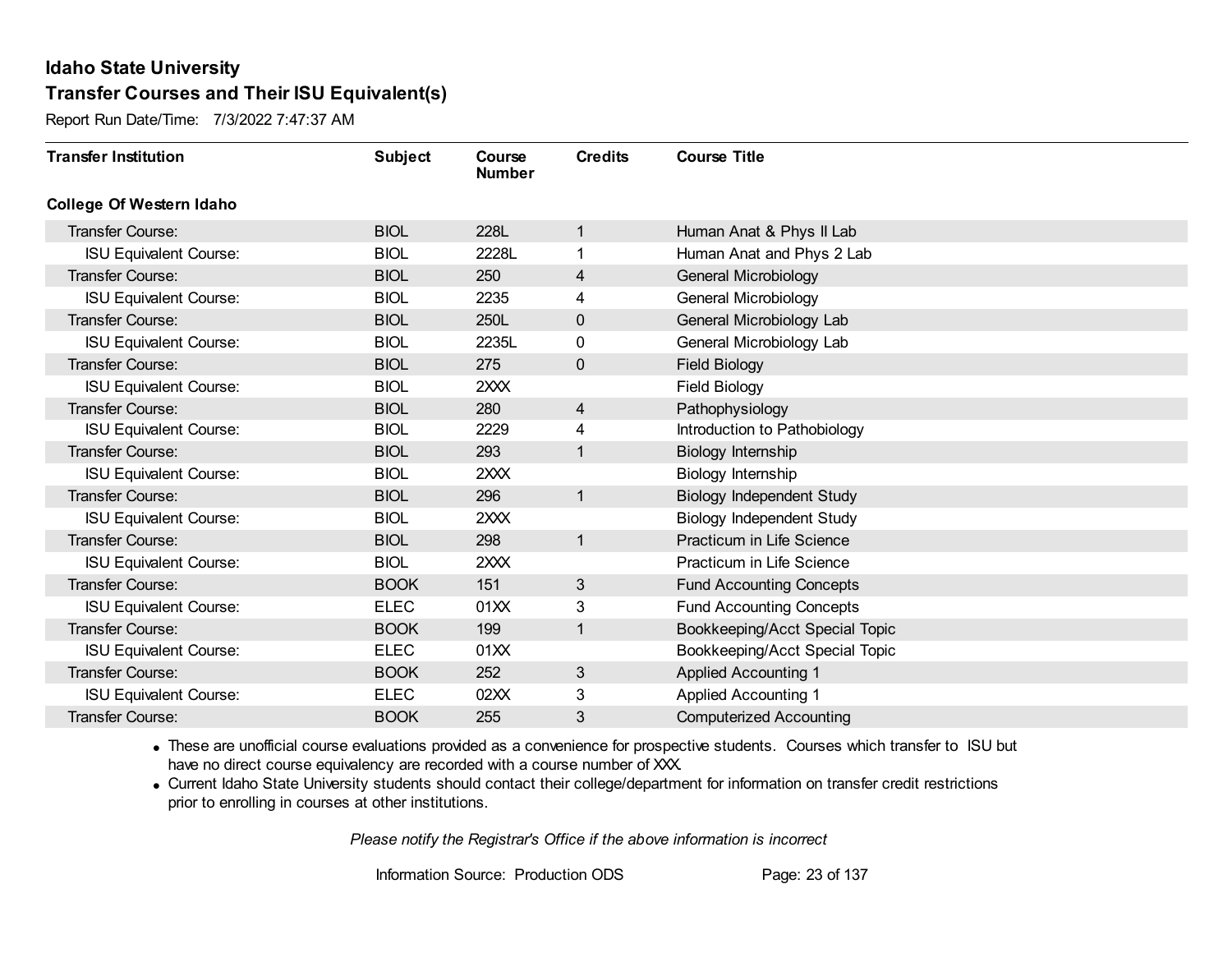# Idaho State University

## Transfer Courses and Their ISU Equivalent(s)

Report Run Date/Time: 7/3/2022 7:47:37 AM

| Transfer Institution | Subject | Course Number | Credits | Course Title |
|---|---|---|---|---|
| **College Of Western Idaho** | | | | |
| Transfer Course: | BIOL | 228L | 1 | Human Anat & Phys II Lab |
| ISU Equivalent Course: | BIOL | 2228L | 1 | Human Anat and Phys 2 Lab |
| Transfer Course: | BIOL | 250 | 4 | General Microbiology |
| ISU Equivalent Course: | BIOL | 2235 | 4 | General Microbiology |
| Transfer Course: | BIOL | 250L | 0 | General Microbiology Lab |
| ISU Equivalent Course: | BIOL | 2235L | 0 | General Microbiology Lab |
| Transfer Course: | BIOL | 275 | 0 | Field Biology |
| ISU Equivalent Course: | BIOL | 2XXX | | Field Biology |
| Transfer Course: | BIOL | 280 | 4 | Pathophysiology |
| ISU Equivalent Course: | BIOL | 2229 | 4 | Introduction to Pathobiology |
| Transfer Course: | BIOL | 293 | 1 | Biology Internship |
| ISU Equivalent Course: | BIOL | 2XXX | | Biology Internship |
| Transfer Course: | BIOL | 296 | 1 | Biology Independent Study |
| ISU Equivalent Course: | BIOL | 2XXX | | Biology Independent Study |
| Transfer Course: | BIOL | 298 | 1 | Practicum in Life Science |
| ISU Equivalent Course: | BIOL | 2XXX | | Practicum in Life Science |
| Transfer Course: | BOOK | 151 | 3 | Fund Accounting Concepts |
| ISU Equivalent Course: | ELEC | 01XX | 3 | Fund Accounting Concepts |
| Transfer Course: | BOOK | 199 | 1 | Bookkeeping/Acct Special Topic |
| ISU Equivalent Course: | ELEC | 01XX | | Bookkeeping/Acct Special Topic |
| Transfer Course: | BOOK | 252 | 3 | Applied Accounting 1 |
| ISU Equivalent Course: | ELEC | 02XX | 3 | Applied Accounting 1 |
| Transfer Course: | BOOK | 255 | 3 | Computerized Accounting |

- These are unofficial course evaluations provided as a convenience for prospective students. Courses which transfer to ISU but have no direct course equivalency are recorded with a course number of XXX.
- Current Idaho State University students should contact their college/department for information on transfer credit restrictions prior to enrolling in courses at other institutions.

*Please notify the Registrar's Office if the above information is incorrect*

Information Source: Production ODS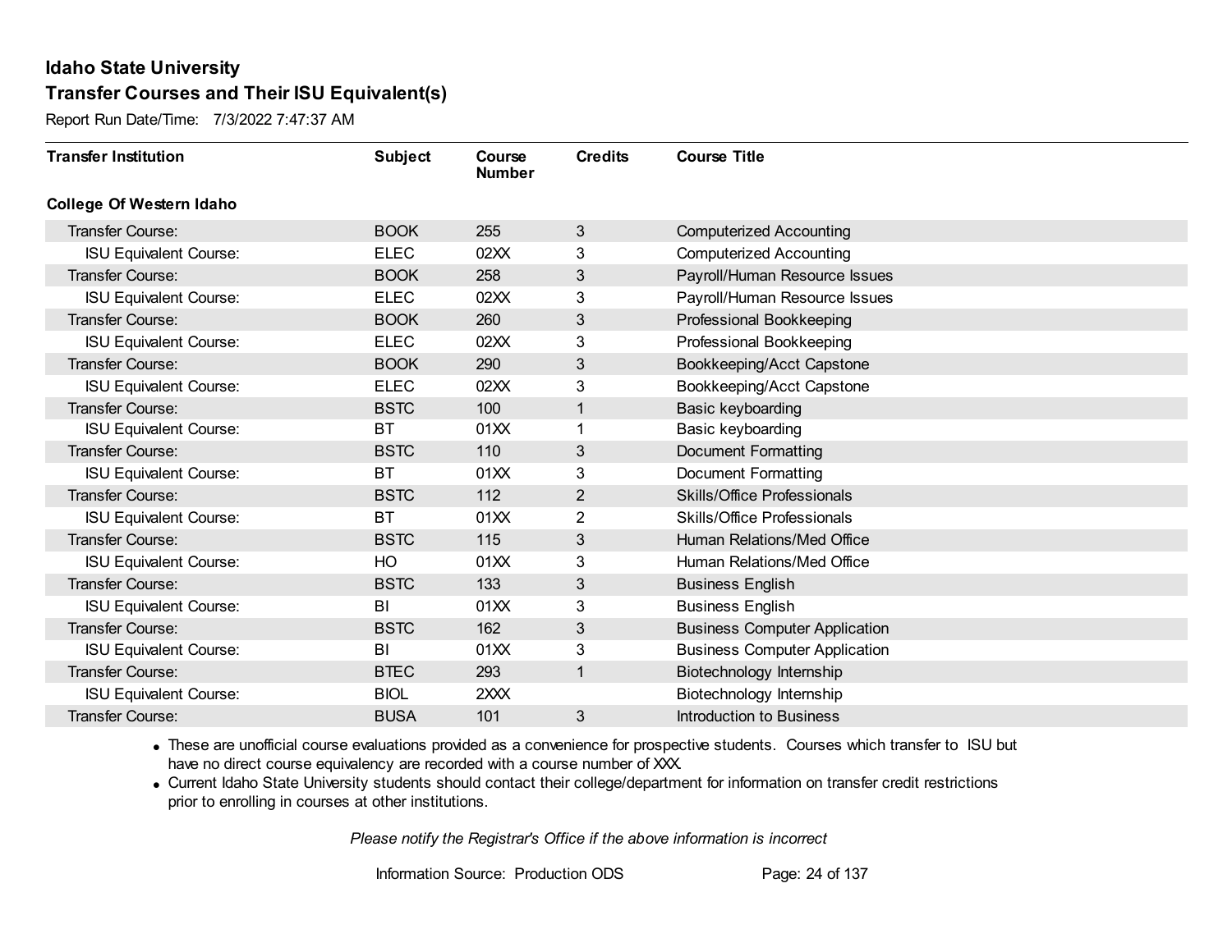# Idaho State University

## Transfer Courses and Their ISU Equivalent(s)

Report Run Date/Time: 7/3/2022 7:47:37 AM

| Transfer Institution | Subject | Course Number | Credits | Course Title |
|---|---|---|---|---|
| **College Of Western Idaho** | | | | |
| Transfer Course: | BOOK | 255 | 3 | Computerized Accounting |
| ISU Equivalent Course: | ELEC | 02XX | 3 | Computerized Accounting |
| Transfer Course: | BOOK | 258 | 3 | Payroll/Human Resource Issues |
| ISU Equivalent Course: | ELEC | 02XX | 3 | Payroll/Human Resource Issues |
| Transfer Course: | BOOK | 260 | 3 | Professional Bookkeeping |
| ISU Equivalent Course: | ELEC | 02XX | 3 | Professional Bookkeeping |
| Transfer Course: | BOOK | 290 | 3 | Bookkeeping/Acct Capstone |
| ISU Equivalent Course: | ELEC | 02XX | 3 | Bookkeeping/Acct Capstone |
| Transfer Course: | BSTC | 100 | 1 | Basic keyboarding |
| ISU Equivalent Course: | BT | 01XX | 1 | Basic keyboarding |
| Transfer Course: | BSTC | 110 | 3 | Document Formatting |
| ISU Equivalent Course: | BT | 01XX | 3 | Document Formatting |
| Transfer Course: | BSTC | 112 | 2 | Skills/Office Professionals |
| ISU Equivalent Course: | BT | 01XX | 2 | Skills/Office Professionals |
| Transfer Course: | BSTC | 115 | 3 | Human Relations/Med Office |
| ISU Equivalent Course: | HO | 01XX | 3 | Human Relations/Med Office |
| Transfer Course: | BSTC | 133 | 3 | Business English |
| ISU Equivalent Course: | BI | 01XX | 3 | Business English |
| Transfer Course: | BSTC | 162 | 3 | Business Computer Application |
| ISU Equivalent Course: | BI | 01XX | 3 | Business Computer Application |
| Transfer Course: | BTEC | 293 | 1 | Biotechnology Internship |
| ISU Equivalent Course: | BIOL | 2XXX | | Biotechnology Internship |
| Transfer Course: | BUSA | 101 | 3 | Introduction to Business |

- These are unofficial course evaluations provided as a convenience for prospective students. Courses which transfer to ISU but have no direct course equivalency are recorded with a course number of XXX.
- Current Idaho State University students should contact their college/department for information on transfer credit restrictions prior to enrolling in courses at other institutions.

*Please notify the Registrar's Office if the above information is incorrect*

Information Source: Production ODS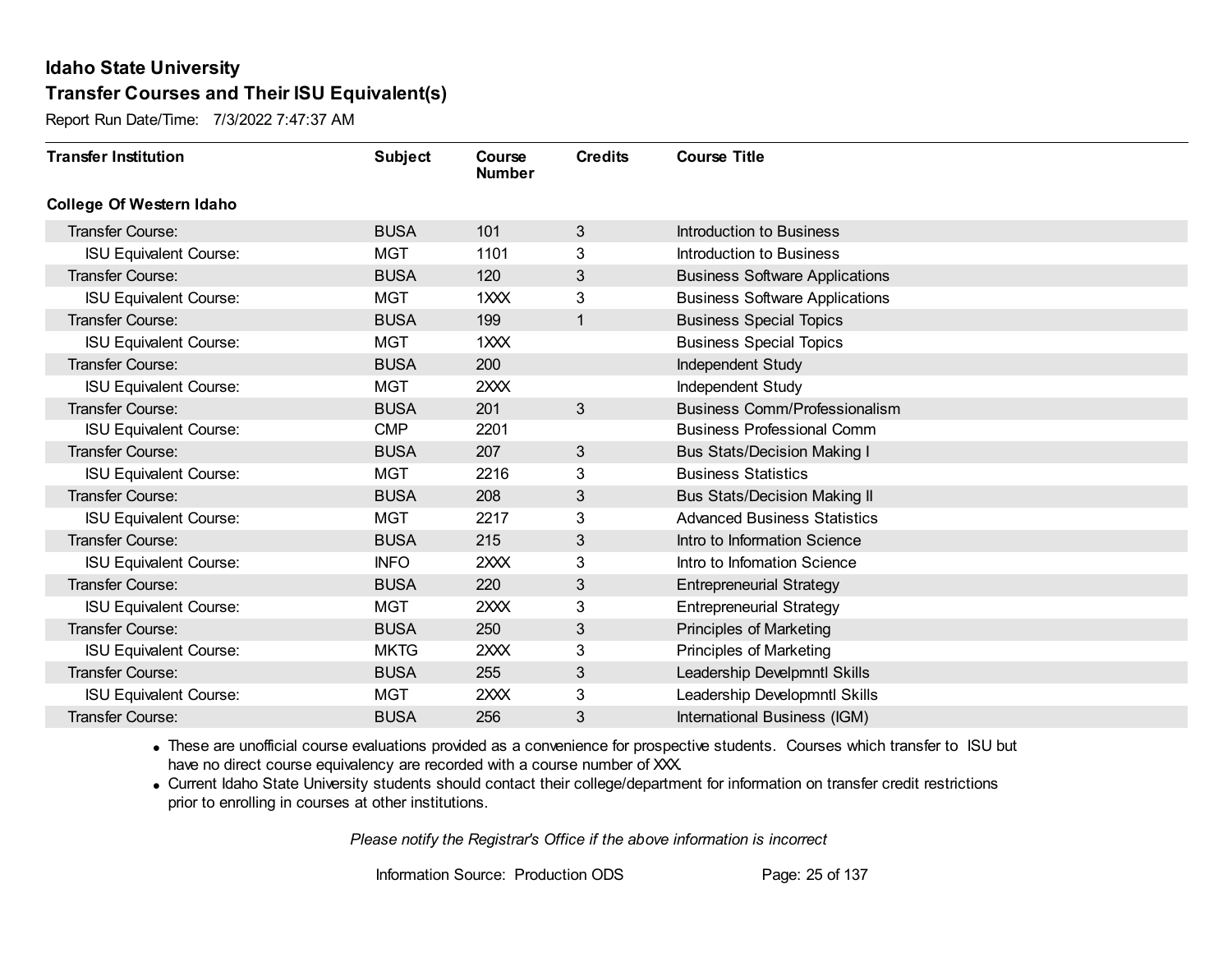# Idaho State University

## Transfer Courses and Their ISU Equivalent(s)

Report Run Date/Time: 7/3/2022 7:47:37 AM

| Transfer Institution | Subject | Course Number | Credits | Course Title |
|---|---|---|---|---|
| **College Of Western Idaho** | | | | |
| Transfer Course: | BUSA | 101 | 3 | Introduction to Business |
| ISU Equivalent Course: | MGT | 1101 | 3 | Introduction to Business |
| Transfer Course: | BUSA | 120 | 3 | Business Software Applications |
| ISU Equivalent Course: | MGT | 1XXX | 3 | Business Software Applications |
| Transfer Course: | BUSA | 199 | 1 | Business Special Topics |
| ISU Equivalent Course: | MGT | 1XXX | | Business Special Topics |
| Transfer Course: | BUSA | 200 | | Independent Study |
| ISU Equivalent Course: | MGT | 2XXX | | Independent Study |
| Transfer Course: | BUSA | 201 | 3 | Business Comm/Professionalism |
| ISU Equivalent Course: | CMP | 2201 | | Business Professional Comm |
| Transfer Course: | BUSA | 207 | 3 | Bus Stats/Decision Making I |
| ISU Equivalent Course: | MGT | 2216 | 3 | Business Statistics |
| Transfer Course: | BUSA | 208 | 3 | Bus Stats/Decision Making II |
| ISU Equivalent Course: | MGT | 2217 | 3 | Advanced Business Statistics |
| Transfer Course: | BUSA | 215 | 3 | Intro to Information Science |
| ISU Equivalent Course: | INFO | 2XXX | 3 | Intro to Infomation Science |
| Transfer Course: | BUSA | 220 | 3 | Entrepreneurial Strategy |
| ISU Equivalent Course: | MGT | 2XXX | 3 | Entrepreneurial Strategy |
| Transfer Course: | BUSA | 250 | 3 | Principles of Marketing |
| ISU Equivalent Course: | MKTG | 2XXX | 3 | Principles of Marketing |
| Transfer Course: | BUSA | 255 | 3 | Leadership Develpmntl Skills |
| ISU Equivalent Course: | MGT | 2XXX | 3 | Leadership Developmntl Skills |
| Transfer Course: | BUSA | 256 | 3 | International Business (IGM) |

- These are unofficial course evaluations provided as a convenience for prospective students. Courses which transfer to ISU but have no direct course equivalency are recorded with a course number of XXX.
- Current Idaho State University students should contact their college/department for information on transfer credit restrictions prior to enrolling in courses at other institutions.

*Please notify the Registrar's Office if the above information is incorrect*

Information Source: Production ODS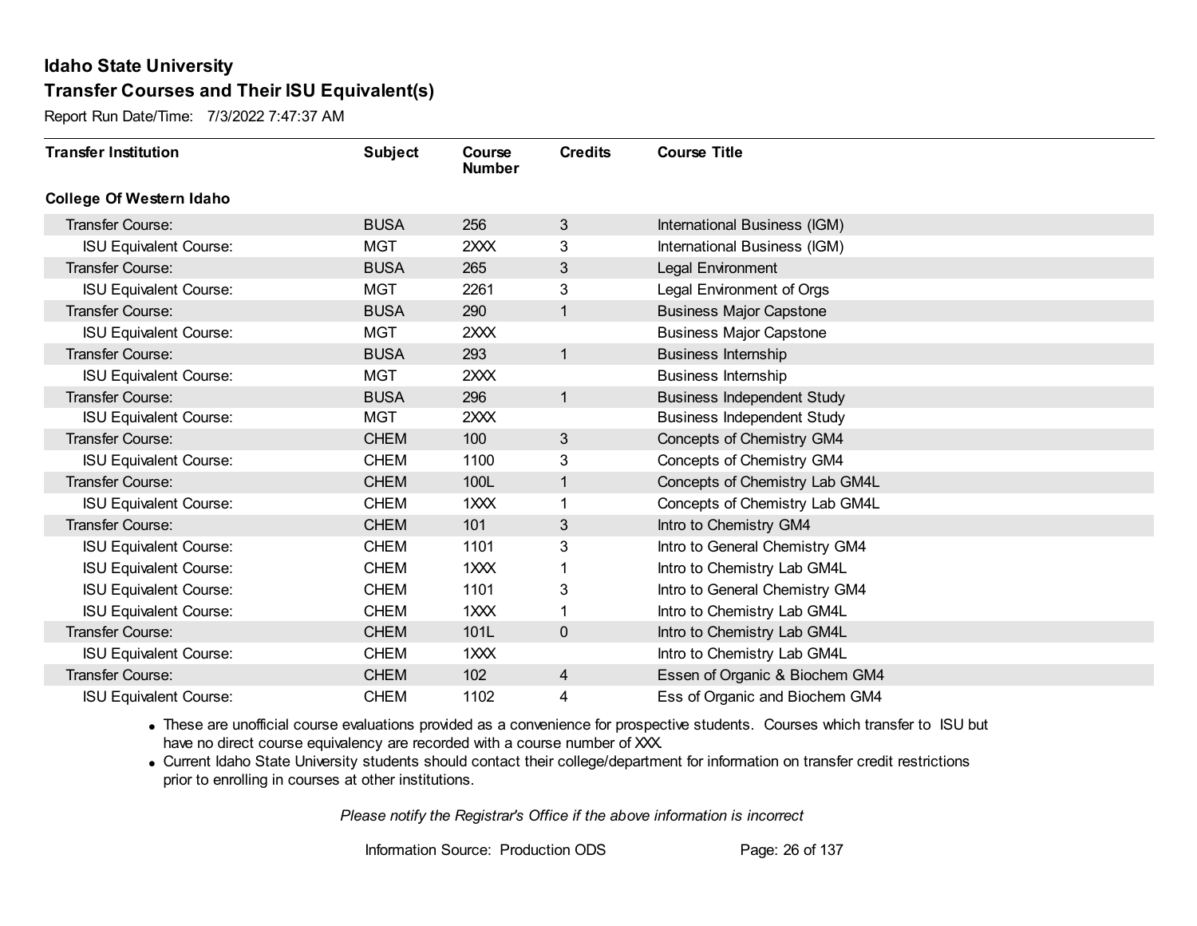# Idaho State University

## Transfer Courses and Their ISU Equivalent(s)

Report Run Date/Time: 7/3/2022 7:47:37 AM

| Transfer Institution | Subject | Course Number | Credits | Course Title |
|---|---|---|---|---|
| **College Of Western Idaho** | | | | |
| Transfer Course: | BUSA | 256 | 3 | International Business (IGM) |
| ISU Equivalent Course: | MGT | 2XXX | 3 | International Business (IGM) |
| Transfer Course: | BUSA | 265 | 3 | Legal Environment |
| ISU Equivalent Course: | MGT | 2261 | 3 | Legal Environment of Orgs |
| Transfer Course: | BUSA | 290 | 1 | Business Major Capstone |
| ISU Equivalent Course: | MGT | 2XXX | | Business Major Capstone |
| Transfer Course: | BUSA | 293 | 1 | Business Internship |
| ISU Equivalent Course: | MGT | 2XXX | | Business Internship |
| Transfer Course: | BUSA | 296 | 1 | Business Independent Study |
| ISU Equivalent Course: | MGT | 2XXX | | Business Independent Study |
| Transfer Course: | CHEM | 100 | 3 | Concepts of Chemistry GM4 |
| ISU Equivalent Course: | CHEM | 1100 | 3 | Concepts of Chemistry GM4 |
| Transfer Course: | CHEM | 100L | 1 | Concepts of Chemistry Lab GM4L |
| ISU Equivalent Course: | CHEM | 1XXX | 1 | Concepts of Chemistry Lab GM4L |
| Transfer Course: | CHEM | 101 | 3 | Intro to Chemistry GM4 |
| ISU Equivalent Course: | CHEM | 1101 | 3 | Intro to General Chemistry GM4 |
| ISU Equivalent Course: | CHEM | 1XXX | 1 | Intro to Chemistry Lab GM4L |
| ISU Equivalent Course: | CHEM | 1101 | 3 | Intro to General Chemistry GM4 |
| ISU Equivalent Course: | CHEM | 1XXX | 1 | Intro to Chemistry Lab GM4L |
| Transfer Course: | CHEM | 101L | 0 | Intro to Chemistry Lab GM4L |
| ISU Equivalent Course: | CHEM | 1XXX | | Intro to Chemistry Lab GM4L |
| Transfer Course: | CHEM | 102 | 4 | Essen of Organic & Biochem GM4 |
| ISU Equivalent Course: | CHEM | 1102 | 4 | Ess of Organic and Biochem GM4 |

- These are unofficial course evaluations provided as a convenience for prospective students. Courses which transfer to ISU but have no direct course equivalency are recorded with a course number of XXX.
- Current Idaho State University students should contact their college/department for information on transfer credit restrictions prior to enrolling in courses at other institutions.

*Please notify the Registrar's Office if the above information is incorrect*

Information Source: Production ODS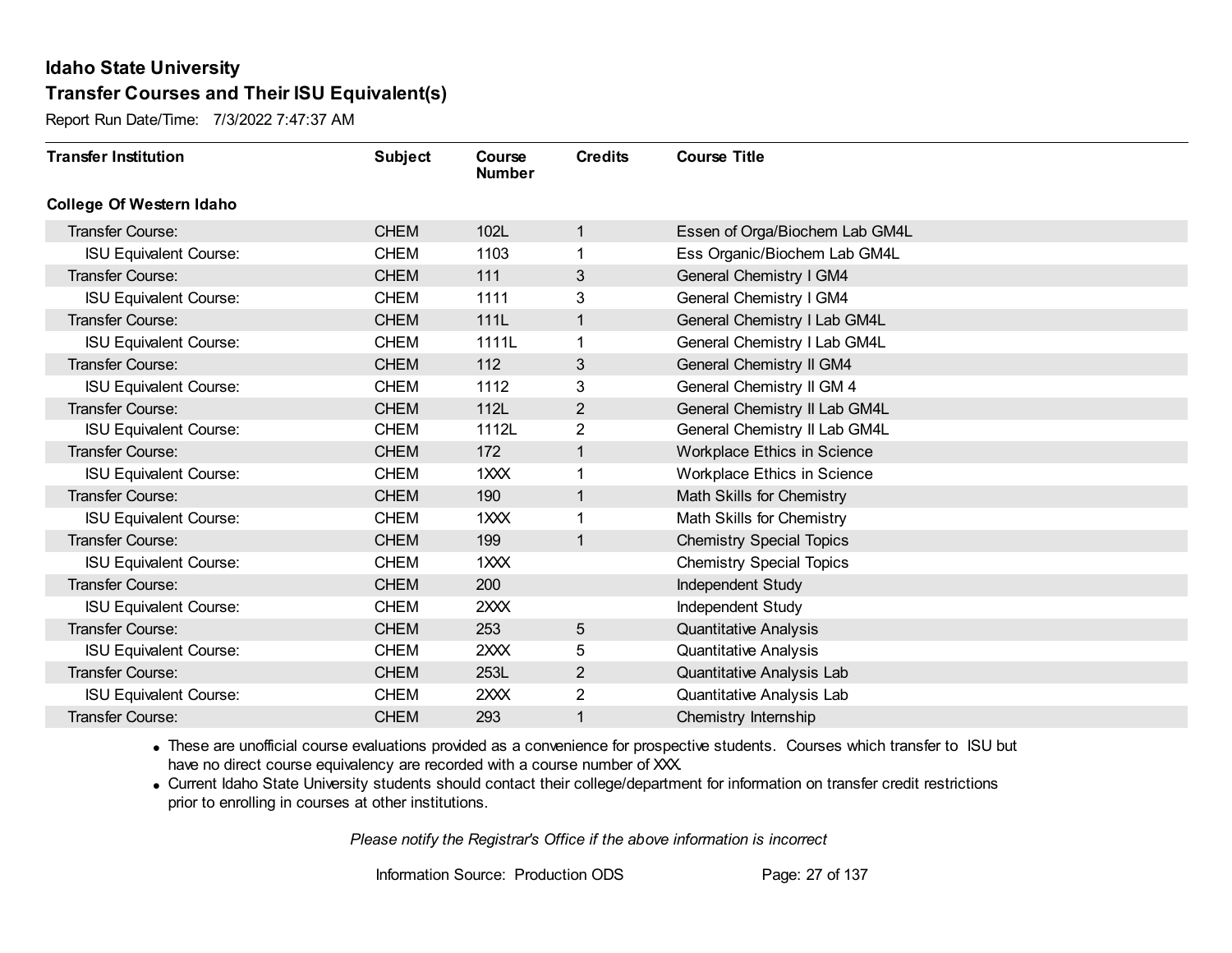# Idaho State University

## Transfer Courses and Their ISU Equivalent(s)

Report Run Date/Time: 7/3/2022 7:47:37 AM

| Transfer Institution | Subject | Course Number | Credits | Course Title |
|---|---|---|---|---|
| **College Of Western Idaho** | | | | |
| Transfer Course: | CHEM | 102L | 1 | Essen of Orga/Biochem Lab GM4L |
| ISU Equivalent Course: | CHEM | 1103 | 1 | Ess Organic/Biochem Lab GM4L |
| Transfer Course: | CHEM | 111 | 3 | General Chemistry I GM4 |
| ISU Equivalent Course: | CHEM | 1111 | 3 | General Chemistry I GM4 |
| Transfer Course: | CHEM | 111L | 1 | General Chemistry I Lab GM4L |
| ISU Equivalent Course: | CHEM | 1111L | 1 | General Chemistry I Lab GM4L |
| Transfer Course: | CHEM | 112 | 3 | General Chemistry II GM4 |
| ISU Equivalent Course: | CHEM | 1112 | 3 | General Chemistry II GM 4 |
| Transfer Course: | CHEM | 112L | 2 | General Chemistry II Lab GM4L |
| ISU Equivalent Course: | CHEM | 1112L | 2 | General Chemistry II Lab GM4L |
| Transfer Course: | CHEM | 172 | 1 | Workplace Ethics in Science |
| ISU Equivalent Course: | CHEM | 1XXX | 1 | Workplace Ethics in Science |
| Transfer Course: | CHEM | 190 | 1 | Math Skills for Chemistry |
| ISU Equivalent Course: | CHEM | 1XXX | 1 | Math Skills for Chemistry |
| Transfer Course: | CHEM | 199 | 1 | Chemistry Special Topics |
| ISU Equivalent Course: | CHEM | 1XXX | | Chemistry Special Topics |
| Transfer Course: | CHEM | 200 | | Independent Study |
| ISU Equivalent Course: | CHEM | 2XXX | | Independent Study |
| Transfer Course: | CHEM | 253 | 5 | Quantitative Analysis |
| ISU Equivalent Course: | CHEM | 2XXX | 5 | Quantitative Analysis |
| Transfer Course: | CHEM | 253L | 2 | Quantitative Analysis Lab |
| ISU Equivalent Course: | CHEM | 2XXX | 2 | Quantitative Analysis Lab |
| Transfer Course: | CHEM | 293 | 1 | Chemistry Internship |

- These are unofficial course evaluations provided as a convenience for prospective students. Courses which transfer to ISU but have no direct course equivalency are recorded with a course number of XXX.
- Current Idaho State University students should contact their college/department for information on transfer credit restrictions prior to enrolling in courses at other institutions.

*Please notify the Registrar's Office if the above information is incorrect*

Information Source: Production ODS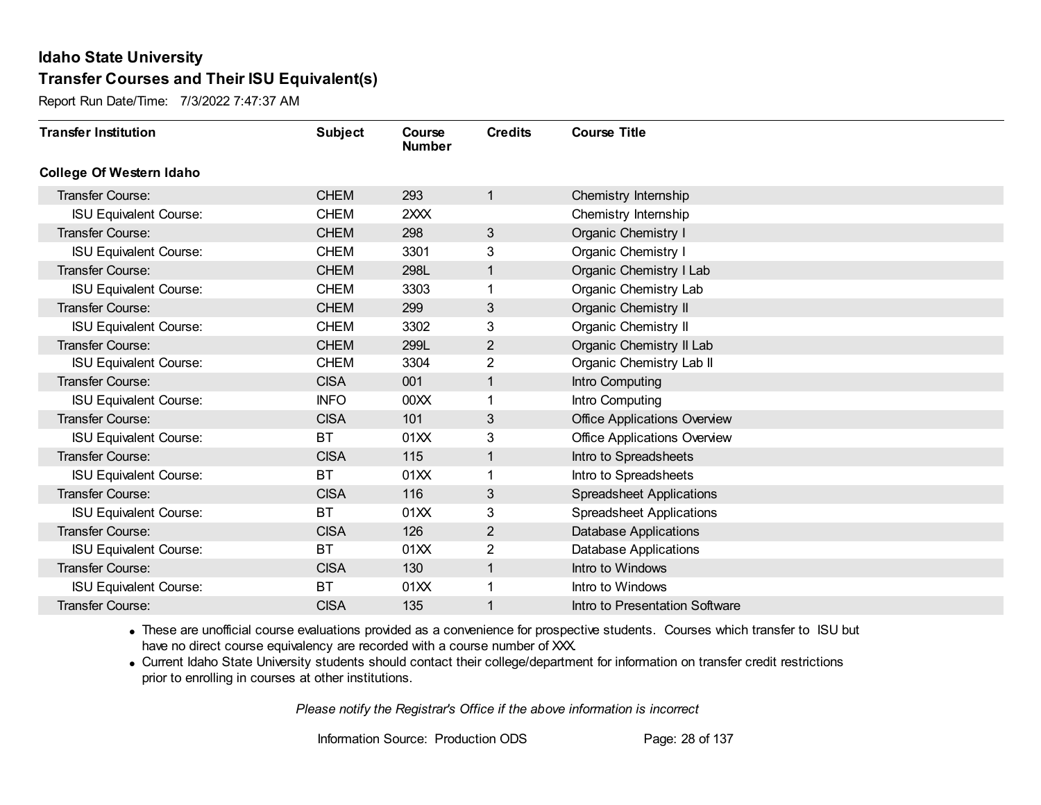# Idaho State University
## Transfer Courses and Their ISU Equivalent(s)

Report Run Date/Time: 7/3/2022 7:47:37 AM

| Transfer Institution | Subject | Course Number | Credits | Course Title |
|---|---|---|---|---|
| **College Of Western Idaho** | | | | |
| Transfer Course: | CHEM | 293 | 1 | Chemistry Internship |
| ISU Equivalent Course: | CHEM | 2XXX | | Chemistry Internship |
| Transfer Course: | CHEM | 298 | 3 | Organic Chemistry I |
| ISU Equivalent Course: | CHEM | 3301 | 3 | Organic Chemistry I |
| Transfer Course: | CHEM | 298L | 1 | Organic Chemistry I Lab |
| ISU Equivalent Course: | CHEM | 3303 | 1 | Organic Chemistry Lab |
| Transfer Course: | CHEM | 299 | 3 | Organic Chemistry II |
| ISU Equivalent Course: | CHEM | 3302 | 3 | Organic Chemistry II |
| Transfer Course: | CHEM | 299L | 2 | Organic Chemistry II Lab |
| ISU Equivalent Course: | CHEM | 3304 | 2 | Organic Chemistry Lab II |
| Transfer Course: | CISA | 001 | 1 | Intro Computing |
| ISU Equivalent Course: | INFO | 00XX | 1 | Intro Computing |
| Transfer Course: | CISA | 101 | 3 | Office Applications Overview |
| ISU Equivalent Course: | BT | 01XX | 3 | Office Applications Overview |
| Transfer Course: | CISA | 115 | 1 | Intro to Spreadsheets |
| ISU Equivalent Course: | BT | 01XX | 1 | Intro to Spreadsheets |
| Transfer Course: | CISA | 116 | 3 | Spreadsheet Applications |
| ISU Equivalent Course: | BT | 01XX | 3 | Spreadsheet Applications |
| Transfer Course: | CISA | 126 | 2 | Database Applications |
| ISU Equivalent Course: | BT | 01XX | 2 | Database Applications |
| Transfer Course: | CISA | 130 | 1 | Intro to Windows |
| ISU Equivalent Course: | BT | 01XX | 1 | Intro to Windows |
| Transfer Course: | CISA | 135 | 1 | Intro to Presentation Software |

- These are unofficial course evaluations provided as a convenience for prospective students. Courses which transfer to ISU but have no direct course equivalency are recorded with a course number of XXX.
- Current Idaho State University students should contact their college/department for information on transfer credit restrictions prior to enrolling in courses at other institutions.

*Please notify the Registrar's Office if the above information is incorrect*

Information Source: Production ODS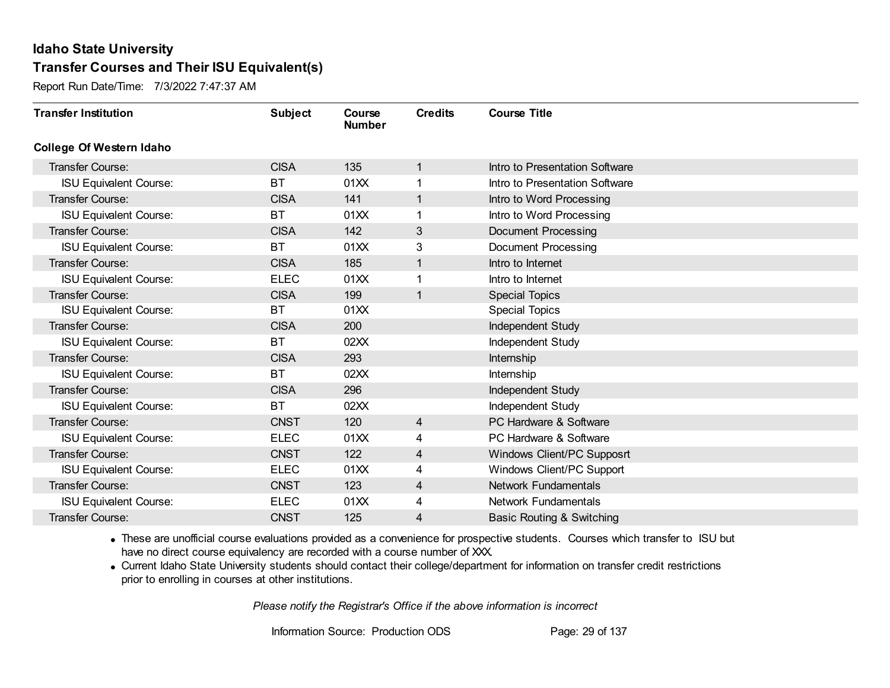# Idaho State University

## Transfer Courses and Their ISU Equivalent(s)

Report Run Date/Time: 7/3/2022 7:47:37 AM

| Transfer Institution | Subject | Course Number | Credits | Course Title |
|---|---|---|---|---|
| **College Of Western Idaho** | | | | |
| Transfer Course: | CISA | 135 | 1 | Intro to Presentation Software |
| ISU Equivalent Course: | BT | 01XX | 1 | Intro to Presentation Software |
| Transfer Course: | CISA | 141 | 1 | Intro to Word Processing |
| ISU Equivalent Course: | BT | 01XX | 1 | Intro to Word Processing |
| Transfer Course: | CISA | 142 | 3 | Document Processing |
| ISU Equivalent Course: | BT | 01XX | 3 | Document Processing |
| Transfer Course: | CISA | 185 | 1 | Intro to Internet |
| ISU Equivalent Course: | ELEC | 01XX | 1 | Intro to Internet |
| Transfer Course: | CISA | 199 | 1 | Special Topics |
| ISU Equivalent Course: | BT | 01XX | | Special Topics |
| Transfer Course: | CISA | 200 | | Independent Study |
| ISU Equivalent Course: | BT | 02XX | | Independent Study |
| Transfer Course: | CISA | 293 | | Internship |
| ISU Equivalent Course: | BT | 02XX | | Internship |
| Transfer Course: | CISA | 296 | | Independent Study |
| ISU Equivalent Course: | BT | 02XX | | Independent Study |
| Transfer Course: | CNST | 120 | 4 | PC Hardware & Software |
| ISU Equivalent Course: | ELEC | 01XX | 4 | PC Hardware & Software |
| Transfer Course: | CNST | 122 | 4 | Windows Client/PC Supposrt |
| ISU Equivalent Course: | ELEC | 01XX | 4 | Windows Client/PC Support |
| Transfer Course: | CNST | 123 | 4 | Network Fundamentals |
| ISU Equivalent Course: | ELEC | 01XX | 4 | Network Fundamentals |
| Transfer Course: | CNST | 125 | 4 | Basic Routing & Switching |

- These are unofficial course evaluations provided as a convenience for prospective students. Courses which transfer to ISU but have no direct course equivalency are recorded with a course number of XXX.
- Current Idaho State University students should contact their college/department for information on transfer credit restrictions prior to enrolling in courses at other institutions.

*Please notify the Registrar's Office if the above information is incorrect*

Information Source: Production ODS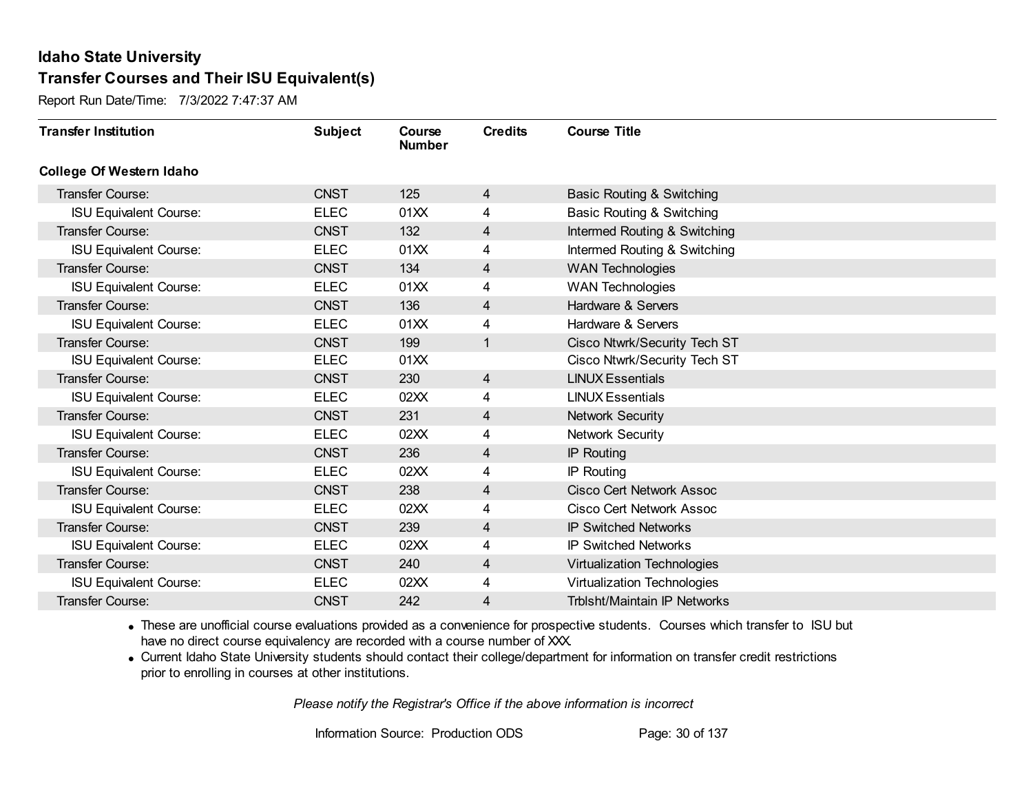# Idaho State University

## Transfer Courses and Their ISU Equivalent(s)

Report Run Date/Time: 7/3/2022 7:47:37 AM

| Transfer Institution | Subject | Course Number | Credits | Course Title |
|---|---|---|---|---|
| **College Of Western Idaho** | | | | |
| Transfer Course: | CNST | 125 | 4 | Basic Routing & Switching |
| ISU Equivalent Course: | ELEC | 01XX | 4 | Basic Routing & Switching |
| Transfer Course: | CNST | 132 | 4 | Intermed Routing & Switching |
| ISU Equivalent Course: | ELEC | 01XX | 4 | Intermed Routing & Switching |
| Transfer Course: | CNST | 134 | 4 | WAN Technologies |
| ISU Equivalent Course: | ELEC | 01XX | 4 | WAN Technologies |
| Transfer Course: | CNST | 136 | 4 | Hardware & Servers |
| ISU Equivalent Course: | ELEC | 01XX | 4 | Hardware & Servers |
| Transfer Course: | CNST | 199 | 1 | Cisco Ntwrk/Security Tech ST |
| ISU Equivalent Course: | ELEC | 01XX | | Cisco Ntwrk/Security Tech ST |
| Transfer Course: | CNST | 230 | 4 | LINUX Essentials |
| ISU Equivalent Course: | ELEC | 02XX | 4 | LINUX Essentials |
| Transfer Course: | CNST | 231 | 4 | Network Security |
| ISU Equivalent Course: | ELEC | 02XX | 4 | Network Security |
| Transfer Course: | CNST | 236 | 4 | IP Routing |
| ISU Equivalent Course: | ELEC | 02XX | 4 | IP Routing |
| Transfer Course: | CNST | 238 | 4 | Cisco Cert Network Assoc |
| ISU Equivalent Course: | ELEC | 02XX | 4 | Cisco Cert Network Assoc |
| Transfer Course: | CNST | 239 | 4 | IP Switched Networks |
| ISU Equivalent Course: | ELEC | 02XX | 4 | IP Switched Networks |
| Transfer Course: | CNST | 240 | 4 | Virtualization Technologies |
| ISU Equivalent Course: | ELEC | 02XX | 4 | Virtualization Technologies |
| Transfer Course: | CNST | 242 | 4 | Trblsht/Maintain IP Networks |

- These are unofficial course evaluations provided as a convenience for prospective students. Courses which transfer to ISU but have no direct course equivalency are recorded with a course number of XXX.
- Current Idaho State University students should contact their college/department for information on transfer credit restrictions prior to enrolling in courses at other institutions.

*Please notify the Registrar's Office if the above information is incorrect*

Information Source: Production ODS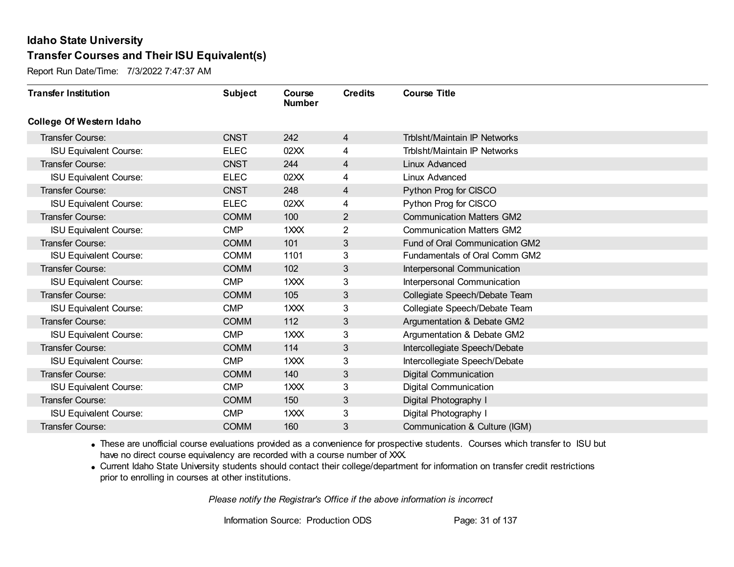# Idaho State University

## Transfer Courses and Their ISU Equivalent(s)

Report Run Date/Time: 7/3/2022 7:47:37 AM

| Transfer Institution | Subject | Course Number | Credits | Course Title |
|---|---|---|---|---|
| **College Of Western Idaho** | | | | |
| Transfer Course: | CNST | 242 | 4 | Trblsht/Maintain IP Networks |
| ISU Equivalent Course: | ELEC | 02XX | 4 | Trblsht/Maintain IP Networks |
| Transfer Course: | CNST | 244 | 4 | Linux Advanced |
| ISU Equivalent Course: | ELEC | 02XX | 4 | Linux Advanced |
| Transfer Course: | CNST | 248 | 4 | Python Prog for CISCO |
| ISU Equivalent Course: | ELEC | 02XX | 4 | Python Prog for CISCO |
| Transfer Course: | COMM | 100 | 2 | Communication Matters GM2 |
| ISU Equivalent Course: | CMP | 1XXX | 2 | Communication Matters GM2 |
| Transfer Course: | COMM | 101 | 3 | Fund of Oral Communication GM2 |
| ISU Equivalent Course: | COMM | 1101 | 3 | Fundamentals of Oral Comm GM2 |
| Transfer Course: | COMM | 102 | 3 | Interpersonal Communication |
| ISU Equivalent Course: | CMP | 1XXX | 3 | Interpersonal Communication |
| Transfer Course: | COMM | 105 | 3 | Collegiate Speech/Debate Team |
| ISU Equivalent Course: | CMP | 1XXX | 3 | Collegiate Speech/Debate Team |
| Transfer Course: | COMM | 112 | 3 | Argumentation & Debate GM2 |
| ISU Equivalent Course: | CMP | 1XXX | 3 | Argumentation & Debate GM2 |
| Transfer Course: | COMM | 114 | 3 | Intercollegiate Speech/Debate |
| ISU Equivalent Course: | CMP | 1XXX | 3 | Intercollegiate Speech/Debate |
| Transfer Course: | COMM | 140 | 3 | Digital Communication |
| ISU Equivalent Course: | CMP | 1XXX | 3 | Digital Communication |
| Transfer Course: | COMM | 150 | 3 | Digital Photography I |
| ISU Equivalent Course: | CMP | 1XXX | 3 | Digital Photography I |
| Transfer Course: | COMM | 160 | 3 | Communication & Culture (IGM) |

- These are unofficial course evaluations provided as a convenience for prospective students. Courses which transfer to ISU but have no direct course equivalency are recorded with a course number of XXX.
- Current Idaho State University students should contact their college/department for information on transfer credit restrictions prior to enrolling in courses at other institutions.

*Please notify the Registrar's Office if the above information is incorrect*

Information Source: Production ODS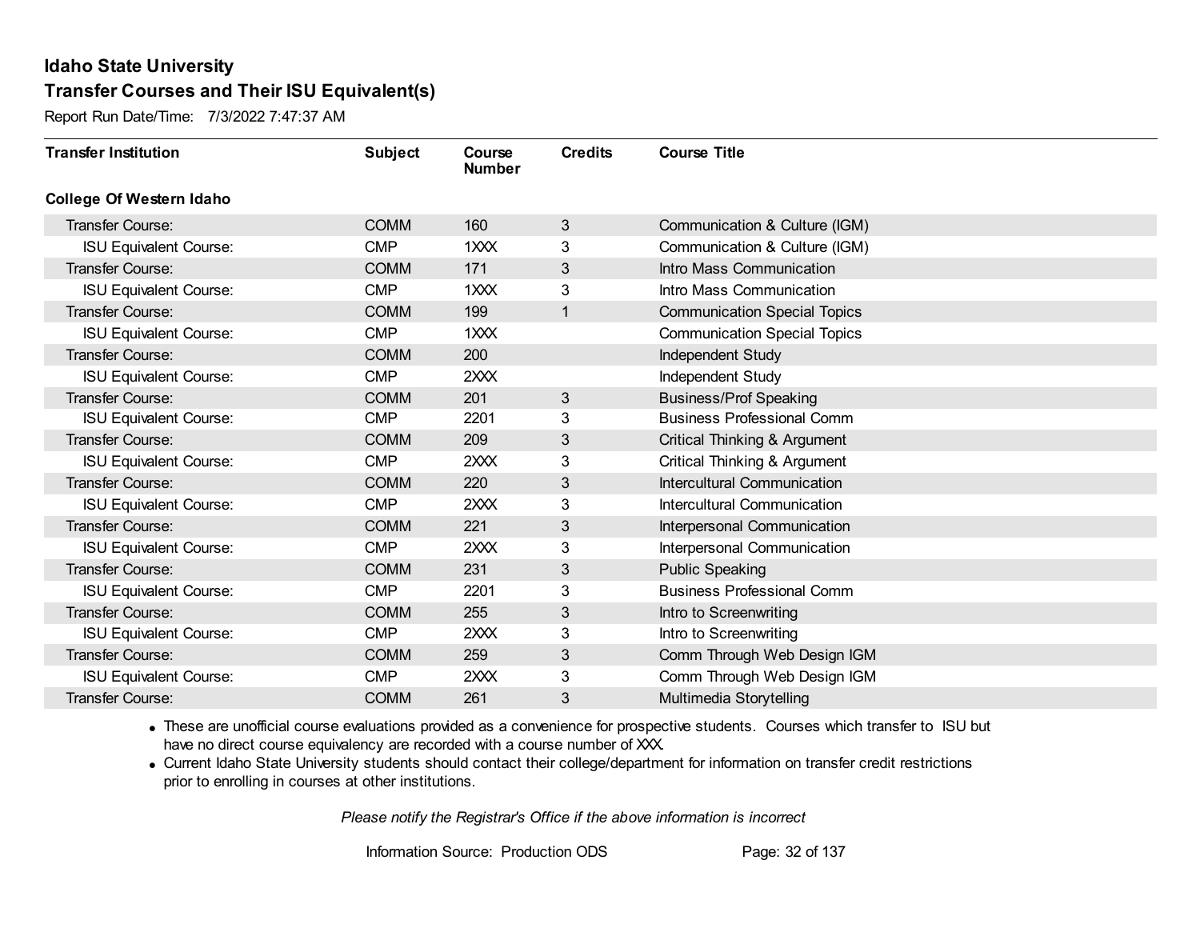## Idaho State University
## Transfer Courses and Their ISU Equivalent(s)

Report Run Date/Time: 7/3/2022 7:47:37 AM

| Transfer Institution | Subject | Course Number | Credits | Course Title |
|---|---|---|---|---|
| **College Of Western Idaho** | | | | |
| Transfer Course: | COMM | 160 | 3 | Communication & Culture (IGM) |
| ISU Equivalent Course: | CMP | 1XXX | 3 | Communication & Culture (IGM) |
| Transfer Course: | COMM | 171 | 3 | Intro Mass Communication |
| ISU Equivalent Course: | CMP | 1XXX | 3 | Intro Mass Communication |
| Transfer Course: | COMM | 199 | 1 | Communication Special Topics |
| ISU Equivalent Course: | CMP | 1XXX | | Communication Special Topics |
| Transfer Course: | COMM | 200 | | Independent Study |
| ISU Equivalent Course: | CMP | 2XXX | | Independent Study |
| Transfer Course: | COMM | 201 | 3 | Business/Prof Speaking |
| ISU Equivalent Course: | CMP | 2201 | 3 | Business Professional Comm |
| Transfer Course: | COMM | 209 | 3 | Critical Thinking & Argument |
| ISU Equivalent Course: | CMP | 2XXX | 3 | Critical Thinking & Argument |
| Transfer Course: | COMM | 220 | 3 | Intercultural Communication |
| ISU Equivalent Course: | CMP | 2XXX | 3 | Intercultural Communication |
| Transfer Course: | COMM | 221 | 3 | Interpersonal Communication |
| ISU Equivalent Course: | CMP | 2XXX | 3 | Interpersonal Communication |
| Transfer Course: | COMM | 231 | 3 | Public Speaking |
| ISU Equivalent Course: | CMP | 2201 | 3 | Business Professional Comm |
| Transfer Course: | COMM | 255 | 3 | Intro to Screenwriting |
| ISU Equivalent Course: | CMP | 2XXX | 3 | Intro to Screenwriting |
| Transfer Course: | COMM | 259 | 3 | Comm Through Web Design IGM |
| ISU Equivalent Course: | CMP | 2XXX | 3 | Comm Through Web Design IGM |
| Transfer Course: | COMM | 261 | 3 | Multimedia Storytelling |

- These are unofficial course evaluations provided as a convenience for prospective students. Courses which transfer to ISU but have no direct course equivalency are recorded with a course number of XXX.
- Current Idaho State University students should contact their college/department for information on transfer credit restrictions prior to enrolling in courses at other institutions.

*Please notify the Registrar's Office if the above information is incorrect*

Information Source: Production ODS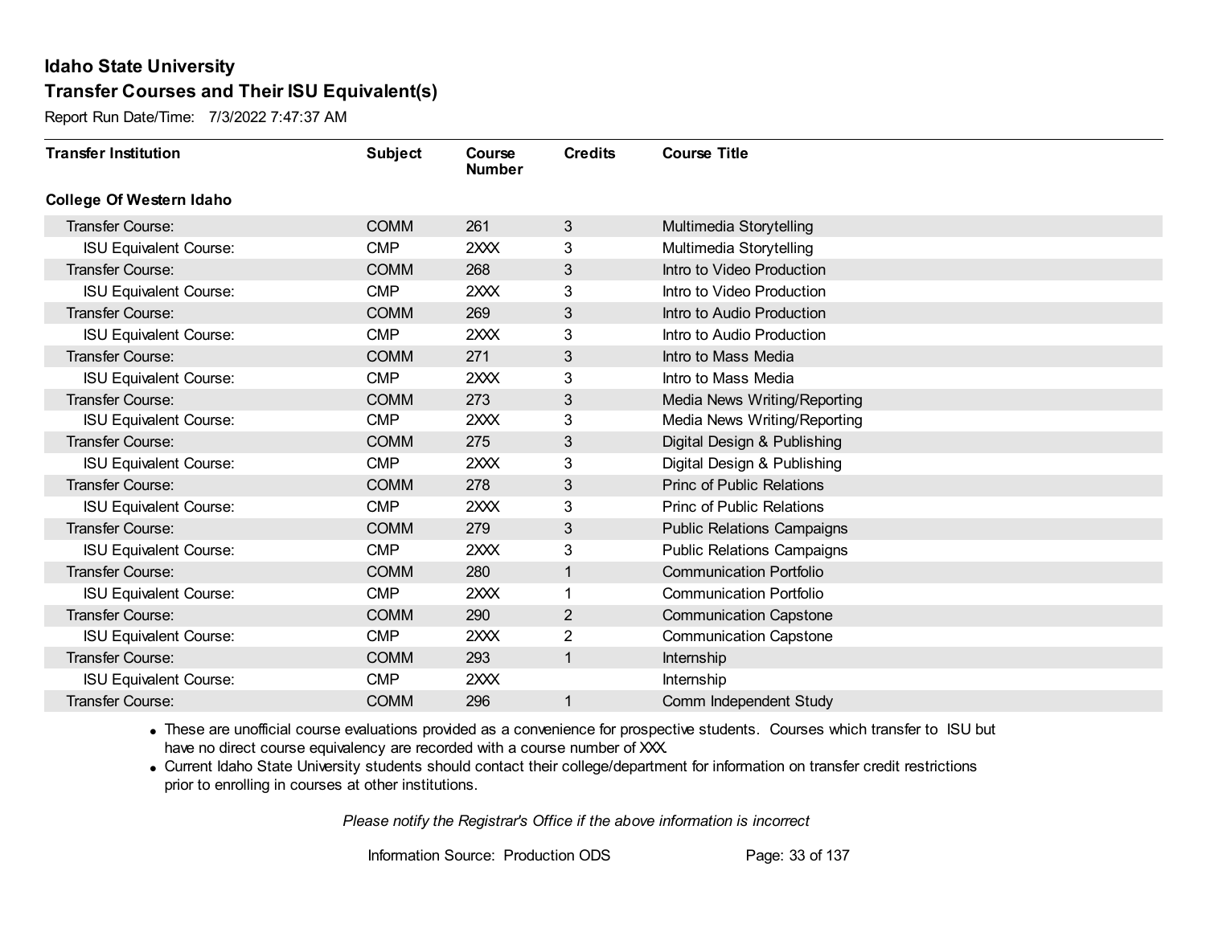# Idaho State University

## Transfer Courses and Their ISU Equivalent(s)

Report Run Date/Time: 7/3/2022 7:47:37 AM

| Transfer Institution | Subject | Course Number | Credits | Course Title |
|---|---|---|---|---|
| **College Of Western Idaho** | | | | |
| Transfer Course: | COMM | 261 | 3 | Multimedia Storytelling |
| ISU Equivalent Course: | CMP | 2XXX | 3 | Multimedia Storytelling |
| Transfer Course: | COMM | 268 | 3 | Intro to Video Production |
| ISU Equivalent Course: | CMP | 2XXX | 3 | Intro to Video Production |
| Transfer Course: | COMM | 269 | 3 | Intro to Audio Production |
| ISU Equivalent Course: | CMP | 2XXX | 3 | Intro to Audio Production |
| Transfer Course: | COMM | 271 | 3 | Intro to Mass Media |
| ISU Equivalent Course: | CMP | 2XXX | 3 | Intro to Mass Media |
| Transfer Course: | COMM | 273 | 3 | Media News Writing/Reporting |
| ISU Equivalent Course: | CMP | 2XXX | 3 | Media News Writing/Reporting |
| Transfer Course: | COMM | 275 | 3 | Digital Design & Publishing |
| ISU Equivalent Course: | CMP | 2XXX | 3 | Digital Design & Publishing |
| Transfer Course: | COMM | 278 | 3 | Princ of Public Relations |
| ISU Equivalent Course: | CMP | 2XXX | 3 | Princ of Public Relations |
| Transfer Course: | COMM | 279 | 3 | Public Relations Campaigns |
| ISU Equivalent Course: | CMP | 2XXX | 3 | Public Relations Campaigns |
| Transfer Course: | COMM | 280 | 1 | Communication Portfolio |
| ISU Equivalent Course: | CMP | 2XXX | 1 | Communication Portfolio |
| Transfer Course: | COMM | 290 | 2 | Communication Capstone |
| ISU Equivalent Course: | CMP | 2XXX | 2 | Communication Capstone |
| Transfer Course: | COMM | 293 | 1 | Internship |
| ISU Equivalent Course: | CMP | 2XXX | | Internship |
| Transfer Course: | COMM | 296 | 1 | Comm Independent Study |

- These are unofficial course evaluations provided as a convenience for prospective students. Courses which transfer to ISU but have no direct course equivalency are recorded with a course number of XXX.
- Current Idaho State University students should contact their college/department for information on transfer credit restrictions prior to enrolling in courses at other institutions.

*Please notify the Registrar's Office if the above information is incorrect*

Information Source: Production ODS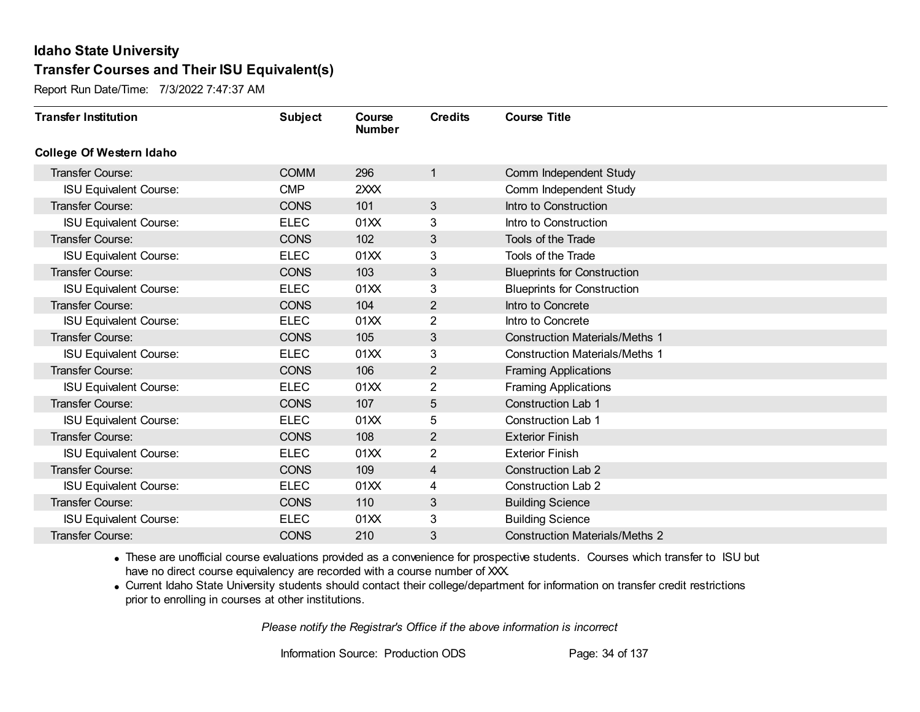# Idaho State University

## Transfer Courses and Their ISU Equivalent(s)

Report Run Date/Time: 7/3/2022 7:47:37 AM

| Transfer Institution | Subject | Course Number | Credits | Course Title |
|---|---|---|---|---|
| **College Of Western Idaho** | | | | |
| Transfer Course: | COMM | 296 | 1 | Comm Independent Study |
| ISU Equivalent Course: | CMP | 2XXX | | Comm Independent Study |
| Transfer Course: | CONS | 101 | 3 | Intro to Construction |
| ISU Equivalent Course: | ELEC | 01XX | 3 | Intro to Construction |
| Transfer Course: | CONS | 102 | 3 | Tools of the Trade |
| ISU Equivalent Course: | ELEC | 01XX | 3 | Tools of the Trade |
| Transfer Course: | CONS | 103 | 3 | Blueprints for Construction |
| ISU Equivalent Course: | ELEC | 01XX | 3 | Blueprints for Construction |
| Transfer Course: | CONS | 104 | 2 | Intro to Concrete |
| ISU Equivalent Course: | ELEC | 01XX | 2 | Intro to Concrete |
| Transfer Course: | CONS | 105 | 3 | Construction Materials/Meths 1 |
| ISU Equivalent Course: | ELEC | 01XX | 3 | Construction Materials/Meths 1 |
| Transfer Course: | CONS | 106 | 2 | Framing Applications |
| ISU Equivalent Course: | ELEC | 01XX | 2 | Framing Applications |
| Transfer Course: | CONS | 107 | 5 | Construction Lab 1 |
| ISU Equivalent Course: | ELEC | 01XX | 5 | Construction Lab 1 |
| Transfer Course: | CONS | 108 | 2 | Exterior Finish |
| ISU Equivalent Course: | ELEC | 01XX | 2 | Exterior Finish |
| Transfer Course: | CONS | 109 | 4 | Construction Lab 2 |
| ISU Equivalent Course: | ELEC | 01XX | 4 | Construction Lab 2 |
| Transfer Course: | CONS | 110 | 3 | Building Science |
| ISU Equivalent Course: | ELEC | 01XX | 3 | Building Science |
| Transfer Course: | CONS | 210 | 3 | Construction Materials/Meths 2 |

- These are unofficial course evaluations provided as a convenience for prospective students. Courses which transfer to ISU but have no direct course equivalency are recorded with a course number of XXX.
- Current Idaho State University students should contact their college/department for information on transfer credit restrictions prior to enrolling in courses at other institutions.

*Please notify the Registrar's Office if the above information is incorrect*

Information Source: Production ODS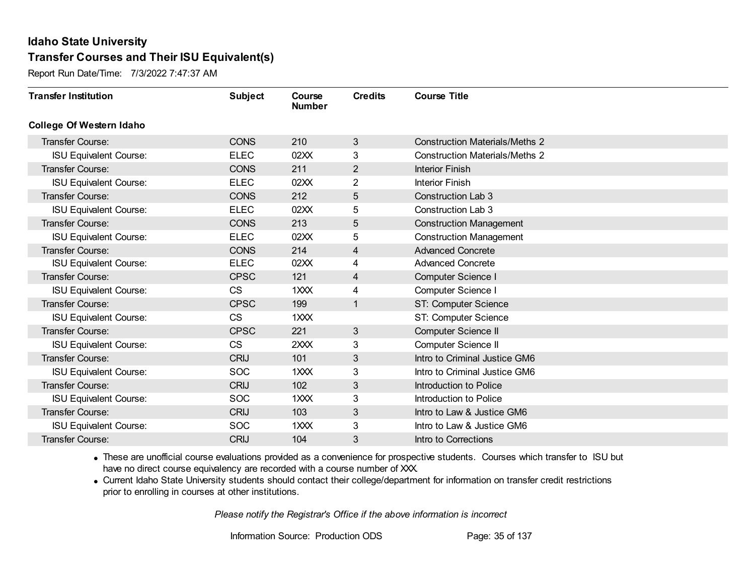# Idaho State University

## Transfer Courses and Their ISU Equivalent(s)

Report Run Date/Time: 7/3/2022 7:47:37 AM

| Transfer Institution | Subject | Course Number | Credits | Course Title |
|---|---|---|---|---|
| **College Of Western Idaho** | | | | |
| Transfer Course: | CONS | 210 | 3 | Construction Materials/Meths 2 |
| ISU Equivalent Course: | ELEC | 02XX | 3 | Construction Materials/Meths 2 |
| Transfer Course: | CONS | 211 | 2 | Interior Finish |
| ISU Equivalent Course: | ELEC | 02XX | 2 | Interior Finish |
| Transfer Course: | CONS | 212 | 5 | Construction Lab 3 |
| ISU Equivalent Course: | ELEC | 02XX | 5 | Construction Lab 3 |
| Transfer Course: | CONS | 213 | 5 | Construction Management |
| ISU Equivalent Course: | ELEC | 02XX | 5 | Construction Management |
| Transfer Course: | CONS | 214 | 4 | Advanced Concrete |
| ISU Equivalent Course: | ELEC | 02XX | 4 | Advanced Concrete |
| Transfer Course: | CPSC | 121 | 4 | Computer Science I |
| ISU Equivalent Course: | CS | 1XXX | 4 | Computer Science I |
| Transfer Course: | CPSC | 199 | 1 | ST: Computer Science |
| ISU Equivalent Course: | CS | 1XXX | | ST: Computer Science |
| Transfer Course: | CPSC | 221 | 3 | Computer Science II |
| ISU Equivalent Course: | CS | 2XXX | 3 | Computer Science II |
| Transfer Course: | CRIJ | 101 | 3 | Intro to Criminal Justice GM6 |
| ISU Equivalent Course: | SOC | 1XXX | 3 | Intro to Criminal Justice GM6 |
| Transfer Course: | CRIJ | 102 | 3 | Introduction to Police |
| ISU Equivalent Course: | SOC | 1XXX | 3 | Introduction to Police |
| Transfer Course: | CRIJ | 103 | 3 | Intro to Law & Justice GM6 |
| ISU Equivalent Course: | SOC | 1XXX | 3 | Intro to Law & Justice GM6 |
| Transfer Course: | CRIJ | 104 | 3 | Intro to Corrections |

- These are unofficial course evaluations provided as a convenience for prospective students. Courses which transfer to ISU but have no direct course equivalency are recorded with a course number of XXX.
- Current Idaho State University students should contact their college/department for information on transfer credit restrictions prior to enrolling in courses at other institutions.

*Please notify the Registrar's Office if the above information is incorrect*

Information Source: Production ODS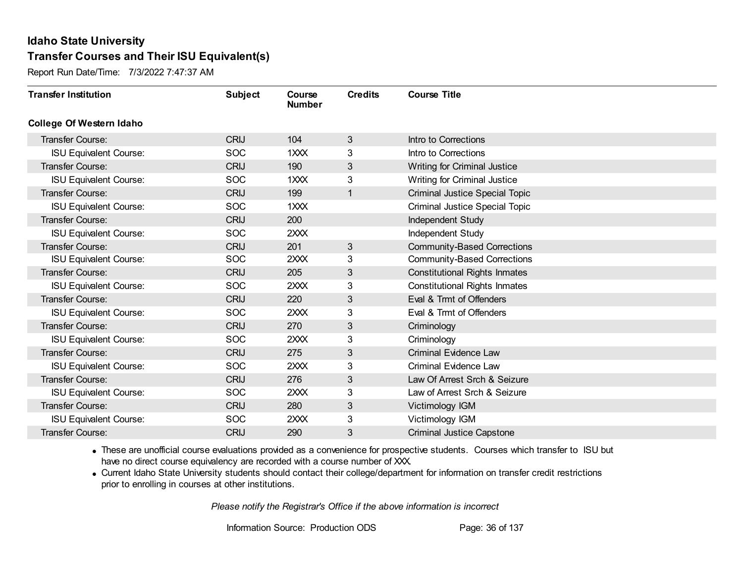# Idaho State University

## Transfer Courses and Their ISU Equivalent(s)

Report Run Date/Time: 7/3/2022 7:47:37 AM

| Transfer Institution | Subject | Course Number | Credits | Course Title |
|---|---|---|---|---|
| **College Of Western Idaho** | | | | |
| Transfer Course: | CRIJ | 104 | 3 | Intro to Corrections |
| ISU Equivalent Course: | SOC | 1XXX | 3 | Intro to Corrections |
| Transfer Course: | CRIJ | 190 | 3 | Writing for Criminal Justice |
| ISU Equivalent Course: | SOC | 1XXX | 3 | Writing for Criminal Justice |
| Transfer Course: | CRIJ | 199 | 1 | Criminal Justice Special Topic |
| ISU Equivalent Course: | SOC | 1XXX | | Criminal Justice Special Topic |
| Transfer Course: | CRIJ | 200 | | Independent Study |
| ISU Equivalent Course: | SOC | 2XXX | | Independent Study |
| Transfer Course: | CRIJ | 201 | 3 | Community-Based Corrections |
| ISU Equivalent Course: | SOC | 2XXX | 3 | Community-Based Corrections |
| Transfer Course: | CRIJ | 205 | 3 | Constitutional Rights Inmates |
| ISU Equivalent Course: | SOC | 2XXX | 3 | Constitutional Rights Inmates |
| Transfer Course: | CRIJ | 220 | 3 | Eval & Trmt of Offenders |
| ISU Equivalent Course: | SOC | 2XXX | 3 | Eval & Trmt of Offenders |
| Transfer Course: | CRIJ | 270 | 3 | Criminology |
| ISU Equivalent Course: | SOC | 2XXX | 3 | Criminology |
| Transfer Course: | CRIJ | 275 | 3 | Criminal Evidence Law |
| ISU Equivalent Course: | SOC | 2XXX | 3 | Criminal Evidence Law |
| Transfer Course: | CRIJ | 276 | 3 | Law Of Arrest Srch & Seizure |
| ISU Equivalent Course: | SOC | 2XXX | 3 | Law of Arrest Srch & Seizure |
| Transfer Course: | CRIJ | 280 | 3 | Victimology IGM |
| ISU Equivalent Course: | SOC | 2XXX | 3 | Victimology IGM |
| Transfer Course: | CRIJ | 290 | 3 | Criminal Justice Capstone |

- These are unofficial course evaluations provided as a convenience for prospective students. Courses which transfer to ISU but have no direct course equivalency are recorded with a course number of XXX.
- Current Idaho State University students should contact their college/department for information on transfer credit restrictions prior to enrolling in courses at other institutions.

*Please notify the Registrar's Office if the above information is incorrect*

Information Source: Production ODS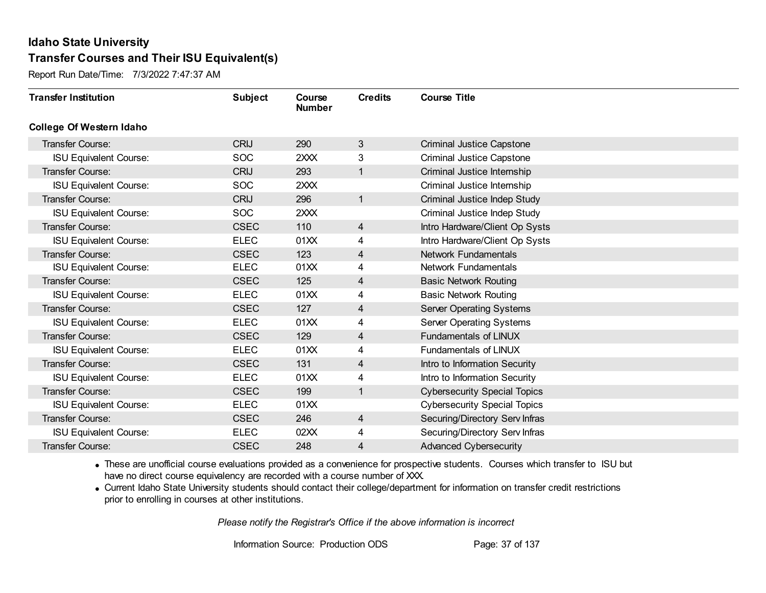# Idaho State University

## Transfer Courses and Their ISU Equivalent(s)

Report Run Date/Time: 7/3/2022 7:47:37 AM

| Transfer Institution | Subject | Course Number | Credits | Course Title |
|---|---|---|---|---|
| **College Of Western Idaho** | | | | |
| Transfer Course: | CRIJ | 290 | 3 | Criminal Justice Capstone |
| ISU Equivalent Course: | SOC | 2XXX | 3 | Criminal Justice Capstone |
| Transfer Course: | CRIJ | 293 | 1 | Criminal Justice Internship |
| ISU Equivalent Course: | SOC | 2XXX | | Criminal Justice Internship |
| Transfer Course: | CRIJ | 296 | 1 | Criminal Justice Indep Study |
| ISU Equivalent Course: | SOC | 2XXX | | Criminal Justice Indep Study |
| Transfer Course: | CSEC | 110 | 4 | Intro Hardware/Client Op Systs |
| ISU Equivalent Course: | ELEC | 01XX | 4 | Intro Hardware/Client Op Systs |
| Transfer Course: | CSEC | 123 | 4 | Network Fundamentals |
| ISU Equivalent Course: | ELEC | 01XX | 4 | Network Fundamentals |
| Transfer Course: | CSEC | 125 | 4 | Basic Network Routing |
| ISU Equivalent Course: | ELEC | 01XX | 4 | Basic Network Routing |
| Transfer Course: | CSEC | 127 | 4 | Server Operating Systems |
| ISU Equivalent Course: | ELEC | 01XX | 4 | Server Operating Systems |
| Transfer Course: | CSEC | 129 | 4 | Fundamentals of LINUX |
| ISU Equivalent Course: | ELEC | 01XX | 4 | Fundamentals of LINUX |
| Transfer Course: | CSEC | 131 | 4 | Intro to Information Security |
| ISU Equivalent Course: | ELEC | 01XX | 4 | Intro to Information Security |
| Transfer Course: | CSEC | 199 | 1 | Cybersecurity Special Topics |
| ISU Equivalent Course: | ELEC | 01XX | | Cybersecurity Special Topics |
| Transfer Course: | CSEC | 246 | 4 | Securing/Directory Serv Infras |
| ISU Equivalent Course: | ELEC | 02XX | 4 | Securing/Directory Serv Infras |
| Transfer Course: | CSEC | 248 | 4 | Advanced Cybersecurity |

- These are unofficial course evaluations provided as a convenience for prospective students. Courses which transfer to ISU but have no direct course equivalency are recorded with a course number of XXX.
- Current Idaho State University students should contact their college/department for information on transfer credit restrictions prior to enrolling in courses at other institutions.

*Please notify the Registrar's Office if the above information is incorrect*

Information Source: Production ODS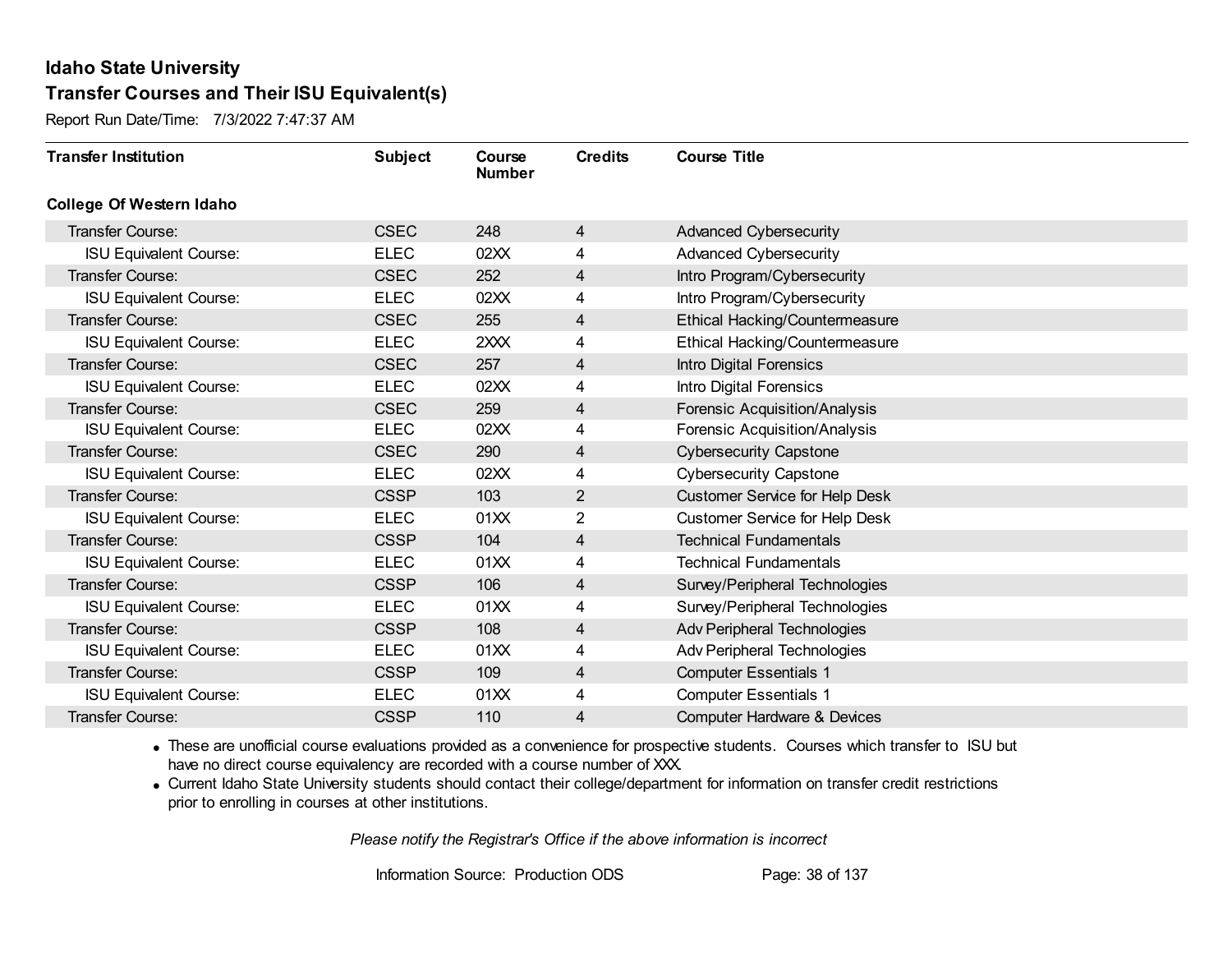## Idaho State University
## Transfer Courses and Their ISU Equivalent(s)

Report Run Date/Time: 7/3/2022 7:47:37 AM

| Transfer Institution | Subject | Course Number | Credits | Course Title |
|---|---|---|---|---|
| **College Of Western Idaho** | | | | |
| Transfer Course: | CSEC | 248 | 4 | Advanced Cybersecurity |
| ISU Equivalent Course: | ELEC | 02XX | 4 | Advanced Cybersecurity |
| Transfer Course: | CSEC | 252 | 4 | Intro Program/Cybersecurity |
| ISU Equivalent Course: | ELEC | 02XX | 4 | Intro Program/Cybersecurity |
| Transfer Course: | CSEC | 255 | 4 | Ethical Hacking/Countermeasure |
| ISU Equivalent Course: | ELEC | 2XXX | 4 | Ethical Hacking/Countermeasure |
| Transfer Course: | CSEC | 257 | 4 | Intro Digital Forensics |
| ISU Equivalent Course: | ELEC | 02XX | 4 | Intro Digital Forensics |
| Transfer Course: | CSEC | 259 | 4 | Forensic Acquisition/Analysis |
| ISU Equivalent Course: | ELEC | 02XX | 4 | Forensic Acquisition/Analysis |
| Transfer Course: | CSEC | 290 | 4 | Cybersecurity Capstone |
| ISU Equivalent Course: | ELEC | 02XX | 4 | Cybersecurity Capstone |
| Transfer Course: | CSSP | 103 | 2 | Customer Service for Help Desk |
| ISU Equivalent Course: | ELEC | 01XX | 2 | Customer Service for Help Desk |
| Transfer Course: | CSSP | 104 | 4 | Technical Fundamentals |
| ISU Equivalent Course: | ELEC | 01XX | 4 | Technical Fundamentals |
| Transfer Course: | CSSP | 106 | 4 | Survey/Peripheral Technologies |
| ISU Equivalent Course: | ELEC | 01XX | 4 | Survey/Peripheral Technologies |
| Transfer Course: | CSSP | 108 | 4 | Adv Peripheral Technologies |
| ISU Equivalent Course: | ELEC | 01XX | 4 | Adv Peripheral Technologies |
| Transfer Course: | CSSP | 109 | 4 | Computer Essentials 1 |
| ISU Equivalent Course: | ELEC | 01XX | 4 | Computer Essentials 1 |
| Transfer Course: | CSSP | 110 | 4 | Computer Hardware & Devices |

- These are unofficial course evaluations provided as a convenience for prospective students. Courses which transfer to ISU but have no direct course equivalency are recorded with a course number of XXX.
- Current Idaho State University students should contact their college/department for information on transfer credit restrictions prior to enrolling in courses at other institutions.

*Please notify the Registrar's Office if the above information is incorrect*

Information Source: Production ODS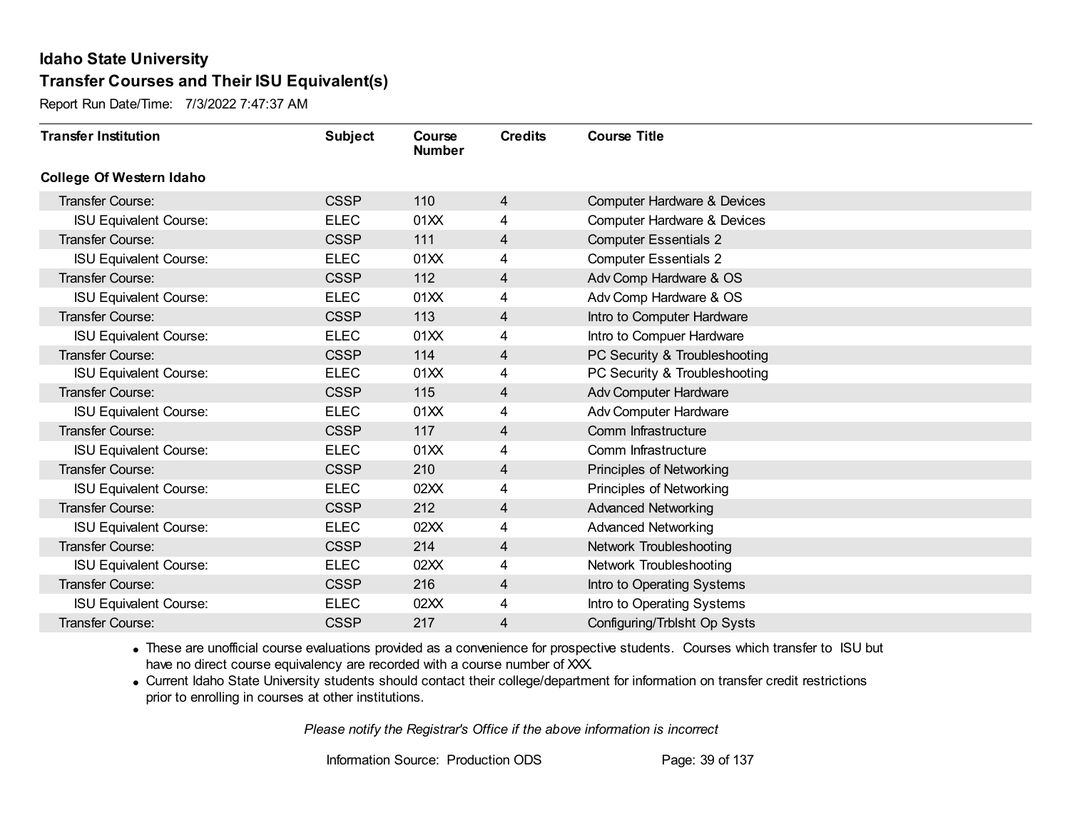# Idaho State University

## Transfer Courses and Their ISU Equivalent(s)

Report Run Date/Time: 7/3/2022 7:47:37 AM

| Transfer Institution | Subject | Course Number | Credits | Course Title |
|---|---|---|---|---|
| **College Of Western Idaho** | | | | |
| Transfer Course: | CSSP | 110 | 4 | Computer Hardware & Devices |
| ISU Equivalent Course: | ELEC | 01XX | 4 | Computer Hardware & Devices |
| Transfer Course: | CSSP | 111 | 4 | Computer Essentials 2 |
| ISU Equivalent Course: | ELEC | 01XX | 4 | Computer Essentials 2 |
| Transfer Course: | CSSP | 112 | 4 | Adv Comp Hardware & OS |
| ISU Equivalent Course: | ELEC | 01XX | 4 | Adv Comp Hardware & OS |
| Transfer Course: | CSSP | 113 | 4 | Intro to Computer Hardware |
| ISU Equivalent Course: | ELEC | 01XX | 4 | Intro to Compuer Hardware |
| Transfer Course: | CSSP | 114 | 4 | PC Security & Troubleshooting |
| ISU Equivalent Course: | ELEC | 01XX | 4 | PC Security & Troubleshooting |
| Transfer Course: | CSSP | 115 | 4 | Adv Computer Hardware |
| ISU Equivalent Course: | ELEC | 01XX | 4 | Adv Computer Hardware |
| Transfer Course: | CSSP | 117 | 4 | Comm Infrastructure |
| ISU Equivalent Course: | ELEC | 01XX | 4 | Comm Infrastructure |
| Transfer Course: | CSSP | 210 | 4 | Principles of Networking |
| ISU Equivalent Course: | ELEC | 02XX | 4 | Principles of Networking |
| Transfer Course: | CSSP | 212 | 4 | Advanced Networking |
| ISU Equivalent Course: | ELEC | 02XX | 4 | Advanced Networking |
| Transfer Course: | CSSP | 214 | 4 | Network Troubleshooting |
| ISU Equivalent Course: | ELEC | 02XX | 4 | Network Troubleshooting |
| Transfer Course: | CSSP | 216 | 4 | Intro to Operating Systems |
| ISU Equivalent Course: | ELEC | 02XX | 4 | Intro to Operating Systems |
| Transfer Course: | CSSP | 217 | 4 | Configuring/Trblsht Op Systs |

- These are unofficial course evaluations provided as a convenience for prospective students. Courses which transfer to ISU but have no direct course equivalency are recorded with a course number of XXX.
- Current Idaho State University students should contact their college/department for information on transfer credit restrictions prior to enrolling in courses at other institutions.

*Please notify the Registrar's Office if the above information is incorrect*

Information Source: Production ODS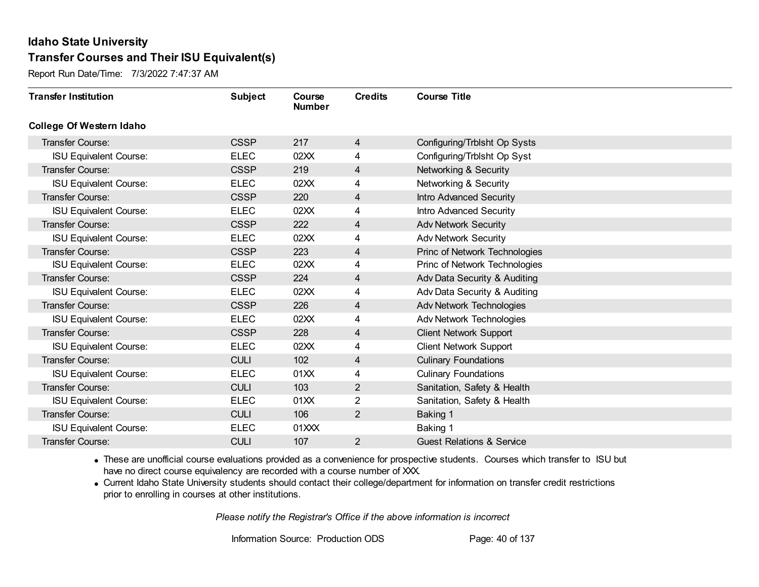# Idaho State University

## Transfer Courses and Their ISU Equivalent(s)

Report Run Date/Time: 7/3/2022 7:47:37 AM

| Transfer Institution | Subject | Course Number | Credits | Course Title |
|---|---|---|---|---|
| **College Of Western Idaho** | | | | |
| Transfer Course: | CSSP | 217 | 4 | Configuring/Trblsht Op Systs |
| ISU Equivalent Course: | ELEC | 02XX | 4 | Configuring/Trblsht Op Syst |
| Transfer Course: | CSSP | 219 | 4 | Networking & Security |
| ISU Equivalent Course: | ELEC | 02XX | 4 | Networking & Security |
| Transfer Course: | CSSP | 220 | 4 | Intro Advanced Security |
| ISU Equivalent Course: | ELEC | 02XX | 4 | Intro Advanced Security |
| Transfer Course: | CSSP | 222 | 4 | Adv Network Security |
| ISU Equivalent Course: | ELEC | 02XX | 4 | Adv Network Security |
| Transfer Course: | CSSP | 223 | 4 | Princ of Network Technologies |
| ISU Equivalent Course: | ELEC | 02XX | 4 | Princ of Network Technologies |
| Transfer Course: | CSSP | 224 | 4 | Adv Data Security & Auditing |
| ISU Equivalent Course: | ELEC | 02XX | 4 | Adv Data Security & Auditing |
| Transfer Course: | CSSP | 226 | 4 | Adv Network Technologies |
| ISU Equivalent Course: | ELEC | 02XX | 4 | Adv Network Technologies |
| Transfer Course: | CSSP | 228 | 4 | Client Network Support |
| ISU Equivalent Course: | ELEC | 02XX | 4 | Client Network Support |
| Transfer Course: | CULI | 102 | 4 | Culinary Foundations |
| ISU Equivalent Course: | ELEC | 01XX | 4 | Culinary Foundations |
| Transfer Course: | CULI | 103 | 2 | Sanitation, Safety & Health |
| ISU Equivalent Course: | ELEC | 01XX | 2 | Sanitation, Safety & Health |
| Transfer Course: | CULI | 106 | 2 | Baking 1 |
| ISU Equivalent Course: | ELEC | 01XXX | | Baking 1 |
| Transfer Course: | CULI | 107 | 2 | Guest Relations & Service |

- These are unofficial course evaluations provided as a convenience for prospective students. Courses which transfer to ISU but have no direct course equivalency are recorded with a course number of XXX.
- Current Idaho State University students should contact their college/department for information on transfer credit restrictions prior to enrolling in courses at other institutions.

*Please notify the Registrar's Office if the above information is incorrect*

Information Source: Production ODS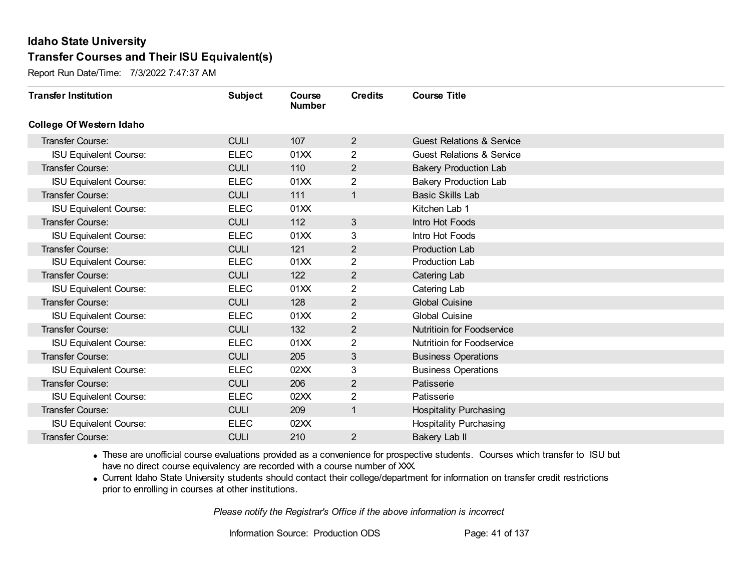# Idaho State University

## Transfer Courses and Their ISU Equivalent(s)

Report Run Date/Time: 7/3/2022 7:47:37 AM

| Transfer Institution | Subject | Course Number | Credits | Course Title |
|---|---|---|---|---|
| **College Of Western Idaho** | | | | |
| Transfer Course: | CULI | 107 | 2 | Guest Relations & Service |
| ISU Equivalent Course: | ELEC | 01XX | 2 | Guest Relations & Service |
| Transfer Course: | CULI | 110 | 2 | Bakery Production Lab |
| ISU Equivalent Course: | ELEC | 01XX | 2 | Bakery Production Lab |
| Transfer Course: | CULI | 111 | 1 | Basic Skills Lab |
| ISU Equivalent Course: | ELEC | 01XX | | Kitchen Lab 1 |
| Transfer Course: | CULI | 112 | 3 | Intro Hot Foods |
| ISU Equivalent Course: | ELEC | 01XX | 3 | Intro Hot Foods |
| Transfer Course: | CULI | 121 | 2 | Production Lab |
| ISU Equivalent Course: | ELEC | 01XX | 2 | Production Lab |
| Transfer Course: | CULI | 122 | 2 | Catering Lab |
| ISU Equivalent Course: | ELEC | 01XX | 2 | Catering Lab |
| Transfer Course: | CULI | 128 | 2 | Global Cuisine |
| ISU Equivalent Course: | ELEC | 01XX | 2 | Global Cuisine |
| Transfer Course: | CULI | 132 | 2 | Nutritioin for Foodservice |
| ISU Equivalent Course: | ELEC | 01XX | 2 | Nutritioin for Foodservice |
| Transfer Course: | CULI | 205 | 3 | Business Operations |
| ISU Equivalent Course: | ELEC | 02XX | 3 | Business Operations |
| Transfer Course: | CULI | 206 | 2 | Patisserie |
| ISU Equivalent Course: | ELEC | 02XX | 2 | Patisserie |
| Transfer Course: | CULI | 209 | 1 | Hospitality Purchasing |
| ISU Equivalent Course: | ELEC | 02XX | | Hospitality Purchasing |
| Transfer Course: | CULI | 210 | 2 | Bakery Lab II |

- These are unofficial course evaluations provided as a convenience for prospective students. Courses which transfer to ISU but have no direct course equivalency are recorded with a course number of XXX.
- Current Idaho State University students should contact their college/department for information on transfer credit restrictions prior to enrolling in courses at other institutions.

*Please notify the Registrar's Office if the above information is incorrect*

Information Source: Production ODS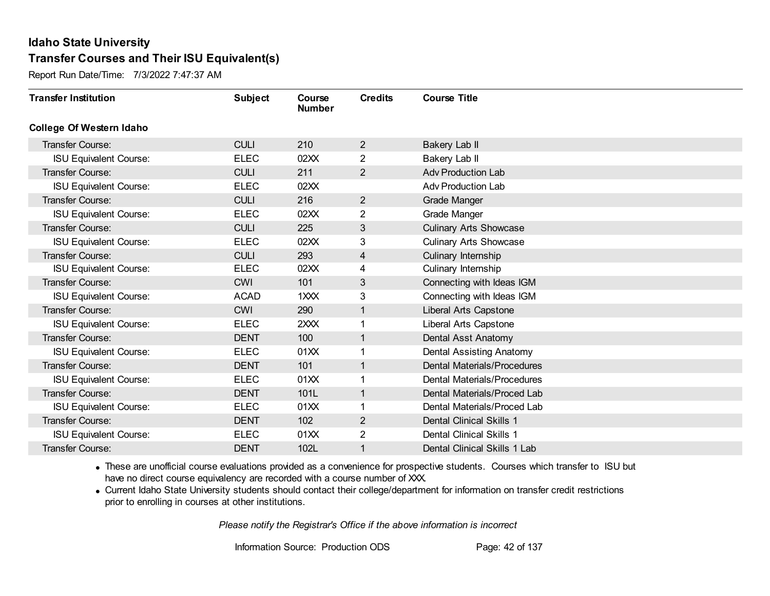# Idaho State University

## Transfer Courses and Their ISU Equivalent(s)

Report Run Date/Time: 7/3/2022 7:47:37 AM

| Transfer Institution | Subject | Course Number | Credits | Course Title |
|---|---|---|---|---|
| **College Of Western Idaho** | | | | |
| Transfer Course: | CULI | 210 | 2 | Bakery Lab II |
| ISU Equivalent Course: | ELEC | 02XX | 2 | Bakery Lab II |
| Transfer Course: | CULI | 211 | 2 | Adv Production Lab |
| ISU Equivalent Course: | ELEC | 02XX | | Adv Production Lab |
| Transfer Course: | CULI | 216 | 2 | Grade Manger |
| ISU Equivalent Course: | ELEC | 02XX | 2 | Grade Manger |
| Transfer Course: | CULI | 225 | 3 | Culinary Arts Showcase |
| ISU Equivalent Course: | ELEC | 02XX | 3 | Culinary Arts Showcase |
| Transfer Course: | CULI | 293 | 4 | Culinary Internship |
| ISU Equivalent Course: | ELEC | 02XX | 4 | Culinary Internship |
| Transfer Course: | CWI | 101 | 3 | Connecting with Ideas IGM |
| ISU Equivalent Course: | ACAD | 1XXX | 3 | Connecting with Ideas IGM |
| Transfer Course: | CWI | 290 | 1 | Liberal Arts Capstone |
| ISU Equivalent Course: | ELEC | 2XXX | 1 | Liberal Arts Capstone |
| Transfer Course: | DENT | 100 | 1 | Dental Asst Anatomy |
| ISU Equivalent Course: | ELEC | 01XX | 1 | Dental Assisting Anatomy |
| Transfer Course: | DENT | 101 | 1 | Dental Materials/Procedures |
| ISU Equivalent Course: | ELEC | 01XX | 1 | Dental Materials/Procedures |
| Transfer Course: | DENT | 101L | 1 | Dental Materials/Proced Lab |
| ISU Equivalent Course: | ELEC | 01XX | 1 | Dental Materials/Proced Lab |
| Transfer Course: | DENT | 102 | 2 | Dental Clinical Skills 1 |
| ISU Equivalent Course: | ELEC | 01XX | 2 | Dental Clinical Skills 1 |
| Transfer Course: | DENT | 102L | 1 | Dental Clinical Skills 1 Lab |

- These are unofficial course evaluations provided as a convenience for prospective students. Courses which transfer to ISU but have no direct course equivalency are recorded with a course number of XXX.
- Current Idaho State University students should contact their college/department for information on transfer credit restrictions prior to enrolling in courses at other institutions.

*Please notify the Registrar's Office if the above information is incorrect*

Information Source: Production ODS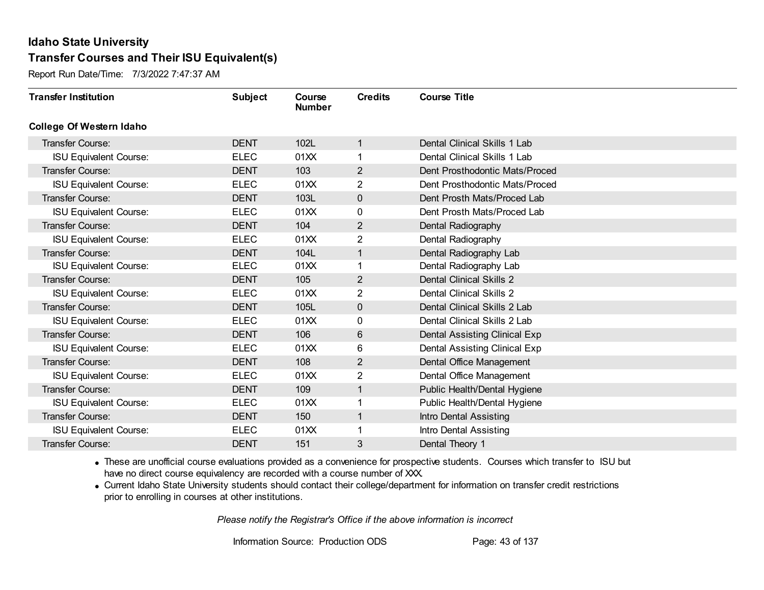# Idaho State University

## Transfer Courses and Their ISU Equivalent(s)

Report Run Date/Time: 7/3/2022 7:47:37 AM

| Transfer Institution | Subject | Course Number | Credits | Course Title |
|---|---|---|---|---|
| **College Of Western Idaho** | | | | |
| Transfer Course: | DENT | 102L | 1 | Dental Clinical Skills 1 Lab |
| ISU Equivalent Course: | ELEC | 01XX | 1 | Dental Clinical Skills 1 Lab |
| Transfer Course: | DENT | 103 | 2 | Dent Prosthodontic Mats/Proced |
| ISU Equivalent Course: | ELEC | 01XX | 2 | Dent Prosthodontic Mats/Proced |
| Transfer Course: | DENT | 103L | 0 | Dent Prosth Mats/Proced Lab |
| ISU Equivalent Course: | ELEC | 01XX | 0 | Dent Prosth Mats/Proced Lab |
| Transfer Course: | DENT | 104 | 2 | Dental Radiography |
| ISU Equivalent Course: | ELEC | 01XX | 2 | Dental Radiography |
| Transfer Course: | DENT | 104L | 1 | Dental Radiography Lab |
| ISU Equivalent Course: | ELEC | 01XX | 1 | Dental Radiography Lab |
| Transfer Course: | DENT | 105 | 2 | Dental Clinical Skills 2 |
| ISU Equivalent Course: | ELEC | 01XX | 2 | Dental Clinical Skills 2 |
| Transfer Course: | DENT | 105L | 0 | Dental Clinical Skills 2 Lab |
| ISU Equivalent Course: | ELEC | 01XX | 0 | Dental Clinical Skills 2 Lab |
| Transfer Course: | DENT | 106 | 6 | Dental Assisting Clinical Exp |
| ISU Equivalent Course: | ELEC | 01XX | 6 | Dental Assisting Clinical Exp |
| Transfer Course: | DENT | 108 | 2 | Dental Office Management |
| ISU Equivalent Course: | ELEC | 01XX | 2 | Dental Office Management |
| Transfer Course: | DENT | 109 | 1 | Public Health/Dental Hygiene |
| ISU Equivalent Course: | ELEC | 01XX | 1 | Public Health/Dental Hygiene |
| Transfer Course: | DENT | 150 | 1 | Intro Dental Assisting |
| ISU Equivalent Course: | ELEC | 01XX | 1 | Intro Dental Assisting |
| Transfer Course: | DENT | 151 | 3 | Dental Theory 1 |

- These are unofficial course evaluations provided as a convenience for prospective students. Courses which transfer to ISU but have no direct course equivalency are recorded with a course number of XXX.
- Current Idaho State University students should contact their college/department for information on transfer credit restrictions prior to enrolling in courses at other institutions.

*Please notify the Registrar's Office if the above information is incorrect*

Information Source: Production ODS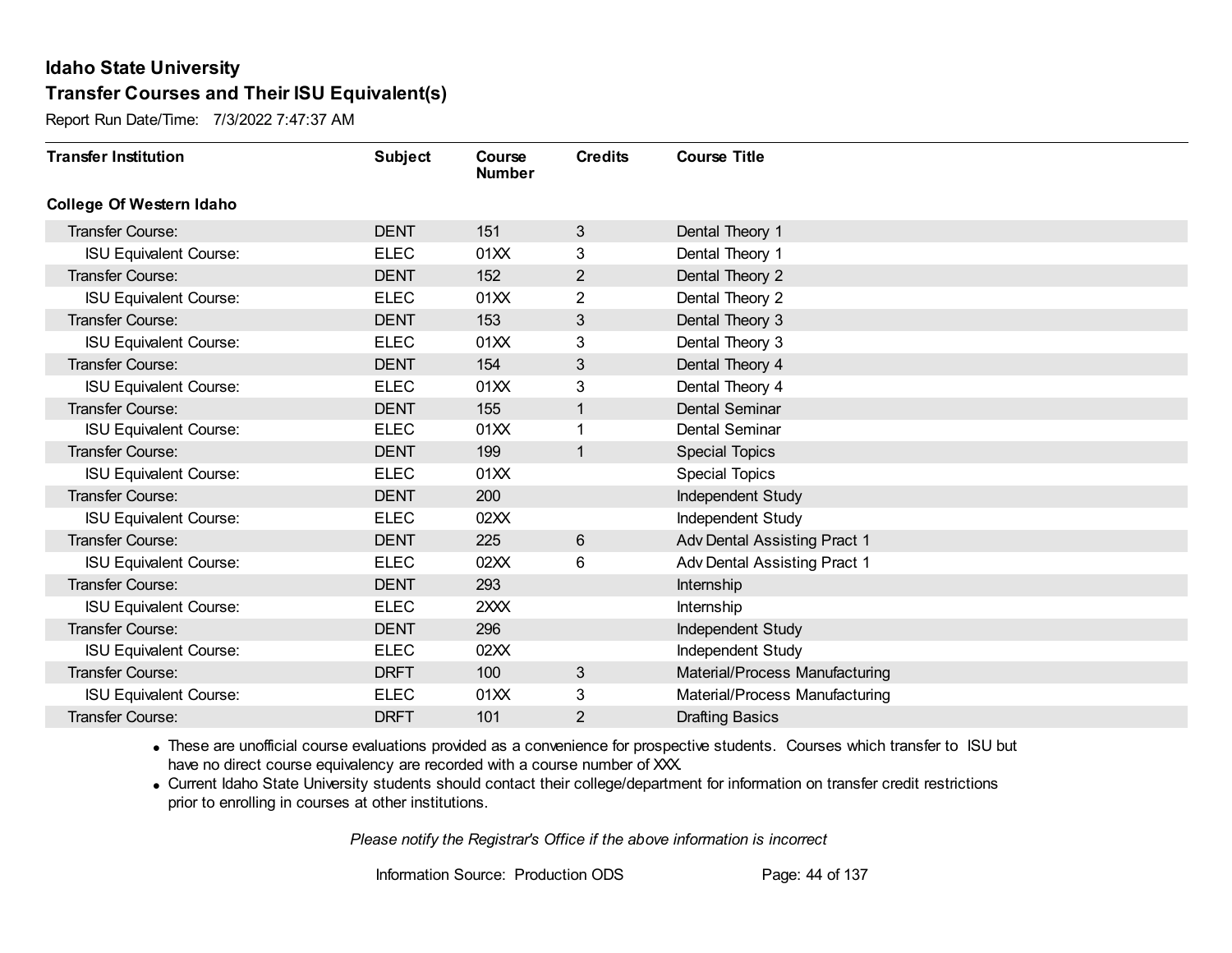## Idaho State University
## Transfer Courses and Their ISU Equivalent(s)

Report Run Date/Time: 7/3/2022 7:47:37 AM

| Transfer Institution | Subject | Course Number | Credits | Course Title |
|---|---|---|---|---|
| **College Of Western Idaho** | | | | |
| Transfer Course: | DENT | 151 | 3 | Dental Theory 1 |
| ISU Equivalent Course: | ELEC | 01XX | 3 | Dental Theory 1 |
| Transfer Course: | DENT | 152 | 2 | Dental Theory 2 |
| ISU Equivalent Course: | ELEC | 01XX | 2 | Dental Theory 2 |
| Transfer Course: | DENT | 153 | 3 | Dental Theory 3 |
| ISU Equivalent Course: | ELEC | 01XX | 3 | Dental Theory 3 |
| Transfer Course: | DENT | 154 | 3 | Dental Theory 4 |
| ISU Equivalent Course: | ELEC | 01XX | 3 | Dental Theory 4 |
| Transfer Course: | DENT | 155 | 1 | Dental Seminar |
| ISU Equivalent Course: | ELEC | 01XX | 1 | Dental Seminar |
| Transfer Course: | DENT | 199 | 1 | Special Topics |
| ISU Equivalent Course: | ELEC | 01XX | | Special Topics |
| Transfer Course: | DENT | 200 | | Independent Study |
| ISU Equivalent Course: | ELEC | 02XX | | Independent Study |
| Transfer Course: | DENT | 225 | 6 | Adv Dental Assisting Pract 1 |
| ISU Equivalent Course: | ELEC | 02XX | 6 | Adv Dental Assisting Pract 1 |
| Transfer Course: | DENT | 293 | | Internship |
| ISU Equivalent Course: | ELEC | 2XXX | | Internship |
| Transfer Course: | DENT | 296 | | Independent Study |
| ISU Equivalent Course: | ELEC | 02XX | | Independent Study |
| Transfer Course: | DRFT | 100 | 3 | Material/Process Manufacturing |
| ISU Equivalent Course: | ELEC | 01XX | 3 | Material/Process Manufacturing |
| Transfer Course: | DRFT | 101 | 2 | Drafting Basics |

- These are unofficial course evaluations provided as a convenience for prospective students. Courses which transfer to ISU but have no direct course equivalency are recorded with a course number of XXX.
- Current Idaho State University students should contact their college/department for information on transfer credit restrictions prior to enrolling in courses at other institutions.

*Please notify the Registrar's Office if the above information is incorrect*

Information Source: Production ODS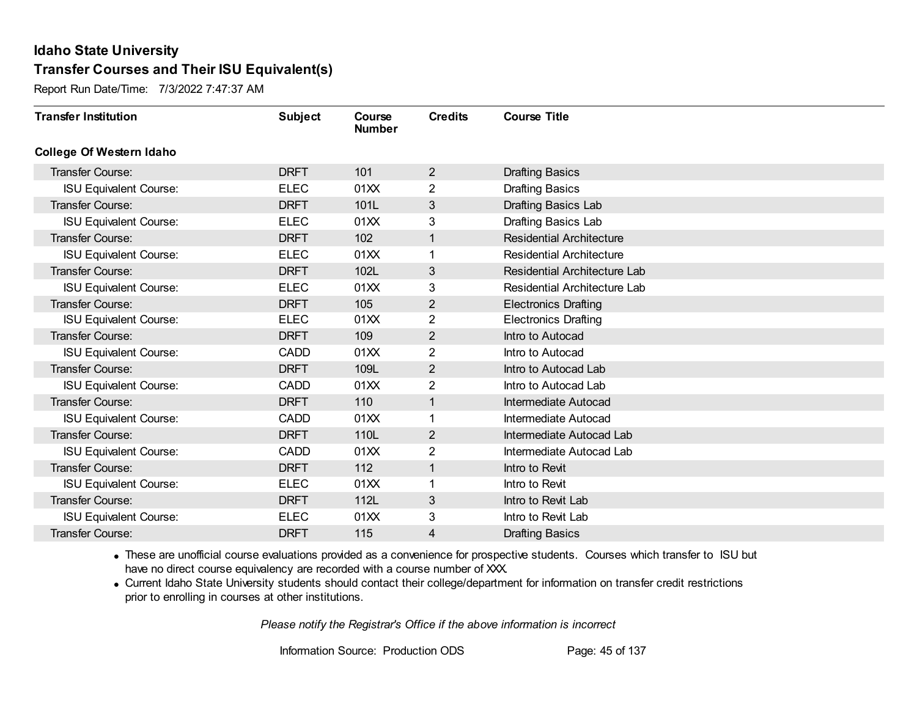# Idaho State University

## Transfer Courses and Their ISU Equivalent(s)

Report Run Date/Time: 7/3/2022 7:47:37 AM

| Transfer Institution | Subject | Course Number | Credits | Course Title |
|---|---|---|---|---|
| **College Of Western Idaho** | | | | |
| Transfer Course: | DRFT | 101 | 2 | Drafting Basics |
| ISU Equivalent Course: | ELEC | 01XX | 2 | Drafting Basics |
| Transfer Course: | DRFT | 101L | 3 | Drafting Basics Lab |
| ISU Equivalent Course: | ELEC | 01XX | 3 | Drafting Basics Lab |
| Transfer Course: | DRFT | 102 | 1 | Residential Architecture |
| ISU Equivalent Course: | ELEC | 01XX | 1 | Residential Architecture |
| Transfer Course: | DRFT | 102L | 3 | Residential Architecture Lab |
| ISU Equivalent Course: | ELEC | 01XX | 3 | Residential Architecture Lab |
| Transfer Course: | DRFT | 105 | 2 | Electronics Drafting |
| ISU Equivalent Course: | ELEC | 01XX | 2 | Electronics Drafting |
| Transfer Course: | DRFT | 109 | 2 | Intro to Autocad |
| ISU Equivalent Course: | CADD | 01XX | 2 | Intro to Autocad |
| Transfer Course: | DRFT | 109L | 2 | Intro to Autocad Lab |
| ISU Equivalent Course: | CADD | 01XX | 2 | Intro to Autocad Lab |
| Transfer Course: | DRFT | 110 | 1 | Intermediate Autocad |
| ISU Equivalent Course: | CADD | 01XX | 1 | Intermediate Autocad |
| Transfer Course: | DRFT | 110L | 2 | Intermediate Autocad Lab |
| ISU Equivalent Course: | CADD | 01XX | 2 | Intermediate Autocad Lab |
| Transfer Course: | DRFT | 112 | 1 | Intro to Revit |
| ISU Equivalent Course: | ELEC | 01XX | 1 | Intro to Revit |
| Transfer Course: | DRFT | 112L | 3 | Intro to Revit Lab |
| ISU Equivalent Course: | ELEC | 01XX | 3 | Intro to Revit Lab |
| Transfer Course: | DRFT | 115 | 4 | Drafting Basics |

- These are unofficial course evaluations provided as a convenience for prospective students. Courses which transfer to ISU but have no direct course equivalency are recorded with a course number of XXX.
- Current Idaho State University students should contact their college/department for information on transfer credit restrictions prior to enrolling in courses at other institutions.

*Please notify the Registrar's Office if the above information is incorrect*

Information Source: Production ODS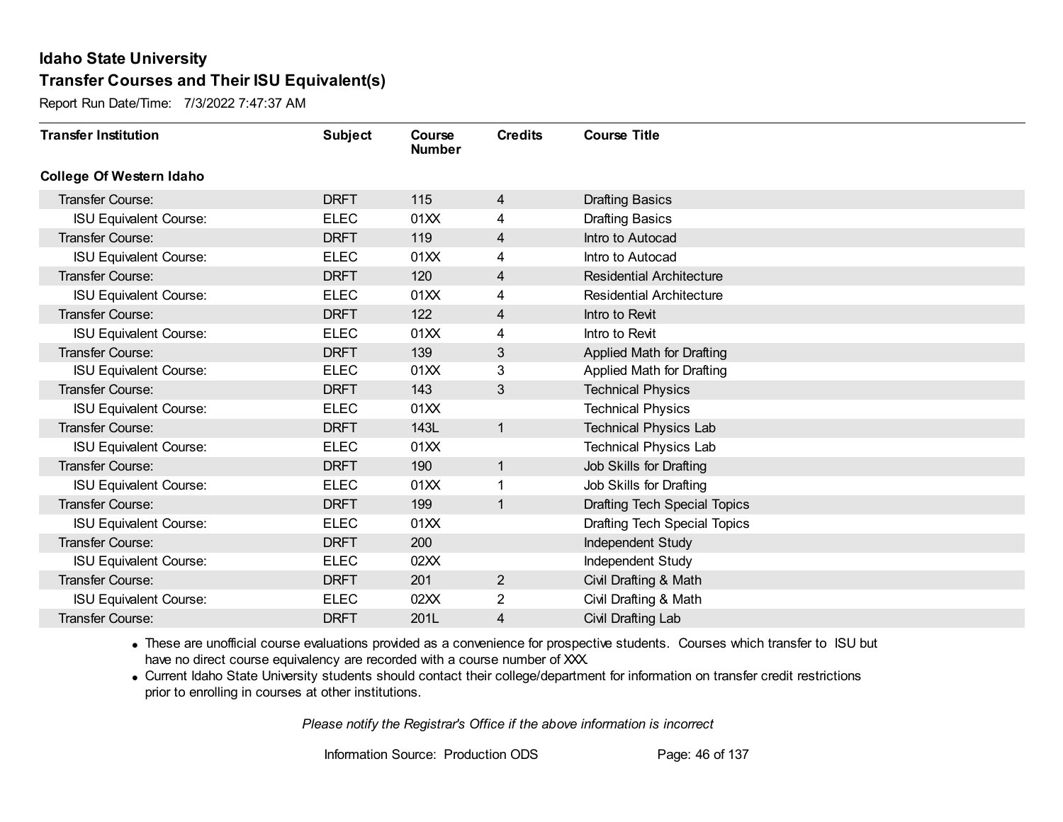# Idaho State University

## Transfer Courses and Their ISU Equivalent(s)

Report Run Date/Time: 7/3/2022 7:47:37 AM

| Transfer Institution | Subject | Course Number | Credits | Course Title |
|---|---|---|---|---|
| **College Of Western Idaho** | | | | |
| Transfer Course: | DRFT | 115 | 4 | Drafting Basics |
| ISU Equivalent Course: | ELEC | 01XX | 4 | Drafting Basics |
| Transfer Course: | DRFT | 119 | 4 | Intro to Autocad |
| ISU Equivalent Course: | ELEC | 01XX | 4 | Intro to Autocad |
| Transfer Course: | DRFT | 120 | 4 | Residential Architecture |
| ISU Equivalent Course: | ELEC | 01XX | 4 | Residential Architecture |
| Transfer Course: | DRFT | 122 | 4 | Intro to Revit |
| ISU Equivalent Course: | ELEC | 01XX | 4 | Intro to Revit |
| Transfer Course: | DRFT | 139 | 3 | Applied Math for Drafting |
| ISU Equivalent Course: | ELEC | 01XX | 3 | Applied Math for Drafting |
| Transfer Course: | DRFT | 143 | 3 | Technical Physics |
| ISU Equivalent Course: | ELEC | 01XX | | Technical Physics |
| Transfer Course: | DRFT | 143L | 1 | Technical Physics Lab |
| ISU Equivalent Course: | ELEC | 01XX | | Technical Physics Lab |
| Transfer Course: | DRFT | 190 | 1 | Job Skills for Drafting |
| ISU Equivalent Course: | ELEC | 01XX | 1 | Job Skills for Drafting |
| Transfer Course: | DRFT | 199 | 1 | Drafting Tech Special Topics |
| ISU Equivalent Course: | ELEC | 01XX | | Drafting Tech Special Topics |
| Transfer Course: | DRFT | 200 | | Independent Study |
| ISU Equivalent Course: | ELEC | 02XX | | Independent Study |
| Transfer Course: | DRFT | 201 | 2 | Civil Drafting & Math |
| ISU Equivalent Course: | ELEC | 02XX | 2 | Civil Drafting & Math |
| Transfer Course: | DRFT | 201L | 4 | Civil Drafting Lab |

- These are unofficial course evaluations provided as a convenience for prospective students. Courses which transfer to ISU but have no direct course equivalency are recorded with a course number of XXX.
- Current Idaho State University students should contact their college/department for information on transfer credit restrictions prior to enrolling in courses at other institutions.

*Please notify the Registrar's Office if the above information is incorrect*

Information Source: Production ODS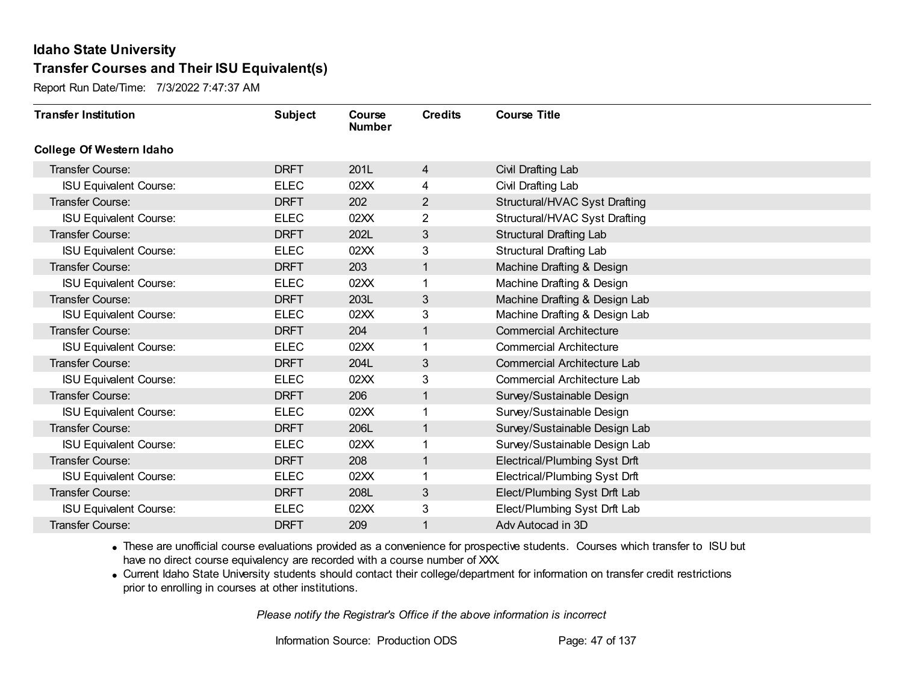# Idaho State University

## Transfer Courses and Their ISU Equivalent(s)

Report Run Date/Time: 7/3/2022 7:47:37 AM

| Transfer Institution | Subject | Course Number | Credits | Course Title |
|---|---|---|---|---|
| **College Of Western Idaho** | | | | |
| Transfer Course: | DRFT | 201L | 4 | Civil Drafting Lab |
| ISU Equivalent Course: | ELEC | 02XX | 4 | Civil Drafting Lab |
| Transfer Course: | DRFT | 202 | 2 | Structural/HVAC Syst Drafting |
| ISU Equivalent Course: | ELEC | 02XX | 2 | Structural/HVAC Syst Drafting |
| Transfer Course: | DRFT | 202L | 3 | Structural Drafting Lab |
| ISU Equivalent Course: | ELEC | 02XX | 3 | Structural Drafting Lab |
| Transfer Course: | DRFT | 203 | 1 | Machine Drafting & Design |
| ISU Equivalent Course: | ELEC | 02XX | 1 | Machine Drafting & Design |
| Transfer Course: | DRFT | 203L | 3 | Machine Drafting & Design Lab |
| ISU Equivalent Course: | ELEC | 02XX | 3 | Machine Drafting & Design Lab |
| Transfer Course: | DRFT | 204 | 1 | Commercial Architecture |
| ISU Equivalent Course: | ELEC | 02XX | 1 | Commercial Architecture |
| Transfer Course: | DRFT | 204L | 3 | Commercial Architecture Lab |
| ISU Equivalent Course: | ELEC | 02XX | 3 | Commercial Architecture Lab |
| Transfer Course: | DRFT | 206 | 1 | Survey/Sustainable Design |
| ISU Equivalent Course: | ELEC | 02XX | 1 | Survey/Sustainable Design |
| Transfer Course: | DRFT | 206L | 1 | Survey/Sustainable Design Lab |
| ISU Equivalent Course: | ELEC | 02XX | 1 | Survey/Sustainable Design Lab |
| Transfer Course: | DRFT | 208 | 1 | Electrical/Plumbing Syst Drft |
| ISU Equivalent Course: | ELEC | 02XX | 1 | Electrical/Plumbing Syst Drft |
| Transfer Course: | DRFT | 208L | 3 | Elect/Plumbing Syst Drft Lab |
| ISU Equivalent Course: | ELEC | 02XX | 3 | Elect/Plumbing Syst Drft Lab |
| Transfer Course: | DRFT | 209 | 1 | Adv Autocad in 3D |

- These are unofficial course evaluations provided as a convenience for prospective students. Courses which transfer to ISU but have no direct course equivalency are recorded with a course number of XXX.
- Current Idaho State University students should contact their college/department for information on transfer credit restrictions prior to enrolling in courses at other institutions.

*Please notify the Registrar's Office if the above information is incorrect*

Information Source: Production ODS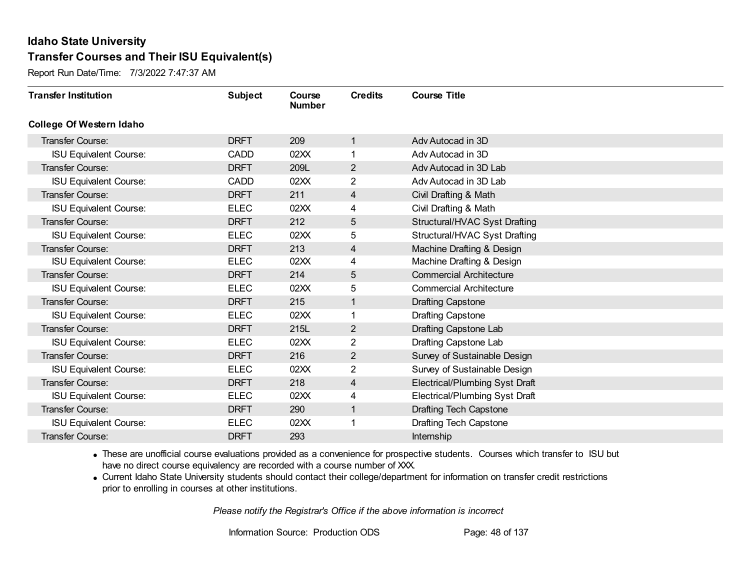# Idaho State University

## Transfer Courses and Their ISU Equivalent(s)

Report Run Date/Time: 7/3/2022 7:47:37 AM

| Transfer Institution | Subject | Course Number | Credits | Course Title |
|---|---|---|---|---|
| **College Of Western Idaho** | | | | |
| Transfer Course: | DRFT | 209 | 1 | Adv Autocad in 3D |
| ISU Equivalent Course: | CADD | 02XX | 1 | Adv Autocad in 3D |
| Transfer Course: | DRFT | 209L | 2 | Adv Autocad in 3D Lab |
| ISU Equivalent Course: | CADD | 02XX | 2 | Adv Autocad in 3D Lab |
| Transfer Course: | DRFT | 211 | 4 | Civil Drafting & Math |
| ISU Equivalent Course: | ELEC | 02XX | 4 | Civil Drafting & Math |
| Transfer Course: | DRFT | 212 | 5 | Structural/HVAC Syst Drafting |
| ISU Equivalent Course: | ELEC | 02XX | 5 | Structural/HVAC Syst Drafting |
| Transfer Course: | DRFT | 213 | 4 | Machine Drafting & Design |
| ISU Equivalent Course: | ELEC | 02XX | 4 | Machine Drafting & Design |
| Transfer Course: | DRFT | 214 | 5 | Commercial Architecture |
| ISU Equivalent Course: | ELEC | 02XX | 5 | Commercial Architecture |
| Transfer Course: | DRFT | 215 | 1 | Drafting Capstone |
| ISU Equivalent Course: | ELEC | 02XX | 1 | Drafting Capstone |
| Transfer Course: | DRFT | 215L | 2 | Drafting Capstone Lab |
| ISU Equivalent Course: | ELEC | 02XX | 2 | Drafting Capstone Lab |
| Transfer Course: | DRFT | 216 | 2 | Survey of Sustainable Design |
| ISU Equivalent Course: | ELEC | 02XX | 2 | Survey of Sustainable Design |
| Transfer Course: | DRFT | 218 | 4 | Electrical/Plumbing Syst Draft |
| ISU Equivalent Course: | ELEC | 02XX | 4 | Electrical/Plumbing Syst Draft |
| Transfer Course: | DRFT | 290 | 1 | Drafting Tech Capstone |
| ISU Equivalent Course: | ELEC | 02XX | 1 | Drafting Tech Capstone |
| Transfer Course: | DRFT | 293 | | Internship |

- These are unofficial course evaluations provided as a convenience for prospective students. Courses which transfer to ISU but have no direct course equivalency are recorded with a course number of XXX.
- Current Idaho State University students should contact their college/department for information on transfer credit restrictions prior to enrolling in courses at other institutions.

*Please notify the Registrar's Office if the above information is incorrect*

Information Source: Production ODS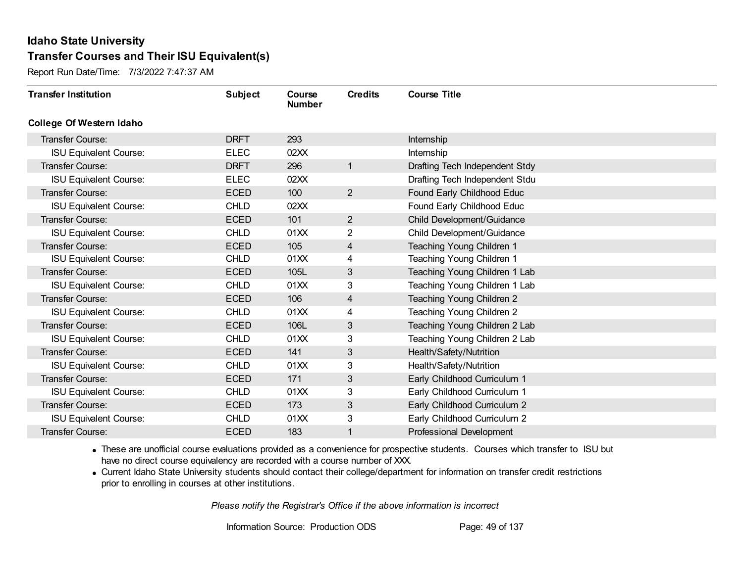# Idaho State University

## Transfer Courses and Their ISU Equivalent(s)

Report Run Date/Time: 7/3/2022 7:47:37 AM

| Transfer Institution | Subject | Course Number | Credits | Course Title |
|---|---|---|---|---|
| **College Of Western Idaho** | | | | |
| Transfer Course: | DRFT | 293 | | Internship |
| ISU Equivalent Course: | ELEC | 02XX | | Internship |
| Transfer Course: | DRFT | 296 | 1 | Drafting Tech Independent Stdy |
| ISU Equivalent Course: | ELEC | 02XX | | Drafting Tech Independent Stdu |
| Transfer Course: | ECED | 100 | 2 | Found Early Childhood Educ |
| ISU Equivalent Course: | CHLD | 02XX | | Found Early Childhood Educ |
| Transfer Course: | ECED | 101 | 2 | Child Development/Guidance |
| ISU Equivalent Course: | CHLD | 01XX | 2 | Child Development/Guidance |
| Transfer Course: | ECED | 105 | 4 | Teaching Young Children 1 |
| ISU Equivalent Course: | CHLD | 01XX | 4 | Teaching Young Children 1 |
| Transfer Course: | ECED | 105L | 3 | Teaching Young Children 1 Lab |
| ISU Equivalent Course: | CHLD | 01XX | 3 | Teaching Young Children 1 Lab |
| Transfer Course: | ECED | 106 | 4 | Teaching Young Children 2 |
| ISU Equivalent Course: | CHLD | 01XX | 4 | Teaching Young Children 2 |
| Transfer Course: | ECED | 106L | 3 | Teaching Young Children 2 Lab |
| ISU Equivalent Course: | CHLD | 01XX | 3 | Teaching Young Children 2 Lab |
| Transfer Course: | ECED | 141 | 3 | Health/Safety/Nutrition |
| ISU Equivalent Course: | CHLD | 01XX | 3 | Health/Safety/Nutrition |
| Transfer Course: | ECED | 171 | 3 | Early Childhood Curriculum 1 |
| ISU Equivalent Course: | CHLD | 01XX | 3 | Early Childhood Curriculum 1 |
| Transfer Course: | ECED | 173 | 3 | Early Childhood Curriculum 2 |
| ISU Equivalent Course: | CHLD | 01XX | 3 | Early Childhood Curriculum 2 |
| Transfer Course: | ECED | 183 | 1 | Professional Development |

- These are unofficial course evaluations provided as a convenience for prospective students. Courses which transfer to ISU but have no direct course equivalency are recorded with a course number of XXX.
- Current Idaho State University students should contact their college/department for information on transfer credit restrictions prior to enrolling in courses at other institutions.

*Please notify the Registrar's Office if the above information is incorrect*

Information Source: Production ODS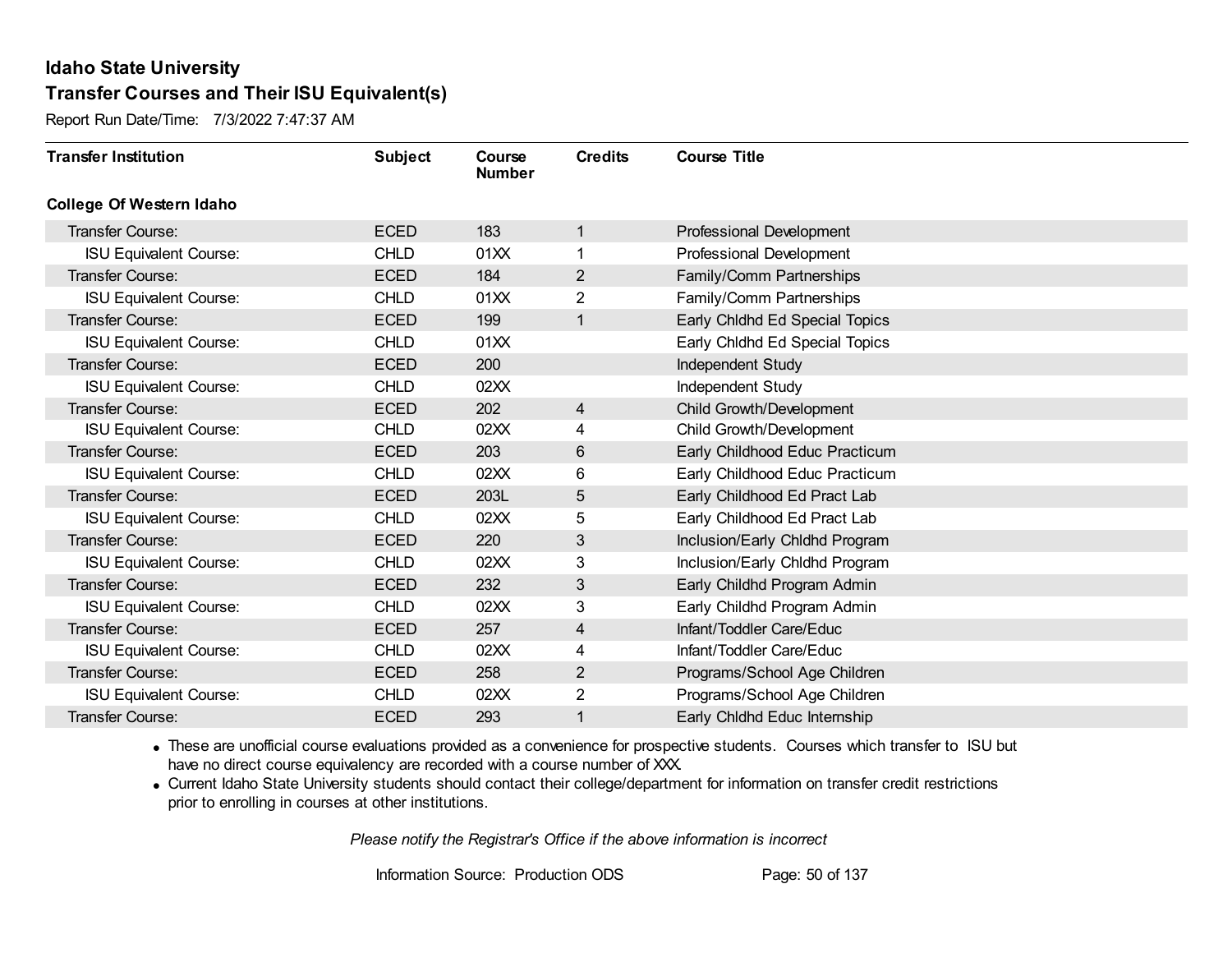# Idaho State University

## Transfer Courses and Their ISU Equivalent(s)

Report Run Date/Time: 7/3/2022 7:47:37 AM

| Transfer Institution | Subject | Course Number | Credits | Course Title |
|---|---|---|---|---|
| **College Of Western Idaho** | | | | |
| Transfer Course: | ECED | 183 | 1 | Professional Development |
| ISU Equivalent Course: | CHLD | 01XX | 1 | Professional Development |
| Transfer Course: | ECED | 184 | 2 | Family/Comm Partnerships |
| ISU Equivalent Course: | CHLD | 01XX | 2 | Family/Comm Partnerships |
| Transfer Course: | ECED | 199 | 1 | Early Chldhd Ed Special Topics |
| ISU Equivalent Course: | CHLD | 01XX | | Early Chldhd Ed Special Topics |
| Transfer Course: | ECED | 200 | | Independent Study |
| ISU Equivalent Course: | CHLD | 02XX | | Independent Study |
| Transfer Course: | ECED | 202 | 4 | Child Growth/Development |
| ISU Equivalent Course: | CHLD | 02XX | 4 | Child Growth/Development |
| Transfer Course: | ECED | 203 | 6 | Early Childhood Educ Practicum |
| ISU Equivalent Course: | CHLD | 02XX | 6 | Early Childhood Educ Practicum |
| Transfer Course: | ECED | 203L | 5 | Early Childhood Ed Pract Lab |
| ISU Equivalent Course: | CHLD | 02XX | 5 | Early Childhood Ed Pract Lab |
| Transfer Course: | ECED | 220 | 3 | Inclusion/Early Chldhd Program |
| ISU Equivalent Course: | CHLD | 02XX | 3 | Inclusion/Early Chldhd Program |
| Transfer Course: | ECED | 232 | 3 | Early Childhd Program Admin |
| ISU Equivalent Course: | CHLD | 02XX | 3 | Early Childhd Program Admin |
| Transfer Course: | ECED | 257 | 4 | Infant/Toddler Care/Educ |
| ISU Equivalent Course: | CHLD | 02XX | 4 | Infant/Toddler Care/Educ |
| Transfer Course: | ECED | 258 | 2 | Programs/School Age Children |
| ISU Equivalent Course: | CHLD | 02XX | 2 | Programs/School Age Children |
| Transfer Course: | ECED | 293 | 1 | Early Chldhd Educ Internship |

- These are unofficial course evaluations provided as a convenience for prospective students. Courses which transfer to ISU but have no direct course equivalency are recorded with a course number of XXX.
- Current Idaho State University students should contact their college/department for information on transfer credit restrictions prior to enrolling in courses at other institutions.

*Please notify the Registrar's Office if the above information is incorrect*

Information Source: Production ODS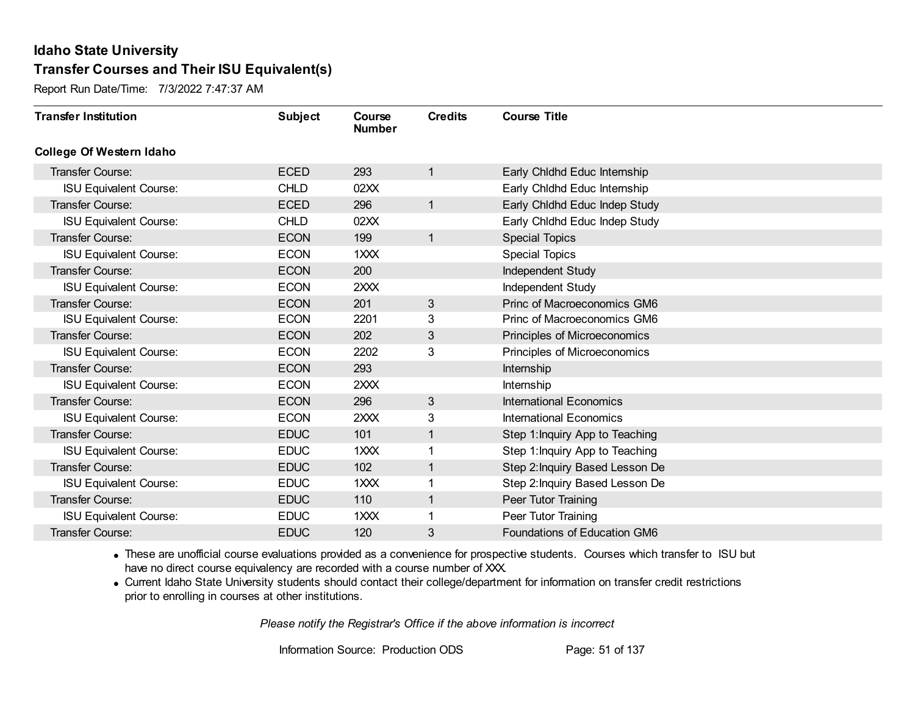## Idaho State University

## Transfer Courses and Their ISU Equivalent(s)

Report Run Date/Time: 7/3/2022 7:47:37 AM

| Transfer Institution | Subject | Course Number | Credits | Course Title |
|---|---|---|---|---|
| **College Of Western Idaho** | | | | |
| Transfer Course: | ECED | 293 | 1 | Early Chldhd Educ Internship |
| ISU Equivalent Course: | CHLD | 02XX | | Early Chldhd Educ Internship |
| Transfer Course: | ECED | 296 | 1 | Early Chldhd Educ Indep Study |
| ISU Equivalent Course: | CHLD | 02XX | | Early Chldhd Educ Indep Study |
| Transfer Course: | ECON | 199 | 1 | Special Topics |
| ISU Equivalent Course: | ECON | 1XXX | | Special Topics |
| Transfer Course: | ECON | 200 | | Independent Study |
| ISU Equivalent Course: | ECON | 2XXX | | Independent Study |
| Transfer Course: | ECON | 201 | 3 | Princ of Macroeconomics GM6 |
| ISU Equivalent Course: | ECON | 2201 | 3 | Princ of Macroeconomics GM6 |
| Transfer Course: | ECON | 202 | 3 | Principles of Microeconomics |
| ISU Equivalent Course: | ECON | 2202 | 3 | Principles of Microeconomics |
| Transfer Course: | ECON | 293 | | Internship |
| ISU Equivalent Course: | ECON | 2XXX | | Internship |
| Transfer Course: | ECON | 296 | 3 | International Economics |
| ISU Equivalent Course: | ECON | 2XXX | 3 | International Economics |
| Transfer Course: | EDUC | 101 | 1 | Step 1:Inquiry App to Teaching |
| ISU Equivalent Course: | EDUC | 1XXX | 1 | Step 1:Inquiry App to Teaching |
| Transfer Course: | EDUC | 102 | 1 | Step 2:Inquiry Based Lesson De |
| ISU Equivalent Course: | EDUC | 1XXX | 1 | Step 2:Inquiry Based Lesson De |
| Transfer Course: | EDUC | 110 | 1 | Peer Tutor Training |
| ISU Equivalent Course: | EDUC | 1XXX | 1 | Peer Tutor Training |
| Transfer Course: | EDUC | 120 | 3 | Foundations of Education GM6 |

- These are unofficial course evaluations provided as a convenience for prospective students. Courses which transfer to ISU but have no direct course equivalency are recorded with a course number of XXX.
- Current Idaho State University students should contact their college/department for information on transfer credit restrictions prior to enrolling in courses at other institutions.

*Please notify the Registrar's Office if the above information is incorrect*

Information Source: Production ODS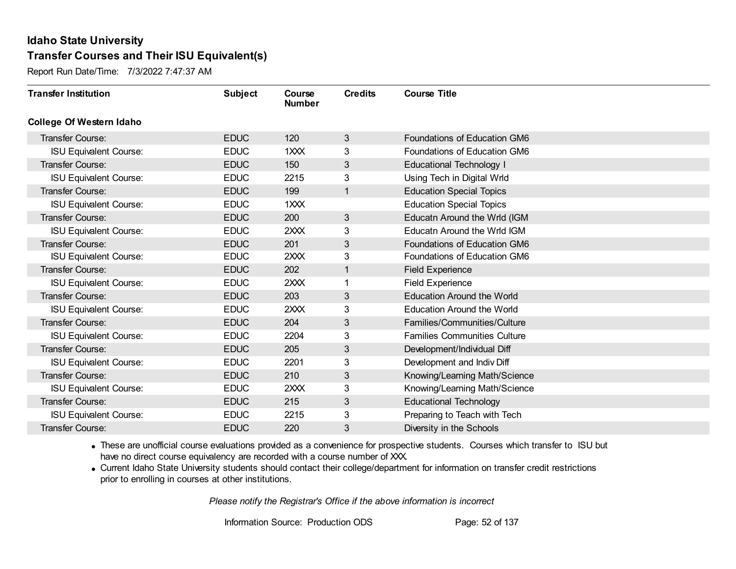# Idaho State University

## Transfer Courses and Their ISU Equivalent(s)

Report Run Date/Time: 7/3/2022 7:47:37 AM

| Transfer Institution | Subject | Course Number | Credits | Course Title |
|---|---|---|---|---|
| **College Of Western Idaho** | | | | |
| Transfer Course: | EDUC | 120 | 3 | Foundations of Education GM6 |
| ISU Equivalent Course: | EDUC | 1XXX | 3 | Foundations of Education GM6 |
| Transfer Course: | EDUC | 150 | 3 | Educational Technology I |
| ISU Equivalent Course: | EDUC | 2215 | 3 | Using Tech in Digital Wrld |
| Transfer Course: | EDUC | 199 | 1 | Education Special Topics |
| ISU Equivalent Course: | EDUC | 1XXX | | Education Special Topics |
| Transfer Course: | EDUC | 200 | 3 | Educatn Around the Wrld (IGM |
| ISU Equivalent Course: | EDUC | 2XXX | 3 | Educatn Around the Wrld IGM |
| Transfer Course: | EDUC | 201 | 3 | Foundations of Education GM6 |
| ISU Equivalent Course: | EDUC | 2XXX | 3 | Foundations of Education GM6 |
| Transfer Course: | EDUC | 202 | 1 | Field Experience |
| ISU Equivalent Course: | EDUC | 2XXX | 1 | Field Experience |
| Transfer Course: | EDUC | 203 | 3 | Education Around the World |
| ISU Equivalent Course: | EDUC | 2XXX | 3 | Education Around the World |
| Transfer Course: | EDUC | 204 | 3 | Families/Communities/Culture |
| ISU Equivalent Course: | EDUC | 2204 | 3 | Families Communities Culture |
| Transfer Course: | EDUC | 205 | 3 | Development/Individual Diff |
| ISU Equivalent Course: | EDUC | 2201 | 3 | Development and Indiv Diff |
| Transfer Course: | EDUC | 210 | 3 | Knowing/Learning Math/Science |
| ISU Equivalent Course: | EDUC | 2XXX | 3 | Knowing/Learning Math/Science |
| Transfer Course: | EDUC | 215 | 3 | Educational Technology |
| ISU Equivalent Course: | EDUC | 2215 | 3 | Preparing to Teach with Tech |
| Transfer Course: | EDUC | 220 | 3 | Diversity in the Schools |

- These are unofficial course evaluations provided as a convenience for prospective students. Courses which transfer to ISU but have no direct course equivalency are recorded with a course number of XXX.
- Current Idaho State University students should contact their college/department for information on transfer credit restrictions prior to enrolling in courses at other institutions.

*Please notify the Registrar's Office if the above information is incorrect*

Information Source: Production ODS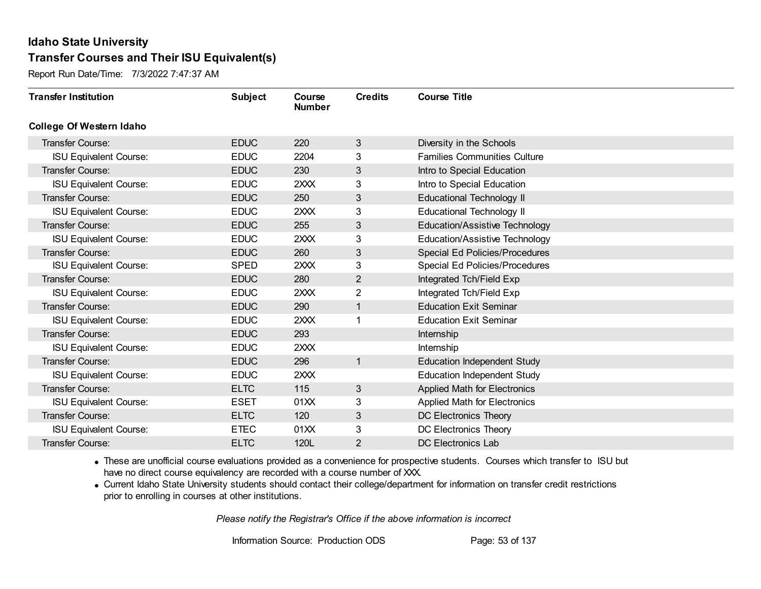# Idaho State University

## Transfer Courses and Their ISU Equivalent(s)

Report Run Date/Time: 7/3/2022 7:47:37 AM

| Transfer Institution | Subject | Course Number | Credits | Course Title |
|---|---|---|---|---|
| **College Of Western Idaho** | | | | |
| Transfer Course: | EDUC | 220 | 3 | Diversity in the Schools |
| ISU Equivalent Course: | EDUC | 2204 | 3 | Families Communities Culture |
| Transfer Course: | EDUC | 230 | 3 | Intro to Special Education |
| ISU Equivalent Course: | EDUC | 2XXX | 3 | Intro to Special Education |
| Transfer Course: | EDUC | 250 | 3 | Educational Technology II |
| ISU Equivalent Course: | EDUC | 2XXX | 3 | Educational Technology II |
| Transfer Course: | EDUC | 255 | 3 | Education/Assistive Technology |
| ISU Equivalent Course: | EDUC | 2XXX | 3 | Education/Assistive Technology |
| Transfer Course: | EDUC | 260 | 3 | Special Ed Policies/Procedures |
| ISU Equivalent Course: | SPED | 2XXX | 3 | Special Ed Policies/Procedures |
| Transfer Course: | EDUC | 280 | 2 | Integrated Tch/Field Exp |
| ISU Equivalent Course: | EDUC | 2XXX | 2 | Integrated Tch/Field Exp |
| Transfer Course: | EDUC | 290 | 1 | Education Exit Seminar |
| ISU Equivalent Course: | EDUC | 2XXX | 1 | Education Exit Seminar |
| Transfer Course: | EDUC | 293 | | Internship |
| ISU Equivalent Course: | EDUC | 2XXX | | Internship |
| Transfer Course: | EDUC | 296 | 1 | Education Independent Study |
| ISU Equivalent Course: | EDUC | 2XXX | | Education Independent Study |
| Transfer Course: | ELTC | 115 | 3 | Applied Math for Electronics |
| ISU Equivalent Course: | ESET | 01XX | 3 | Applied Math for Electronics |
| Transfer Course: | ELTC | 120 | 3 | DC Electronics Theory |
| ISU Equivalent Course: | ETEC | 01XX | 3 | DC Electronics Theory |
| Transfer Course: | ELTC | 120L | 2 | DC Electronics Lab |

- These are unofficial course evaluations provided as a convenience for prospective students. Courses which transfer to ISU but have no direct course equivalency are recorded with a course number of XXX.
- Current Idaho State University students should contact their college/department for information on transfer credit restrictions prior to enrolling in courses at other institutions.

*Please notify the Registrar's Office if the above information is incorrect*

Information Source: Production ODS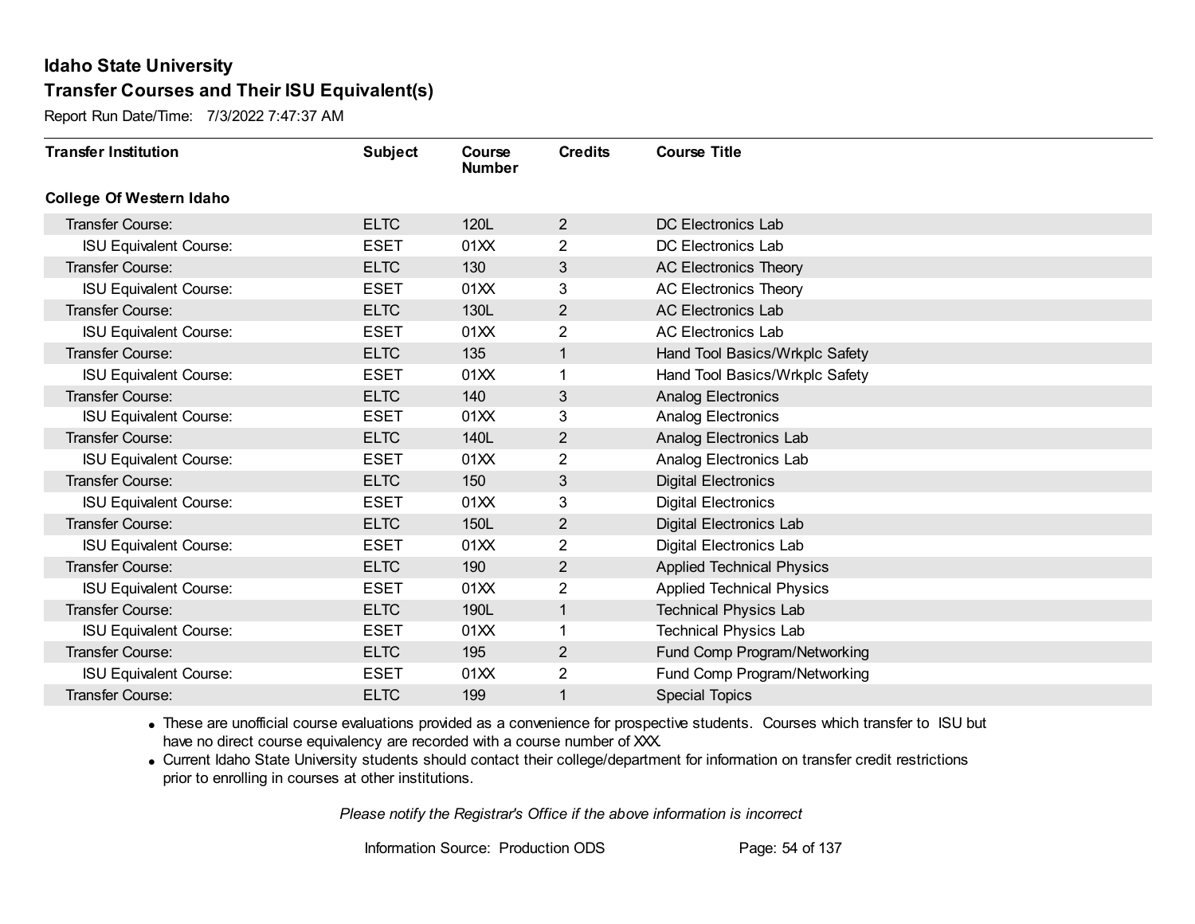# Idaho State University

## Transfer Courses and Their ISU Equivalent(s)

Report Run Date/Time: 7/3/2022 7:47:37 AM

| Transfer Institution | Subject | Course Number | Credits | Course Title |
|---|---|---|---|---|
| **College Of Western Idaho** | | | | |
| Transfer Course: | ELTC | 120L | 2 | DC Electronics Lab |
| ISU Equivalent Course: | ESET | 01XX | 2 | DC Electronics Lab |
| Transfer Course: | ELTC | 130 | 3 | AC Electronics Theory |
| ISU Equivalent Course: | ESET | 01XX | 3 | AC Electronics Theory |
| Transfer Course: | ELTC | 130L | 2 | AC Electronics Lab |
| ISU Equivalent Course: | ESET | 01XX | 2 | AC Electronics Lab |
| Transfer Course: | ELTC | 135 | 1 | Hand Tool Basics/Wrkplc Safety |
| ISU Equivalent Course: | ESET | 01XX | 1 | Hand Tool Basics/Wrkplc Safety |
| Transfer Course: | ELTC | 140 | 3 | Analog Electronics |
| ISU Equivalent Course: | ESET | 01XX | 3 | Analog Electronics |
| Transfer Course: | ELTC | 140L | 2 | Analog Electronics Lab |
| ISU Equivalent Course: | ESET | 01XX | 2 | Analog Electronics Lab |
| Transfer Course: | ELTC | 150 | 3 | Digital Electronics |
| ISU Equivalent Course: | ESET | 01XX | 3 | Digital Electronics |
| Transfer Course: | ELTC | 150L | 2 | Digital Electronics Lab |
| ISU Equivalent Course: | ESET | 01XX | 2 | Digital Electronics Lab |
| Transfer Course: | ELTC | 190 | 2 | Applied Technical Physics |
| ISU Equivalent Course: | ESET | 01XX | 2 | Applied Technical Physics |
| Transfer Course: | ELTC | 190L | 1 | Technical Physics Lab |
| ISU Equivalent Course: | ESET | 01XX | 1 | Technical Physics Lab |
| Transfer Course: | ELTC | 195 | 2 | Fund Comp Program/Networking |
| ISU Equivalent Course: | ESET | 01XX | 2 | Fund Comp Program/Networking |
| Transfer Course: | ELTC | 199 | 1 | Special Topics |

- These are unofficial course evaluations provided as a convenience for prospective students. Courses which transfer to ISU but have no direct course equivalency are recorded with a course number of XXX.
- Current Idaho State University students should contact their college/department for information on transfer credit restrictions prior to enrolling in courses at other institutions.

*Please notify the Registrar's Office if the above information is incorrect*

Information Source: Production ODS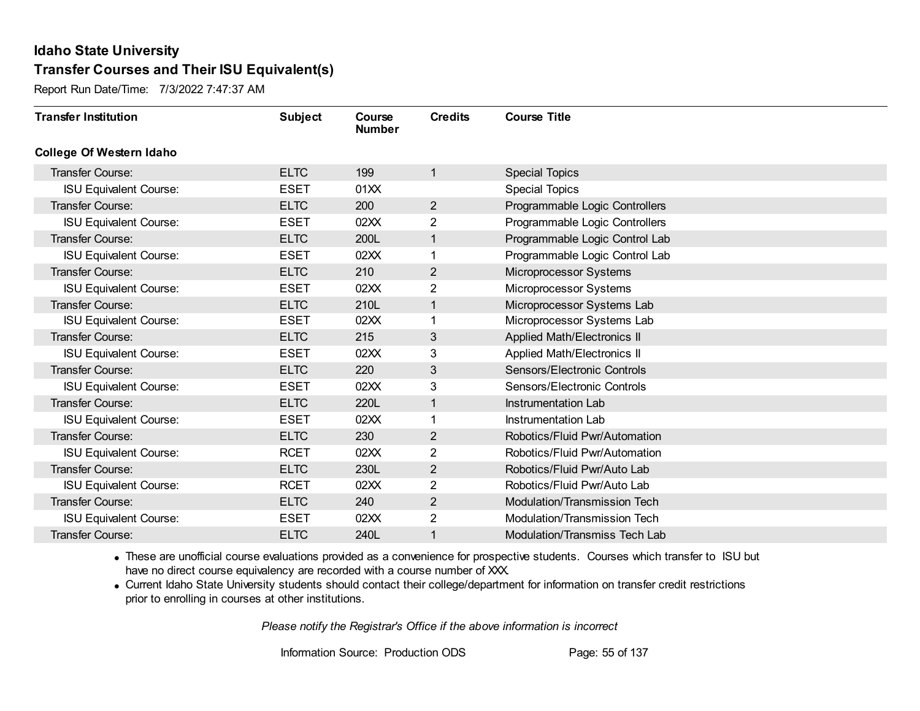# Idaho State University

## Transfer Courses and Their ISU Equivalent(s)

Report Run Date/Time: 7/3/2022 7:47:37 AM

| Transfer Institution | Subject | Course Number | Credits | Course Title |
|---|---|---|---|---|
| **College Of Western Idaho** | | | | |
| Transfer Course: | ELTC | 199 | 1 | Special Topics |
| ISU Equivalent Course: | ESET | 01XX | | Special Topics |
| Transfer Course: | ELTC | 200 | 2 | Programmable Logic Controllers |
| ISU Equivalent Course: | ESET | 02XX | 2 | Programmable Logic Controllers |
| Transfer Course: | ELTC | 200L | 1 | Programmable Logic Control Lab |
| ISU Equivalent Course: | ESET | 02XX | 1 | Programmable Logic Control Lab |
| Transfer Course: | ELTC | 210 | 2 | Microprocessor Systems |
| ISU Equivalent Course: | ESET | 02XX | 2 | Microprocessor Systems |
| Transfer Course: | ELTC | 210L | 1 | Microprocessor Systems Lab |
| ISU Equivalent Course: | ESET | 02XX | 1 | Microprocessor Systems Lab |
| Transfer Course: | ELTC | 215 | 3 | Applied Math/Electronics II |
| ISU Equivalent Course: | ESET | 02XX | 3 | Applied Math/Electronics II |
| Transfer Course: | ELTC | 220 | 3 | Sensors/Electronic Controls |
| ISU Equivalent Course: | ESET | 02XX | 3 | Sensors/Electronic Controls |
| Transfer Course: | ELTC | 220L | 1 | Instrumentation Lab |
| ISU Equivalent Course: | ESET | 02XX | 1 | Instrumentation Lab |
| Transfer Course: | ELTC | 230 | 2 | Robotics/Fluid Pwr/Automation |
| ISU Equivalent Course: | RCET | 02XX | 2 | Robotics/Fluid Pwr/Automation |
| Transfer Course: | ELTC | 230L | 2 | Robotics/Fluid Pwr/Auto Lab |
| ISU Equivalent Course: | RCET | 02XX | 2 | Robotics/Fluid Pwr/Auto Lab |
| Transfer Course: | ELTC | 240 | 2 | Modulation/Transmission Tech |
| ISU Equivalent Course: | ESET | 02XX | 2 | Modulation/Transmission Tech |
| Transfer Course: | ELTC | 240L | 1 | Modulation/Transmiss Tech Lab |

- These are unofficial course evaluations provided as a convenience for prospective students. Courses which transfer to ISU but have no direct course equivalency are recorded with a course number of XXX.
- Current Idaho State University students should contact their college/department for information on transfer credit restrictions prior to enrolling in courses at other institutions.

*Please notify the Registrar's Office if the above information is incorrect*

Information Source: Production ODS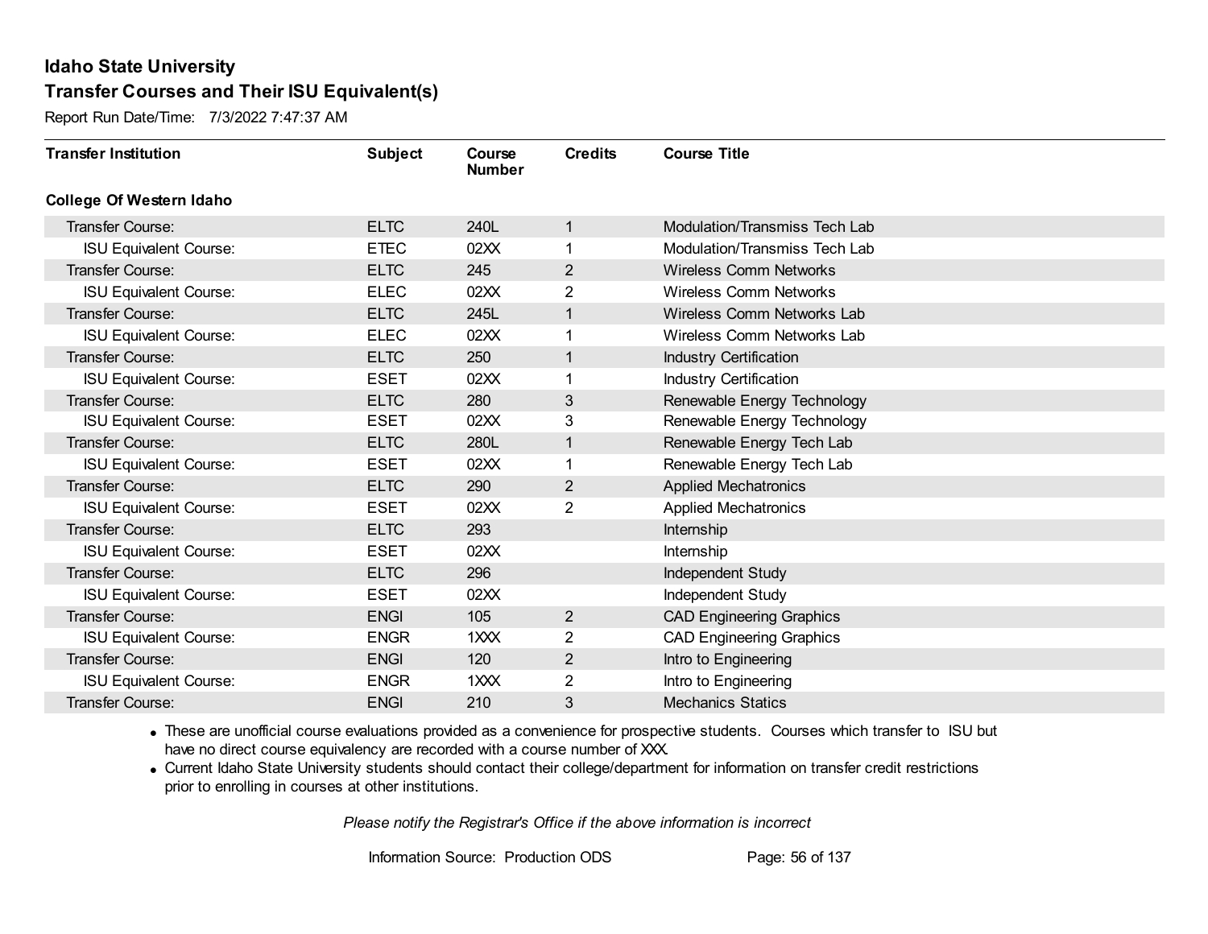# Idaho State University

## Transfer Courses and Their ISU Equivalent(s)

Report Run Date/Time: 7/3/2022 7:47:37 AM

| Transfer Institution | Subject | Course Number | Credits | Course Title |
|---|---|---|---|---|
| **College Of Western Idaho** | | | | |
| Transfer Course: | ELTC | 240L | 1 | Modulation/Transmiss Tech Lab |
| ISU Equivalent Course: | ETEC | 02XX | 1 | Modulation/Transmiss Tech Lab |
| Transfer Course: | ELTC | 245 | 2 | Wireless Comm Networks |
| ISU Equivalent Course: | ELEC | 02XX | 2 | Wireless Comm Networks |
| Transfer Course: | ELTC | 245L | 1 | Wireless Comm Networks Lab |
| ISU Equivalent Course: | ELEC | 02XX | 1 | Wireless Comm Networks Lab |
| Transfer Course: | ELTC | 250 | 1 | Industry Certification |
| ISU Equivalent Course: | ESET | 02XX | 1 | Industry Certification |
| Transfer Course: | ELTC | 280 | 3 | Renewable Energy Technology |
| ISU Equivalent Course: | ESET | 02XX | 3 | Renewable Energy Technology |
| Transfer Course: | ELTC | 280L | 1 | Renewable Energy Tech Lab |
| ISU Equivalent Course: | ESET | 02XX | 1 | Renewable Energy Tech Lab |
| Transfer Course: | ELTC | 290 | 2 | Applied Mechatronics |
| ISU Equivalent Course: | ESET | 02XX | 2 | Applied Mechatronics |
| Transfer Course: | ELTC | 293 | | Internship |
| ISU Equivalent Course: | ESET | 02XX | | Internship |
| Transfer Course: | ELTC | 296 | | Independent Study |
| ISU Equivalent Course: | ESET | 02XX | | Independent Study |
| Transfer Course: | ENGI | 105 | 2 | CAD Engineering Graphics |
| ISU Equivalent Course: | ENGR | 1XXX | 2 | CAD Engineering Graphics |
| Transfer Course: | ENGI | 120 | 2 | Intro to Engineering |
| ISU Equivalent Course: | ENGR | 1XXX | 2 | Intro to Engineering |
| Transfer Course: | ENGI | 210 | 3 | Mechanics Statics |

- These are unofficial course evaluations provided as a convenience for prospective students. Courses which transfer to ISU but have no direct course equivalency are recorded with a course number of XXX.
- Current Idaho State University students should contact their college/department for information on transfer credit restrictions prior to enrolling in courses at other institutions.

*Please notify the Registrar's Office if the above information is incorrect*

Information Source: Production ODS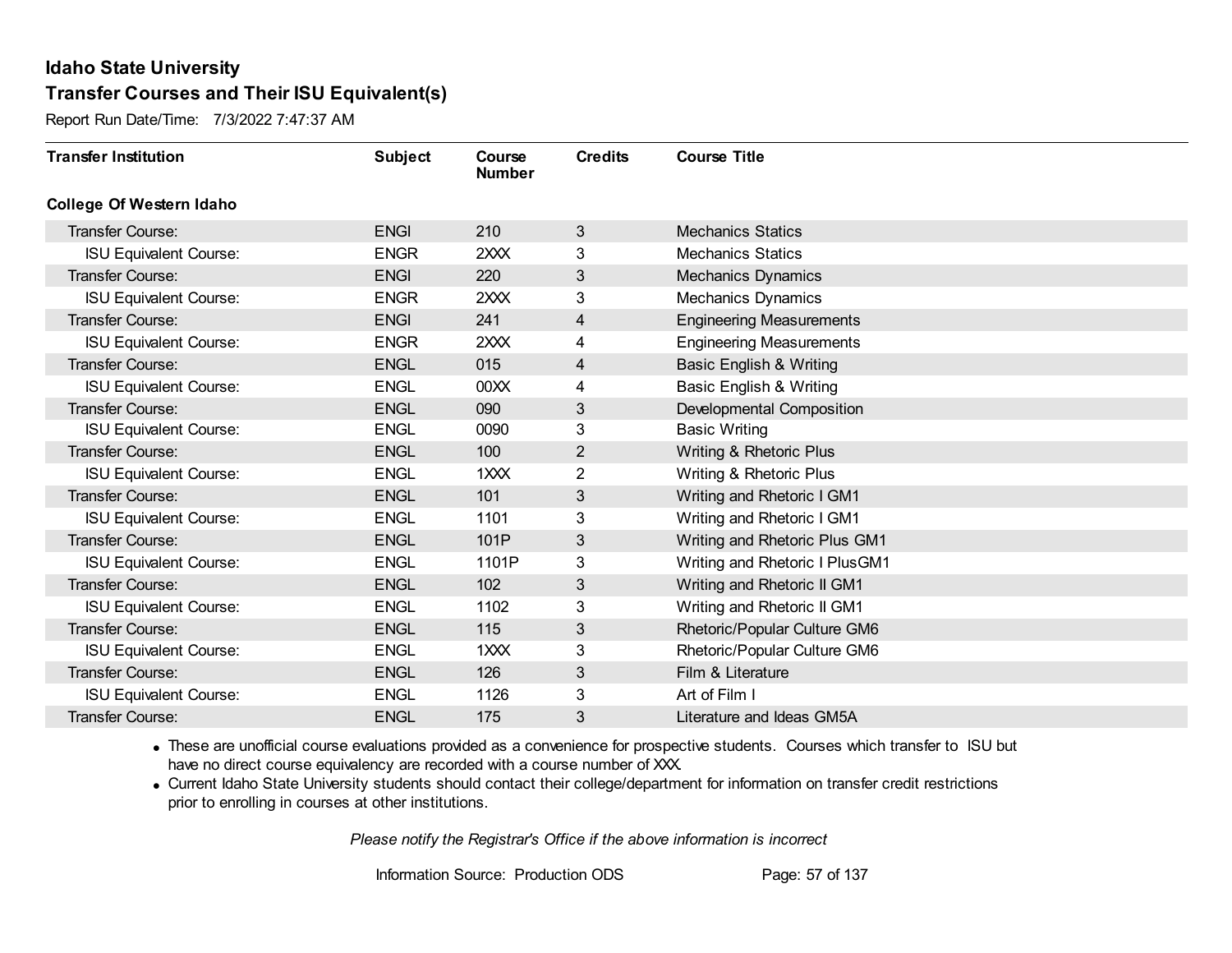# Idaho State University

## Transfer Courses and Their ISU Equivalent(s)

Report Run Date/Time: 7/3/2022 7:47:37 AM

| Transfer Institution | Subject | Course Number | Credits | Course Title |
|---|---|---|---|---|
| **College Of Western Idaho** | | | | |
| Transfer Course: | ENGI | 210 | 3 | Mechanics Statics |
| ISU Equivalent Course: | ENGR | 2XXX | 3 | Mechanics Statics |
| Transfer Course: | ENGI | 220 | 3 | Mechanics Dynamics |
| ISU Equivalent Course: | ENGR | 2XXX | 3 | Mechanics Dynamics |
| Transfer Course: | ENGI | 241 | 4 | Engineering Measurements |
| ISU Equivalent Course: | ENGR | 2XXX | 4 | Engineering Measurements |
| Transfer Course: | ENGL | 015 | 4 | Basic English & Writing |
| ISU Equivalent Course: | ENGL | 00XX | 4 | Basic English & Writing |
| Transfer Course: | ENGL | 090 | 3 | Developmental Composition |
| ISU Equivalent Course: | ENGL | 0090 | 3 | Basic Writing |
| Transfer Course: | ENGL | 100 | 2 | Writing & Rhetoric Plus |
| ISU Equivalent Course: | ENGL | 1XXX | 2 | Writing & Rhetoric Plus |
| Transfer Course: | ENGL | 101 | 3 | Writing and Rhetoric I GM1 |
| ISU Equivalent Course: | ENGL | 1101 | 3 | Writing and Rhetoric I GM1 |
| Transfer Course: | ENGL | 101P | 3 | Writing and Rhetoric Plus GM1 |
| ISU Equivalent Course: | ENGL | 1101P | 3 | Writing and Rhetoric I PlusGM1 |
| Transfer Course: | ENGL | 102 | 3 | Writing and Rhetoric II GM1 |
| ISU Equivalent Course: | ENGL | 1102 | 3 | Writing and Rhetoric II GM1 |
| Transfer Course: | ENGL | 115 | 3 | Rhetoric/Popular Culture GM6 |
| ISU Equivalent Course: | ENGL | 1XXX | 3 | Rhetoric/Popular Culture GM6 |
| Transfer Course: | ENGL | 126 | 3 | Film & Literature |
| ISU Equivalent Course: | ENGL | 1126 | 3 | Art of Film I |
| Transfer Course: | ENGL | 175 | 3 | Literature and Ideas GM5A |

- These are unofficial course evaluations provided as a convenience for prospective students. Courses which transfer to ISU but have no direct course equivalency are recorded with a course number of XXX.
- Current Idaho State University students should contact their college/department for information on transfer credit restrictions prior to enrolling in courses at other institutions.

*Please notify the Registrar's Office if the above information is incorrect*

Information Source: Production ODS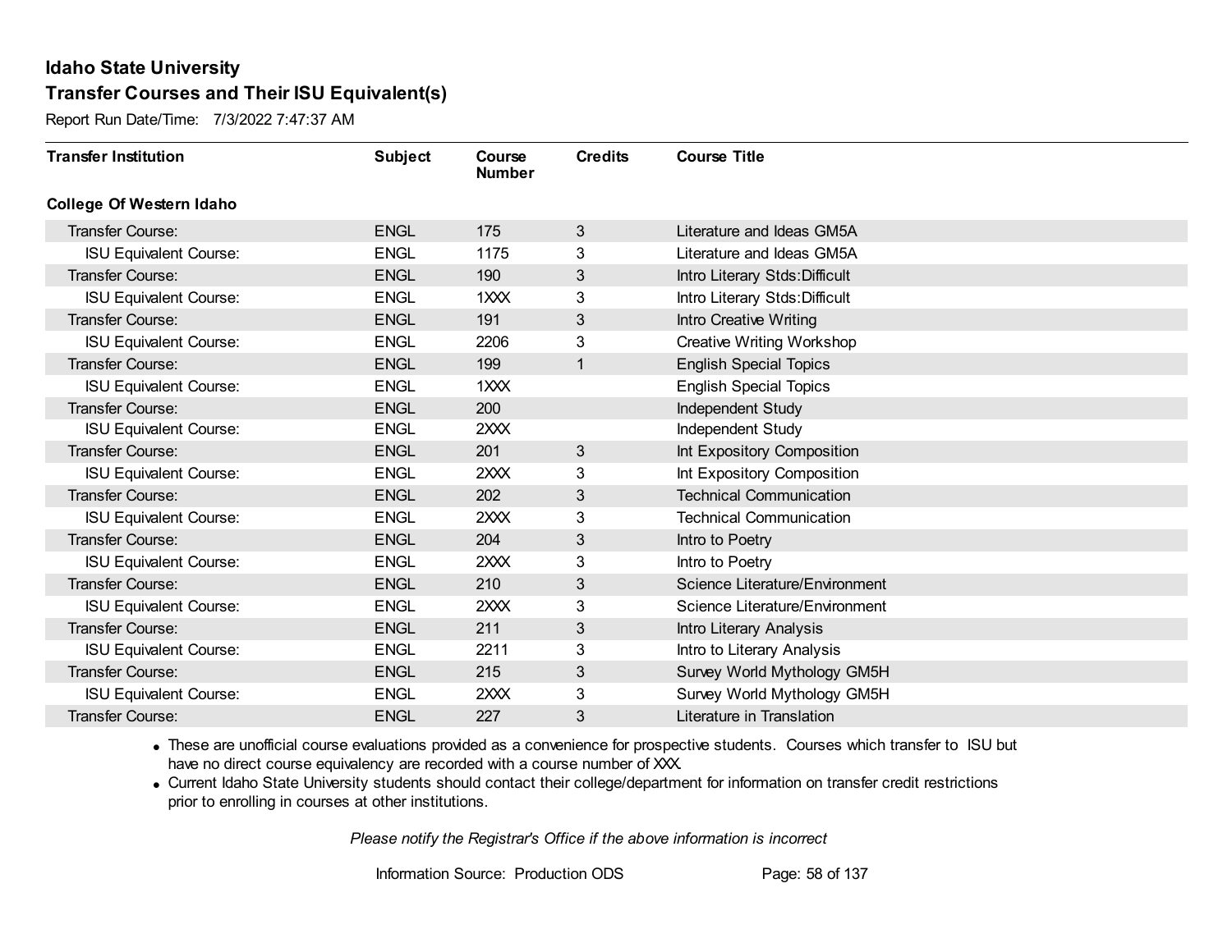# Idaho State University

## Transfer Courses and Their ISU Equivalent(s)

Report Run Date/Time: 7/3/2022 7:47:37 AM

| Transfer Institution | Subject | Course Number | Credits | Course Title |
|---|---|---|---|---|
| **College Of Western Idaho** | | | | |
| Transfer Course: | ENGL | 175 | 3 | Literature and Ideas GM5A |
| ISU Equivalent Course: | ENGL | 1175 | 3 | Literature and Ideas GM5A |
| Transfer Course: | ENGL | 190 | 3 | Intro Literary Stds:Difficult |
| ISU Equivalent Course: | ENGL | 1XXX | 3 | Intro Literary Stds:Difficult |
| Transfer Course: | ENGL | 191 | 3 | Intro Creative Writing |
| ISU Equivalent Course: | ENGL | 2206 | 3 | Creative Writing Workshop |
| Transfer Course: | ENGL | 199 | 1 | English Special Topics |
| ISU Equivalent Course: | ENGL | 1XXX | | English Special Topics |
| Transfer Course: | ENGL | 200 | | Independent Study |
| ISU Equivalent Course: | ENGL | 2XXX | | Independent Study |
| Transfer Course: | ENGL | 201 | 3 | Int Expository Composition |
| ISU Equivalent Course: | ENGL | 2XXX | 3 | Int Expository Composition |
| Transfer Course: | ENGL | 202 | 3 | Technical Communication |
| ISU Equivalent Course: | ENGL | 2XXX | 3 | Technical Communication |
| Transfer Course: | ENGL | 204 | 3 | Intro to Poetry |
| ISU Equivalent Course: | ENGL | 2XXX | 3 | Intro to Poetry |
| Transfer Course: | ENGL | 210 | 3 | Science Literature/Environment |
| ISU Equivalent Course: | ENGL | 2XXX | 3 | Science Literature/Environment |
| Transfer Course: | ENGL | 211 | 3 | Intro Literary Analysis |
| ISU Equivalent Course: | ENGL | 2211 | 3 | Intro to Literary Analysis |
| Transfer Course: | ENGL | 215 | 3 | Survey World Mythology GM5H |
| ISU Equivalent Course: | ENGL | 2XXX | 3 | Survey World Mythology GM5H |
| Transfer Course: | ENGL | 227 | 3 | Literature in Translation |

- These are unofficial course evaluations provided as a convenience for prospective students. Courses which transfer to ISU but have no direct course equivalency are recorded with a course number of XXX.
- Current Idaho State University students should contact their college/department for information on transfer credit restrictions prior to enrolling in courses at other institutions.

*Please notify the Registrar's Office if the above information is incorrect*

Information Source: Production ODS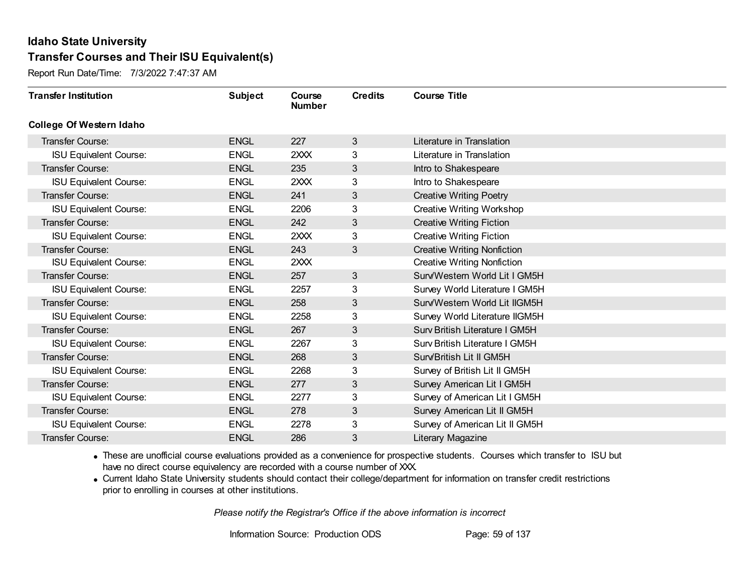# Idaho State University

## Transfer Courses and Their ISU Equivalent(s)

Report Run Date/Time: 7/3/2022 7:47:37 AM

| Transfer Institution | Subject | Course Number | Credits | Course Title |
|---|---|---|---|---|
| **College Of Western Idaho** | | | | |
| Transfer Course: | ENGL | 227 | 3 | Literature in Translation |
| ISU Equivalent Course: | ENGL | 2XXX | 3 | Literature in Translation |
| Transfer Course: | ENGL | 235 | 3 | Intro to Shakespeare |
| ISU Equivalent Course: | ENGL | 2XXX | 3 | Intro to Shakespeare |
| Transfer Course: | ENGL | 241 | 3 | Creative Writing Poetry |
| ISU Equivalent Course: | ENGL | 2206 | 3 | Creative Writing Workshop |
| Transfer Course: | ENGL | 242 | 3 | Creative Writing Fiction |
| ISU Equivalent Course: | ENGL | 2XXX | 3 | Creative Writing Fiction |
| Transfer Course: | ENGL | 243 | 3 | Creative Writing Nonfiction |
| ISU Equivalent Course: | ENGL | 2XXX | | Creative Writing Nonfiction |
| Transfer Course: | ENGL | 257 | 3 | Surv/Western World Lit I GM5H |
| ISU Equivalent Course: | ENGL | 2257 | 3 | Survey World Literature I GM5H |
| Transfer Course: | ENGL | 258 | 3 | Surv/Western World Lit IIGM5H |
| ISU Equivalent Course: | ENGL | 2258 | 3 | Survey World Literature IIGM5H |
| Transfer Course: | ENGL | 267 | 3 | Surv British Literature I GM5H |
| ISU Equivalent Course: | ENGL | 2267 | 3 | Surv British Literature I GM5H |
| Transfer Course: | ENGL | 268 | 3 | Surv/British Lit II GM5H |
| ISU Equivalent Course: | ENGL | 2268 | 3 | Survey of British Lit II GM5H |
| Transfer Course: | ENGL | 277 | 3 | Survey American Lit I GM5H |
| ISU Equivalent Course: | ENGL | 2277 | 3 | Survey of American Lit I GM5H |
| Transfer Course: | ENGL | 278 | 3 | Survey American Lit II GM5H |
| ISU Equivalent Course: | ENGL | 2278 | 3 | Survey of American Lit II GM5H |
| Transfer Course: | ENGL | 286 | 3 | Literary Magazine |

- These are unofficial course evaluations provided as a convenience for prospective students. Courses which transfer to ISU but have no direct course equivalency are recorded with a course number of XXX.
- Current Idaho State University students should contact their college/department for information on transfer credit restrictions prior to enrolling in courses at other institutions.

*Please notify the Registrar's Office if the above information is incorrect*

Information Source: Production ODS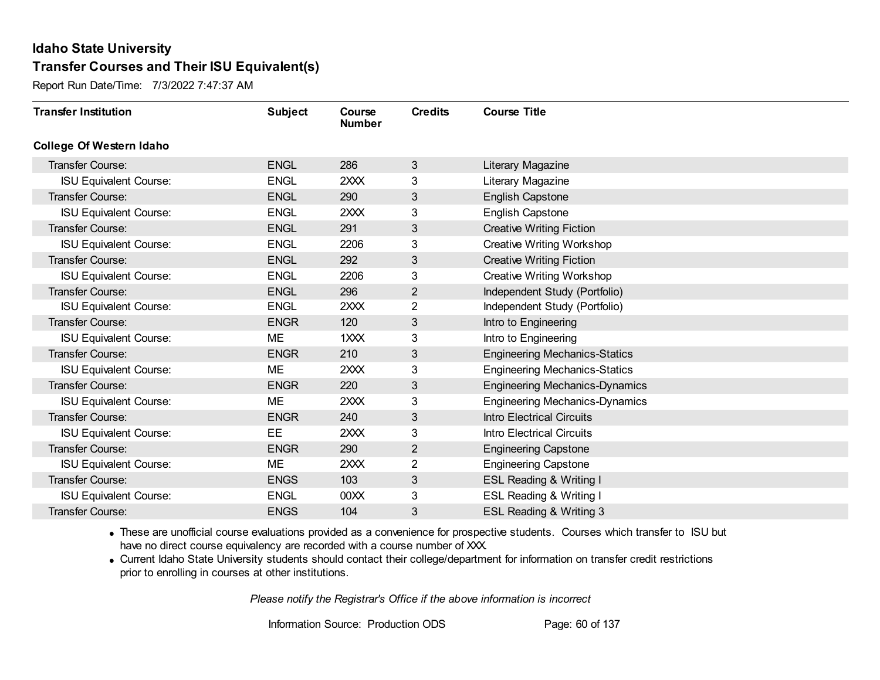# Idaho State University

## Transfer Courses and Their ISU Equivalent(s)

Report Run Date/Time: 7/3/2022 7:47:37 AM

| Transfer Institution | Subject | Course Number | Credits | Course Title |
|---|---|---|---|---|
| **College Of Western Idaho** | | | | |
| Transfer Course: | ENGL | 286 | 3 | Literary Magazine |
| ISU Equivalent Course: | ENGL | 2XXX | 3 | Literary Magazine |
| Transfer Course: | ENGL | 290 | 3 | English Capstone |
| ISU Equivalent Course: | ENGL | 2XXX | 3 | English Capstone |
| Transfer Course: | ENGL | 291 | 3 | Creative Writing Fiction |
| ISU Equivalent Course: | ENGL | 2206 | 3 | Creative Writing Workshop |
| Transfer Course: | ENGL | 292 | 3 | Creative Writing Fiction |
| ISU Equivalent Course: | ENGL | 2206 | 3 | Creative Writing Workshop |
| Transfer Course: | ENGL | 296 | 2 | Independent Study (Portfolio) |
| ISU Equivalent Course: | ENGL | 2XXX | 2 | Independent Study (Portfolio) |
| Transfer Course: | ENGR | 120 | 3 | Intro to Engineering |
| ISU Equivalent Course: | ME | 1XXX | 3 | Intro to Engineering |
| Transfer Course: | ENGR | 210 | 3 | Engineering Mechanics-Statics |
| ISU Equivalent Course: | ME | 2XXX | 3 | Engineering Mechanics-Statics |
| Transfer Course: | ENGR | 220 | 3 | Engineering Mechanics-Dynamics |
| ISU Equivalent Course: | ME | 2XXX | 3 | Engineering Mechanics-Dynamics |
| Transfer Course: | ENGR | 240 | 3 | Intro Electrical Circuits |
| ISU Equivalent Course: | EE | 2XXX | 3 | Intro Electrical Circuits |
| Transfer Course: | ENGR | 290 | 2 | Engineering Capstone |
| ISU Equivalent Course: | ME | 2XXX | 2 | Engineering Capstone |
| Transfer Course: | ENGS | 103 | 3 | ESL Reading & Writing I |
| ISU Equivalent Course: | ENGL | 00XX | 3 | ESL Reading & Writing I |
| Transfer Course: | ENGS | 104 | 3 | ESL Reading & Writing 3 |

- These are unofficial course evaluations provided as a convenience for prospective students. Courses which transfer to ISU but have no direct course equivalency are recorded with a course number of XXX.
- Current Idaho State University students should contact their college/department for information on transfer credit restrictions prior to enrolling in courses at other institutions.

*Please notify the Registrar's Office if the above information is incorrect*

Information Source: Production ODS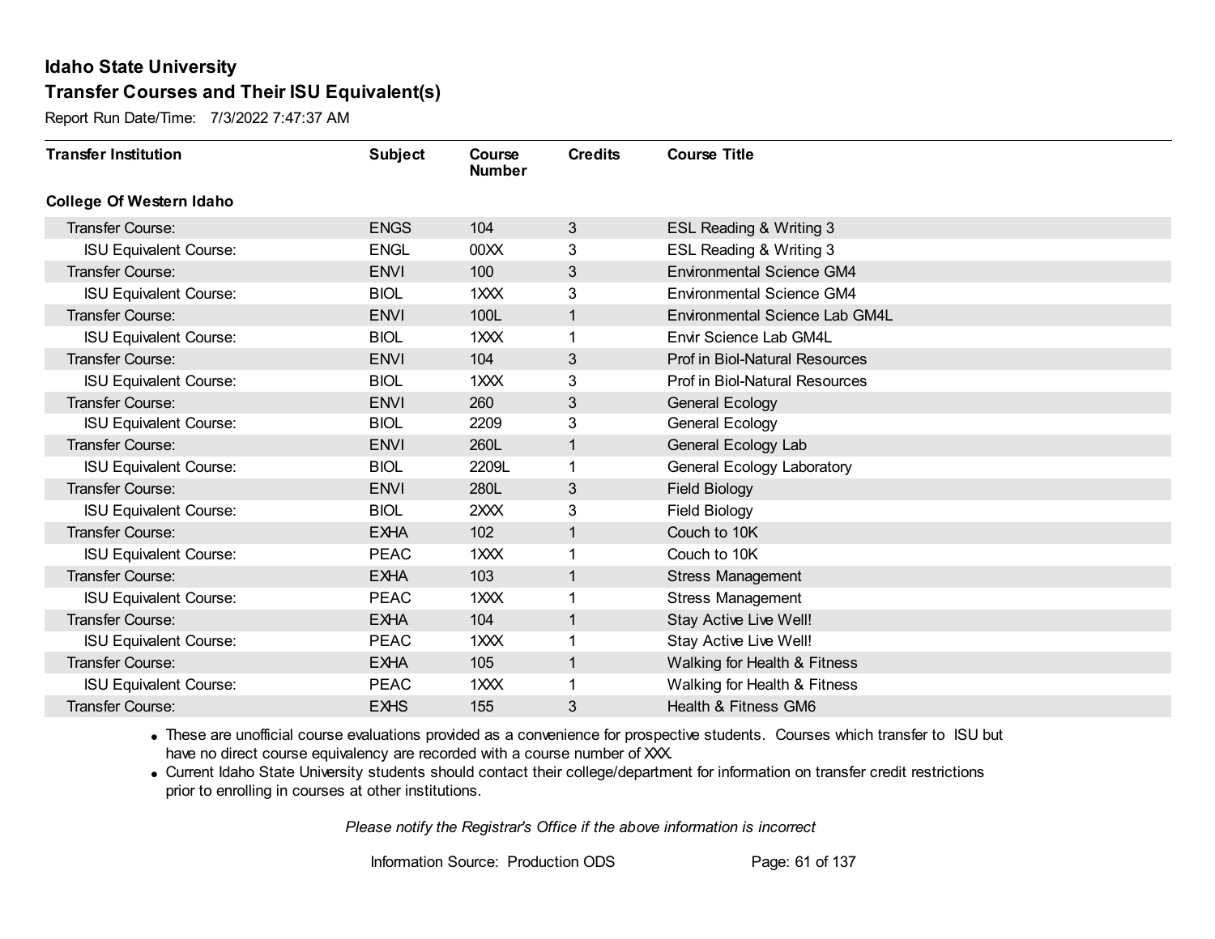# Idaho State University

## Transfer Courses and Their ISU Equivalent(s)

Report Run Date/Time: 7/3/2022 7:47:37 AM

| Transfer Institution | Subject | Course Number | Credits | Course Title |
|---|---|---|---|---|
| **College Of Western Idaho** | | | | |
| Transfer Course: | ENGS | 104 | 3 | ESL Reading & Writing 3 |
| ISU Equivalent Course: | ENGL | 00XX | 3 | ESL Reading & Writing 3 |
| Transfer Course: | ENVI | 100 | 3 | Environmental Science GM4 |
| ISU Equivalent Course: | BIOL | 1XXX | 3 | Environmental Science GM4 |
| Transfer Course: | ENVI | 100L | 1 | Environmental Science Lab GM4L |
| ISU Equivalent Course: | BIOL | 1XXX | 1 | Envir Science Lab GM4L |
| Transfer Course: | ENVI | 104 | 3 | Prof in Biol-Natural Resources |
| ISU Equivalent Course: | BIOL | 1XXX | 3 | Prof in Biol-Natural Resources |
| Transfer Course: | ENVI | 260 | 3 | General Ecology |
| ISU Equivalent Course: | BIOL | 2209 | 3 | General Ecology |
| Transfer Course: | ENVI | 260L | 1 | General Ecology Lab |
| ISU Equivalent Course: | BIOL | 2209L | 1 | General Ecology Laboratory |
| Transfer Course: | ENVI | 280L | 3 | Field Biology |
| ISU Equivalent Course: | BIOL | 2XXX | 3 | Field Biology |
| Transfer Course: | EXHA | 102 | 1 | Couch to 10K |
| ISU Equivalent Course: | PEAC | 1XXX | 1 | Couch to 10K |
| Transfer Course: | EXHA | 103 | 1 | Stress Management |
| ISU Equivalent Course: | PEAC | 1XXX | 1 | Stress Management |
| Transfer Course: | EXHA | 104 | 1 | Stay Active Live Well! |
| ISU Equivalent Course: | PEAC | 1XXX | 1 | Stay Active Live Well! |
| Transfer Course: | EXHA | 105 | 1 | Walking for Health & Fitness |
| ISU Equivalent Course: | PEAC | 1XXX | 1 | Walking for Health & Fitness |
| Transfer Course: | EXHS | 155 | 3 | Health & Fitness GM6 |

- These are unofficial course evaluations provided as a convenience for prospective students. Courses which transfer to ISU but have no direct course equivalency are recorded with a course number of XXX.
- Current Idaho State University students should contact their college/department for information on transfer credit restrictions prior to enrolling in courses at other institutions.

*Please notify the Registrar's Office if the above information is incorrect*

Information Source: Production ODS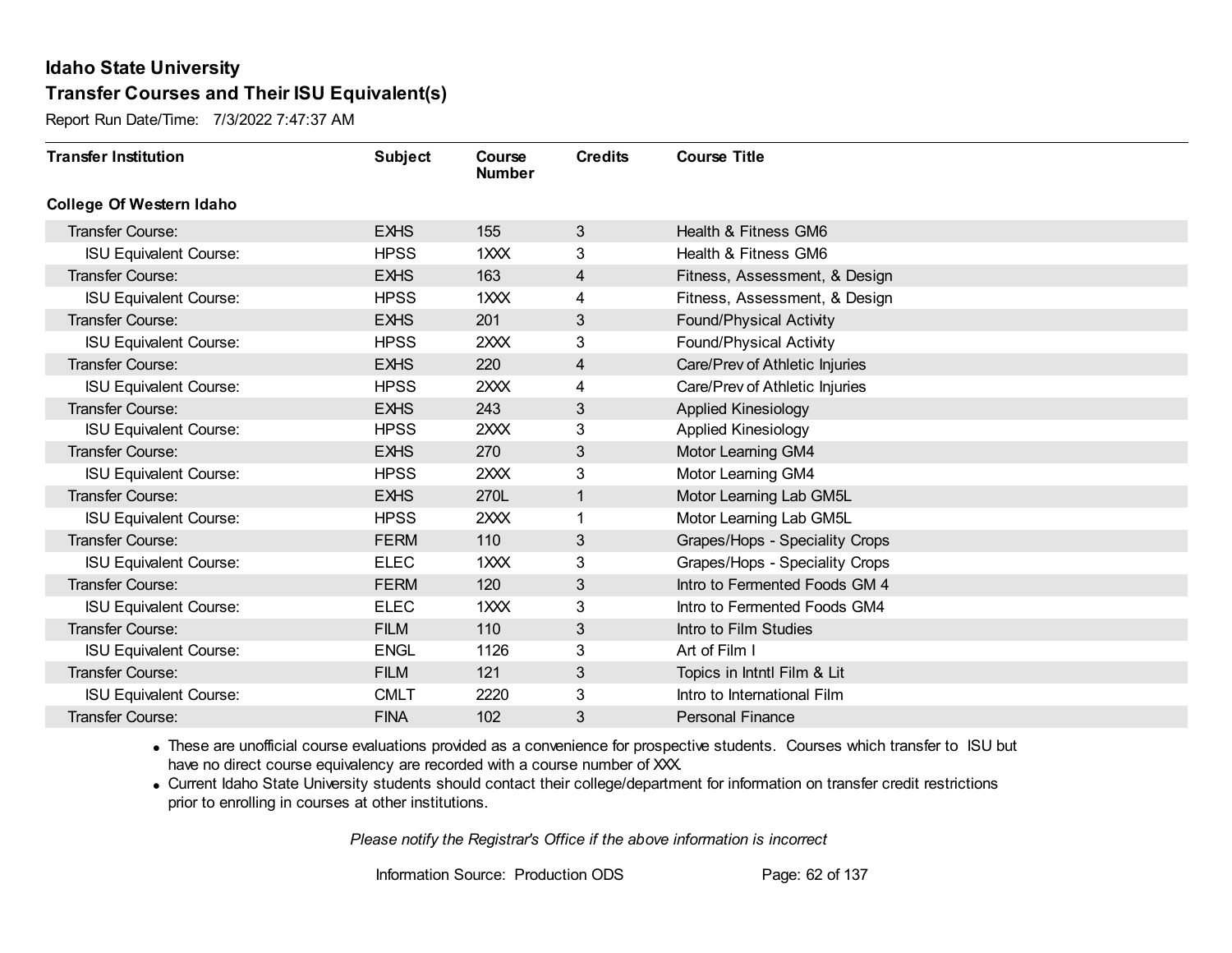# Idaho State University

## Transfer Courses and Their ISU Equivalent(s)

Report Run Date/Time: 7/3/2022 7:47:37 AM

| Transfer Institution | Subject | Course Number | Credits | Course Title |
|---|---|---|---|---|
| **College Of Western Idaho** | | | | |
| Transfer Course: | EXHS | 155 | 3 | Health & Fitness GM6 |
| ISU Equivalent Course: | HPSS | 1XXX | 3 | Health & Fitness GM6 |
| Transfer Course: | EXHS | 163 | 4 | Fitness, Assessment, & Design |
| ISU Equivalent Course: | HPSS | 1XXX | 4 | Fitness, Assessment, & Design |
| Transfer Course: | EXHS | 201 | 3 | Found/Physical Activity |
| ISU Equivalent Course: | HPSS | 2XXX | 3 | Found/Physical Activity |
| Transfer Course: | EXHS | 220 | 4 | Care/Prev of Athletic Injuries |
| ISU Equivalent Course: | HPSS | 2XXX | 4 | Care/Prev of Athletic Injuries |
| Transfer Course: | EXHS | 243 | 3 | Applied Kinesiology |
| ISU Equivalent Course: | HPSS | 2XXX | 3 | Applied Kinesiology |
| Transfer Course: | EXHS | 270 | 3 | Motor Learning GM4 |
| ISU Equivalent Course: | HPSS | 2XXX | 3 | Motor Learning GM4 |
| Transfer Course: | EXHS | 270L | 1 | Motor Learning Lab GM5L |
| ISU Equivalent Course: | HPSS | 2XXX | 1 | Motor Learning Lab GM5L |
| Transfer Course: | FERM | 110 | 3 | Grapes/Hops - Speciality Crops |
| ISU Equivalent Course: | ELEC | 1XXX | 3 | Grapes/Hops - Speciality Crops |
| Transfer Course: | FERM | 120 | 3 | Intro to Fermented Foods GM 4 |
| ISU Equivalent Course: | ELEC | 1XXX | 3 | Intro to Fermented Foods GM4 |
| Transfer Course: | FILM | 110 | 3 | Intro to Film Studies |
| ISU Equivalent Course: | ENGL | 1126 | 3 | Art of Film I |
| Transfer Course: | FILM | 121 | 3 | Topics in Intntl Film & Lit |
| ISU Equivalent Course: | CMLT | 2220 | 3 | Intro to International Film |
| Transfer Course: | FINA | 102 | 3 | Personal Finance |

- These are unofficial course evaluations provided as a convenience for prospective students. Courses which transfer to ISU but have no direct course equivalency are recorded with a course number of XXX.
- Current Idaho State University students should contact their college/department for information on transfer credit restrictions prior to enrolling in courses at other institutions.

*Please notify the Registrar's Office if the above information is incorrect*

Information Source: Production ODS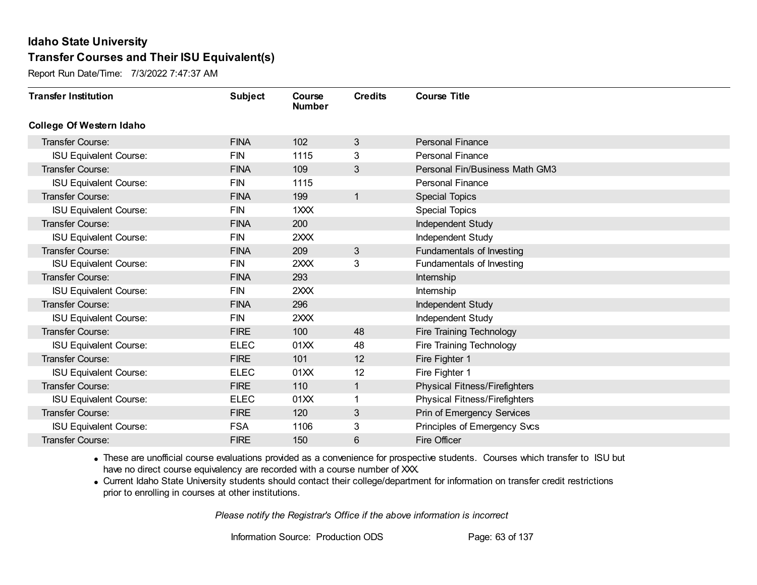# Idaho State University

## Transfer Courses and Their ISU Equivalent(s)

Report Run Date/Time: 7/3/2022 7:47:37 AM

| Transfer Institution | Subject | Course Number | Credits | Course Title |
|---|---|---|---|---|
| **College Of Western Idaho** | | | | |
| Transfer Course: | FINA | 102 | 3 | Personal Finance |
| ISU Equivalent Course: | FIN | 1115 | 3 | Personal Finance |
| Transfer Course: | FINA | 109 | 3 | Personal Fin/Business Math GM3 |
| ISU Equivalent Course: | FIN | 1115 | | Personal Finance |
| Transfer Course: | FINA | 199 | 1 | Special Topics |
| ISU Equivalent Course: | FIN | 1XXX | | Special Topics |
| Transfer Course: | FINA | 200 | | Independent Study |
| ISU Equivalent Course: | FIN | 2XXX | | Independent Study |
| Transfer Course: | FINA | 209 | 3 | Fundamentals of Investing |
| ISU Equivalent Course: | FIN | 2XXX | 3 | Fundamentals of Investing |
| Transfer Course: | FINA | 293 | | Internship |
| ISU Equivalent Course: | FIN | 2XXX | | Internship |
| Transfer Course: | FINA | 296 | | Independent Study |
| ISU Equivalent Course: | FIN | 2XXX | | Independent Study |
| Transfer Course: | FIRE | 100 | 48 | Fire Training Technology |
| ISU Equivalent Course: | ELEC | 01XX | 48 | Fire Training Technology |
| Transfer Course: | FIRE | 101 | 12 | Fire Fighter 1 |
| ISU Equivalent Course: | ELEC | 01XX | 12 | Fire Fighter 1 |
| Transfer Course: | FIRE | 110 | 1 | Physical Fitness/Firefighters |
| ISU Equivalent Course: | ELEC | 01XX | 1 | Physical Fitness/Firefighters |
| Transfer Course: | FIRE | 120 | 3 | Prin of Emergency Services |
| ISU Equivalent Course: | FSA | 1106 | 3 | Principles of Emergency Svcs |
| Transfer Course: | FIRE | 150 | 6 | Fire Officer |

- These are unofficial course evaluations provided as a convenience for prospective students. Courses which transfer to ISU but have no direct course equivalency are recorded with a course number of XXX.
- Current Idaho State University students should contact their college/department for information on transfer credit restrictions prior to enrolling in courses at other institutions.

*Please notify the Registrar's Office if the above information is incorrect*

Information Source: Production ODS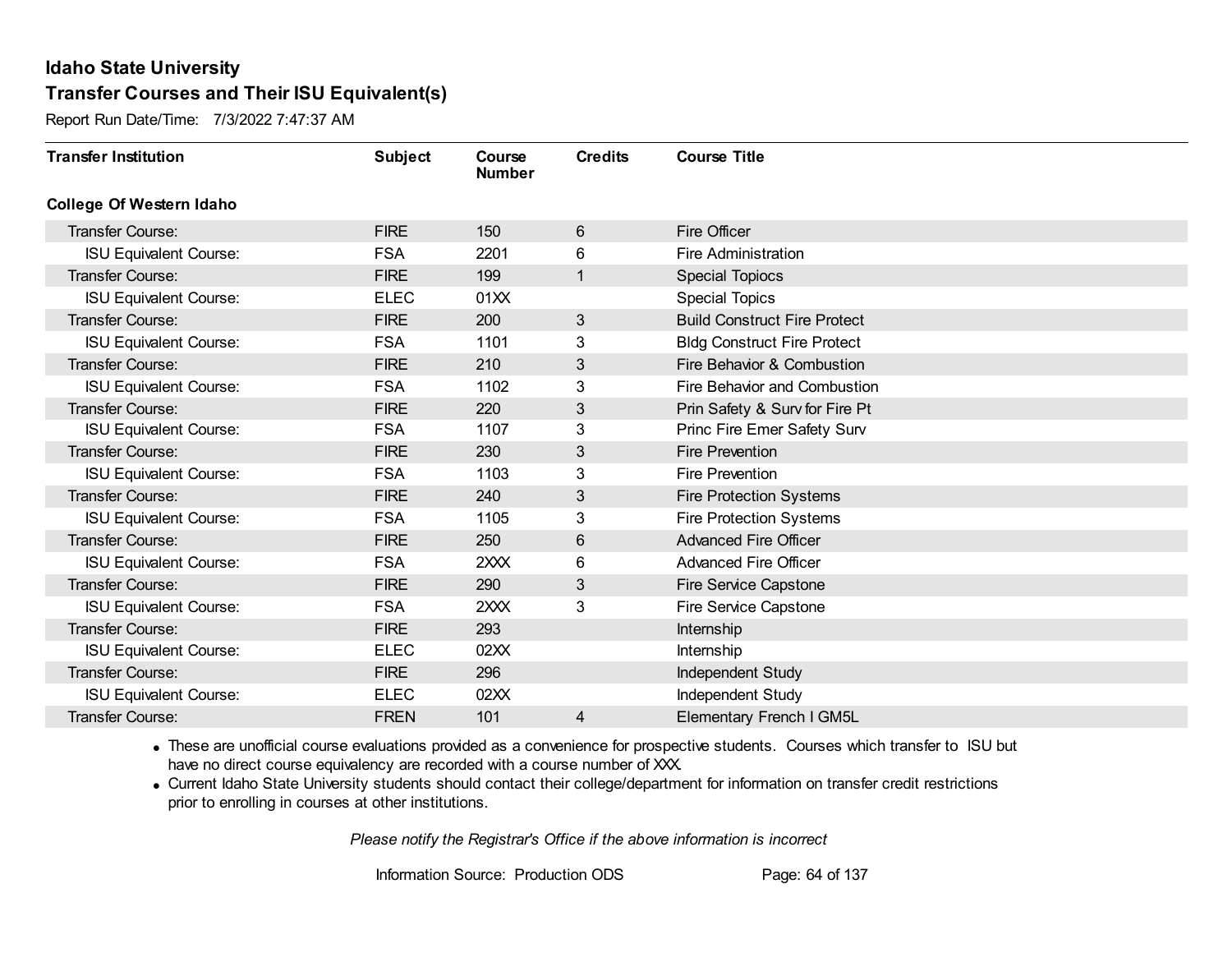## Idaho State University
## Transfer Courses and Their ISU Equivalent(s)

Report Run Date/Time: 7/3/2022 7:47:37 AM

| Transfer Institution | Subject | Course Number | Credits | Course Title |
|---|---|---|---|---|
| **College Of Western Idaho** | | | | |
| Transfer Course: | FIRE | 150 | 6 | Fire Officer |
| ISU Equivalent Course: | FSA | 2201 | 6 | Fire Administration |
| Transfer Course: | FIRE | 199 | 1 | Special Topiocs |
| ISU Equivalent Course: | ELEC | 01XX | | Special Topics |
| Transfer Course: | FIRE | 200 | 3 | Build Construct Fire Protect |
| ISU Equivalent Course: | FSA | 1101 | 3 | Bldg Construct Fire Protect |
| Transfer Course: | FIRE | 210 | 3 | Fire Behavior & Combustion |
| ISU Equivalent Course: | FSA | 1102 | 3 | Fire Behavior and Combustion |
| Transfer Course: | FIRE | 220 | 3 | Prin Safety & Surv for Fire Pt |
| ISU Equivalent Course: | FSA | 1107 | 3 | Princ Fire Emer Safety Surv |
| Transfer Course: | FIRE | 230 | 3 | Fire Prevention |
| ISU Equivalent Course: | FSA | 1103 | 3 | Fire Prevention |
| Transfer Course: | FIRE | 240 | 3 | Fire Protection Systems |
| ISU Equivalent Course: | FSA | 1105 | 3 | Fire Protection Systems |
| Transfer Course: | FIRE | 250 | 6 | Advanced Fire Officer |
| ISU Equivalent Course: | FSA | 2XXX | 6 | Advanced Fire Officer |
| Transfer Course: | FIRE | 290 | 3 | Fire Service Capstone |
| ISU Equivalent Course: | FSA | 2XXX | 3 | Fire Service Capstone |
| Transfer Course: | FIRE | 293 | | Internship |
| ISU Equivalent Course: | ELEC | 02XX | | Internship |
| Transfer Course: | FIRE | 296 | | Independent Study |
| ISU Equivalent Course: | ELEC | 02XX | | Independent Study |
| Transfer Course: | FREN | 101 | 4 | Elementary French I GM5L |

- These are unofficial course evaluations provided as a convenience for prospective students. Courses which transfer to ISU but have no direct course equivalency are recorded with a course number of XXX.
- Current Idaho State University students should contact their college/department for information on transfer credit restrictions prior to enrolling in courses at other institutions.

*Please notify the Registrar's Office if the above information is incorrect*

Information Source: Production ODS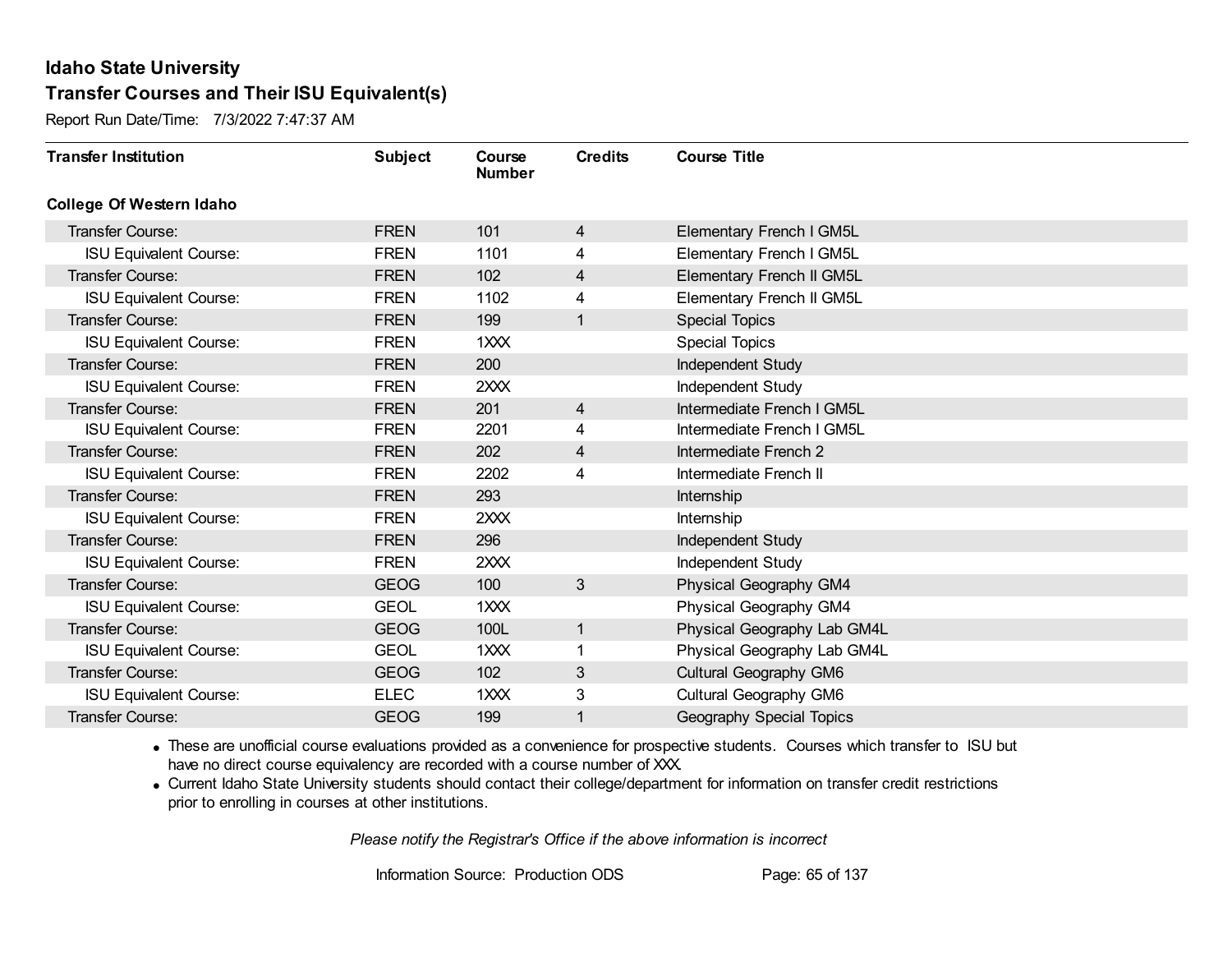# Idaho State University

## Transfer Courses and Their ISU Equivalent(s)

Report Run Date/Time: 7/3/2022 7:47:37 AM

| Transfer Institution | Subject | Course Number | Credits | Course Title |
|---|---|---|---|---|
| **College Of Western Idaho** | | | | |
| Transfer Course: | FREN | 101 | 4 | Elementary French I GM5L |
| ISU Equivalent Course: | FREN | 1101 | 4 | Elementary French I GM5L |
| Transfer Course: | FREN | 102 | 4 | Elementary French II GM5L |
| ISU Equivalent Course: | FREN | 1102 | 4 | Elementary French II GM5L |
| Transfer Course: | FREN | 199 | 1 | Special Topics |
| ISU Equivalent Course: | FREN | 1XXX | | Special Topics |
| Transfer Course: | FREN | 200 | | Independent Study |
| ISU Equivalent Course: | FREN | 2XXX | | Independent Study |
| Transfer Course: | FREN | 201 | 4 | Intermediate French I GM5L |
| ISU Equivalent Course: | FREN | 2201 | 4 | Intermediate French I GM5L |
| Transfer Course: | FREN | 202 | 4 | Intermediate French 2 |
| ISU Equivalent Course: | FREN | 2202 | 4 | Intermediate French II |
| Transfer Course: | FREN | 293 | | Internship |
| ISU Equivalent Course: | FREN | 2XXX | | Internship |
| Transfer Course: | FREN | 296 | | Independent Study |
| ISU Equivalent Course: | FREN | 2XXX | | Independent Study |
| Transfer Course: | GEOG | 100 | 3 | Physical Geography GM4 |
| ISU Equivalent Course: | GEOL | 1XXX | | Physical Geography GM4 |
| Transfer Course: | GEOG | 100L | 1 | Physical Geography Lab GM4L |
| ISU Equivalent Course: | GEOL | 1XXX | 1 | Physical Geography Lab GM4L |
| Transfer Course: | GEOG | 102 | 3 | Cultural Geography GM6 |
| ISU Equivalent Course: | ELEC | 1XXX | 3 | Cultural Geography GM6 |
| Transfer Course: | GEOG | 199 | 1 | Geography Special Topics |

- These are unofficial course evaluations provided as a convenience for prospective students. Courses which transfer to ISU but have no direct course equivalency are recorded with a course number of XXX.
- Current Idaho State University students should contact their college/department for information on transfer credit restrictions prior to enrolling in courses at other institutions.

*Please notify the Registrar's Office if the above information is incorrect*

Information Source: Production ODS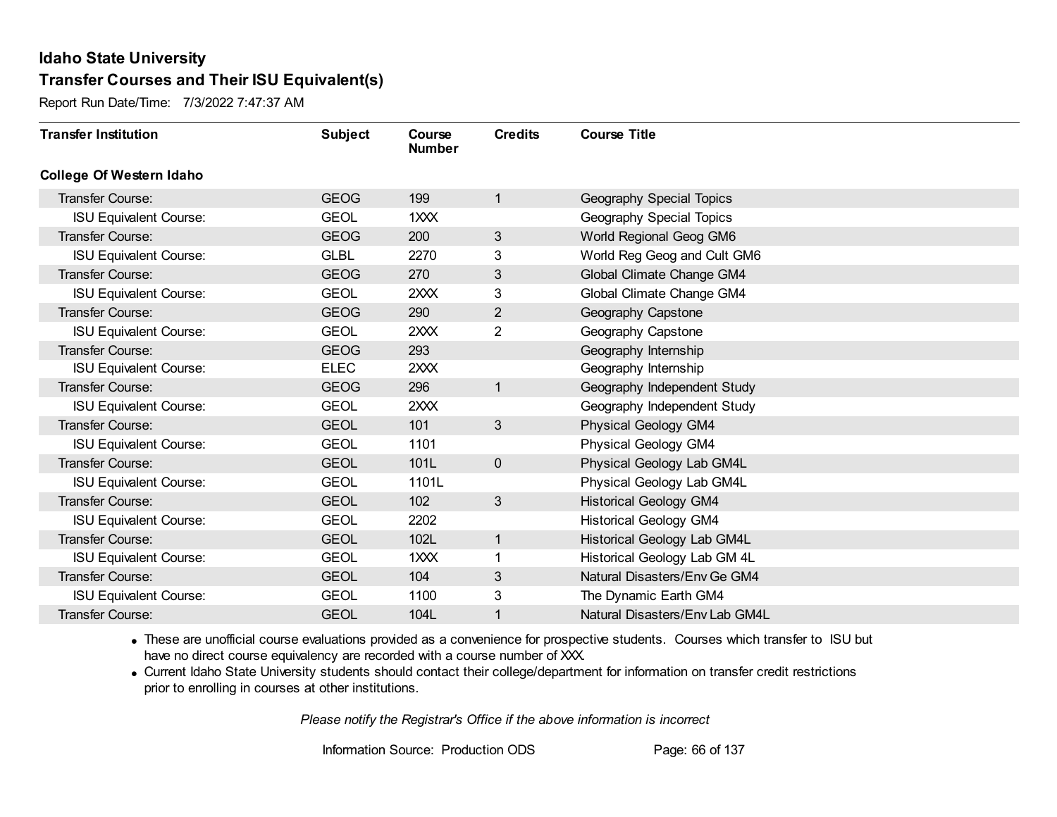# Idaho State University

## Transfer Courses and Their ISU Equivalent(s)

Report Run Date/Time: 7/3/2022 7:47:37 AM

| Transfer Institution | Subject | Course Number | Credits | Course Title |
|---|---|---|---|---|
| **College Of Western Idaho** | | | | |
| Transfer Course: | GEOG | 199 | 1 | Geography Special Topics |
| ISU Equivalent Course: | GEOL | 1XXX | | Geography Special Topics |
| Transfer Course: | GEOG | 200 | 3 | World Regional Geog GM6 |
| ISU Equivalent Course: | GLBL | 2270 | 3 | World Reg Geog and Cult GM6 |
| Transfer Course: | GEOG | 270 | 3 | Global Climate Change GM4 |
| ISU Equivalent Course: | GEOL | 2XXX | 3 | Global Climate Change GM4 |
| Transfer Course: | GEOG | 290 | 2 | Geography Capstone |
| ISU Equivalent Course: | GEOL | 2XXX | 2 | Geography Capstone |
| Transfer Course: | GEOG | 293 | | Geography Internship |
| ISU Equivalent Course: | ELEC | 2XXX | | Geography Internship |
| Transfer Course: | GEOG | 296 | 1 | Geography Independent Study |
| ISU Equivalent Course: | GEOL | 2XXX | | Geography Independent Study |
| Transfer Course: | GEOL | 101 | 3 | Physical Geology GM4 |
| ISU Equivalent Course: | GEOL | 1101 | | Physical Geology GM4 |
| Transfer Course: | GEOL | 101L | 0 | Physical Geology Lab GM4L |
| ISU Equivalent Course: | GEOL | 1101L | | Physical Geology Lab GM4L |
| Transfer Course: | GEOL | 102 | 3 | Historical Geology GM4 |
| ISU Equivalent Course: | GEOL | 2202 | | Historical Geology GM4 |
| Transfer Course: | GEOL | 102L | 1 | Historical Geology Lab GM4L |
| ISU Equivalent Course: | GEOL | 1XXX | 1 | Historical Geology Lab GM 4L |
| Transfer Course: | GEOL | 104 | 3 | Natural Disasters/Env Ge GM4 |
| ISU Equivalent Course: | GEOL | 1100 | 3 | The Dynamic Earth GM4 |
| Transfer Course: | GEOL | 104L | 1 | Natural Disasters/Env Lab GM4L |

- These are unofficial course evaluations provided as a convenience for prospective students. Courses which transfer to ISU but have no direct course equivalency are recorded with a course number of XXX.
- Current Idaho State University students should contact their college/department for information on transfer credit restrictions prior to enrolling in courses at other institutions.

*Please notify the Registrar's Office if the above information is incorrect*

Information Source: Production ODS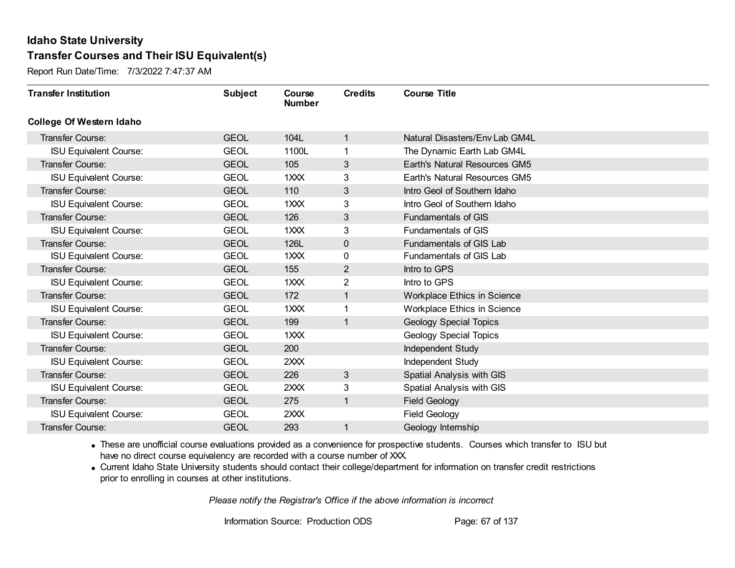# Idaho State University

## Transfer Courses and Their ISU Equivalent(s)

Report Run Date/Time: 7/3/2022 7:47:37 AM

| Transfer Institution | Subject | Course Number | Credits | Course Title |
|---|---|---|---|---|
| **College Of Western Idaho** | | | | |
| Transfer Course: | GEOL | 104L | 1 | Natural Disasters/Env Lab GM4L |
| ISU Equivalent Course: | GEOL | 1100L | 1 | The Dynamic Earth Lab GM4L |
| Transfer Course: | GEOL | 105 | 3 | Earth's Natural Resources GM5 |
| ISU Equivalent Course: | GEOL | 1XXX | 3 | Earth's Natural Resources GM5 |
| Transfer Course: | GEOL | 110 | 3 | Intro Geol of Southern Idaho |
| ISU Equivalent Course: | GEOL | 1XXX | 3 | Intro Geol of Southern Idaho |
| Transfer Course: | GEOL | 126 | 3 | Fundamentals of GIS |
| ISU Equivalent Course: | GEOL | 1XXX | 3 | Fundamentals of GIS |
| Transfer Course: | GEOL | 126L | 0 | Fundamentals of GIS Lab |
| ISU Equivalent Course: | GEOL | 1XXX | 0 | Fundamentals of GIS Lab |
| Transfer Course: | GEOL | 155 | 2 | Intro to GPS |
| ISU Equivalent Course: | GEOL | 1XXX | 2 | Intro to GPS |
| Transfer Course: | GEOL | 172 | 1 | Workplace Ethics in Science |
| ISU Equivalent Course: | GEOL | 1XXX | 1 | Workplace Ethics in Science |
| Transfer Course: | GEOL | 199 | 1 | Geology Special Topics |
| ISU Equivalent Course: | GEOL | 1XXX | | Geology Special Topics |
| Transfer Course: | GEOL | 200 | | Independent Study |
| ISU Equivalent Course: | GEOL | 2XXX | | Independent Study |
| Transfer Course: | GEOL | 226 | 3 | Spatial Analysis with GIS |
| ISU Equivalent Course: | GEOL | 2XXX | 3 | Spatial Analysis with GIS |
| Transfer Course: | GEOL | 275 | 1 | Field Geology |
| ISU Equivalent Course: | GEOL | 2XXX | | Field Geology |
| Transfer Course: | GEOL | 293 | 1 | Geology Internship |

- These are unofficial course evaluations provided as a convenience for prospective students. Courses which transfer to ISU but have no direct course equivalency are recorded with a course number of XXX.
- Current Idaho State University students should contact their college/department for information on transfer credit restrictions prior to enrolling in courses at other institutions.

*Please notify the Registrar's Office if the above information is incorrect*

Information Source: Production ODS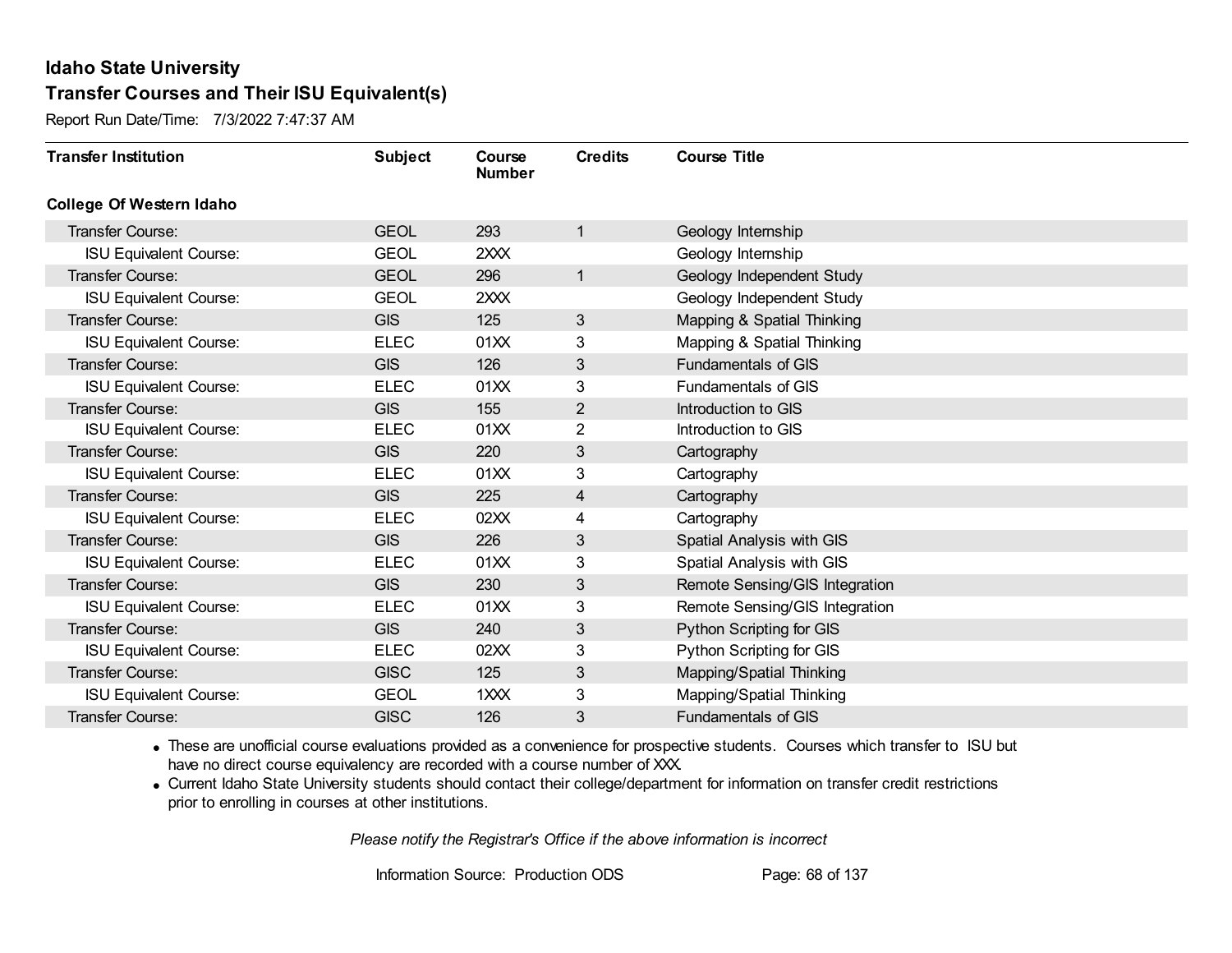# Idaho State University

## Transfer Courses and Their ISU Equivalent(s)

Report Run Date/Time: 7/3/2022 7:47:37 AM

| Transfer Institution | Subject | Course Number | Credits | Course Title |
|---|---|---|---|---|
| **College Of Western Idaho** | | | | |
| Transfer Course: | GEOL | 293 | 1 | Geology Internship |
| ISU Equivalent Course: | GEOL | 2XXX | | Geology Internship |
| Transfer Course: | GEOL | 296 | 1 | Geology Independent Study |
| ISU Equivalent Course: | GEOL | 2XXX | | Geology Independent Study |
| Transfer Course: | GIS | 125 | 3 | Mapping & Spatial Thinking |
| ISU Equivalent Course: | ELEC | 01XX | 3 | Mapping & Spatial Thinking |
| Transfer Course: | GIS | 126 | 3 | Fundamentals of GIS |
| ISU Equivalent Course: | ELEC | 01XX | 3 | Fundamentals of GIS |
| Transfer Course: | GIS | 155 | 2 | Introduction to GIS |
| ISU Equivalent Course: | ELEC | 01XX | 2 | Introduction to GIS |
| Transfer Course: | GIS | 220 | 3 | Cartography |
| ISU Equivalent Course: | ELEC | 01XX | 3 | Cartography |
| Transfer Course: | GIS | 225 | 4 | Cartography |
| ISU Equivalent Course: | ELEC | 02XX | 4 | Cartography |
| Transfer Course: | GIS | 226 | 3 | Spatial Analysis with GIS |
| ISU Equivalent Course: | ELEC | 01XX | 3 | Spatial Analysis with GIS |
| Transfer Course: | GIS | 230 | 3 | Remote Sensing/GIS Integration |
| ISU Equivalent Course: | ELEC | 01XX | 3 | Remote Sensing/GIS Integration |
| Transfer Course: | GIS | 240 | 3 | Python Scripting for GIS |
| ISU Equivalent Course: | ELEC | 02XX | 3 | Python Scripting for GIS |
| Transfer Course: | GISC | 125 | 3 | Mapping/Spatial Thinking |
| ISU Equivalent Course: | GEOL | 1XXX | 3 | Mapping/Spatial Thinking |
| Transfer Course: | GISC | 126 | 3 | Fundamentals of GIS |

- These are unofficial course evaluations provided as a convenience for prospective students. Courses which transfer to ISU but have no direct course equivalency are recorded with a course number of XXX.
- Current Idaho State University students should contact their college/department for information on transfer credit restrictions prior to enrolling in courses at other institutions.

*Please notify the Registrar's Office if the above information is incorrect*

Information Source: Production ODS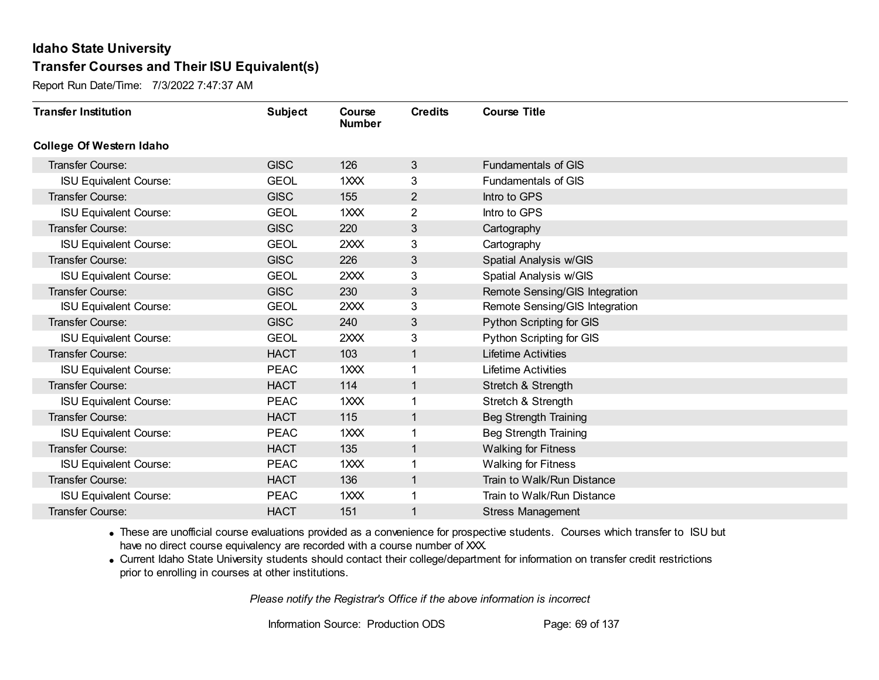# Idaho State University

## Transfer Courses and Their ISU Equivalent(s)

Report Run Date/Time: 7/3/2022 7:47:37 AM

| Transfer Institution | Subject | Course Number | Credits | Course Title |
|---|---|---|---|---|
| **College Of Western Idaho** | | | | |
| Transfer Course: | GISC | 126 | 3 | Fundamentals of GIS |
| ISU Equivalent Course: | GEOL | 1XXX | 3 | Fundamentals of GIS |
| Transfer Course: | GISC | 155 | 2 | Intro to GPS |
| ISU Equivalent Course: | GEOL | 1XXX | 2 | Intro to GPS |
| Transfer Course: | GISC | 220 | 3 | Cartography |
| ISU Equivalent Course: | GEOL | 2XXX | 3 | Cartography |
| Transfer Course: | GISC | 226 | 3 | Spatial Analysis w/GIS |
| ISU Equivalent Course: | GEOL | 2XXX | 3 | Spatial Analysis w/GIS |
| Transfer Course: | GISC | 230 | 3 | Remote Sensing/GIS Integration |
| ISU Equivalent Course: | GEOL | 2XXX | 3 | Remote Sensing/GIS Integration |
| Transfer Course: | GISC | 240 | 3 | Python Scripting for GIS |
| ISU Equivalent Course: | GEOL | 2XXX | 3 | Python Scripting for GIS |
| Transfer Course: | HACT | 103 | 1 | Lifetime Activities |
| ISU Equivalent Course: | PEAC | 1XXX | 1 | Lifetime Activities |
| Transfer Course: | HACT | 114 | 1 | Stretch & Strength |
| ISU Equivalent Course: | PEAC | 1XXX | 1 | Stretch & Strength |
| Transfer Course: | HACT | 115 | 1 | Beg Strength Training |
| ISU Equivalent Course: | PEAC | 1XXX | 1 | Beg Strength Training |
| Transfer Course: | HACT | 135 | 1 | Walking for Fitness |
| ISU Equivalent Course: | PEAC | 1XXX | 1 | Walking for Fitness |
| Transfer Course: | HACT | 136 | 1 | Train to Walk/Run Distance |
| ISU Equivalent Course: | PEAC | 1XXX | 1 | Train to Walk/Run Distance |
| Transfer Course: | HACT | 151 | 1 | Stress Management |

- These are unofficial course evaluations provided as a convenience for prospective students. Courses which transfer to ISU but have no direct course equivalency are recorded with a course number of XXX.
- Current Idaho State University students should contact their college/department for information on transfer credit restrictions prior to enrolling in courses at other institutions.

*Please notify the Registrar's Office if the above information is incorrect*

Information Source: Production ODS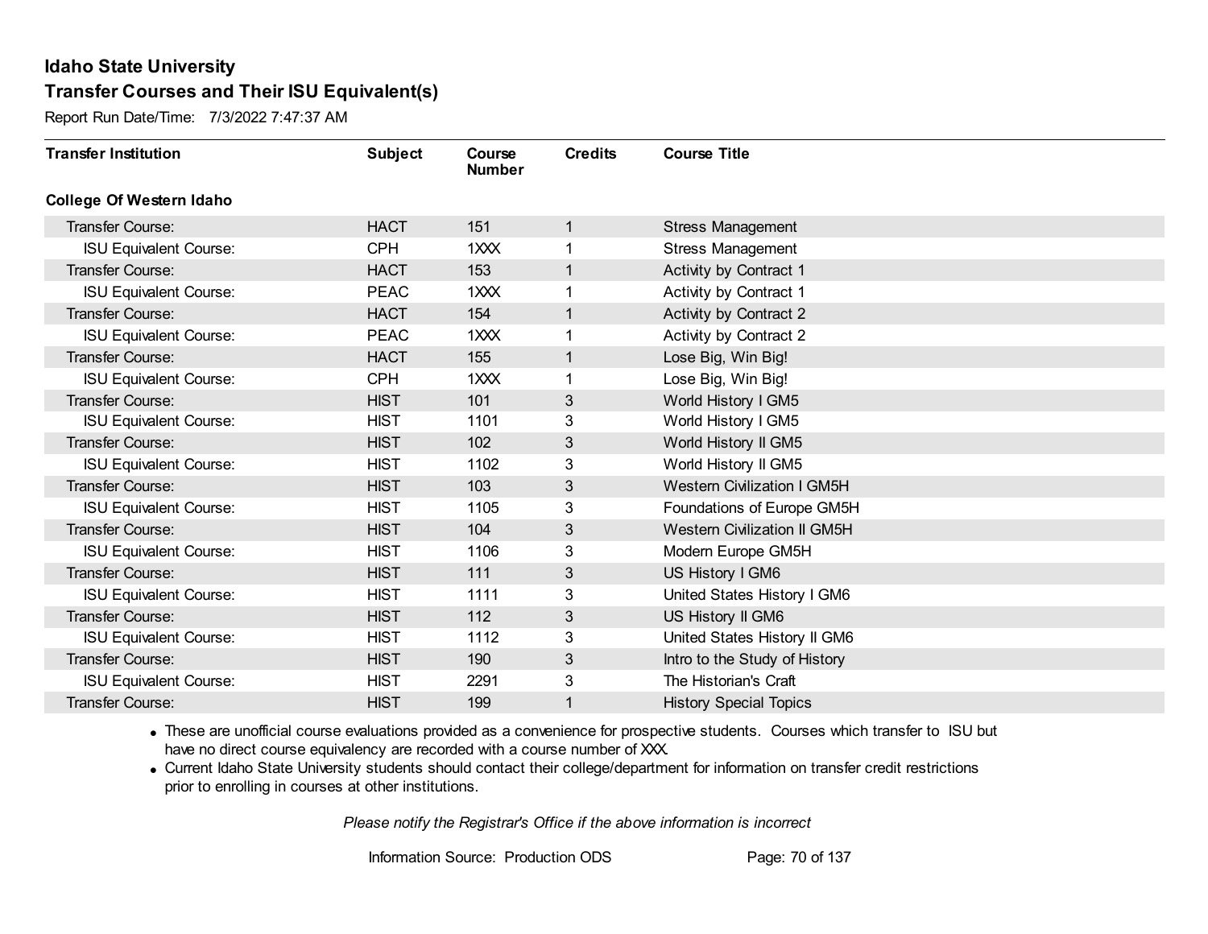# Idaho State University

## Transfer Courses and Their ISU Equivalent(s)

Report Run Date/Time: 7/3/2022 7:47:37 AM

| Transfer Institution | Subject | Course Number | Credits | Course Title |
|---|---|---|---|---|
| **College Of Western Idaho** | | | | |
| Transfer Course: | HACT | 151 | 1 | Stress Management |
| ISU Equivalent Course: | CPH | 1XXX | 1 | Stress Management |
| Transfer Course: | HACT | 153 | 1 | Activity by Contract 1 |
| ISU Equivalent Course: | PEAC | 1XXX | 1 | Activity by Contract 1 |
| Transfer Course: | HACT | 154 | 1 | Activity by Contract 2 |
| ISU Equivalent Course: | PEAC | 1XXX | 1 | Activity by Contract 2 |
| Transfer Course: | HACT | 155 | 1 | Lose Big, Win Big! |
| ISU Equivalent Course: | CPH | 1XXX | 1 | Lose Big, Win Big! |
| Transfer Course: | HIST | 101 | 3 | World History I GM5 |
| ISU Equivalent Course: | HIST | 1101 | 3 | World History I GM5 |
| Transfer Course: | HIST | 102 | 3 | World History II GM5 |
| ISU Equivalent Course: | HIST | 1102 | 3 | World History II GM5 |
| Transfer Course: | HIST | 103 | 3 | Western Civilization I GM5H |
| ISU Equivalent Course: | HIST | 1105 | 3 | Foundations of Europe GM5H |
| Transfer Course: | HIST | 104 | 3 | Western Civilization II GM5H |
| ISU Equivalent Course: | HIST | 1106 | 3 | Modern Europe GM5H |
| Transfer Course: | HIST | 111 | 3 | US History I GM6 |
| ISU Equivalent Course: | HIST | 1111 | 3 | United States History I GM6 |
| Transfer Course: | HIST | 112 | 3 | US History II GM6 |
| ISU Equivalent Course: | HIST | 1112 | 3 | United States History II GM6 |
| Transfer Course: | HIST | 190 | 3 | Intro to the Study of History |
| ISU Equivalent Course: | HIST | 2291 | 3 | The Historian's Craft |
| Transfer Course: | HIST | 199 | 1 | History Special Topics |

- These are unofficial course evaluations provided as a convenience for prospective students. Courses which transfer to ISU but have no direct course equivalency are recorded with a course number of XXX.
- Current Idaho State University students should contact their college/department for information on transfer credit restrictions prior to enrolling in courses at other institutions.

*Please notify the Registrar's Office if the above information is incorrect*

Information Source: Production ODS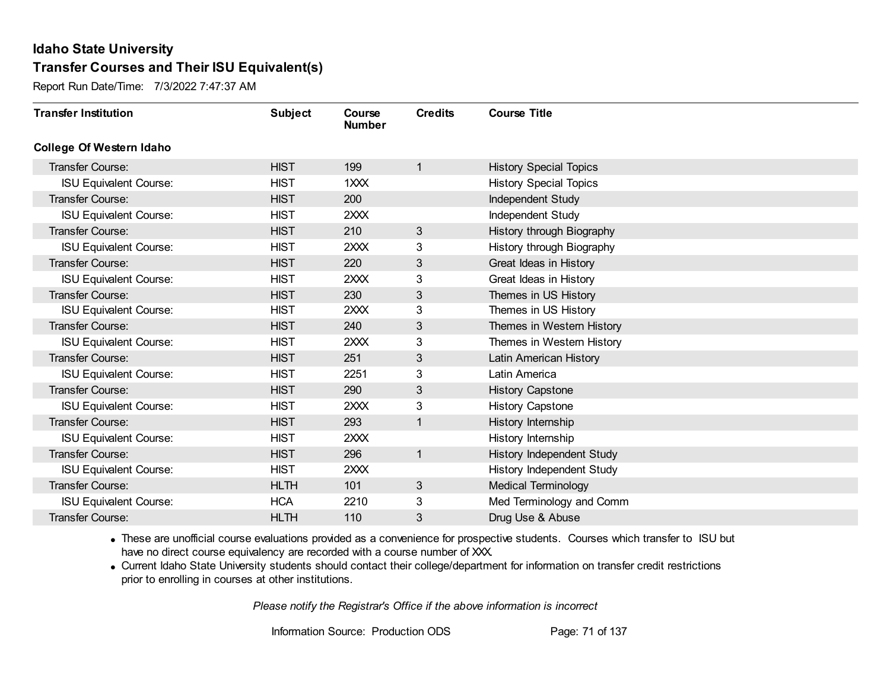# Idaho State University

## Transfer Courses and Their ISU Equivalent(s)

Report Run Date/Time: 7/3/2022 7:47:37 AM

| Transfer Institution | Subject | Course Number | Credits | Course Title |
|---|---|---|---|---|
| **College Of Western Idaho** | | | | |
| Transfer Course: | HIST | 199 | 1 | History Special Topics |
| ISU Equivalent Course: | HIST | 1XXX | | History Special Topics |
| Transfer Course: | HIST | 200 | | Independent Study |
| ISU Equivalent Course: | HIST | 2XXX | | Independent Study |
| Transfer Course: | HIST | 210 | 3 | History through Biography |
| ISU Equivalent Course: | HIST | 2XXX | 3 | History through Biography |
| Transfer Course: | HIST | 220 | 3 | Great Ideas in History |
| ISU Equivalent Course: | HIST | 2XXX | 3 | Great Ideas in History |
| Transfer Course: | HIST | 230 | 3 | Themes in US History |
| ISU Equivalent Course: | HIST | 2XXX | 3 | Themes in US History |
| Transfer Course: | HIST | 240 | 3 | Themes in Western History |
| ISU Equivalent Course: | HIST | 2XXX | 3 | Themes in Western History |
| Transfer Course: | HIST | 251 | 3 | Latin American History |
| ISU Equivalent Course: | HIST | 2251 | 3 | Latin America |
| Transfer Course: | HIST | 290 | 3 | History Capstone |
| ISU Equivalent Course: | HIST | 2XXX | 3 | History Capstone |
| Transfer Course: | HIST | 293 | 1 | History Internship |
| ISU Equivalent Course: | HIST | 2XXX | | History Internship |
| Transfer Course: | HIST | 296 | 1 | History Independent Study |
| ISU Equivalent Course: | HIST | 2XXX | | History Independent Study |
| Transfer Course: | HLTH | 101 | 3 | Medical Terminology |
| ISU Equivalent Course: | HCA | 2210 | 3 | Med Terminology and Comm |
| Transfer Course: | HLTH | 110 | 3 | Drug Use & Abuse |

- These are unofficial course evaluations provided as a convenience for prospective students. Courses which transfer to ISU but have no direct course equivalency are recorded with a course number of XXX.
- Current Idaho State University students should contact their college/department for information on transfer credit restrictions prior to enrolling in courses at other institutions.

*Please notify the Registrar's Office if the above information is incorrect*

Information Source: Production ODS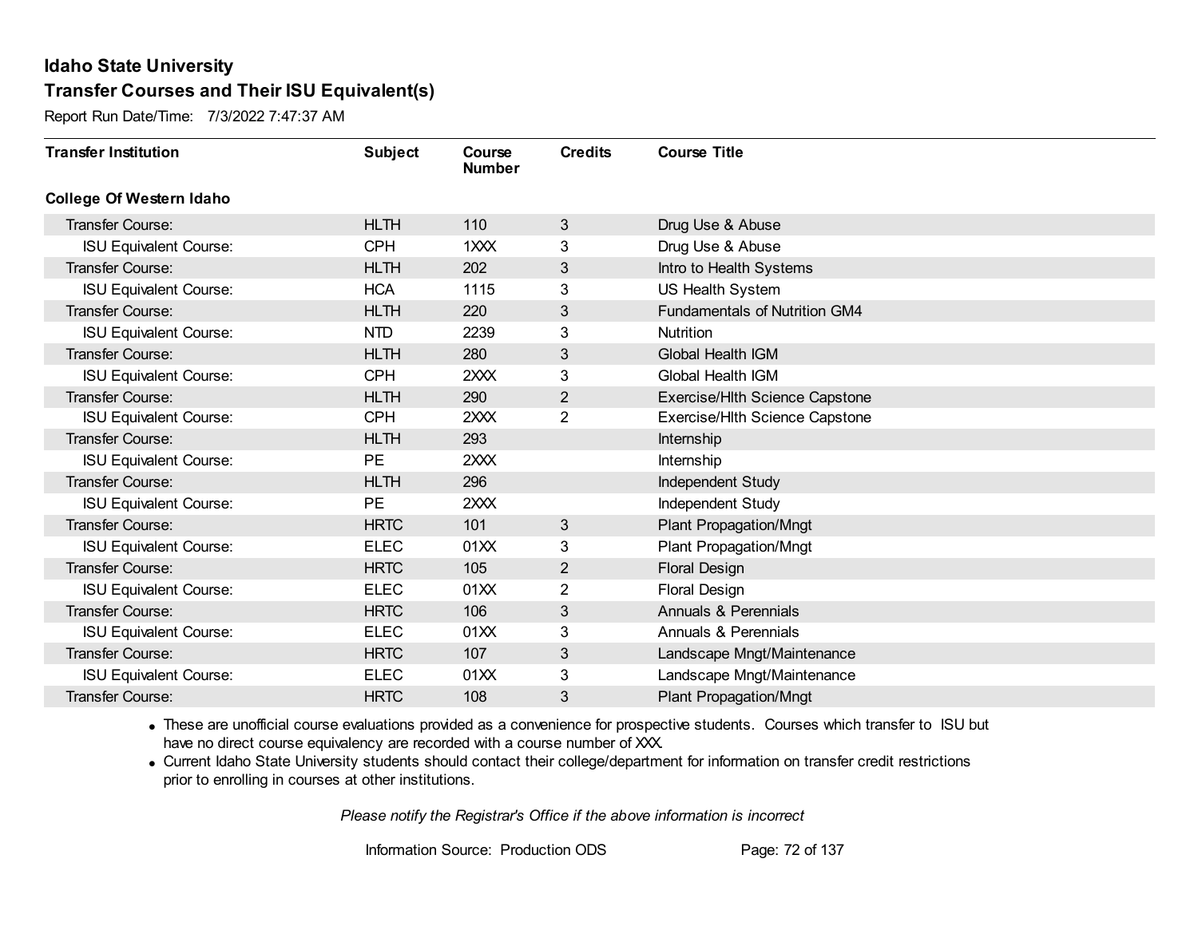# Idaho State University
## Transfer Courses and Their ISU Equivalent(s)

Report Run Date/Time: 7/3/2022 7:47:37 AM

| Transfer Institution | Subject | Course Number | Credits | Course Title |
|---|---|---|---|---|
| **College Of Western Idaho** | | | | |
| Transfer Course: | HLTH | 110 | 3 | Drug Use & Abuse |
| ISU Equivalent Course: | CPH | 1XXX | 3 | Drug Use & Abuse |
| Transfer Course: | HLTH | 202 | 3 | Intro to Health Systems |
| ISU Equivalent Course: | HCA | 1115 | 3 | US Health System |
| Transfer Course: | HLTH | 220 | 3 | Fundamentals of Nutrition GM4 |
| ISU Equivalent Course: | NTD | 2239 | 3 | Nutrition |
| Transfer Course: | HLTH | 280 | 3 | Global Health IGM |
| ISU Equivalent Course: | CPH | 2XXX | 3 | Global Health IGM |
| Transfer Course: | HLTH | 290 | 2 | Exercise/Hlth Science Capstone |
| ISU Equivalent Course: | CPH | 2XXX | 2 | Exercise/Hlth Science Capstone |
| Transfer Course: | HLTH | 293 | | Internship |
| ISU Equivalent Course: | PE | 2XXX | | Internship |
| Transfer Course: | HLTH | 296 | | Independent Study |
| ISU Equivalent Course: | PE | 2XXX | | Independent Study |
| Transfer Course: | HRTC | 101 | 3 | Plant Propagation/Mngt |
| ISU Equivalent Course: | ELEC | 01XX | 3 | Plant Propagation/Mngt |
| Transfer Course: | HRTC | 105 | 2 | Floral Design |
| ISU Equivalent Course: | ELEC | 01XX | 2 | Floral Design |
| Transfer Course: | HRTC | 106 | 3 | Annuals & Perennials |
| ISU Equivalent Course: | ELEC | 01XX | 3 | Annuals & Perennials |
| Transfer Course: | HRTC | 107 | 3 | Landscape Mngt/Maintenance |
| ISU Equivalent Course: | ELEC | 01XX | 3 | Landscape Mngt/Maintenance |
| Transfer Course: | HRTC | 108 | 3 | Plant Propagation/Mngt |

- These are unofficial course evaluations provided as a convenience for prospective students. Courses which transfer to ISU but have no direct course equivalency are recorded with a course number of XXX.
- Current Idaho State University students should contact their college/department for information on transfer credit restrictions prior to enrolling in courses at other institutions.

*Please notify the Registrar's Office if the above information is incorrect*

Information Source: Production ODS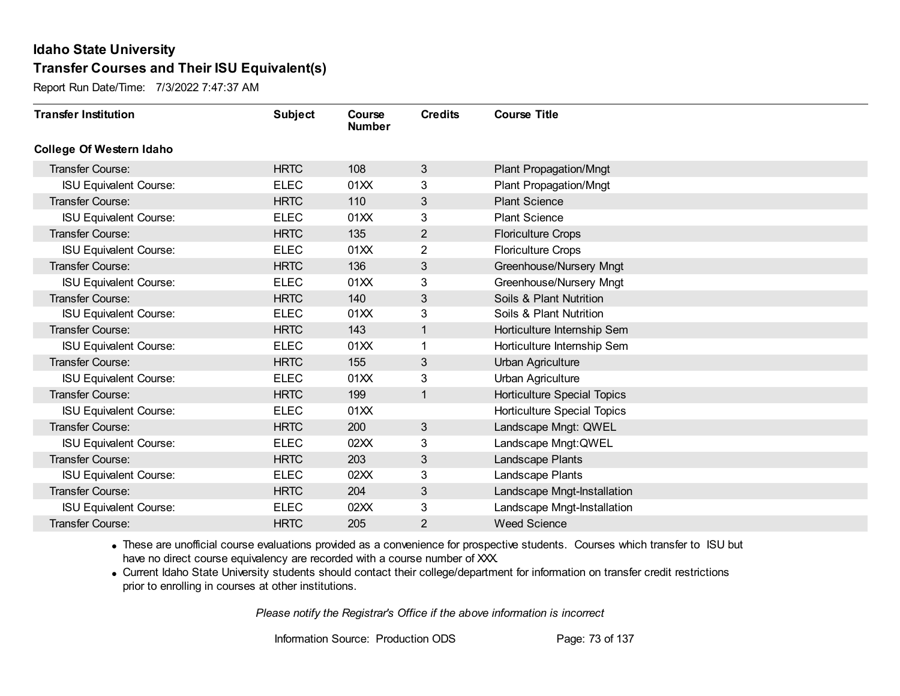# Idaho State University

## Transfer Courses and Their ISU Equivalent(s)

Report Run Date/Time: 7/3/2022 7:47:37 AM

| Transfer Institution | Subject | Course Number | Credits | Course Title |
|---|---|---|---|---|
| **College Of Western Idaho** | | | | |
| Transfer Course: | HRTC | 108 | 3 | Plant Propagation/Mngt |
| ISU Equivalent Course: | ELEC | 01XX | 3 | Plant Propagation/Mngt |
| Transfer Course: | HRTC | 110 | 3 | Plant Science |
| ISU Equivalent Course: | ELEC | 01XX | 3 | Plant Science |
| Transfer Course: | HRTC | 135 | 2 | Floriculture Crops |
| ISU Equivalent Course: | ELEC | 01XX | 2 | Floriculture Crops |
| Transfer Course: | HRTC | 136 | 3 | Greenhouse/Nursery Mngt |
| ISU Equivalent Course: | ELEC | 01XX | 3 | Greenhouse/Nursery Mngt |
| Transfer Course: | HRTC | 140 | 3 | Soils & Plant Nutrition |
| ISU Equivalent Course: | ELEC | 01XX | 3 | Soils & Plant Nutrition |
| Transfer Course: | HRTC | 143 | 1 | Horticulture Internship Sem |
| ISU Equivalent Course: | ELEC | 01XX | 1 | Horticulture Internship Sem |
| Transfer Course: | HRTC | 155 | 3 | Urban Agriculture |
| ISU Equivalent Course: | ELEC | 01XX | 3 | Urban Agriculture |
| Transfer Course: | HRTC | 199 | 1 | Horticulture Special Topics |
| ISU Equivalent Course: | ELEC | 01XX | | Horticulture Special Topics |
| Transfer Course: | HRTC | 200 | 3 | Landscape Mngt: QWEL |
| ISU Equivalent Course: | ELEC | 02XX | 3 | Landscape Mngt:QWEL |
| Transfer Course: | HRTC | 203 | 3 | Landscape Plants |
| ISU Equivalent Course: | ELEC | 02XX | 3 | Landscape Plants |
| Transfer Course: | HRTC | 204 | 3 | Landscape Mngt-Installation |
| ISU Equivalent Course: | ELEC | 02XX | 3 | Landscape Mngt-Installation |
| Transfer Course: | HRTC | 205 | 2 | Weed Science |

- These are unofficial course evaluations provided as a convenience for prospective students. Courses which transfer to ISU but have no direct course equivalency are recorded with a course number of XXX.
- Current Idaho State University students should contact their college/department for information on transfer credit restrictions prior to enrolling in courses at other institutions.

*Please notify the Registrar's Office if the above information is incorrect*

Information Source: Production ODS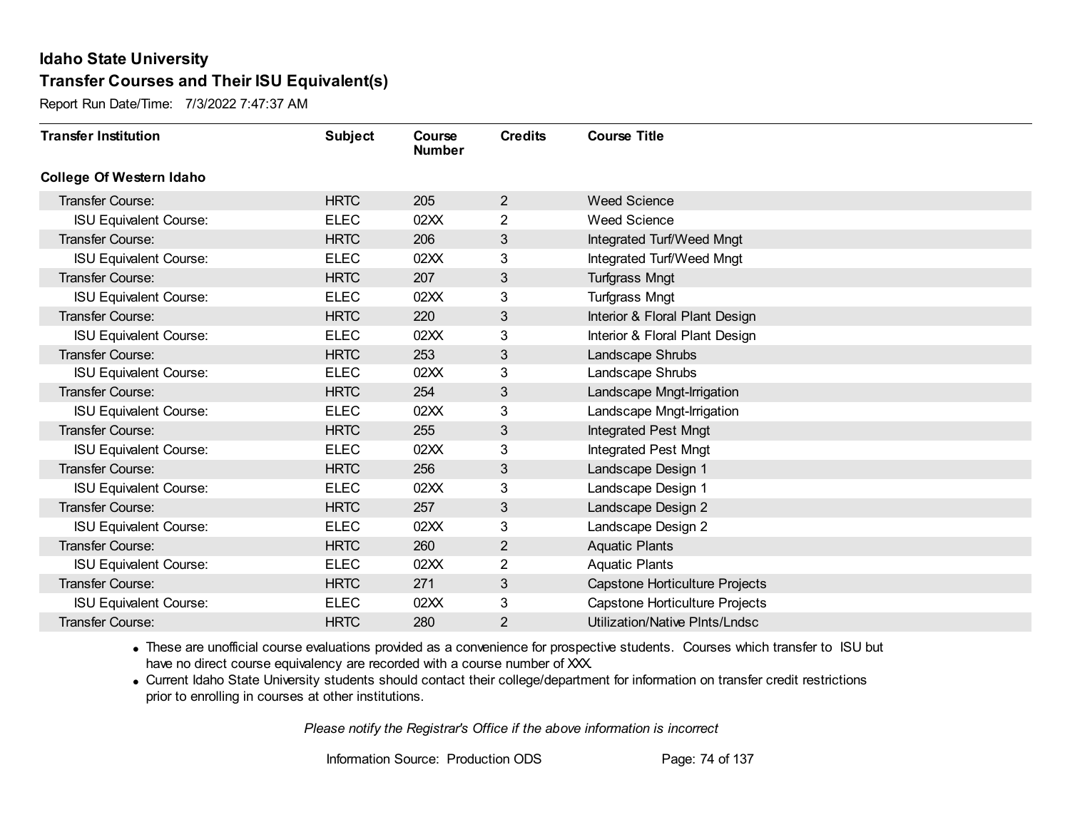# Idaho State University

## Transfer Courses and Their ISU Equivalent(s)

Report Run Date/Time: 7/3/2022 7:47:37 AM

| Transfer Institution | Subject | Course Number | Credits | Course Title |
|---|---|---|---|---|
| **College Of Western Idaho** | | | | |
| Transfer Course: | HRTC | 205 | 2 | Weed Science |
| ISU Equivalent Course: | ELEC | 02XX | 2 | Weed Science |
| Transfer Course: | HRTC | 206 | 3 | Integrated Turf/Weed Mngt |
| ISU Equivalent Course: | ELEC | 02XX | 3 | Integrated Turf/Weed Mngt |
| Transfer Course: | HRTC | 207 | 3 | Turfgrass Mngt |
| ISU Equivalent Course: | ELEC | 02XX | 3 | Turfgrass Mngt |
| Transfer Course: | HRTC | 220 | 3 | Interior & Floral Plant Design |
| ISU Equivalent Course: | ELEC | 02XX | 3 | Interior & Floral Plant Design |
| Transfer Course: | HRTC | 253 | 3 | Landscape Shrubs |
| ISU Equivalent Course: | ELEC | 02XX | 3 | Landscape Shrubs |
| Transfer Course: | HRTC | 254 | 3 | Landscape Mngt-Irrigation |
| ISU Equivalent Course: | ELEC | 02XX | 3 | Landscape Mngt-Irrigation |
| Transfer Course: | HRTC | 255 | 3 | Integrated Pest Mngt |
| ISU Equivalent Course: | ELEC | 02XX | 3 | Integrated Pest Mngt |
| Transfer Course: | HRTC | 256 | 3 | Landscape Design 1 |
| ISU Equivalent Course: | ELEC | 02XX | 3 | Landscape Design 1 |
| Transfer Course: | HRTC | 257 | 3 | Landscape Design 2 |
| ISU Equivalent Course: | ELEC | 02XX | 3 | Landscape Design 2 |
| Transfer Course: | HRTC | 260 | 2 | Aquatic Plants |
| ISU Equivalent Course: | ELEC | 02XX | 2 | Aquatic Plants |
| Transfer Course: | HRTC | 271 | 3 | Capstone Horticulture Projects |
| ISU Equivalent Course: | ELEC | 02XX | 3 | Capstone Horticulture Projects |
| Transfer Course: | HRTC | 280 | 2 | Utilization/Native Plnts/Lndsc |

- These are unofficial course evaluations provided as a convenience for prospective students. Courses which transfer to ISU but have no direct course equivalency are recorded with a course number of XXX.
- Current Idaho State University students should contact their college/department for information on transfer credit restrictions prior to enrolling in courses at other institutions.

*Please notify the Registrar's Office if the above information is incorrect*

Information Source: Production ODS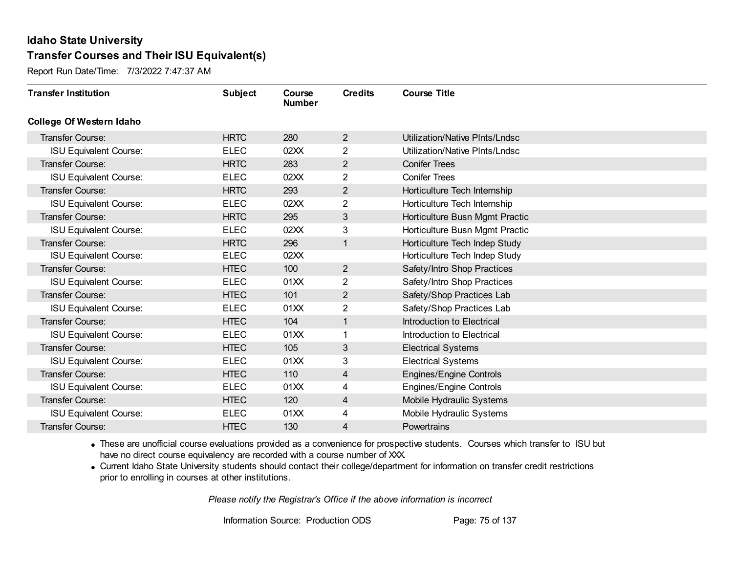# Idaho State University

## Transfer Courses and Their ISU Equivalent(s)

Report Run Date/Time: 7/3/2022 7:47:37 AM

| Transfer Institution | Subject | Course Number | Credits | Course Title |
|---|---|---|---|---|
| **College Of Western Idaho** | | | | |
| Transfer Course: | HRTC | 280 | 2 | Utilization/Native Plnts/Lndsc |
| ISU Equivalent Course: | ELEC | 02XX | 2 | Utilization/Native Plnts/Lndsc |
| Transfer Course: | HRTC | 283 | 2 | Conifer Trees |
| ISU Equivalent Course: | ELEC | 02XX | 2 | Conifer Trees |
| Transfer Course: | HRTC | 293 | 2 | Horticulture Tech Internship |
| ISU Equivalent Course: | ELEC | 02XX | 2 | Horticulture Tech Internship |
| Transfer Course: | HRTC | 295 | 3 | Horticulture Busn Mgmt Practic |
| ISU Equivalent Course: | ELEC | 02XX | 3 | Horticulture Busn Mgmt Practic |
| Transfer Course: | HRTC | 296 | 1 | Horticulture Tech Indep Study |
| ISU Equivalent Course: | ELEC | 02XX | | Horticulture Tech Indep Study |
| Transfer Course: | HTEC | 100 | 2 | Safety/Intro Shop Practices |
| ISU Equivalent Course: | ELEC | 01XX | 2 | Safety/Intro Shop Practices |
| Transfer Course: | HTEC | 101 | 2 | Safety/Shop Practices Lab |
| ISU Equivalent Course: | ELEC | 01XX | 2 | Safety/Shop Practices Lab |
| Transfer Course: | HTEC | 104 | 1 | Introduction to Electrical |
| ISU Equivalent Course: | ELEC | 01XX | 1 | Introduction to Electrical |
| Transfer Course: | HTEC | 105 | 3 | Electrical Systems |
| ISU Equivalent Course: | ELEC | 01XX | 3 | Electrical Systems |
| Transfer Course: | HTEC | 110 | 4 | Engines/Engine Controls |
| ISU Equivalent Course: | ELEC | 01XX | 4 | Engines/Engine Controls |
| Transfer Course: | HTEC | 120 | 4 | Mobile Hydraulic Systems |
| ISU Equivalent Course: | ELEC | 01XX | 4 | Mobile Hydraulic Systems |
| Transfer Course: | HTEC | 130 | 4 | Powertrains |

- These are unofficial course evaluations provided as a convenience for prospective students. Courses which transfer to ISU but have no direct course equivalency are recorded with a course number of XXX.
- Current Idaho State University students should contact their college/department for information on transfer credit restrictions prior to enrolling in courses at other institutions.

*Please notify the Registrar's Office if the above information is incorrect*

Information Source: Production ODS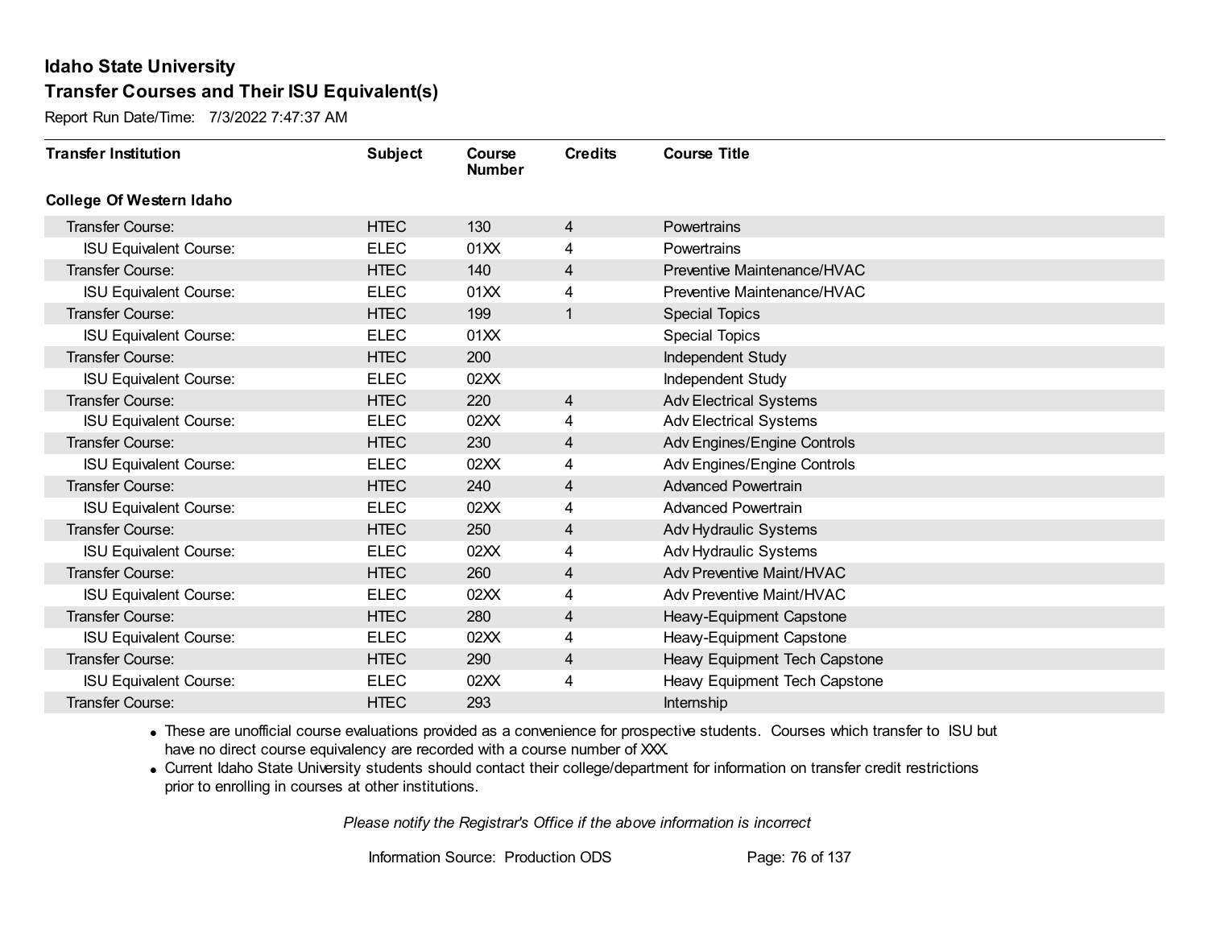# Idaho State University

## Transfer Courses and Their ISU Equivalent(s)

Report Run Date/Time: 7/3/2022 7:47:37 AM

| Transfer Institution | Subject | Course Number | Credits | Course Title |
|---|---|---|---|---|
| **College Of Western Idaho** | | | | |
| Transfer Course: | HTEC | 130 | 4 | Powertrains |
| ISU Equivalent Course: | ELEC | 01XX | 4 | Powertrains |
| Transfer Course: | HTEC | 140 | 4 | Preventive Maintenance/HVAC |
| ISU Equivalent Course: | ELEC | 01XX | 4 | Preventive Maintenance/HVAC |
| Transfer Course: | HTEC | 199 | 1 | Special Topics |
| ISU Equivalent Course: | ELEC | 01XX | | Special Topics |
| Transfer Course: | HTEC | 200 | | Independent Study |
| ISU Equivalent Course: | ELEC | 02XX | | Independent Study |
| Transfer Course: | HTEC | 220 | 4 | Adv Electrical Systems |
| ISU Equivalent Course: | ELEC | 02XX | 4 | Adv Electrical Systems |
| Transfer Course: | HTEC | 230 | 4 | Adv Engines/Engine Controls |
| ISU Equivalent Course: | ELEC | 02XX | 4 | Adv Engines/Engine Controls |
| Transfer Course: | HTEC | 240 | 4 | Advanced Powertrain |
| ISU Equivalent Course: | ELEC | 02XX | 4 | Advanced Powertrain |
| Transfer Course: | HTEC | 250 | 4 | Adv Hydraulic Systems |
| ISU Equivalent Course: | ELEC | 02XX | 4 | Adv Hydraulic Systems |
| Transfer Course: | HTEC | 260 | 4 | Adv Preventive Maint/HVAC |
| ISU Equivalent Course: | ELEC | 02XX | 4 | Adv Preventive Maint/HVAC |
| Transfer Course: | HTEC | 280 | 4 | Heavy-Equipment Capstone |
| ISU Equivalent Course: | ELEC | 02XX | 4 | Heavy-Equipment Capstone |
| Transfer Course: | HTEC | 290 | 4 | Heavy Equipment Tech Capstone |
| ISU Equivalent Course: | ELEC | 02XX | 4 | Heavy Equipment Tech Capstone |
| Transfer Course: | HTEC | 293 | | Internship |

- These are unofficial course evaluations provided as a convenience for prospective students. Courses which transfer to ISU but have no direct course equivalency are recorded with a course number of XXX.
- Current Idaho State University students should contact their college/department for information on transfer credit restrictions prior to enrolling in courses at other institutions.

*Please notify the Registrar's Office if the above information is incorrect*

Information Source: Production ODS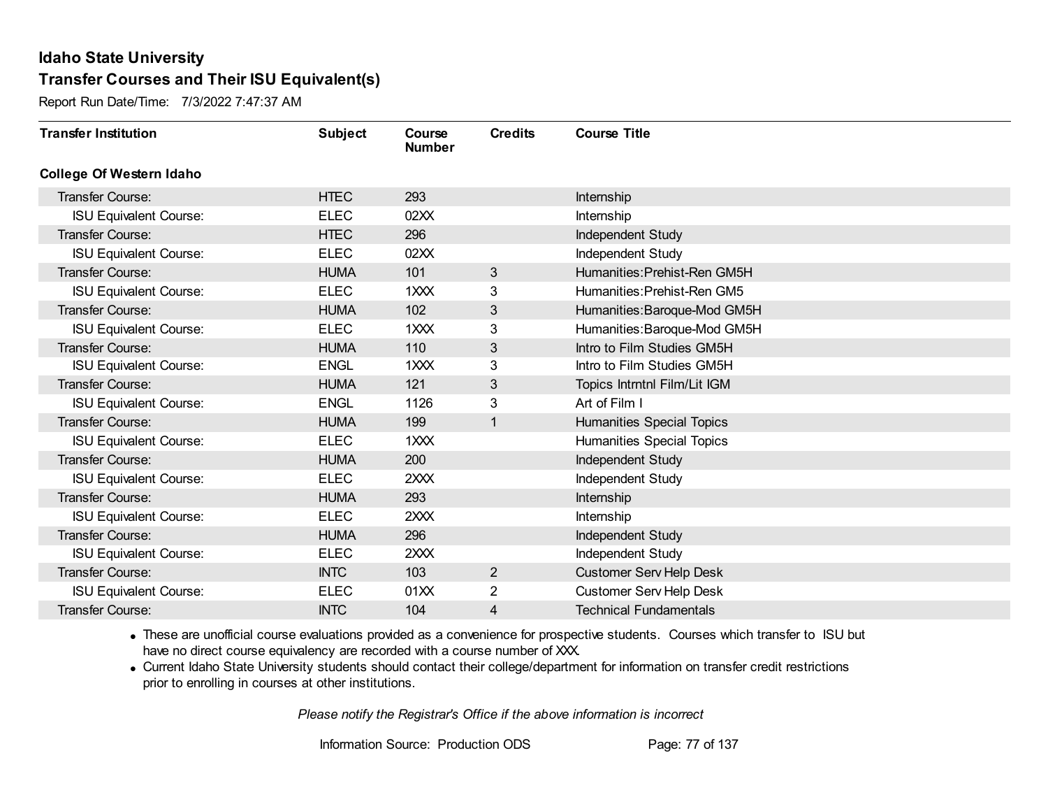# Idaho State University

## Transfer Courses and Their ISU Equivalent(s)

Report Run Date/Time: 7/3/2022 7:47:37 AM

| Transfer Institution | Subject | Course Number | Credits | Course Title |
|---|---|---|---|---|
| **College Of Western Idaho** | | | | |
| Transfer Course: | HTEC | 293 | | Internship |
| ISU Equivalent Course: | ELEC | 02XX | | Internship |
| Transfer Course: | HTEC | 296 | | Independent Study |
| ISU Equivalent Course: | ELEC | 02XX | | Independent Study |
| Transfer Course: | HUMA | 101 | 3 | Humanities:Prehist-Ren GM5H |
| ISU Equivalent Course: | ELEC | 1XXX | 3 | Humanities:Prehist-Ren GM5 |
| Transfer Course: | HUMA | 102 | 3 | Humanities:Baroque-Mod GM5H |
| ISU Equivalent Course: | ELEC | 1XXX | 3 | Humanities:Baroque-Mod GM5H |
| Transfer Course: | HUMA | 110 | 3 | Intro to Film Studies GM5H |
| ISU Equivalent Course: | ENGL | 1XXX | 3 | Intro to Film Studies GM5H |
| Transfer Course: | HUMA | 121 | 3 | Topics Intrntnl Film/Lit IGM |
| ISU Equivalent Course: | ENGL | 1126 | 3 | Art of Film I |
| Transfer Course: | HUMA | 199 | 1 | Humanities Special Topics |
| ISU Equivalent Course: | ELEC | 1XXX | | Humanities Special Topics |
| Transfer Course: | HUMA | 200 | | Independent Study |
| ISU Equivalent Course: | ELEC | 2XXX | | Independent Study |
| Transfer Course: | HUMA | 293 | | Internship |
| ISU Equivalent Course: | ELEC | 2XXX | | Internship |
| Transfer Course: | HUMA | 296 | | Independent Study |
| ISU Equivalent Course: | ELEC | 2XXX | | Independent Study |
| Transfer Course: | INTC | 103 | 2 | Customer Serv Help Desk |
| ISU Equivalent Course: | ELEC | 01XX | 2 | Customer Serv Help Desk |
| Transfer Course: | INTC | 104 | 4 | Technical Fundamentals |

- These are unofficial course evaluations provided as a convenience for prospective students. Courses which transfer to ISU but have no direct course equivalency are recorded with a course number of XXX.
- Current Idaho State University students should contact their college/department for information on transfer credit restrictions prior to enrolling in courses at other institutions.

*Please notify the Registrar's Office if the above information is incorrect*

Information Source: Production ODS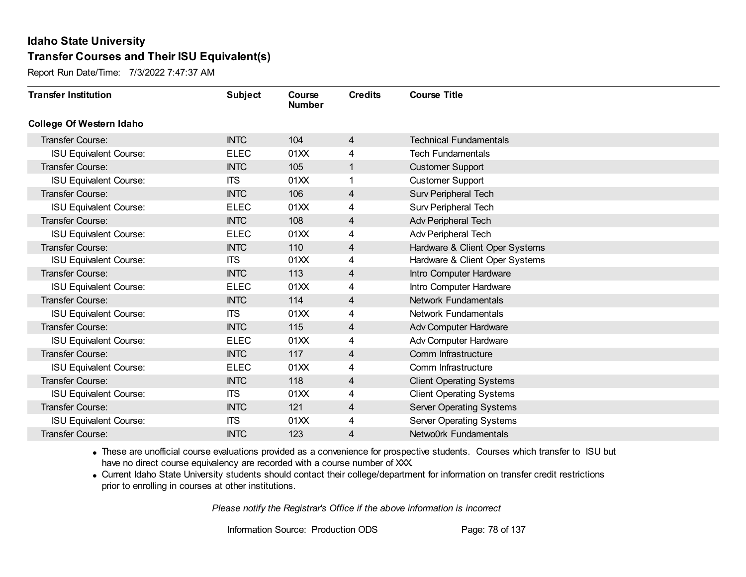# Idaho State University

## Transfer Courses and Their ISU Equivalent(s)

Report Run Date/Time: 7/3/2022 7:47:37 AM

| Transfer Institution | Subject | Course Number | Credits | Course Title |
|---|---|---|---|---|
| **College Of Western Idaho** | | | | |
| Transfer Course: | INTC | 104 | 4 | Technical Fundamentals |
| ISU Equivalent Course: | ELEC | 01XX | 4 | Tech Fundamentals |
| Transfer Course: | INTC | 105 | 1 | Customer Support |
| ISU Equivalent Course: | ITS | 01XX | 1 | Customer Support |
| Transfer Course: | INTC | 106 | 4 | Surv Peripheral Tech |
| ISU Equivalent Course: | ELEC | 01XX | 4 | Surv Peripheral Tech |
| Transfer Course: | INTC | 108 | 4 | Adv Peripheral Tech |
| ISU Equivalent Course: | ELEC | 01XX | 4 | Adv Peripheral Tech |
| Transfer Course: | INTC | 110 | 4 | Hardware & Client Oper Systems |
| ISU Equivalent Course: | ITS | 01XX | 4 | Hardware & Client Oper Systems |
| Transfer Course: | INTC | 113 | 4 | Intro Computer Hardware |
| ISU Equivalent Course: | ELEC | 01XX | 4 | Intro Computer Hardware |
| Transfer Course: | INTC | 114 | 4 | Network Fundamentals |
| ISU Equivalent Course: | ITS | 01XX | 4 | Network Fundamentals |
| Transfer Course: | INTC | 115 | 4 | Adv Computer Hardware |
| ISU Equivalent Course: | ELEC | 01XX | 4 | Adv Computer Hardware |
| Transfer Course: | INTC | 117 | 4 | Comm Infrastructure |
| ISU Equivalent Course: | ELEC | 01XX | 4 | Comm Infrastructure |
| Transfer Course: | INTC | 118 | 4 | Client Operating Systems |
| ISU Equivalent Course: | ITS | 01XX | 4 | Client Operating Systems |
| Transfer Course: | INTC | 121 | 4 | Server Operating Systems |
| ISU Equivalent Course: | ITS | 01XX | 4 | Server Operating Systems |
| Transfer Course: | INTC | 123 | 4 | Netwo0rk Fundamentals |

- These are unofficial course evaluations provided as a convenience for prospective students. Courses which transfer to ISU but have no direct course equivalency are recorded with a course number of XXX.
- Current Idaho State University students should contact their college/department for information on transfer credit restrictions prior to enrolling in courses at other institutions.

*Please notify the Registrar's Office if the above information is incorrect*

Information Source: Production ODS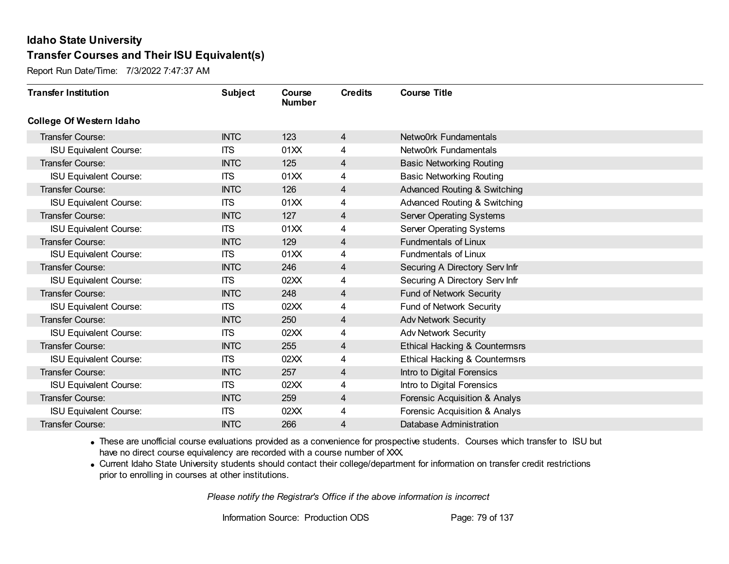**Idaho State University**

**Transfer Courses and Their ISU Equivalent(s)**

Report Run Date/Time: 7/3/2022 7:47:37 AM

| Transfer Institution | Subject | Course Number | Credits | Course Title |
|---|---|---|---|---|
| **College Of Western Idaho** | | | | |
| Transfer Course: | INTC | 123 | 4 | Netwo0rk Fundamentals |
| ISU Equivalent Course: | ITS | 01XX | 4 | Netwo0rk Fundamentals |
| Transfer Course: | INTC | 125 | 4 | Basic Networking Routing |
| ISU Equivalent Course: | ITS | 01XX | 4 | Basic Networking Routing |
| Transfer Course: | INTC | 126 | 4 | Advanced Routing & Switching |
| ISU Equivalent Course: | ITS | 01XX | 4 | Advanced Routing & Switching |
| Transfer Course: | INTC | 127 | 4 | Server Operating Systems |
| ISU Equivalent Course: | ITS | 01XX | 4 | Server Operating Systems |
| Transfer Course: | INTC | 129 | 4 | Fundmentals of Linux |
| ISU Equivalent Course: | ITS | 01XX | 4 | Fundmentals of Linux |
| Transfer Course: | INTC | 246 | 4 | Securing A Directory Serv Infr |
| ISU Equivalent Course: | ITS | 02XX | 4 | Securing A Directory Serv Infr |
| Transfer Course: | INTC | 248 | 4 | Fund of Network Security |
| ISU Equivalent Course: | ITS | 02XX | 4 | Fund of Network Security |
| Transfer Course: | INTC | 250 | 4 | Adv Network Security |
| ISU Equivalent Course: | ITS | 02XX | 4 | Adv Network Security |
| Transfer Course: | INTC | 255 | 4 | Ethical Hacking & Countermsrs |
| ISU Equivalent Course: | ITS | 02XX | 4 | Ethical Hacking & Countermsrs |
| Transfer Course: | INTC | 257 | 4 | Intro to Digital Forensics |
| ISU Equivalent Course: | ITS | 02XX | 4 | Intro to Digital Forensics |
| Transfer Course: | INTC | 259 | 4 | Forensic Acquisition & Analys |
| ISU Equivalent Course: | ITS | 02XX | 4 | Forensic Acquisition & Analys |
| Transfer Course: | INTC | 266 | 4 | Database Administration |

- These are unofficial course evaluations provided as a convenience for prospective students. Courses which transfer to ISU but have no direct course equivalency are recorded with a course number of XXX.
- Current Idaho State University students should contact their college/department for information on transfer credit restrictions prior to enrolling in courses at other institutions.

*Please notify the Registrar's Office if the above information is incorrect*

Information Source: Production ODS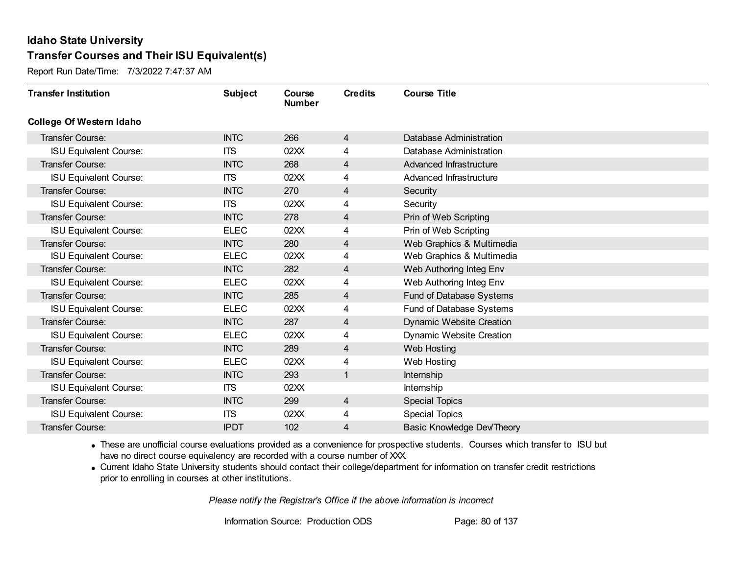# Idaho State University

## Transfer Courses and Their ISU Equivalent(s)

Report Run Date/Time: 7/3/2022 7:47:37 AM

| Transfer Institution | Subject | Course Number | Credits | Course Title |
|---|---|---|---|---|
| **College Of Western Idaho** | | | | |
| Transfer Course: | INTC | 266 | 4 | Database Administration |
| ISU Equivalent Course: | ITS | 02XX | 4 | Database Administration |
| Transfer Course: | INTC | 268 | 4 | Advanced Infrastructure |
| ISU Equivalent Course: | ITS | 02XX | 4 | Advanced Infrastructure |
| Transfer Course: | INTC | 270 | 4 | Security |
| ISU Equivalent Course: | ITS | 02XX | 4 | Security |
| Transfer Course: | INTC | 278 | 4 | Prin of Web Scripting |
| ISU Equivalent Course: | ELEC | 02XX | 4 | Prin of Web Scripting |
| Transfer Course: | INTC | 280 | 4 | Web Graphics & Multimedia |
| ISU Equivalent Course: | ELEC | 02XX | 4 | Web Graphics & Multimedia |
| Transfer Course: | INTC | 282 | 4 | Web Authoring Integ Env |
| ISU Equivalent Course: | ELEC | 02XX | 4 | Web Authoring Integ Env |
| Transfer Course: | INTC | 285 | 4 | Fund of Database Systems |
| ISU Equivalent Course: | ELEC | 02XX | 4 | Fund of Database Systems |
| Transfer Course: | INTC | 287 | 4 | Dynamic Website Creation |
| ISU Equivalent Course: | ELEC | 02XX | 4 | Dynamic Website Creation |
| Transfer Course: | INTC | 289 | 4 | Web Hosting |
| ISU Equivalent Course: | ELEC | 02XX | 4 | Web Hosting |
| Transfer Course: | INTC | 293 | 1 | Internship |
| ISU Equivalent Course: | ITS | 02XX | | Internship |
| Transfer Course: | INTC | 299 | 4 | Special Topics |
| ISU Equivalent Course: | ITS | 02XX | 4 | Special Topics |
| Transfer Course: | IPDT | 102 | 4 | Basic Knowledge Dev/Theory |

- These are unofficial course evaluations provided as a convenience for prospective students. Courses which transfer to ISU but have no direct course equivalency are recorded with a course number of XXX.
- Current Idaho State University students should contact their college/department for information on transfer credit restrictions prior to enrolling in courses at other institutions.

*Please notify the Registrar's Office if the above information is incorrect*

Information Source: Production ODS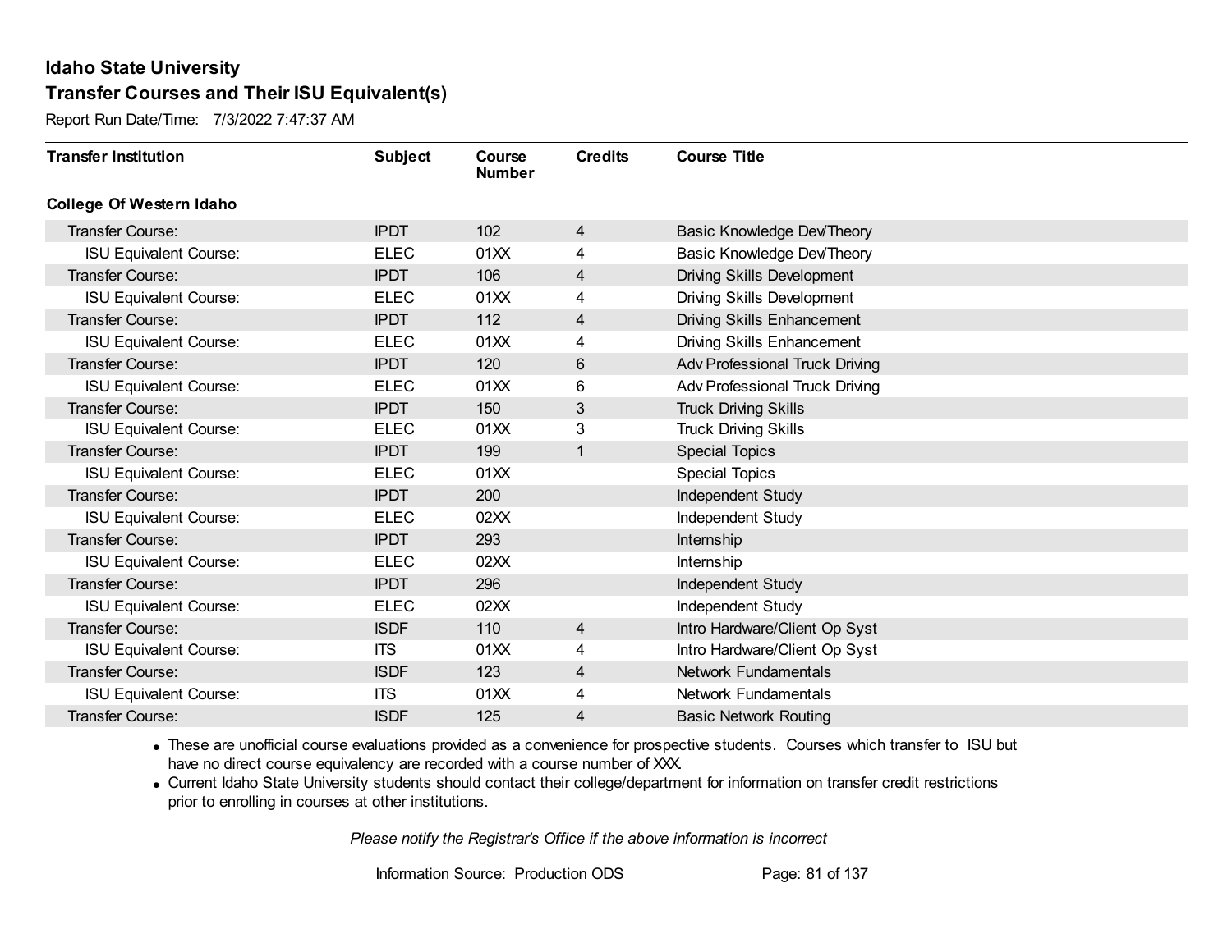# Idaho State University

## Transfer Courses and Their ISU Equivalent(s)

Report Run Date/Time: 7/3/2022 7:47:37 AM

| Transfer Institution | Subject | Course Number | Credits | Course Title |
|---|---|---|---|---|
| **College Of Western Idaho** | | | | |
| Transfer Course: | IPDT | 102 | 4 | Basic Knowledge Dev/Theory |
| ISU Equivalent Course: | ELEC | 01XX | 4 | Basic Knowledge Dev/Theory |
| Transfer Course: | IPDT | 106 | 4 | Driving Skills Development |
| ISU Equivalent Course: | ELEC | 01XX | 4 | Driving Skills Development |
| Transfer Course: | IPDT | 112 | 4 | Driving Skills Enhancement |
| ISU Equivalent Course: | ELEC | 01XX | 4 | Driving Skills Enhancement |
| Transfer Course: | IPDT | 120 | 6 | Adv Professional Truck Driving |
| ISU Equivalent Course: | ELEC | 01XX | 6 | Adv Professional Truck Driving |
| Transfer Course: | IPDT | 150 | 3 | Truck Driving Skills |
| ISU Equivalent Course: | ELEC | 01XX | 3 | Truck Driving Skills |
| Transfer Course: | IPDT | 199 | 1 | Special Topics |
| ISU Equivalent Course: | ELEC | 01XX | | Special Topics |
| Transfer Course: | IPDT | 200 | | Independent Study |
| ISU Equivalent Course: | ELEC | 02XX | | Independent Study |
| Transfer Course: | IPDT | 293 | | Internship |
| ISU Equivalent Course: | ELEC | 02XX | | Internship |
| Transfer Course: | IPDT | 296 | | Independent Study |
| ISU Equivalent Course: | ELEC | 02XX | | Independent Study |
| Transfer Course: | ISDF | 110 | 4 | Intro Hardware/Client Op Syst |
| ISU Equivalent Course: | ITS | 01XX | 4 | Intro Hardware/Client Op Syst |
| Transfer Course: | ISDF | 123 | 4 | Network Fundamentals |
| ISU Equivalent Course: | ITS | 01XX | 4 | Network Fundamentals |
| Transfer Course: | ISDF | 125 | 4 | Basic Network Routing |

- These are unofficial course evaluations provided as a convenience for prospective students. Courses which transfer to ISU but have no direct course equivalency are recorded with a course number of XXX.
- Current Idaho State University students should contact their college/department for information on transfer credit restrictions prior to enrolling in courses at other institutions.

*Please notify the Registrar's Office if the above information is incorrect*

Information Source: Production ODS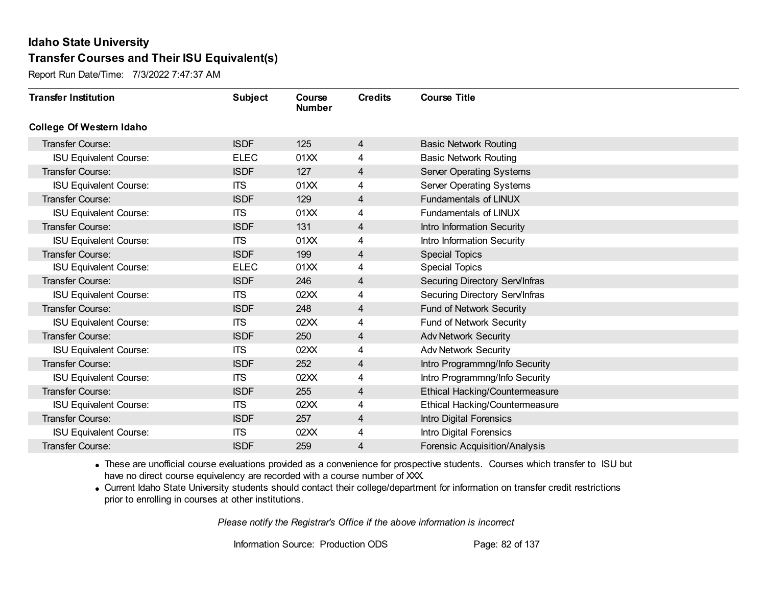# Idaho State University

## Transfer Courses and Their ISU Equivalent(s)

Report Run Date/Time: 7/3/2022 7:47:37 AM

| Transfer Institution | Subject | Course Number | Credits | Course Title |
|---|---|---|---|---|
| **College Of Western Idaho** | | | | |
| Transfer Course: | ISDF | 125 | 4 | Basic Network Routing |
| ISU Equivalent Course: | ELEC | 01XX | 4 | Basic Network Routing |
| Transfer Course: | ISDF | 127 | 4 | Server Operating Systems |
| ISU Equivalent Course: | ITS | 01XX | 4 | Server Operating Systems |
| Transfer Course: | ISDF | 129 | 4 | Fundamentals of LINUX |
| ISU Equivalent Course: | ITS | 01XX | 4 | Fundamentals of LINUX |
| Transfer Course: | ISDF | 131 | 4 | Intro Information Security |
| ISU Equivalent Course: | ITS | 01XX | 4 | Intro Information Security |
| Transfer Course: | ISDF | 199 | 4 | Special Topics |
| ISU Equivalent Course: | ELEC | 01XX | 4 | Special Topics |
| Transfer Course: | ISDF | 246 | 4 | Securing Directory Serv/Infras |
| ISU Equivalent Course: | ITS | 02XX | 4 | Securing Directory Serv/Infras |
| Transfer Course: | ISDF | 248 | 4 | Fund of Network Security |
| ISU Equivalent Course: | ITS | 02XX | 4 | Fund of Network Security |
| Transfer Course: | ISDF | 250 | 4 | Adv Network Security |
| ISU Equivalent Course: | ITS | 02XX | 4 | Adv Network Security |
| Transfer Course: | ISDF | 252 | 4 | Intro Programmng/Info Security |
| ISU Equivalent Course: | ITS | 02XX | 4 | Intro Programmng/Info Security |
| Transfer Course: | ISDF | 255 | 4 | Ethical Hacking/Countermeasure |
| ISU Equivalent Course: | ITS | 02XX | 4 | Ethical Hacking/Countermeasure |
| Transfer Course: | ISDF | 257 | 4 | Intro Digital Forensics |
| ISU Equivalent Course: | ITS | 02XX | 4 | Intro Digital Forensics |
| Transfer Course: | ISDF | 259 | 4 | Forensic Acquisition/Analysis |

- These are unofficial course evaluations provided as a convenience for prospective students. Courses which transfer to ISU but have no direct course equivalency are recorded with a course number of XXX.
- Current Idaho State University students should contact their college/department for information on transfer credit restrictions prior to enrolling in courses at other institutions.

*Please notify the Registrar's Office if the above information is incorrect*

Information Source: Production ODS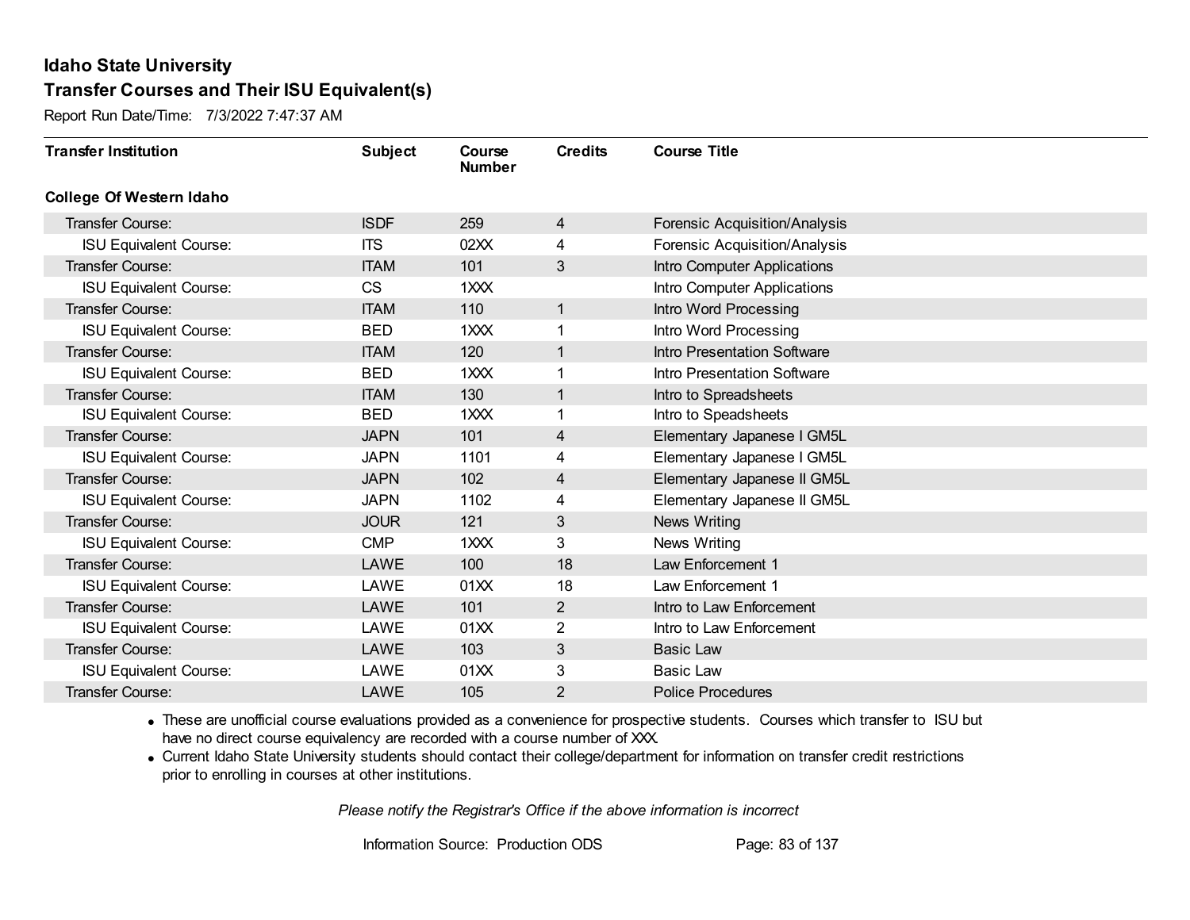# Idaho State University

## Transfer Courses and Their ISU Equivalent(s)

Report Run Date/Time: 7/3/2022 7:47:37 AM

| Transfer Institution | Subject | Course Number | Credits | Course Title |
|---|---|---|---|---|
| **College Of Western Idaho** | | | | |
| Transfer Course: | ISDF | 259 | 4 | Forensic Acquisition/Analysis |
| ISU Equivalent Course: | ITS | 02XX | 4 | Forensic Acquisition/Analysis |
| Transfer Course: | ITAM | 101 | 3 | Intro Computer Applications |
| ISU Equivalent Course: | CS | 1XXX | | Intro Computer Applications |
| Transfer Course: | ITAM | 110 | 1 | Intro Word Processing |
| ISU Equivalent Course: | BED | 1XXX | 1 | Intro Word Processing |
| Transfer Course: | ITAM | 120 | 1 | Intro Presentation Software |
| ISU Equivalent Course: | BED | 1XXX | 1 | Intro Presentation Software |
| Transfer Course: | ITAM | 130 | 1 | Intro to Spreadsheets |
| ISU Equivalent Course: | BED | 1XXX | 1 | Intro to Speadsheets |
| Transfer Course: | JAPN | 101 | 4 | Elementary Japanese I GM5L |
| ISU Equivalent Course: | JAPN | 1101 | 4 | Elementary Japanese I GM5L |
| Transfer Course: | JAPN | 102 | 4 | Elementary Japanese II GM5L |
| ISU Equivalent Course: | JAPN | 1102 | 4 | Elementary Japanese II GM5L |
| Transfer Course: | JOUR | 121 | 3 | News Writing |
| ISU Equivalent Course: | CMP | 1XXX | 3 | News Writing |
| Transfer Course: | LAWE | 100 | 18 | Law Enforcement 1 |
| ISU Equivalent Course: | LAWE | 01XX | 18 | Law Enforcement 1 |
| Transfer Course: | LAWE | 101 | 2 | Intro to Law Enforcement |
| ISU Equivalent Course: | LAWE | 01XX | 2 | Intro to Law Enforcement |
| Transfer Course: | LAWE | 103 | 3 | Basic Law |
| ISU Equivalent Course: | LAWE | 01XX | 3 | Basic Law |
| Transfer Course: | LAWE | 105 | 2 | Police Procedures |

- These are unofficial course evaluations provided as a convenience for prospective students. Courses which transfer to ISU but have no direct course equivalency are recorded with a course number of XXX.
- Current Idaho State University students should contact their college/department for information on transfer credit restrictions prior to enrolling in courses at other institutions.

*Please notify the Registrar's Office if the above information is incorrect*

Information Source: Production ODS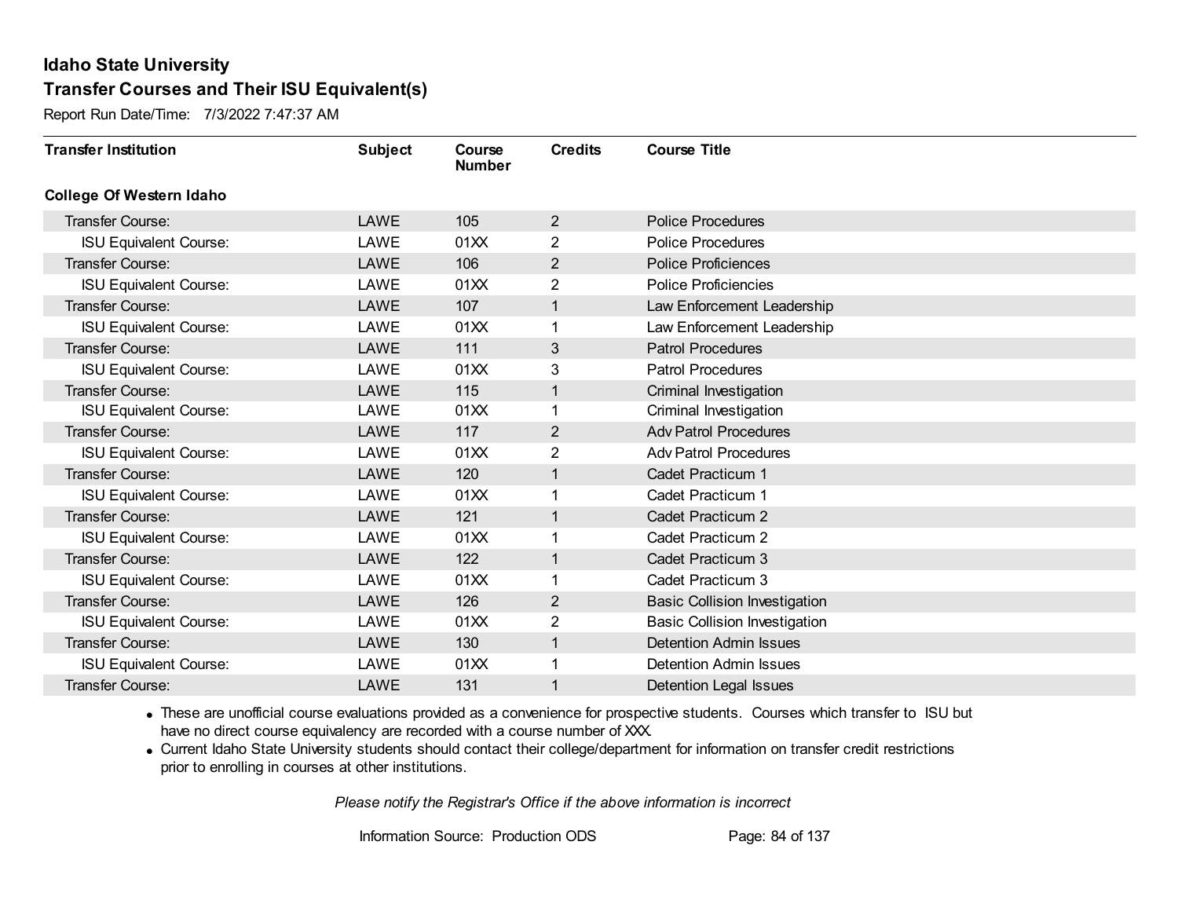# Idaho State University

## Transfer Courses and Their ISU Equivalent(s)

Report Run Date/Time: 7/3/2022 7:47:37 AM

| Transfer Institution | Subject | Course Number | Credits | Course Title |
|---|---|---|---|---|
| **College Of Western Idaho** | | | | |
| Transfer Course: | LAWE | 105 | 2 | Police Procedures |
| ISU Equivalent Course: | LAWE | 01XX | 2 | Police Procedures |
| Transfer Course: | LAWE | 106 | 2 | Police Proficiences |
| ISU Equivalent Course: | LAWE | 01XX | 2 | Police Proficiencies |
| Transfer Course: | LAWE | 107 | 1 | Law Enforcement Leadership |
| ISU Equivalent Course: | LAWE | 01XX | 1 | Law Enforcement Leadership |
| Transfer Course: | LAWE | 111 | 3 | Patrol Procedures |
| ISU Equivalent Course: | LAWE | 01XX | 3 | Patrol Procedures |
| Transfer Course: | LAWE | 115 | 1 | Criminal Investigation |
| ISU Equivalent Course: | LAWE | 01XX | 1 | Criminal Investigation |
| Transfer Course: | LAWE | 117 | 2 | Adv Patrol Procedures |
| ISU Equivalent Course: | LAWE | 01XX | 2 | Adv Patrol Procedures |
| Transfer Course: | LAWE | 120 | 1 | Cadet Practicum 1 |
| ISU Equivalent Course: | LAWE | 01XX | 1 | Cadet Practicum 1 |
| Transfer Course: | LAWE | 121 | 1 | Cadet Practicum 2 |
| ISU Equivalent Course: | LAWE | 01XX | 1 | Cadet Practicum 2 |
| Transfer Course: | LAWE | 122 | 1 | Cadet Practicum 3 |
| ISU Equivalent Course: | LAWE | 01XX | 1 | Cadet Practicum 3 |
| Transfer Course: | LAWE | 126 | 2 | Basic Collision Investigation |
| ISU Equivalent Course: | LAWE | 01XX | 2 | Basic Collision Investigation |
| Transfer Course: | LAWE | 130 | 1 | Detention Admin Issues |
| ISU Equivalent Course: | LAWE | 01XX | 1 | Detention Admin Issues |
| Transfer Course: | LAWE | 131 | 1 | Detention Legal Issues |

- These are unofficial course evaluations provided as a convenience for prospective students. Courses which transfer to ISU but have no direct course equivalency are recorded with a course number of XXX.
- Current Idaho State University students should contact their college/department for information on transfer credit restrictions prior to enrolling in courses at other institutions.

*Please notify the Registrar's Office if the above information is incorrect*

Information Source: Production ODS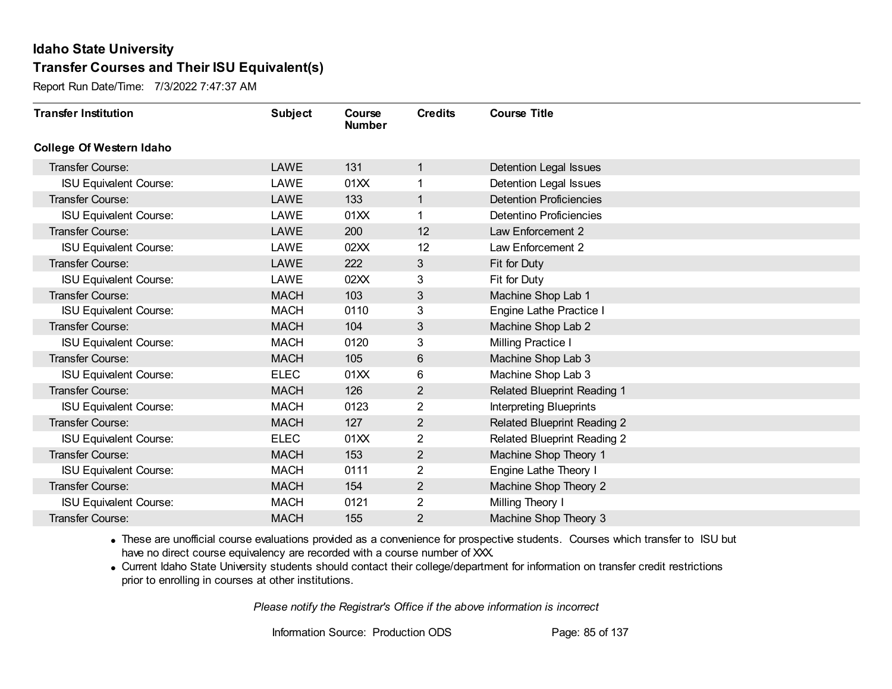# Idaho State University

## Transfer Courses and Their ISU Equivalent(s)

Report Run Date/Time: 7/3/2022 7:47:37 AM

| Transfer Institution | Subject | Course Number | Credits | Course Title |
|---|---|---|---|---|
| **College Of Western Idaho** | | | | |
| Transfer Course: | LAWE | 131 | 1 | Detention Legal Issues |
| ISU Equivalent Course: | LAWE | 01XX | 1 | Detention Legal Issues |
| Transfer Course: | LAWE | 133 | 1 | Detention Proficiencies |
| ISU Equivalent Course: | LAWE | 01XX | 1 | Detentino Proficiencies |
| Transfer Course: | LAWE | 200 | 12 | Law Enforcement 2 |
| ISU Equivalent Course: | LAWE | 02XX | 12 | Law Enforcement 2 |
| Transfer Course: | LAWE | 222 | 3 | Fit for Duty |
| ISU Equivalent Course: | LAWE | 02XX | 3 | Fit for Duty |
| Transfer Course: | MACH | 103 | 3 | Machine Shop Lab 1 |
| ISU Equivalent Course: | MACH | 0110 | 3 | Engine Lathe Practice I |
| Transfer Course: | MACH | 104 | 3 | Machine Shop Lab 2 |
| ISU Equivalent Course: | MACH | 0120 | 3 | Milling Practice I |
| Transfer Course: | MACH | 105 | 6 | Machine Shop Lab 3 |
| ISU Equivalent Course: | ELEC | 01XX | 6 | Machine Shop Lab 3 |
| Transfer Course: | MACH | 126 | 2 | Related Blueprint Reading 1 |
| ISU Equivalent Course: | MACH | 0123 | 2 | Interpreting Blueprints |
| Transfer Course: | MACH | 127 | 2 | Related Blueprint Reading 2 |
| ISU Equivalent Course: | ELEC | 01XX | 2 | Related Blueprint Reading 2 |
| Transfer Course: | MACH | 153 | 2 | Machine Shop Theory 1 |
| ISU Equivalent Course: | MACH | 0111 | 2 | Engine Lathe Theory I |
| Transfer Course: | MACH | 154 | 2 | Machine Shop Theory 2 |
| ISU Equivalent Course: | MACH | 0121 | 2 | Milling Theory I |
| Transfer Course: | MACH | 155 | 2 | Machine Shop Theory 3 |

- These are unofficial course evaluations provided as a convenience for prospective students. Courses which transfer to ISU but have no direct course equivalency are recorded with a course number of XXX.
- Current Idaho State University students should contact their college/department for information on transfer credit restrictions prior to enrolling in courses at other institutions.

*Please notify the Registrar's Office if the above information is incorrect*

Information Source: Production ODS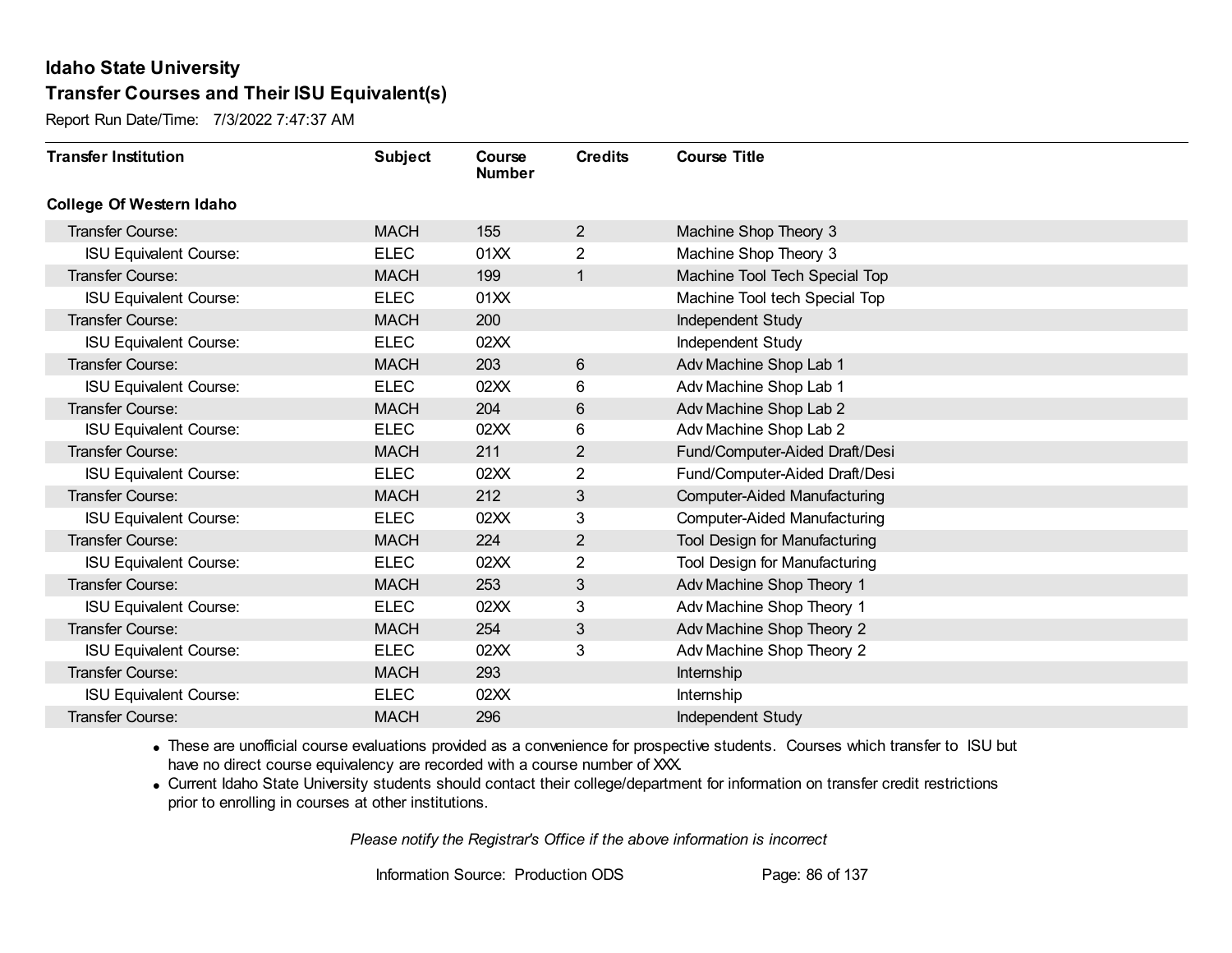# Idaho State University

## Transfer Courses and Their ISU Equivalent(s)

Report Run Date/Time: 7/3/2022 7:47:37 AM

| Transfer Institution | Subject | Course Number | Credits | Course Title |
|---|---|---|---|---|
| **College Of Western Idaho** | | | | |
| Transfer Course: | MACH | 155 | 2 | Machine Shop Theory 3 |
| ISU Equivalent Course: | ELEC | 01XX | 2 | Machine Shop Theory 3 |
| Transfer Course: | MACH | 199 | 1 | Machine Tool Tech Special Top |
| ISU Equivalent Course: | ELEC | 01XX | | Machine Tool tech Special Top |
| Transfer Course: | MACH | 200 | | Independent Study |
| ISU Equivalent Course: | ELEC | 02XX | | Independent Study |
| Transfer Course: | MACH | 203 | 6 | Adv Machine Shop Lab 1 |
| ISU Equivalent Course: | ELEC | 02XX | 6 | Adv Machine Shop Lab 1 |
| Transfer Course: | MACH | 204 | 6 | Adv Machine Shop Lab 2 |
| ISU Equivalent Course: | ELEC | 02XX | 6 | Adv Machine Shop Lab 2 |
| Transfer Course: | MACH | 211 | 2 | Fund/Computer-Aided Draft/Desi |
| ISU Equivalent Course: | ELEC | 02XX | 2 | Fund/Computer-Aided Draft/Desi |
| Transfer Course: | MACH | 212 | 3 | Computer-Aided Manufacturing |
| ISU Equivalent Course: | ELEC | 02XX | 3 | Computer-Aided Manufacturing |
| Transfer Course: | MACH | 224 | 2 | Tool Design for Manufacturing |
| ISU Equivalent Course: | ELEC | 02XX | 2 | Tool Design for Manufacturing |
| Transfer Course: | MACH | 253 | 3 | Adv Machine Shop Theory 1 |
| ISU Equivalent Course: | ELEC | 02XX | 3 | Adv Machine Shop Theory 1 |
| Transfer Course: | MACH | 254 | 3 | Adv Machine Shop Theory 2 |
| ISU Equivalent Course: | ELEC | 02XX | 3 | Adv Machine Shop Theory 2 |
| Transfer Course: | MACH | 293 | | Internship |
| ISU Equivalent Course: | ELEC | 02XX | | Internship |
| Transfer Course: | MACH | 296 | | Independent Study |

- These are unofficial course evaluations provided as a convenience for prospective students. Courses which transfer to ISU but have no direct course equivalency are recorded with a course number of XXX.
- Current Idaho State University students should contact their college/department for information on transfer credit restrictions prior to enrolling in courses at other institutions.

*Please notify the Registrar's Office if the above information is incorrect*

Information Source: Production ODS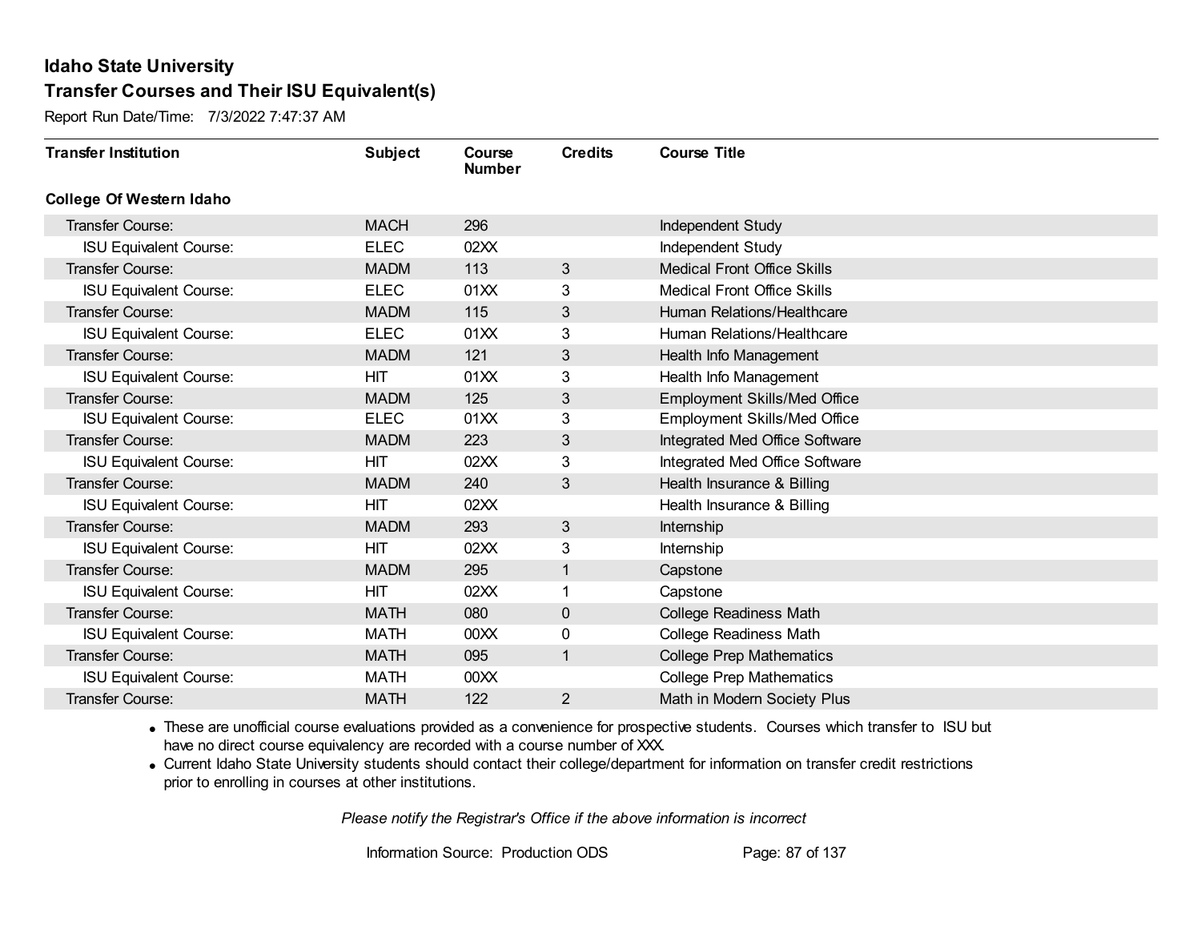# Idaho State University

## Transfer Courses and Their ISU Equivalent(s)

Report Run Date/Time: 7/3/2022 7:47:37 AM

| Transfer Institution | Subject | Course Number | Credits | Course Title |
|---|---|---|---|---|
| **College Of Western Idaho** | | | | |
| Transfer Course: | MACH | 296 | | Independent Study |
| ISU Equivalent Course: | ELEC | 02XX | | Independent Study |
| Transfer Course: | MADM | 113 | 3 | Medical Front Office Skills |
| ISU Equivalent Course: | ELEC | 01XX | 3 | Medical Front Office Skills |
| Transfer Course: | MADM | 115 | 3 | Human Relations/Healthcare |
| ISU Equivalent Course: | ELEC | 01XX | 3 | Human Relations/Healthcare |
| Transfer Course: | MADM | 121 | 3 | Health Info Management |
| ISU Equivalent Course: | HIT | 01XX | 3 | Health Info Management |
| Transfer Course: | MADM | 125 | 3 | Employment Skills/Med Office |
| ISU Equivalent Course: | ELEC | 01XX | 3 | Employment Skills/Med Office |
| Transfer Course: | MADM | 223 | 3 | Integrated Med Office Software |
| ISU Equivalent Course: | HIT | 02XX | 3 | Integrated Med Office Software |
| Transfer Course: | MADM | 240 | 3 | Health Insurance & Billing |
| ISU Equivalent Course: | HIT | 02XX | | Health Insurance & Billing |
| Transfer Course: | MADM | 293 | 3 | Internship |
| ISU Equivalent Course: | HIT | 02XX | 3 | Internship |
| Transfer Course: | MADM | 295 | 1 | Capstone |
| ISU Equivalent Course: | HIT | 02XX | 1 | Capstone |
| Transfer Course: | MATH | 080 | 0 | College Readiness Math |
| ISU Equivalent Course: | MATH | 00XX | 0 | College Readiness Math |
| Transfer Course: | MATH | 095 | 1 | College Prep Mathematics |
| ISU Equivalent Course: | MATH | 00XX | | College Prep Mathematics |
| Transfer Course: | MATH | 122 | 2 | Math in Modern Society Plus |

- These are unofficial course evaluations provided as a convenience for prospective students. Courses which transfer to ISU but have no direct course equivalency are recorded with a course number of XXX.
- Current Idaho State University students should contact their college/department for information on transfer credit restrictions prior to enrolling in courses at other institutions.

*Please notify the Registrar's Office if the above information is incorrect*

Information Source: Production ODS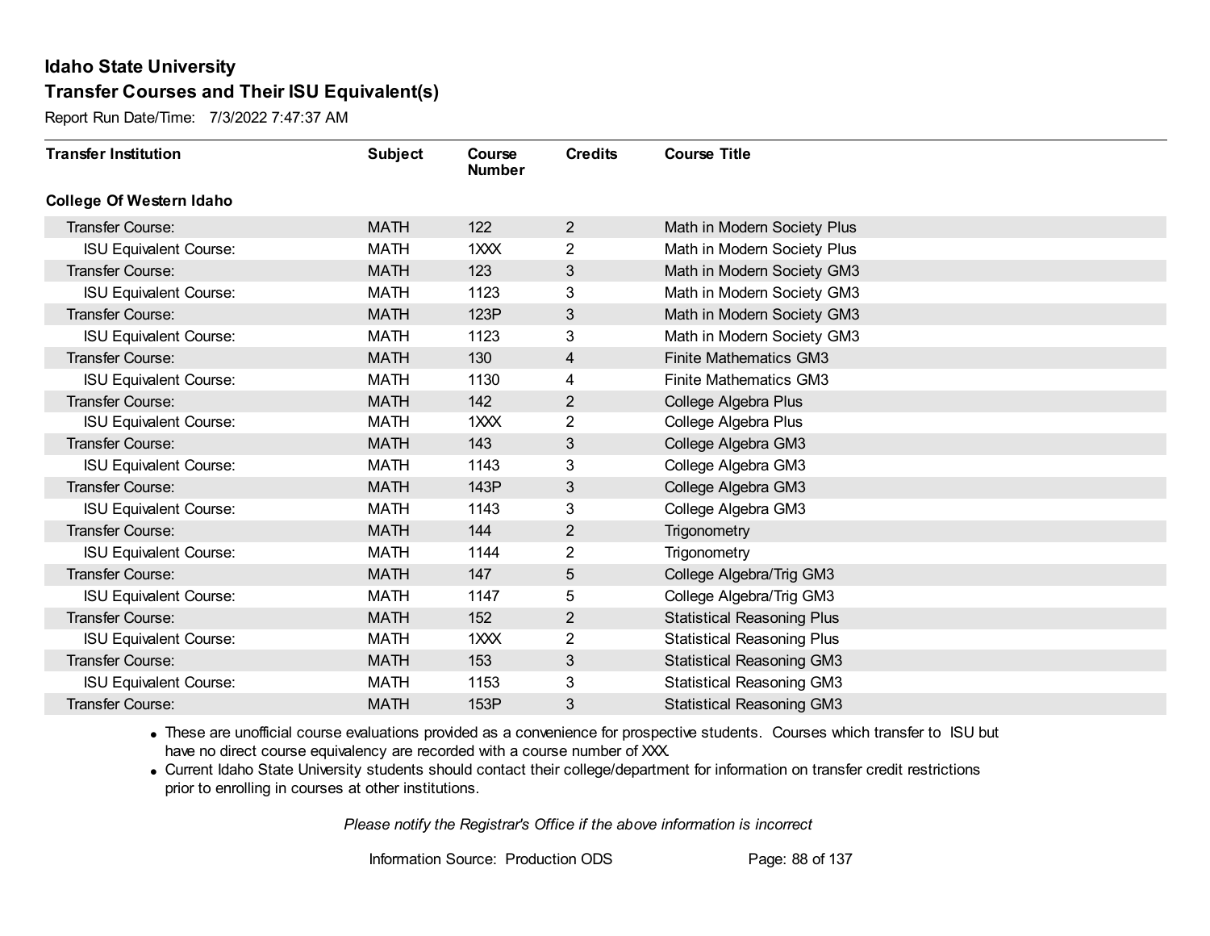# Idaho State University

## Transfer Courses and Their ISU Equivalent(s)

Report Run Date/Time: 7/3/2022 7:47:37 AM

| Transfer Institution | Subject | Course Number | Credits | Course Title |
|---|---|---|---|---|
| **College Of Western Idaho** | | | | |
| Transfer Course: | MATH | 122 | 2 | Math in Modern Society Plus |
| ISU Equivalent Course: | MATH | 1XXX | 2 | Math in Modern Society Plus |
| Transfer Course: | MATH | 123 | 3 | Math in Modern Society GM3 |
| ISU Equivalent Course: | MATH | 1123 | 3 | Math in Modern Society GM3 |
| Transfer Course: | MATH | 123P | 3 | Math in Modern Society GM3 |
| ISU Equivalent Course: | MATH | 1123 | 3 | Math in Modern Society GM3 |
| Transfer Course: | MATH | 130 | 4 | Finite Mathematics GM3 |
| ISU Equivalent Course: | MATH | 1130 | 4 | Finite Mathematics GM3 |
| Transfer Course: | MATH | 142 | 2 | College Algebra Plus |
| ISU Equivalent Course: | MATH | 1XXX | 2 | College Algebra Plus |
| Transfer Course: | MATH | 143 | 3 | College Algebra GM3 |
| ISU Equivalent Course: | MATH | 1143 | 3 | College Algebra GM3 |
| Transfer Course: | MATH | 143P | 3 | College Algebra GM3 |
| ISU Equivalent Course: | MATH | 1143 | 3 | College Algebra GM3 |
| Transfer Course: | MATH | 144 | 2 | Trigonometry |
| ISU Equivalent Course: | MATH | 1144 | 2 | Trigonometry |
| Transfer Course: | MATH | 147 | 5 | College Algebra/Trig GM3 |
| ISU Equivalent Course: | MATH | 1147 | 5 | College Algebra/Trig GM3 |
| Transfer Course: | MATH | 152 | 2 | Statistical Reasoning Plus |
| ISU Equivalent Course: | MATH | 1XXX | 2 | Statistical Reasoning Plus |
| Transfer Course: | MATH | 153 | 3 | Statistical Reasoning GM3 |
| ISU Equivalent Course: | MATH | 1153 | 3 | Statistical Reasoning GM3 |
| Transfer Course: | MATH | 153P | 3 | Statistical Reasoning GM3 |

- These are unofficial course evaluations provided as a convenience for prospective students. Courses which transfer to ISU but have no direct course equivalency are recorded with a course number of XXX.
- Current Idaho State University students should contact their college/department for information on transfer credit restrictions prior to enrolling in courses at other institutions.

*Please notify the Registrar's Office if the above information is incorrect*

Information Source: Production ODS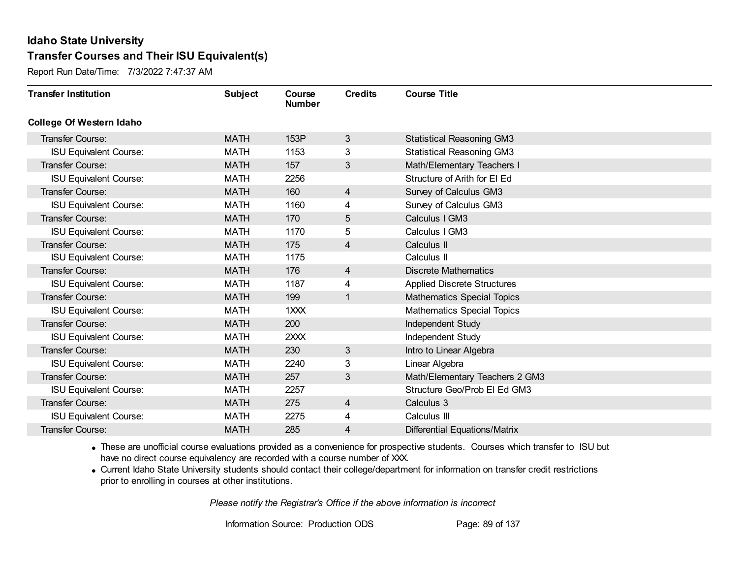# Idaho State University

## Transfer Courses and Their ISU Equivalent(s)

Report Run Date/Time: 7/3/2022 7:47:37 AM

| Transfer Institution | Subject | Course Number | Credits | Course Title |
|---|---|---|---|---|
| **College Of Western Idaho** | | | | |
| Transfer Course: | MATH | 153P | 3 | Statistical Reasoning GM3 |
| ISU Equivalent Course: | MATH | 1153 | 3 | Statistical Reasoning GM3 |
| Transfer Course: | MATH | 157 | 3 | Math/Elementary Teachers I |
| ISU Equivalent Course: | MATH | 2256 | | Structure of Arith for El Ed |
| Transfer Course: | MATH | 160 | 4 | Survey of Calculus GM3 |
| ISU Equivalent Course: | MATH | 1160 | 4 | Survey of Calculus GM3 |
| Transfer Course: | MATH | 170 | 5 | Calculus I GM3 |
| ISU Equivalent Course: | MATH | 1170 | 5 | Calculus I GM3 |
| Transfer Course: | MATH | 175 | 4 | Calculus II |
| ISU Equivalent Course: | MATH | 1175 | | Calculus II |
| Transfer Course: | MATH | 176 | 4 | Discrete Mathematics |
| ISU Equivalent Course: | MATH | 1187 | 4 | Applied Discrete Structures |
| Transfer Course: | MATH | 199 | 1 | Mathematics Special Topics |
| ISU Equivalent Course: | MATH | 1XXX | | Mathematics Special Topics |
| Transfer Course: | MATH | 200 | | Independent Study |
| ISU Equivalent Course: | MATH | 2XXX | | Independent Study |
| Transfer Course: | MATH | 230 | 3 | Intro to Linear Algebra |
| ISU Equivalent Course: | MATH | 2240 | 3 | Linear Algebra |
| Transfer Course: | MATH | 257 | 3 | Math/Elementary Teachers 2 GM3 |
| ISU Equivalent Course: | MATH | 2257 | | Structure Geo/Prob El Ed GM3 |
| Transfer Course: | MATH | 275 | 4 | Calculus 3 |
| ISU Equivalent Course: | MATH | 2275 | 4 | Calculus III |
| Transfer Course: | MATH | 285 | 4 | Differential Equations/Matrix |

- These are unofficial course evaluations provided as a convenience for prospective students. Courses which transfer to ISU but have no direct course equivalency are recorded with a course number of XXX.
- Current Idaho State University students should contact their college/department for information on transfer credit restrictions prior to enrolling in courses at other institutions.

*Please notify the Registrar's Office if the above information is incorrect*

Information Source: Production ODS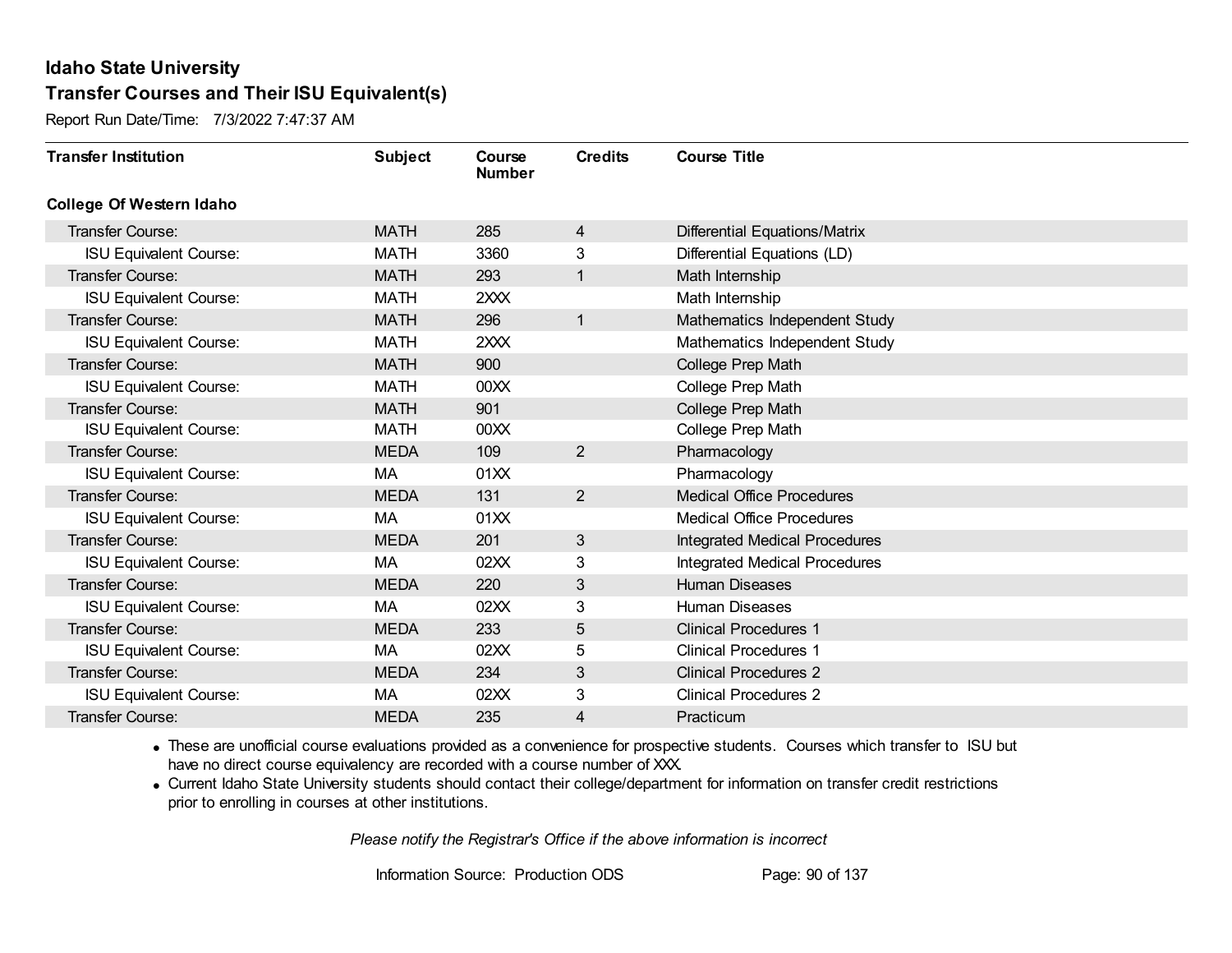# Idaho State University

## Transfer Courses and Their ISU Equivalent(s)

Report Run Date/Time: 7/3/2022 7:47:37 AM

| Transfer Institution | Subject | Course Number | Credits | Course Title |
|---|---|---|---|---|
| **College Of Western Idaho** | | | | |
| Transfer Course: | MATH | 285 | 4 | Differential Equations/Matrix |
| ISU Equivalent Course: | MATH | 3360 | 3 | Differential Equations (LD) |
| Transfer Course: | MATH | 293 | 1 | Math Internship |
| ISU Equivalent Course: | MATH | 2XXX | | Math Internship |
| Transfer Course: | MATH | 296 | 1 | Mathematics Independent Study |
| ISU Equivalent Course: | MATH | 2XXX | | Mathematics Independent Study |
| Transfer Course: | MATH | 900 | | College Prep Math |
| ISU Equivalent Course: | MATH | 00XX | | College Prep Math |
| Transfer Course: | MATH | 901 | | College Prep Math |
| ISU Equivalent Course: | MATH | 00XX | | College Prep Math |
| Transfer Course: | MEDA | 109 | 2 | Pharmacology |
| ISU Equivalent Course: | MA | 01XX | | Pharmacology |
| Transfer Course: | MEDA | 131 | 2 | Medical Office Procedures |
| ISU Equivalent Course: | MA | 01XX | | Medical Office Procedures |
| Transfer Course: | MEDA | 201 | 3 | Integrated Medical Procedures |
| ISU Equivalent Course: | MA | 02XX | 3 | Integrated Medical Procedures |
| Transfer Course: | MEDA | 220 | 3 | Human Diseases |
| ISU Equivalent Course: | MA | 02XX | 3 | Human Diseases |
| Transfer Course: | MEDA | 233 | 5 | Clinical Procedures 1 |
| ISU Equivalent Course: | MA | 02XX | 5 | Clinical Procedures 1 |
| Transfer Course: | MEDA | 234 | 3 | Clinical Procedures 2 |
| ISU Equivalent Course: | MA | 02XX | 3 | Clinical Procedures 2 |
| Transfer Course: | MEDA | 235 | 4 | Practicum |

- These are unofficial course evaluations provided as a convenience for prospective students. Courses which transfer to ISU but have no direct course equivalency are recorded with a course number of XXX.
- Current Idaho State University students should contact their college/department for information on transfer credit restrictions prior to enrolling in courses at other institutions.

*Please notify the Registrar's Office if the above information is incorrect*

Information Source: Production ODS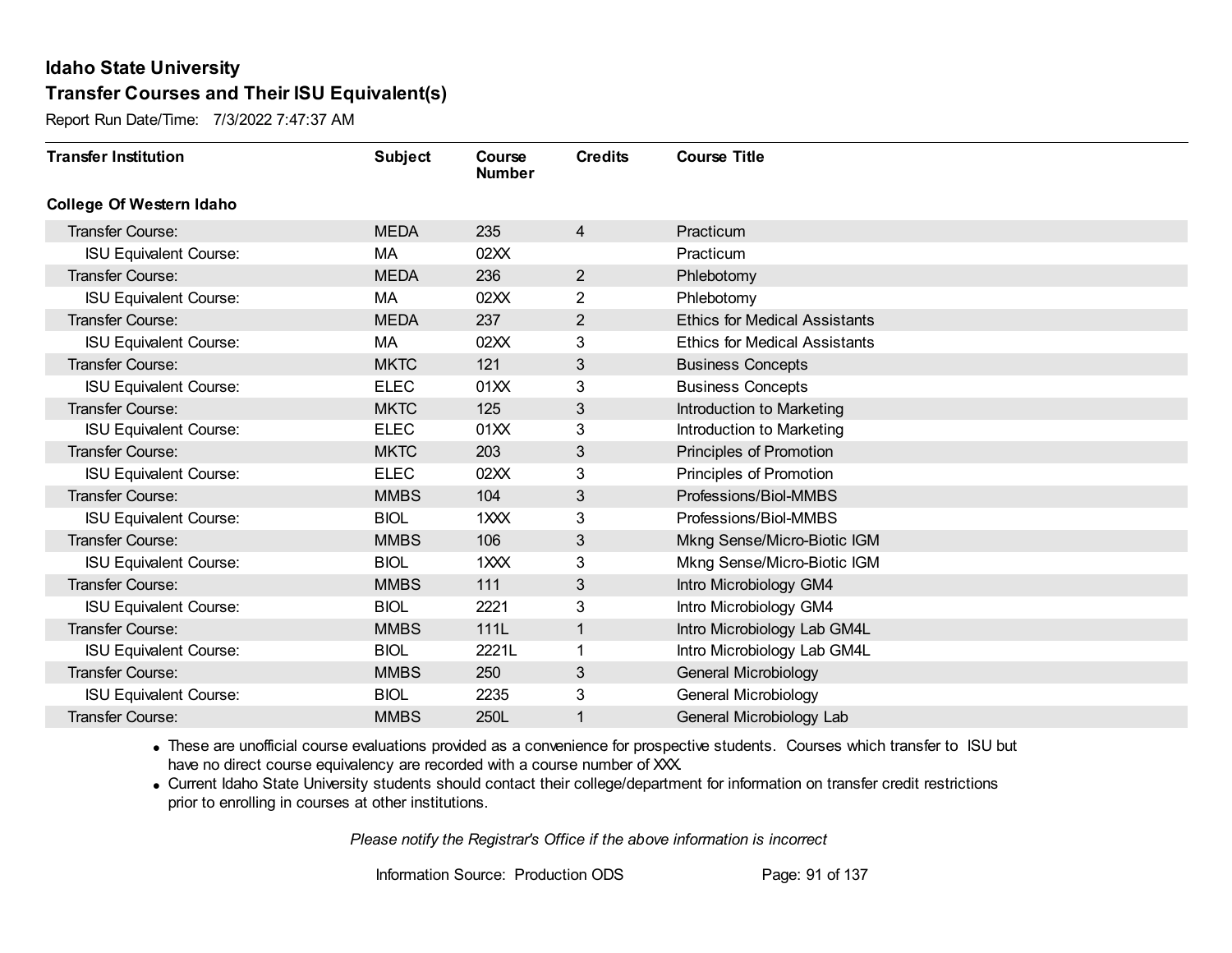# Idaho State University

## Transfer Courses and Their ISU Equivalent(s)

Report Run Date/Time: 7/3/2022 7:47:37 AM

| Transfer Institution | Subject | Course Number | Credits | Course Title |
|---|---|---|---|---|
| **College Of Western Idaho** | | | | |
| Transfer Course: | MEDA | 235 | 4 | Practicum |
| ISU Equivalent Course: | MA | 02XX | | Practicum |
| Transfer Course: | MEDA | 236 | 2 | Phlebotomy |
| ISU Equivalent Course: | MA | 02XX | 2 | Phlebotomy |
| Transfer Course: | MEDA | 237 | 2 | Ethics for Medical Assistants |
| ISU Equivalent Course: | MA | 02XX | 3 | Ethics for Medical Assistants |
| Transfer Course: | MKTC | 121 | 3 | Business Concepts |
| ISU Equivalent Course: | ELEC | 01XX | 3 | Business Concepts |
| Transfer Course: | MKTC | 125 | 3 | Introduction to Marketing |
| ISU Equivalent Course: | ELEC | 01XX | 3 | Introduction to Marketing |
| Transfer Course: | MKTC | 203 | 3 | Principles of Promotion |
| ISU Equivalent Course: | ELEC | 02XX | 3 | Principles of Promotion |
| Transfer Course: | MMBS | 104 | 3 | Professions/Biol-MMBS |
| ISU Equivalent Course: | BIOL | 1XXX | 3 | Professions/Biol-MMBS |
| Transfer Course: | MMBS | 106 | 3 | Mkng Sense/Micro-Biotic IGM |
| ISU Equivalent Course: | BIOL | 1XXX | 3 | Mkng Sense/Micro-Biotic IGM |
| Transfer Course: | MMBS | 111 | 3 | Intro Microbiology GM4 |
| ISU Equivalent Course: | BIOL | 2221 | 3 | Intro Microbiology GM4 |
| Transfer Course: | MMBS | 111L | 1 | Intro Microbiology Lab GM4L |
| ISU Equivalent Course: | BIOL | 2221L | 1 | Intro Microbiology Lab GM4L |
| Transfer Course: | MMBS | 250 | 3 | General Microbiology |
| ISU Equivalent Course: | BIOL | 2235 | 3 | General Microbiology |
| Transfer Course: | MMBS | 250L | 1 | General Microbiology Lab |

- These are unofficial course evaluations provided as a convenience for prospective students. Courses which transfer to ISU but have no direct course equivalency are recorded with a course number of XXX.
- Current Idaho State University students should contact their college/department for information on transfer credit restrictions prior to enrolling in courses at other institutions.

*Please notify the Registrar's Office if the above information is incorrect*

Information Source: Production ODS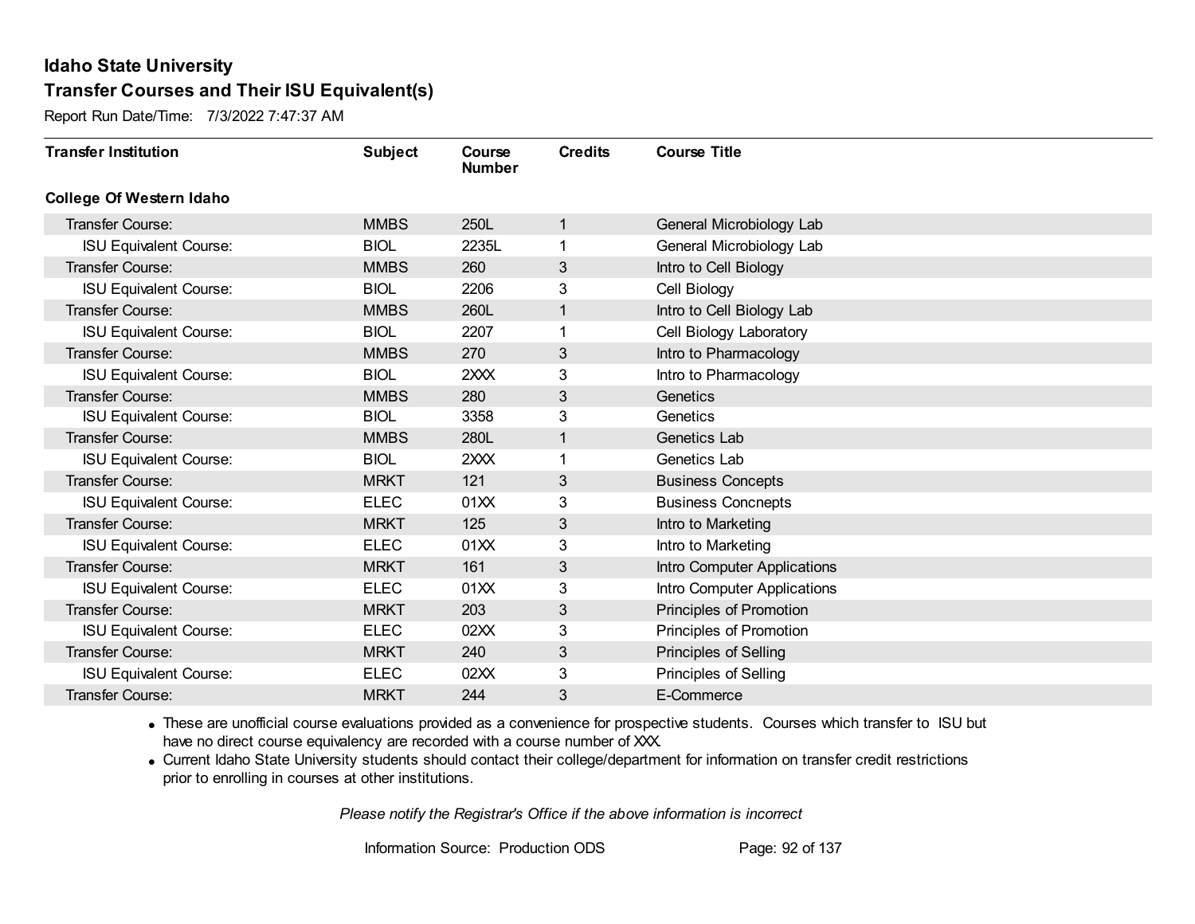# Idaho State University

## Transfer Courses and Their ISU Equivalent(s)

Report Run Date/Time: 7/3/2022 7:47:37 AM

| Transfer Institution | Subject | Course Number | Credits | Course Title |
|---|---|---|---|---|
| **College Of Western Idaho** | | | | |
| Transfer Course: | MMBS | 250L | 1 | General Microbiology Lab |
| ISU Equivalent Course: | BIOL | 2235L | 1 | General Microbiology Lab |
| Transfer Course: | MMBS | 260 | 3 | Intro to Cell Biology |
| ISU Equivalent Course: | BIOL | 2206 | 3 | Cell Biology |
| Transfer Course: | MMBS | 260L | 1 | Intro to Cell Biology Lab |
| ISU Equivalent Course: | BIOL | 2207 | 1 | Cell Biology Laboratory |
| Transfer Course: | MMBS | 270 | 3 | Intro to Pharmacology |
| ISU Equivalent Course: | BIOL | 2XXX | 3 | Intro to Pharmacology |
| Transfer Course: | MMBS | 280 | 3 | Genetics |
| ISU Equivalent Course: | BIOL | 3358 | 3 | Genetics |
| Transfer Course: | MMBS | 280L | 1 | Genetics Lab |
| ISU Equivalent Course: | BIOL | 2XXX | 1 | Genetics Lab |
| Transfer Course: | MRKT | 121 | 3 | Business Concepts |
| ISU Equivalent Course: | ELEC | 01XX | 3 | Business Concnepts |
| Transfer Course: | MRKT | 125 | 3 | Intro to Marketing |
| ISU Equivalent Course: | ELEC | 01XX | 3 | Intro to Marketing |
| Transfer Course: | MRKT | 161 | 3 | Intro Computer Applications |
| ISU Equivalent Course: | ELEC | 01XX | 3 | Intro Computer Applications |
| Transfer Course: | MRKT | 203 | 3 | Principles of Promotion |
| ISU Equivalent Course: | ELEC | 02XX | 3 | Principles of Promotion |
| Transfer Course: | MRKT | 240 | 3 | Principles of Selling |
| ISU Equivalent Course: | ELEC | 02XX | 3 | Principles of Selling |
| Transfer Course: | MRKT | 244 | 3 | E-Commerce |

- These are unofficial course evaluations provided as a convenience for prospective students. Courses which transfer to ISU but have no direct course equivalency are recorded with a course number of XXX.
- Current Idaho State University students should contact their college/department for information on transfer credit restrictions prior to enrolling in courses at other institutions.

*Please notify the Registrar's Office if the above information is incorrect*

Information Source: Production ODS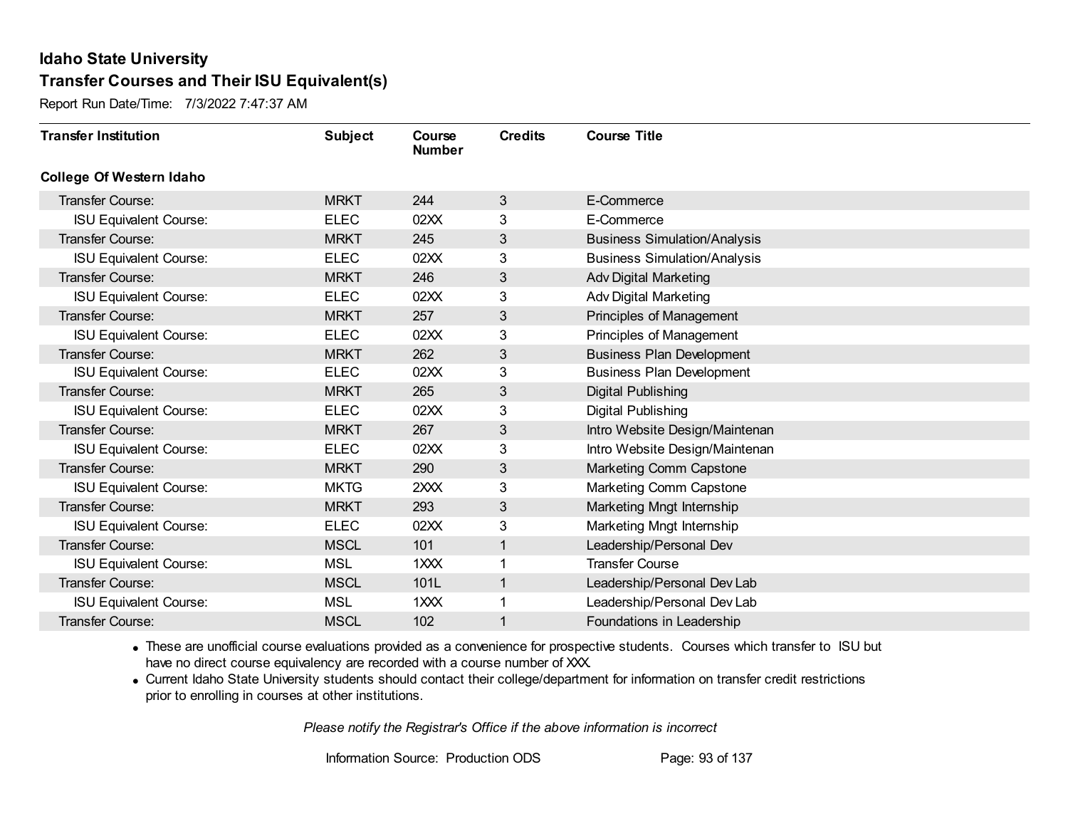# Idaho State University

## Transfer Courses and Their ISU Equivalent(s)

Report Run Date/Time: 7/3/2022 7:47:37 AM

| Transfer Institution | Subject | Course Number | Credits | Course Title |
|---|---|---|---|---|
| **College Of Western Idaho** | | | | |
| Transfer Course: | MRKT | 244 | 3 | E-Commerce |
| ISU Equivalent Course: | ELEC | 02XX | 3 | E-Commerce |
| Transfer Course: | MRKT | 245 | 3 | Business Simulation/Analysis |
| ISU Equivalent Course: | ELEC | 02XX | 3 | Business Simulation/Analysis |
| Transfer Course: | MRKT | 246 | 3 | Adv Digital Marketing |
| ISU Equivalent Course: | ELEC | 02XX | 3 | Adv Digital Marketing |
| Transfer Course: | MRKT | 257 | 3 | Principles of Management |
| ISU Equivalent Course: | ELEC | 02XX | 3 | Principles of Management |
| Transfer Course: | MRKT | 262 | 3 | Business Plan Development |
| ISU Equivalent Course: | ELEC | 02XX | 3 | Business Plan Development |
| Transfer Course: | MRKT | 265 | 3 | Digital Publishing |
| ISU Equivalent Course: | ELEC | 02XX | 3 | Digital Publishing |
| Transfer Course: | MRKT | 267 | 3 | Intro Website Design/Maintenan |
| ISU Equivalent Course: | ELEC | 02XX | 3 | Intro Website Design/Maintenan |
| Transfer Course: | MRKT | 290 | 3 | Marketing Comm Capstone |
| ISU Equivalent Course: | MKTG | 2XXX | 3 | Marketing Comm Capstone |
| Transfer Course: | MRKT | 293 | 3 | Marketing Mngt Internship |
| ISU Equivalent Course: | ELEC | 02XX | 3 | Marketing Mngt Internship |
| Transfer Course: | MSCL | 101 | 1 | Leadership/Personal Dev |
| ISU Equivalent Course: | MSL | 1XXX | 1 | Transfer Course |
| Transfer Course: | MSCL | 101L | 1 | Leadership/Personal Dev Lab |
| ISU Equivalent Course: | MSL | 1XXX | 1 | Leadership/Personal Dev Lab |
| Transfer Course: | MSCL | 102 | 1 | Foundations in Leadership |

- These are unofficial course evaluations provided as a convenience for prospective students. Courses which transfer to ISU but have no direct course equivalency are recorded with a course number of XXX.
- Current Idaho State University students should contact their college/department for information on transfer credit restrictions prior to enrolling in courses at other institutions.

*Please notify the Registrar's Office if the above information is incorrect*

Information Source: Production ODS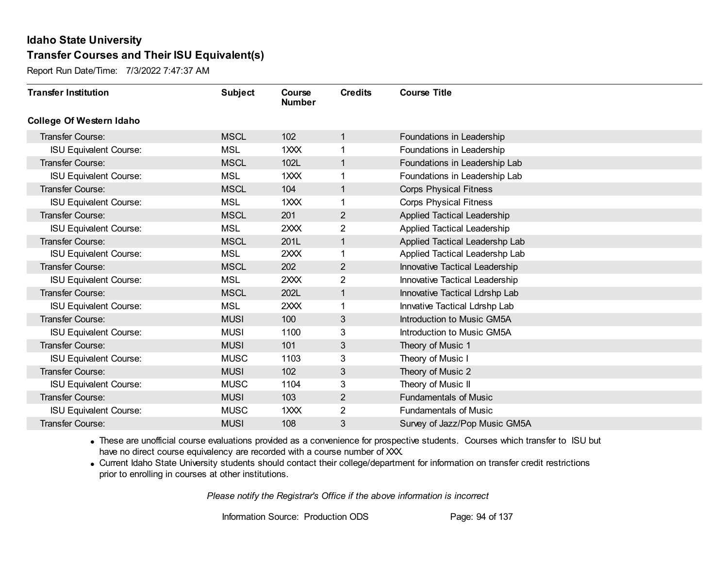# Idaho State University

## Transfer Courses and Their ISU Equivalent(s)

Report Run Date/Time: 7/3/2022 7:47:37 AM

| Transfer Institution | Subject | Course Number | Credits | Course Title |
|---|---|---|---|---|
| **College Of Western Idaho** | | | | |
| Transfer Course: | MSCL | 102 | 1 | Foundations in Leadership |
| ISU Equivalent Course: | MSL | 1XXX | 1 | Foundations in Leadership |
| Transfer Course: | MSCL | 102L | 1 | Foundations in Leadership Lab |
| ISU Equivalent Course: | MSL | 1XXX | 1 | Foundations in Leadership Lab |
| Transfer Course: | MSCL | 104 | 1 | Corps Physical Fitness |
| ISU Equivalent Course: | MSL | 1XXX | 1 | Corps Physical Fitness |
| Transfer Course: | MSCL | 201 | 2 | Applied Tactical Leadership |
| ISU Equivalent Course: | MSL | 2XXX | 2 | Applied Tactical Leadership |
| Transfer Course: | MSCL | 201L | 1 | Applied Tactical Leadershp Lab |
| ISU Equivalent Course: | MSL | 2XXX | 1 | Applied Tactical Leadershp Lab |
| Transfer Course: | MSCL | 202 | 2 | Innovative Tactical Leadership |
| ISU Equivalent Course: | MSL | 2XXX | 2 | Innovative Tactical Leadership |
| Transfer Course: | MSCL | 202L | 1 | Innovative Tactical Ldrshp Lab |
| ISU Equivalent Course: | MSL | 2XXX | 1 | Innvative Tactical Ldrshp Lab |
| Transfer Course: | MUSI | 100 | 3 | Introduction to Music GM5A |
| ISU Equivalent Course: | MUSI | 1100 | 3 | Introduction to Music GM5A |
| Transfer Course: | MUSI | 101 | 3 | Theory of Music 1 |
| ISU Equivalent Course: | MUSC | 1103 | 3 | Theory of Music I |
| Transfer Course: | MUSI | 102 | 3 | Theory of Music 2 |
| ISU Equivalent Course: | MUSC | 1104 | 3 | Theory of Music II |
| Transfer Course: | MUSI | 103 | 2 | Fundamentals of Music |
| ISU Equivalent Course: | MUSC | 1XXX | 2 | Fundamentals of Music |
| Transfer Course: | MUSI | 108 | 3 | Survey of Jazz/Pop Music GM5A |

- These are unofficial course evaluations provided as a convenience for prospective students. Courses which transfer to ISU but have no direct course equivalency are recorded with a course number of XXX.
- Current Idaho State University students should contact their college/department for information on transfer credit restrictions prior to enrolling in courses at other institutions.

*Please notify the Registrar's Office if the above information is incorrect*

Information Source: Production ODS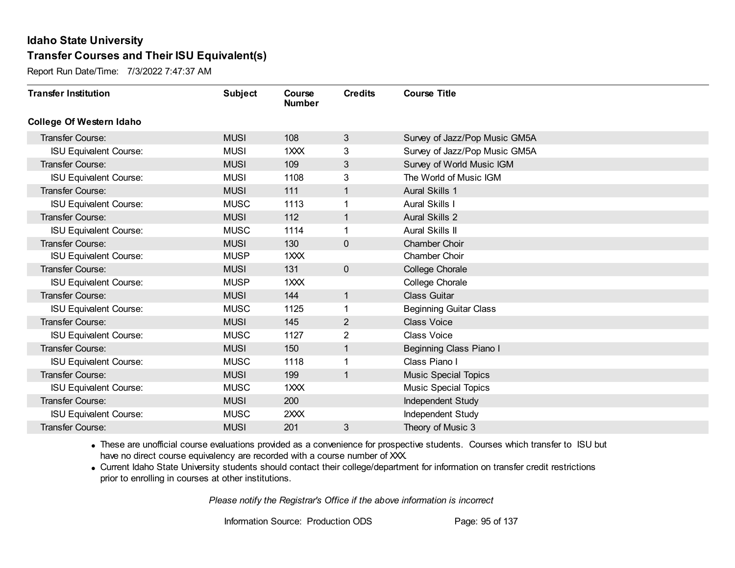# Idaho State University

## Transfer Courses and Their ISU Equivalent(s)

Report Run Date/Time: 7/3/2022 7:47:37 AM

| Transfer Institution | Subject | Course Number | Credits | Course Title |
|---|---|---|---|---|
| **College Of Western Idaho** | | | | |
| Transfer Course: | MUSI | 108 | 3 | Survey of Jazz/Pop Music GM5A |
| ISU Equivalent Course: | MUSI | 1XXX | 3 | Survey of Jazz/Pop Music GM5A |
| Transfer Course: | MUSI | 109 | 3 | Survey of World Music IGM |
| ISU Equivalent Course: | MUSI | 1108 | 3 | The World of Music IGM |
| Transfer Course: | MUSI | 111 | 1 | Aural Skills 1 |
| ISU Equivalent Course: | MUSC | 1113 | 1 | Aural Skills I |
| Transfer Course: | MUSI | 112 | 1 | Aural Skills 2 |
| ISU Equivalent Course: | MUSC | 1114 | 1 | Aural Skills II |
| Transfer Course: | MUSI | 130 | 0 | Chamber Choir |
| ISU Equivalent Course: | MUSP | 1XXX | | Chamber Choir |
| Transfer Course: | MUSI | 131 | 0 | College Chorale |
| ISU Equivalent Course: | MUSP | 1XXX | | College Chorale |
| Transfer Course: | MUSI | 144 | 1 | Class Guitar |
| ISU Equivalent Course: | MUSC | 1125 | 1 | Beginning Guitar Class |
| Transfer Course: | MUSI | 145 | 2 | Class Voice |
| ISU Equivalent Course: | MUSC | 1127 | 2 | Class Voice |
| Transfer Course: | MUSI | 150 | 1 | Beginning Class Piano I |
| ISU Equivalent Course: | MUSC | 1118 | 1 | Class Piano I |
| Transfer Course: | MUSI | 199 | 1 | Music Special Topics |
| ISU Equivalent Course: | MUSC | 1XXX | | Music Special Topics |
| Transfer Course: | MUSI | 200 | | Independent Study |
| ISU Equivalent Course: | MUSC | 2XXX | | Independent Study |
| Transfer Course: | MUSI | 201 | 3 | Theory of Music 3 |

- These are unofficial course evaluations provided as a convenience for prospective students. Courses which transfer to ISU but have no direct course equivalency are recorded with a course number of XXX.
- Current Idaho State University students should contact their college/department for information on transfer credit restrictions prior to enrolling in courses at other institutions.

*Please notify the Registrar's Office if the above information is incorrect*

Information Source: Production ODS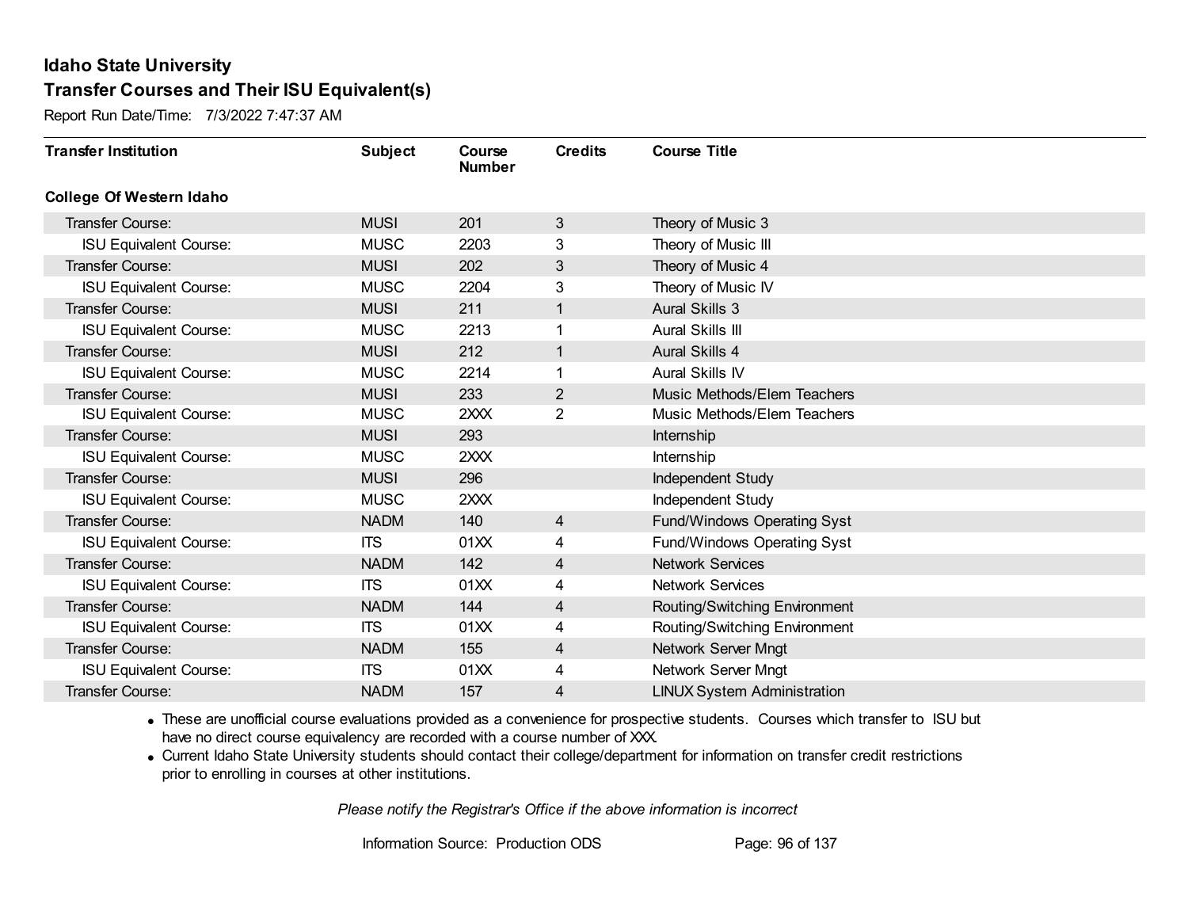# Idaho State University

## Transfer Courses and Their ISU Equivalent(s)

Report Run Date/Time: 7/3/2022 7:47:37 AM

| Transfer Institution | Subject | Course Number | Credits | Course Title |
|---|---|---|---|---|
| **College Of Western Idaho** | | | | |
| Transfer Course: | MUSI | 201 | 3 | Theory of Music 3 |
| ISU Equivalent Course: | MUSC | 2203 | 3 | Theory of Music III |
| Transfer Course: | MUSI | 202 | 3 | Theory of Music 4 |
| ISU Equivalent Course: | MUSC | 2204 | 3 | Theory of Music IV |
| Transfer Course: | MUSI | 211 | 1 | Aural Skills 3 |
| ISU Equivalent Course: | MUSC | 2213 | 1 | Aural Skills III |
| Transfer Course: | MUSI | 212 | 1 | Aural Skills 4 |
| ISU Equivalent Course: | MUSC | 2214 | 1 | Aural Skills IV |
| Transfer Course: | MUSI | 233 | 2 | Music Methods/Elem Teachers |
| ISU Equivalent Course: | MUSC | 2XXX | 2 | Music Methods/Elem Teachers |
| Transfer Course: | MUSI | 293 | | Internship |
| ISU Equivalent Course: | MUSC | 2XXX | | Internship |
| Transfer Course: | MUSI | 296 | | Independent Study |
| ISU Equivalent Course: | MUSC | 2XXX | | Independent Study |
| Transfer Course: | NADM | 140 | 4 | Fund/Windows Operating Syst |
| ISU Equivalent Course: | ITS | 01XX | 4 | Fund/Windows Operating Syst |
| Transfer Course: | NADM | 142 | 4 | Network Services |
| ISU Equivalent Course: | ITS | 01XX | 4 | Network Services |
| Transfer Course: | NADM | 144 | 4 | Routing/Switching Environment |
| ISU Equivalent Course: | ITS | 01XX | 4 | Routing/Switching Environment |
| Transfer Course: | NADM | 155 | 4 | Network Server Mngt |
| ISU Equivalent Course: | ITS | 01XX | 4 | Network Server Mngt |
| Transfer Course: | NADM | 157 | 4 | LINUX System Administration |

- These are unofficial course evaluations provided as a convenience for prospective students. Courses which transfer to ISU but have no direct course equivalency are recorded with a course number of XXX.
- Current Idaho State University students should contact their college/department for information on transfer credit restrictions prior to enrolling in courses at other institutions.

*Please notify the Registrar's Office if the above information is incorrect*

Information Source: Production ODS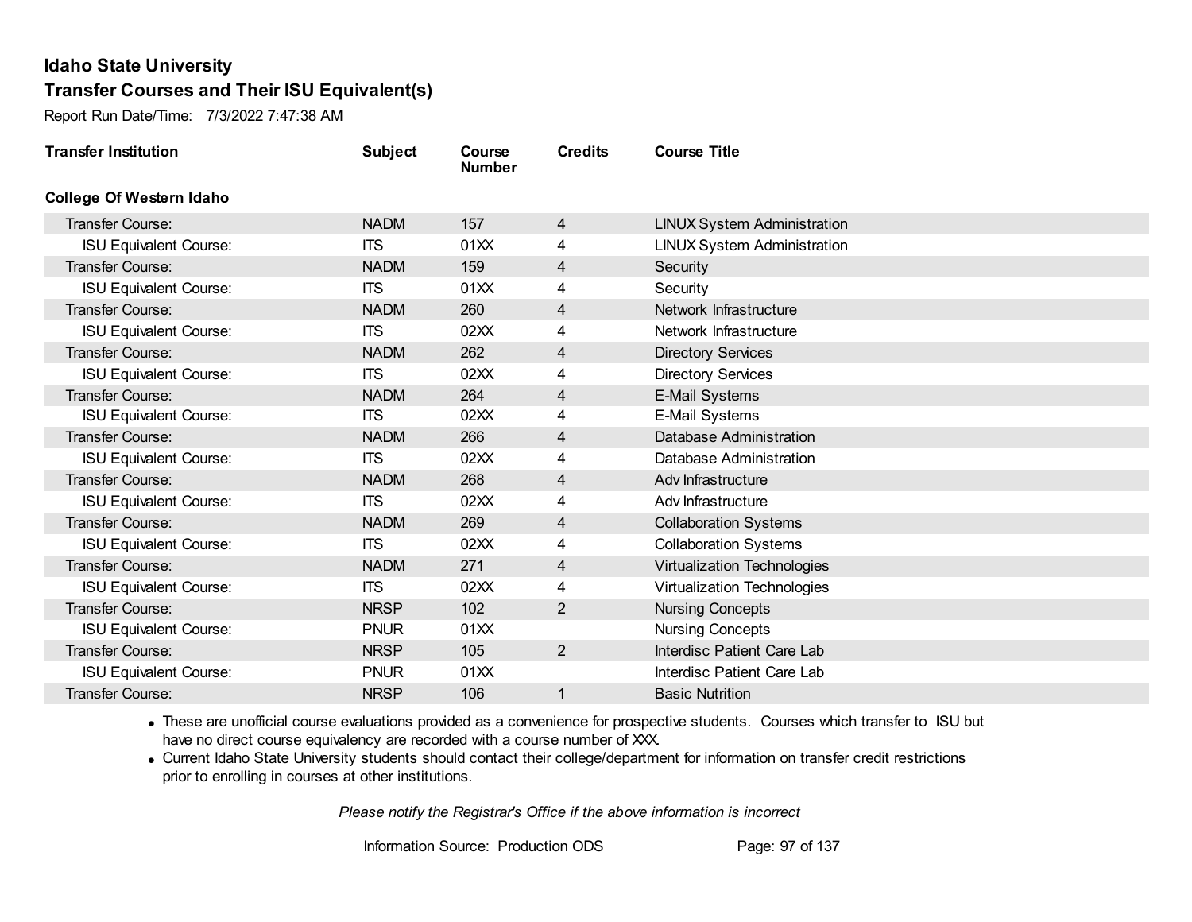# Idaho State University

## Transfer Courses and Their ISU Equivalent(s)

Report Run Date/Time: 7/3/2022 7:47:38 AM

| Transfer Institution | Subject | Course Number | Credits | Course Title |
|---|---|---|---|---|
| **College Of Western Idaho** | | | | |
| Transfer Course: | NADM | 157 | 4 | LINUX System Administration |
| ISU Equivalent Course: | ITS | 01XX | 4 | LINUX System Administration |
| Transfer Course: | NADM | 159 | 4 | Security |
| ISU Equivalent Course: | ITS | 01XX | 4 | Security |
| Transfer Course: | NADM | 260 | 4 | Network Infrastructure |
| ISU Equivalent Course: | ITS | 02XX | 4 | Network Infrastructure |
| Transfer Course: | NADM | 262 | 4 | Directory Services |
| ISU Equivalent Course: | ITS | 02XX | 4 | Directory Services |
| Transfer Course: | NADM | 264 | 4 | E-Mail Systems |
| ISU Equivalent Course: | ITS | 02XX | 4 | E-Mail Systems |
| Transfer Course: | NADM | 266 | 4 | Database Administration |
| ISU Equivalent Course: | ITS | 02XX | 4 | Database Administration |
| Transfer Course: | NADM | 268 | 4 | Adv Infrastructure |
| ISU Equivalent Course: | ITS | 02XX | 4 | Adv Infrastructure |
| Transfer Course: | NADM | 269 | 4 | Collaboration Systems |
| ISU Equivalent Course: | ITS | 02XX | 4 | Collaboration Systems |
| Transfer Course: | NADM | 271 | 4 | Virtualization Technologies |
| ISU Equivalent Course: | ITS | 02XX | 4 | Virtualization Technologies |
| Transfer Course: | NRSP | 102 | 2 | Nursing Concepts |
| ISU Equivalent Course: | PNUR | 01XX | | Nursing Concepts |
| Transfer Course: | NRSP | 105 | 2 | Interdisc Patient Care Lab |
| ISU Equivalent Course: | PNUR | 01XX | | Interdisc Patient Care Lab |
| Transfer Course: | NRSP | 106 | 1 | Basic Nutrition |

- These are unofficial course evaluations provided as a convenience for prospective students. Courses which transfer to ISU but have no direct course equivalency are recorded with a course number of XXX.
- Current Idaho State University students should contact their college/department for information on transfer credit restrictions prior to enrolling in courses at other institutions.

*Please notify the Registrar's Office if the above information is incorrect*

Information Source: Production ODS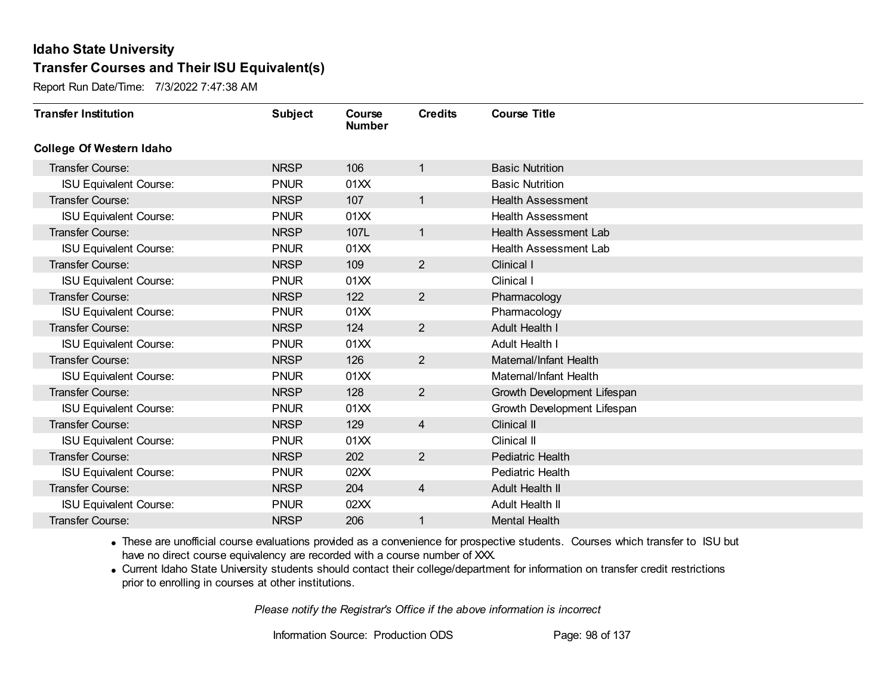# Idaho State University

## Transfer Courses and Their ISU Equivalent(s)

Report Run Date/Time: 7/3/2022 7:47:38 AM

| Transfer Institution | Subject | Course Number | Credits | Course Title |
|---|---|---|---|---|
| **College Of Western Idaho** | | | | |
| Transfer Course: | NRSP | 106 | 1 | Basic Nutrition |
| ISU Equivalent Course: | PNUR | 01XX | | Basic Nutrition |
| Transfer Course: | NRSP | 107 | 1 | Health Assessment |
| ISU Equivalent Course: | PNUR | 01XX | | Health Assessment |
| Transfer Course: | NRSP | 107L | 1 | Health Assessment Lab |
| ISU Equivalent Course: | PNUR | 01XX | | Health Assessment Lab |
| Transfer Course: | NRSP | 109 | 2 | Clinical I |
| ISU Equivalent Course: | PNUR | 01XX | | Clinical I |
| Transfer Course: | NRSP | 122 | 2 | Pharmacology |
| ISU Equivalent Course: | PNUR | 01XX | | Pharmacology |
| Transfer Course: | NRSP | 124 | 2 | Adult Health I |
| ISU Equivalent Course: | PNUR | 01XX | | Adult Health I |
| Transfer Course: | NRSP | 126 | 2 | Maternal/Infant Health |
| ISU Equivalent Course: | PNUR | 01XX | | Maternal/Infant Health |
| Transfer Course: | NRSP | 128 | 2 | Growth Development Lifespan |
| ISU Equivalent Course: | PNUR | 01XX | | Growth Development Lifespan |
| Transfer Course: | NRSP | 129 | 4 | Clinical II |
| ISU Equivalent Course: | PNUR | 01XX | | Clinical II |
| Transfer Course: | NRSP | 202 | 2 | Pediatric Health |
| ISU Equivalent Course: | PNUR | 02XX | | Pediatric Health |
| Transfer Course: | NRSP | 204 | 4 | Adult Health II |
| ISU Equivalent Course: | PNUR | 02XX | | Adult Health II |
| Transfer Course: | NRSP | 206 | 1 | Mental Health |

- These are unofficial course evaluations provided as a convenience for prospective students. Courses which transfer to ISU but have no direct course equivalency are recorded with a course number of XXX.
- Current Idaho State University students should contact their college/department for information on transfer credit restrictions prior to enrolling in courses at other institutions.

*Please notify the Registrar's Office if the above information is incorrect*

Information Source: Production ODS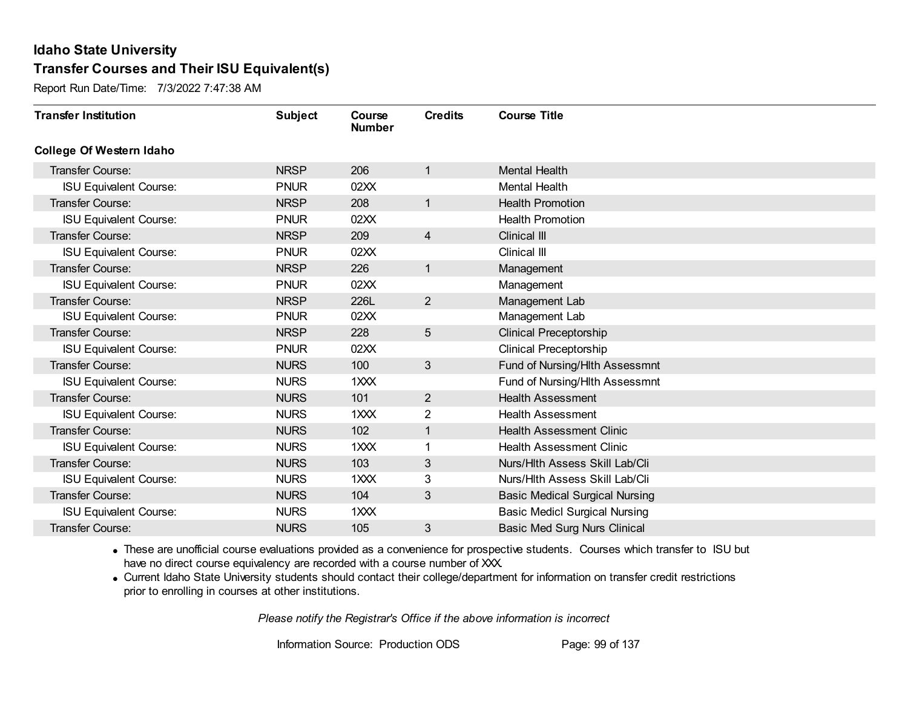# Idaho State University

## Transfer Courses and Their ISU Equivalent(s)

Report Run Date/Time: 7/3/2022 7:47:38 AM

| Transfer Institution | Subject | Course Number | Credits | Course Title |
|---|---|---|---|---|
| **College Of Western Idaho** | | | | |
| Transfer Course: | NRSP | 206 | 1 | Mental Health |
| ISU Equivalent Course: | PNUR | 02XX | | Mental Health |
| Transfer Course: | NRSP | 208 | 1 | Health Promotion |
| ISU Equivalent Course: | PNUR | 02XX | | Health Promotion |
| Transfer Course: | NRSP | 209 | 4 | Clinical III |
| ISU Equivalent Course: | PNUR | 02XX | | Clinical III |
| Transfer Course: | NRSP | 226 | 1 | Management |
| ISU Equivalent Course: | PNUR | 02XX | | Management |
| Transfer Course: | NRSP | 226L | 2 | Management Lab |
| ISU Equivalent Course: | PNUR | 02XX | | Management Lab |
| Transfer Course: | NRSP | 228 | 5 | Clinical Preceptorship |
| ISU Equivalent Course: | PNUR | 02XX | | Clinical Preceptorship |
| Transfer Course: | NURS | 100 | 3 | Fund of Nursing/Hlth Assessmnt |
| ISU Equivalent Course: | NURS | 1XXX | | Fund of Nursing/Hlth Assessmnt |
| Transfer Course: | NURS | 101 | 2 | Health Assessment |
| ISU Equivalent Course: | NURS | 1XXX | 2 | Health Assessment |
| Transfer Course: | NURS | 102 | 1 | Health Assessment Clinic |
| ISU Equivalent Course: | NURS | 1XXX | 1 | Health Assessment Clinic |
| Transfer Course: | NURS | 103 | 3 | Nurs/Hlth Assess Skill Lab/Cli |
| ISU Equivalent Course: | NURS | 1XXX | 3 | Nurs/Hlth Assess Skill Lab/Cli |
| Transfer Course: | NURS | 104 | 3 | Basic Medical Surgical Nursing |
| ISU Equivalent Course: | NURS | 1XXX | | Basic Medicl Surgical Nursing |
| Transfer Course: | NURS | 105 | 3 | Basic Med Surg Nurs Clinical |

- These are unofficial course evaluations provided as a convenience for prospective students. Courses which transfer to ISU but have no direct course equivalency are recorded with a course number of XXX.
- Current Idaho State University students should contact their college/department for information on transfer credit restrictions prior to enrolling in courses at other institutions.

*Please notify the Registrar's Office if the above information is incorrect*

Information Source: Production ODS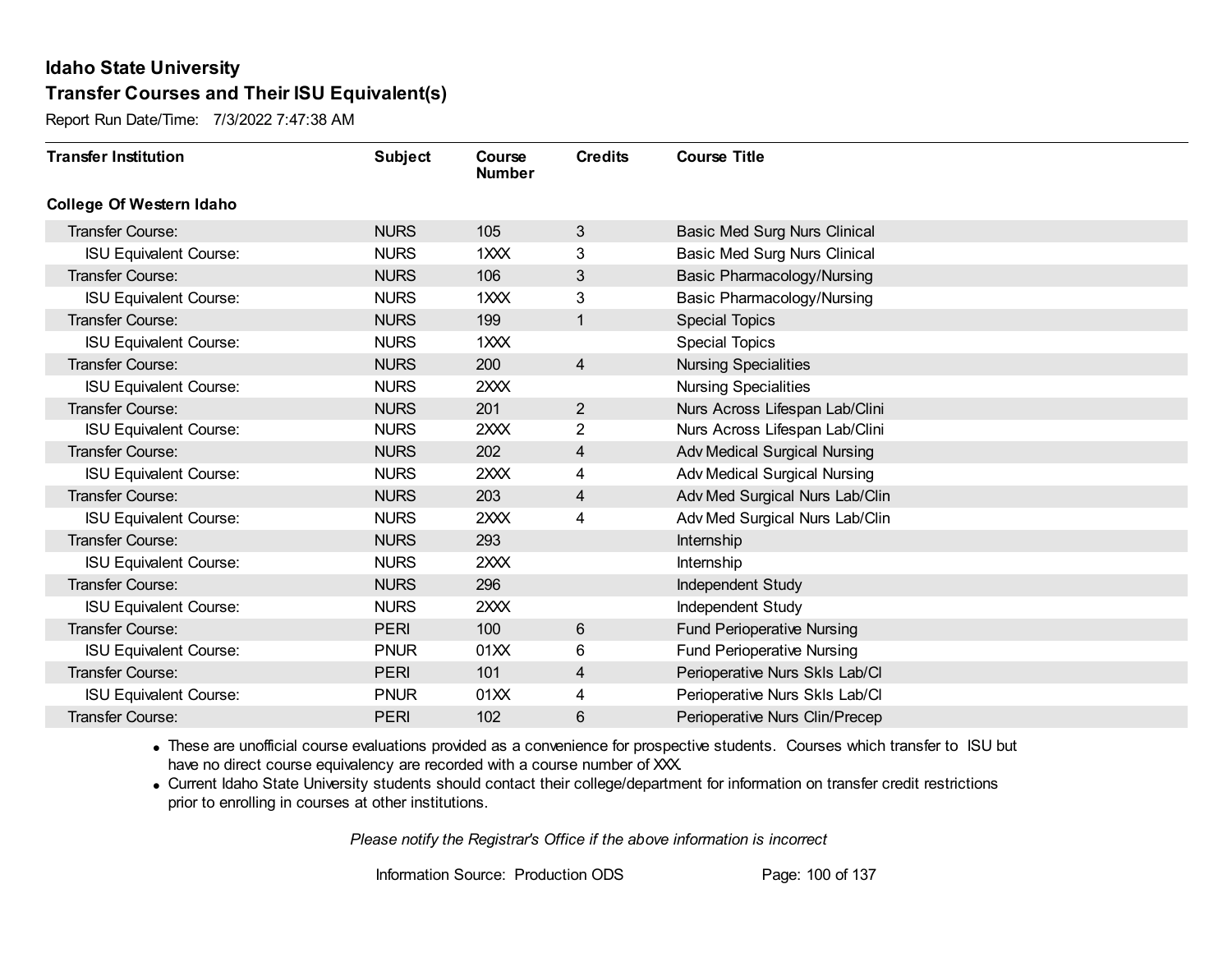## Idaho State University
## Transfer Courses and Their ISU Equivalent(s)

Report Run Date/Time: 7/3/2022 7:47:38 AM

| Transfer Institution | Subject | Course Number | Credits | Course Title |
|---|---|---|---|---|
| **College Of Western Idaho** | | | | |
| Transfer Course: | NURS | 105 | 3 | Basic Med Surg Nurs Clinical |
| ISU Equivalent Course: | NURS | 1XXX | 3 | Basic Med Surg Nurs Clinical |
| Transfer Course: | NURS | 106 | 3 | Basic Pharmacology/Nursing |
| ISU Equivalent Course: | NURS | 1XXX | 3 | Basic Pharmacology/Nursing |
| Transfer Course: | NURS | 199 | 1 | Special Topics |
| ISU Equivalent Course: | NURS | 1XXX | | Special Topics |
| Transfer Course: | NURS | 200 | 4 | Nursing Specialities |
| ISU Equivalent Course: | NURS | 2XXX | | Nursing Specialities |
| Transfer Course: | NURS | 201 | 2 | Nurs Across Lifespan Lab/Clini |
| ISU Equivalent Course: | NURS | 2XXX | 2 | Nurs Across Lifespan Lab/Clini |
| Transfer Course: | NURS | 202 | 4 | Adv Medical Surgical Nursing |
| ISU Equivalent Course: | NURS | 2XXX | 4 | Adv Medical Surgical Nursing |
| Transfer Course: | NURS | 203 | 4 | Adv Med Surgical Nurs Lab/Clin |
| ISU Equivalent Course: | NURS | 2XXX | 4 | Adv Med Surgical Nurs Lab/Clin |
| Transfer Course: | NURS | 293 | | Internship |
| ISU Equivalent Course: | NURS | 2XXX | | Internship |
| Transfer Course: | NURS | 296 | | Independent Study |
| ISU Equivalent Course: | NURS | 2XXX | | Independent Study |
| Transfer Course: | PERI | 100 | 6 | Fund Perioperative Nursing |
| ISU Equivalent Course: | PNUR | 01XX | 6 | Fund Perioperative Nursing |
| Transfer Course: | PERI | 101 | 4 | Perioperative Nurs Skls Lab/Cl |
| ISU Equivalent Course: | PNUR | 01XX | 4 | Perioperative Nurs Skls Lab/Cl |
| Transfer Course: | PERI | 102 | 6 | Perioperative Nurs Clin/Precep |

- These are unofficial course evaluations provided as a convenience for prospective students. Courses which transfer to ISU but have no direct course equivalency are recorded with a course number of XXX.
- Current Idaho State University students should contact their college/department for information on transfer credit restrictions prior to enrolling in courses at other institutions.

*Please notify the Registrar's Office if the above information is incorrect*

Information Source: Production ODS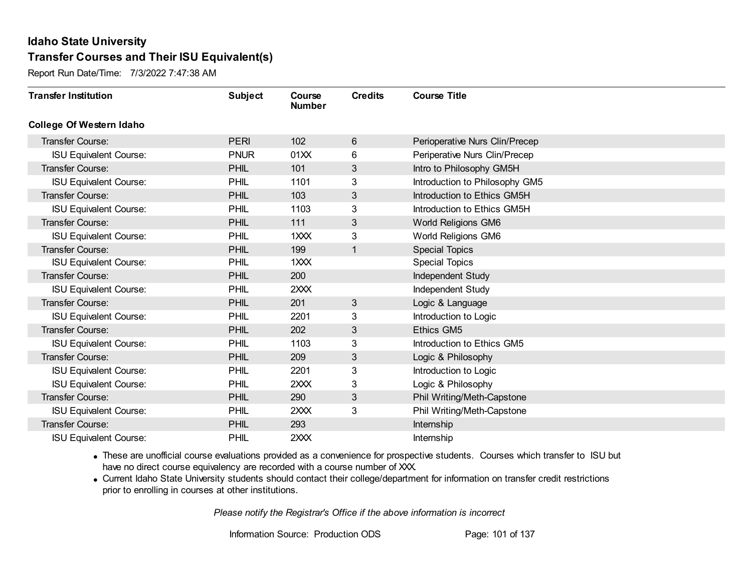# Idaho State University

## Transfer Courses and Their ISU Equivalent(s)

Report Run Date/Time: 7/3/2022 7:47:38 AM

| Transfer Institution | Subject | Course Number | Credits | Course Title |
|---|---|---|---|---|
| **College Of Western Idaho** | | | | |
| Transfer Course: | PERI | 102 | 6 | Perioperative Nurs Clin/Precep |
| ISU Equivalent Course: | PNUR | 01XX | 6 | Periperative Nurs Clin/Precep |
| Transfer Course: | PHIL | 101 | 3 | Intro to Philosophy GM5H |
| ISU Equivalent Course: | PHIL | 1101 | 3 | Introduction to Philosophy GM5 |
| Transfer Course: | PHIL | 103 | 3 | Introduction to Ethics GM5H |
| ISU Equivalent Course: | PHIL | 1103 | 3 | Introduction to Ethics GM5H |
| Transfer Course: | PHIL | 111 | 3 | World Religions GM6 |
| ISU Equivalent Course: | PHIL | 1XXX | 3 | World Religions GM6 |
| Transfer Course: | PHIL | 199 | 1 | Special Topics |
| ISU Equivalent Course: | PHIL | 1XXX | | Special Topics |
| Transfer Course: | PHIL | 200 | | Independent Study |
| ISU Equivalent Course: | PHIL | 2XXX | | Independent Study |
| Transfer Course: | PHIL | 201 | 3 | Logic & Language |
| ISU Equivalent Course: | PHIL | 2201 | 3 | Introduction to Logic |
| Transfer Course: | PHIL | 202 | 3 | Ethics GM5 |
| ISU Equivalent Course: | PHIL | 1103 | 3 | Introduction to Ethics GM5 |
| Transfer Course: | PHIL | 209 | 3 | Logic & Philosophy |
| ISU Equivalent Course: | PHIL | 2201 | 3 | Introduction to Logic |
| ISU Equivalent Course: | PHIL | 2XXX | 3 | Logic & Philosophy |
| Transfer Course: | PHIL | 290 | 3 | Phil Writing/Meth-Capstone |
| ISU Equivalent Course: | PHIL | 2XXX | 3 | Phil Writing/Meth-Capstone |
| Transfer Course: | PHIL | 293 | | Internship |
| ISU Equivalent Course: | PHIL | 2XXX | | Internship |

- These are unofficial course evaluations provided as a convenience for prospective students. Courses which transfer to ISU but have no direct course equivalency are recorded with a course number of XXX.
- Current Idaho State University students should contact their college/department for information on transfer credit restrictions prior to enrolling in courses at other institutions.

*Please notify the Registrar's Office if the above information is incorrect*

Information Source: Production ODS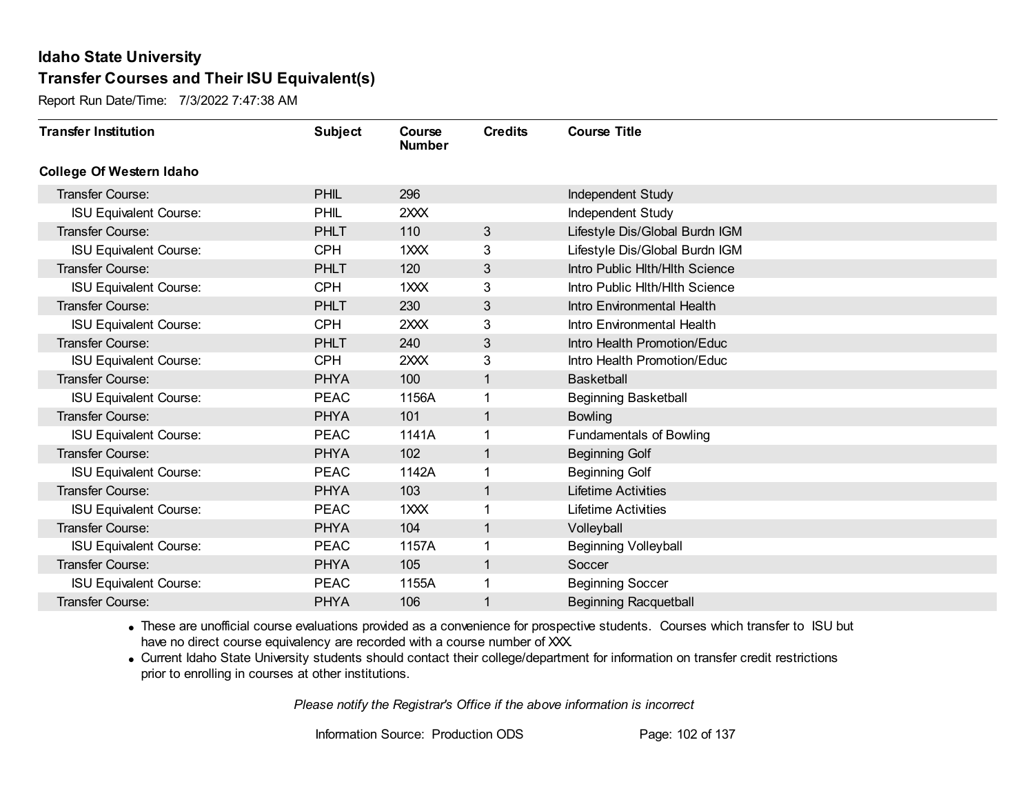# Idaho State University

## Transfer Courses and Their ISU Equivalent(s)

Report Run Date/Time: 7/3/2022 7:47:38 AM

| Transfer Institution | Subject | Course Number | Credits | Course Title |
|---|---|---|---|---|
| **College Of Western Idaho** | | | | |
| Transfer Course: | PHIL | 296 | | Independent Study |
| ISU Equivalent Course: | PHIL | 2XXX | | Independent Study |
| Transfer Course: | PHLT | 110 | 3 | Lifestyle Dis/Global Burdn IGM |
| ISU Equivalent Course: | CPH | 1XXX | 3 | Lifestyle Dis/Global Burdn IGM |
| Transfer Course: | PHLT | 120 | 3 | Intro Public Hlth/Hlth Science |
| ISU Equivalent Course: | CPH | 1XXX | 3 | Intro Public Hlth/Hlth Science |
| Transfer Course: | PHLT | 230 | 3 | Intro Environmental Health |
| ISU Equivalent Course: | CPH | 2XXX | 3 | Intro Environmental Health |
| Transfer Course: | PHLT | 240 | 3 | Intro Health Promotion/Educ |
| ISU Equivalent Course: | CPH | 2XXX | 3 | Intro Health Promotion/Educ |
| Transfer Course: | PHYA | 100 | 1 | Basketball |
| ISU Equivalent Course: | PEAC | 1156A | 1 | Beginning Basketball |
| Transfer Course: | PHYA | 101 | 1 | Bowling |
| ISU Equivalent Course: | PEAC | 1141A | 1 | Fundamentals of Bowling |
| Transfer Course: | PHYA | 102 | 1 | Beginning Golf |
| ISU Equivalent Course: | PEAC | 1142A | 1 | Beginning Golf |
| Transfer Course: | PHYA | 103 | 1 | Lifetime Activities |
| ISU Equivalent Course: | PEAC | 1XXX | 1 | Lifetime Activities |
| Transfer Course: | PHYA | 104 | 1 | Volleyball |
| ISU Equivalent Course: | PEAC | 1157A | 1 | Beginning Volleyball |
| Transfer Course: | PHYA | 105 | 1 | Soccer |
| ISU Equivalent Course: | PEAC | 1155A | 1 | Beginning Soccer |
| Transfer Course: | PHYA | 106 | 1 | Beginning Racquetball |

- These are unofficial course evaluations provided as a convenience for prospective students. Courses which transfer to ISU but have no direct course equivalency are recorded with a course number of XXX.
- Current Idaho State University students should contact their college/department for information on transfer credit restrictions prior to enrolling in courses at other institutions.

*Please notify the Registrar's Office if the above information is incorrect*

Information Source: Production ODS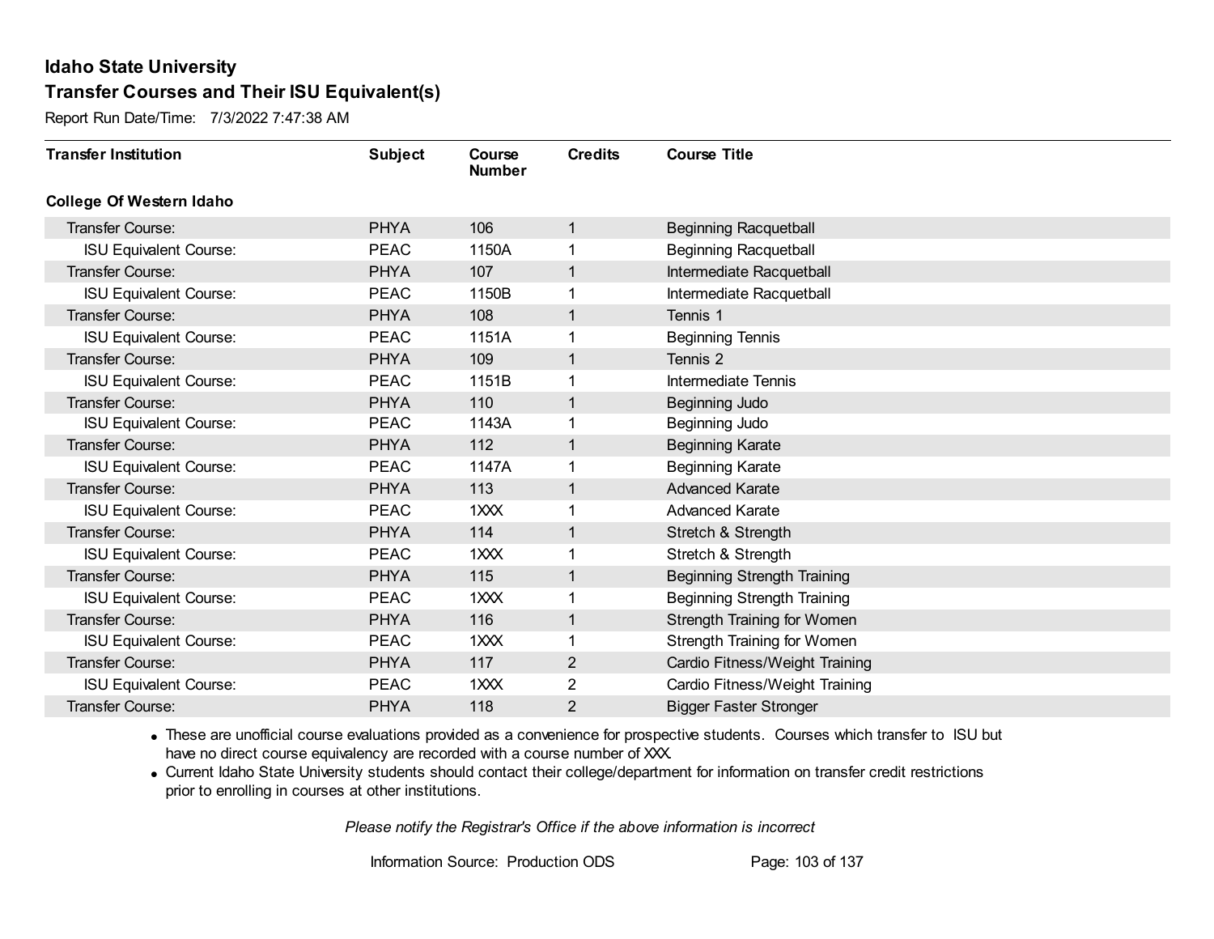# Idaho State University
## Transfer Courses and Their ISU Equivalent(s)

Report Run Date/Time: 7/3/2022 7:47:38 AM

| Transfer Institution | Subject | Course Number | Credits | Course Title |
|---|---|---|---|---|
| **College Of Western Idaho** | | | | |
| Transfer Course: | PHYA | 106 | 1 | Beginning Racquetball |
| ISU Equivalent Course: | PEAC | 1150A | 1 | Beginning Racquetball |
| Transfer Course: | PHYA | 107 | 1 | Intermediate Racquetball |
| ISU Equivalent Course: | PEAC | 1150B | 1 | Intermediate Racquetball |
| Transfer Course: | PHYA | 108 | 1 | Tennis 1 |
| ISU Equivalent Course: | PEAC | 1151A | 1 | Beginning Tennis |
| Transfer Course: | PHYA | 109 | 1 | Tennis 2 |
| ISU Equivalent Course: | PEAC | 1151B | 1 | Intermediate Tennis |
| Transfer Course: | PHYA | 110 | 1 | Beginning Judo |
| ISU Equivalent Course: | PEAC | 1143A | 1 | Beginning Judo |
| Transfer Course: | PHYA | 112 | 1 | Beginning Karate |
| ISU Equivalent Course: | PEAC | 1147A | 1 | Beginning Karate |
| Transfer Course: | PHYA | 113 | 1 | Advanced Karate |
| ISU Equivalent Course: | PEAC | 1XXX | 1 | Advanced Karate |
| Transfer Course: | PHYA | 114 | 1 | Stretch & Strength |
| ISU Equivalent Course: | PEAC | 1XXX | 1 | Stretch & Strength |
| Transfer Course: | PHYA | 115 | 1 | Beginning Strength Training |
| ISU Equivalent Course: | PEAC | 1XXX | 1 | Beginning Strength Training |
| Transfer Course: | PHYA | 116 | 1 | Strength Training for Women |
| ISU Equivalent Course: | PEAC | 1XXX | 1 | Strength Training for Women |
| Transfer Course: | PHYA | 117 | 2 | Cardio Fitness/Weight Training |
| ISU Equivalent Course: | PEAC | 1XXX | 2 | Cardio Fitness/Weight Training |
| Transfer Course: | PHYA | 118 | 2 | Bigger Faster Stronger |

- These are unofficial course evaluations provided as a convenience for prospective students. Courses which transfer to ISU but have no direct course equivalency are recorded with a course number of XXX.
- Current Idaho State University students should contact their college/department for information on transfer credit restrictions prior to enrolling in courses at other institutions.

*Please notify the Registrar's Office if the above information is incorrect*

Information Source: Production ODS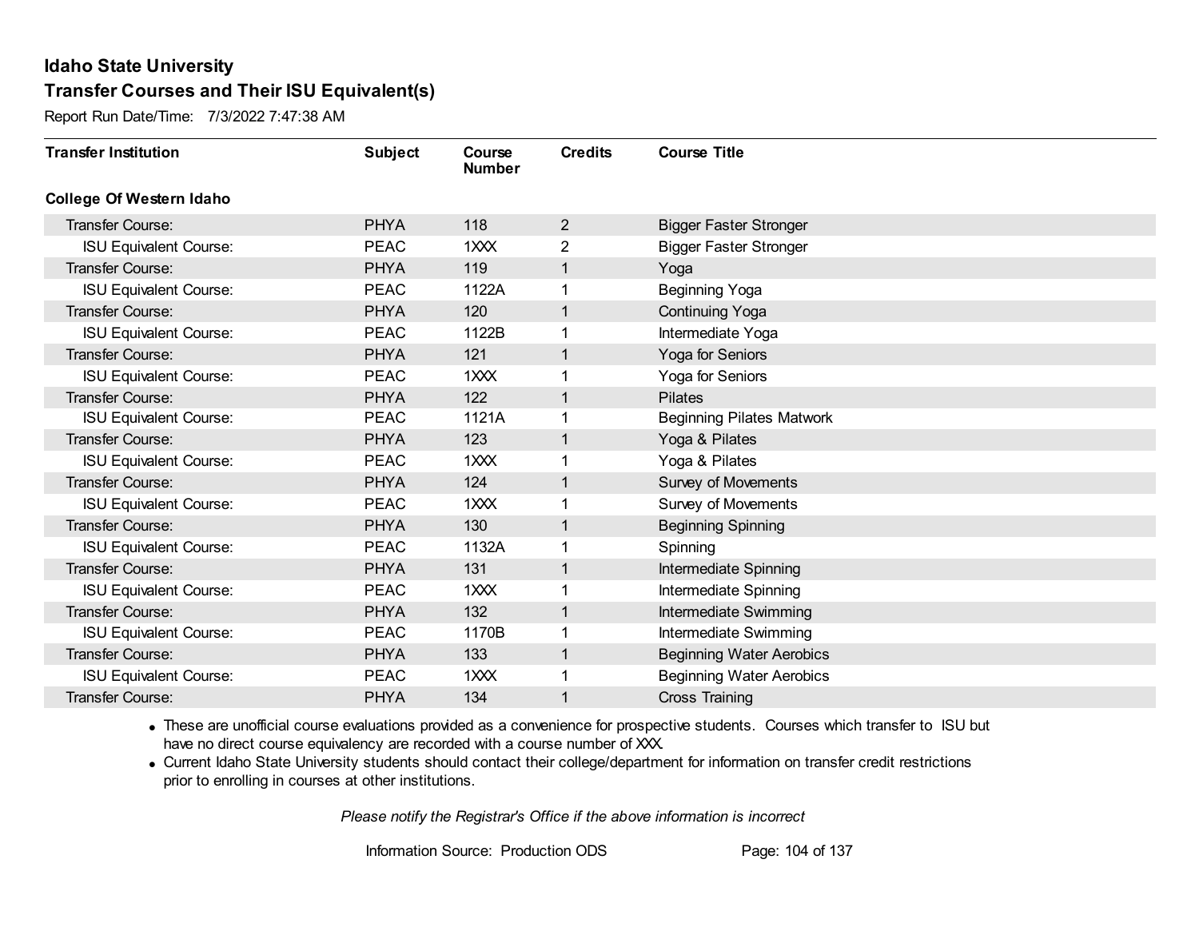# Idaho State University

## Transfer Courses and Their ISU Equivalent(s)

Report Run Date/Time: 7/3/2022 7:47:38 AM

| Transfer Institution | Subject | Course Number | Credits | Course Title |
|---|---|---|---|---|
| **College Of Western Idaho** | | | | |
| Transfer Course: | PHYA | 118 | 2 | Bigger Faster Stronger |
| ISU Equivalent Course: | PEAC | 1XXX | 2 | Bigger Faster Stronger |
| Transfer Course: | PHYA | 119 | 1 | Yoga |
| ISU Equivalent Course: | PEAC | 1122A | 1 | Beginning Yoga |
| Transfer Course: | PHYA | 120 | 1 | Continuing Yoga |
| ISU Equivalent Course: | PEAC | 1122B | 1 | Intermediate Yoga |
| Transfer Course: | PHYA | 121 | 1 | Yoga for Seniors |
| ISU Equivalent Course: | PEAC | 1XXX | 1 | Yoga for Seniors |
| Transfer Course: | PHYA | 122 | 1 | Pilates |
| ISU Equivalent Course: | PEAC | 1121A | 1 | Beginning Pilates Matwork |
| Transfer Course: | PHYA | 123 | 1 | Yoga & Pilates |
| ISU Equivalent Course: | PEAC | 1XXX | 1 | Yoga & Pilates |
| Transfer Course: | PHYA | 124 | 1 | Survey of Movements |
| ISU Equivalent Course: | PEAC | 1XXX | 1 | Survey of Movements |
| Transfer Course: | PHYA | 130 | 1 | Beginning Spinning |
| ISU Equivalent Course: | PEAC | 1132A | 1 | Spinning |
| Transfer Course: | PHYA | 131 | 1 | Intermediate Spinning |
| ISU Equivalent Course: | PEAC | 1XXX | 1 | Intermediate Spinning |
| Transfer Course: | PHYA | 132 | 1 | Intermediate Swimming |
| ISU Equivalent Course: | PEAC | 1170B | 1 | Intermediate Swimming |
| Transfer Course: | PHYA | 133 | 1 | Beginning Water Aerobics |
| ISU Equivalent Course: | PEAC | 1XXX | 1 | Beginning Water Aerobics |
| Transfer Course: | PHYA | 134 | 1 | Cross Training |

- These are unofficial course evaluations provided as a convenience for prospective students. Courses which transfer to ISU but have no direct course equivalency are recorded with a course number of XXX.
- Current Idaho State University students should contact their college/department for information on transfer credit restrictions prior to enrolling in courses at other institutions.

*Please notify the Registrar's Office if the above information is incorrect*

Information Source: Production ODS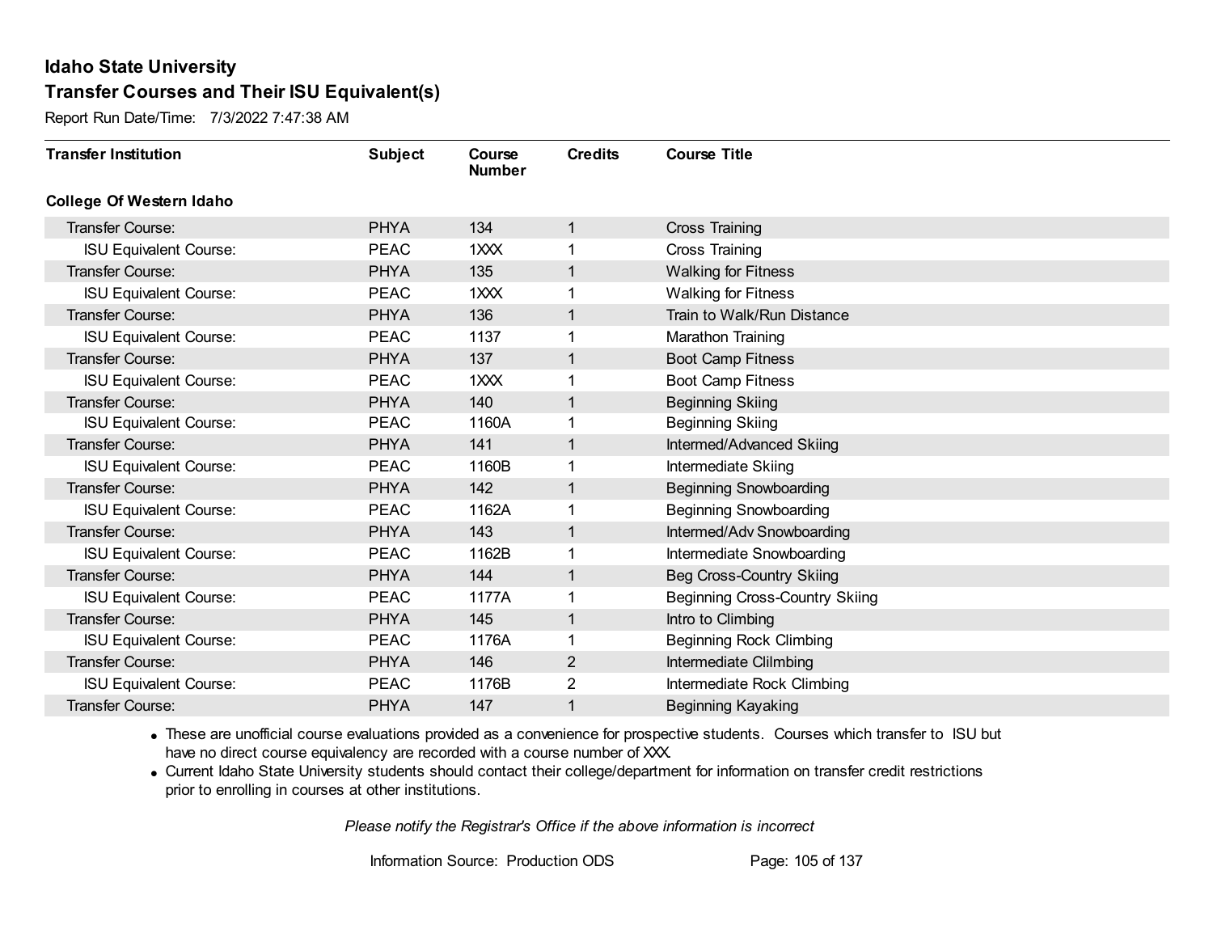## Idaho State University

## Transfer Courses and Their ISU Equivalent(s)

Report Run Date/Time: 7/3/2022 7:47:38 AM

| Transfer Institution | Subject | Course Number | Credits | Course Title |
|---|---|---|---|---|
| **College Of Western Idaho** | | | | |
| Transfer Course: | PHYA | 134 | 1 | Cross Training |
| ISU Equivalent Course: | PEAC | 1XXX | 1 | Cross Training |
| Transfer Course: | PHYA | 135 | 1 | Walking for Fitness |
| ISU Equivalent Course: | PEAC | 1XXX | 1 | Walking for Fitness |
| Transfer Course: | PHYA | 136 | 1 | Train to Walk/Run Distance |
| ISU Equivalent Course: | PEAC | 1137 | 1 | Marathon Training |
| Transfer Course: | PHYA | 137 | 1 | Boot Camp Fitness |
| ISU Equivalent Course: | PEAC | 1XXX | 1 | Boot Camp Fitness |
| Transfer Course: | PHYA | 140 | 1 | Beginning Skiing |
| ISU Equivalent Course: | PEAC | 1160A | 1 | Beginning Skiing |
| Transfer Course: | PHYA | 141 | 1 | Intermed/Advanced Skiing |
| ISU Equivalent Course: | PEAC | 1160B | 1 | Intermediate Skiing |
| Transfer Course: | PHYA | 142 | 1 | Beginning Snowboarding |
| ISU Equivalent Course: | PEAC | 1162A | 1 | Beginning Snowboarding |
| Transfer Course: | PHYA | 143 | 1 | Intermed/Adv Snowboarding |
| ISU Equivalent Course: | PEAC | 1162B | 1 | Intermediate Snowboarding |
| Transfer Course: | PHYA | 144 | 1 | Beg Cross-Country Skiing |
| ISU Equivalent Course: | PEAC | 1177A | 1 | Beginning Cross-Country Skiing |
| Transfer Course: | PHYA | 145 | 1 | Intro to Climbing |
| ISU Equivalent Course: | PEAC | 1176A | 1 | Beginning Rock Climbing |
| Transfer Course: | PHYA | 146 | 2 | Intermediate Clilmbing |
| ISU Equivalent Course: | PEAC | 1176B | 2 | Intermediate Rock Climbing |
| Transfer Course: | PHYA | 147 | 1 | Beginning Kayaking |

- These are unofficial course evaluations provided as a convenience for prospective students. Courses which transfer to ISU but have no direct course equivalency are recorded with a course number of XXX.
- Current Idaho State University students should contact their college/department for information on transfer credit restrictions prior to enrolling in courses at other institutions.

*Please notify the Registrar's Office if the above information is incorrect*

Information Source: Production ODS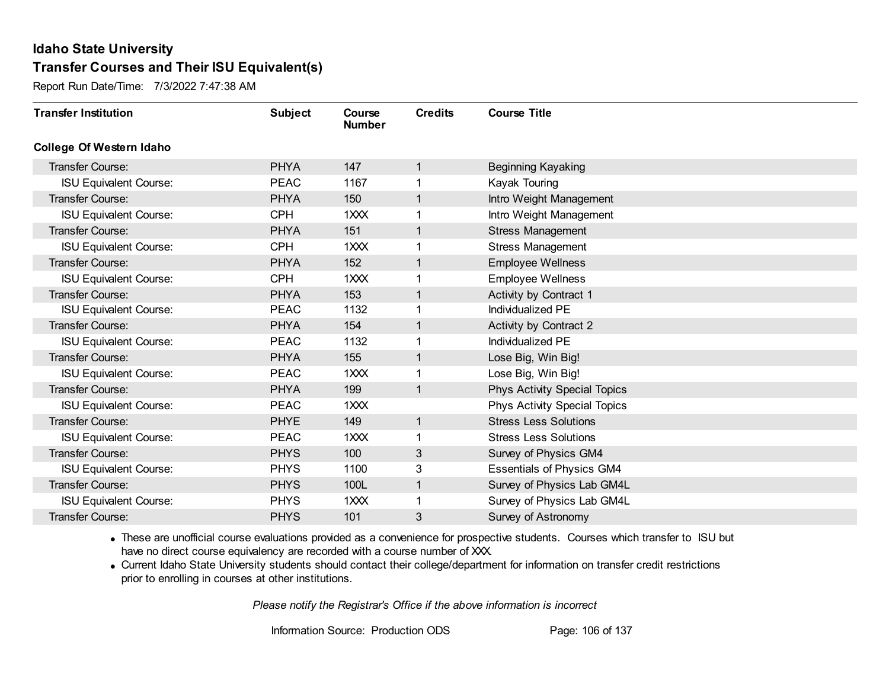# Idaho State University

## Transfer Courses and Their ISU Equivalent(s)

Report Run Date/Time: 7/3/2022 7:47:38 AM

| Transfer Institution | Subject | Course Number | Credits | Course Title |
|---|---|---|---|---|
| **College Of Western Idaho** | | | | |
| Transfer Course: | PHYA | 147 | 1 | Beginning Kayaking |
| ISU Equivalent Course: | PEAC | 1167 | 1 | Kayak Touring |
| Transfer Course: | PHYA | 150 | 1 | Intro Weight Management |
| ISU Equivalent Course: | CPH | 1XXX | 1 | Intro Weight Management |
| Transfer Course: | PHYA | 151 | 1 | Stress Management |
| ISU Equivalent Course: | CPH | 1XXX | 1 | Stress Management |
| Transfer Course: | PHYA | 152 | 1 | Employee Wellness |
| ISU Equivalent Course: | CPH | 1XXX | 1 | Employee Wellness |
| Transfer Course: | PHYA | 153 | 1 | Activity by Contract 1 |
| ISU Equivalent Course: | PEAC | 1132 | 1 | Individualized PE |
| Transfer Course: | PHYA | 154 | 1 | Activity by Contract 2 |
| ISU Equivalent Course: | PEAC | 1132 | 1 | Individualized PE |
| Transfer Course: | PHYA | 155 | 1 | Lose Big, Win Big! |
| ISU Equivalent Course: | PEAC | 1XXX | 1 | Lose Big, Win Big! |
| Transfer Course: | PHYA | 199 | 1 | Phys Activity Special Topics |
| ISU Equivalent Course: | PEAC | 1XXX | | Phys Activity Special Topics |
| Transfer Course: | PHYE | 149 | 1 | Stress Less Solutions |
| ISU Equivalent Course: | PEAC | 1XXX | 1 | Stress Less Solutions |
| Transfer Course: | PHYS | 100 | 3 | Survey of Physics GM4 |
| ISU Equivalent Course: | PHYS | 1100 | 3 | Essentials of Physics GM4 |
| Transfer Course: | PHYS | 100L | 1 | Survey of Physics Lab GM4L |
| ISU Equivalent Course: | PHYS | 1XXX | 1 | Survey of Physics Lab GM4L |
| Transfer Course: | PHYS | 101 | 3 | Survey of Astronomy |

- These are unofficial course evaluations provided as a convenience for prospective students. Courses which transfer to ISU but have no direct course equivalency are recorded with a course number of XXX.
- Current Idaho State University students should contact their college/department for information on transfer credit restrictions prior to enrolling in courses at other institutions.

*Please notify the Registrar's Office if the above information is incorrect*

Information Source: Production ODS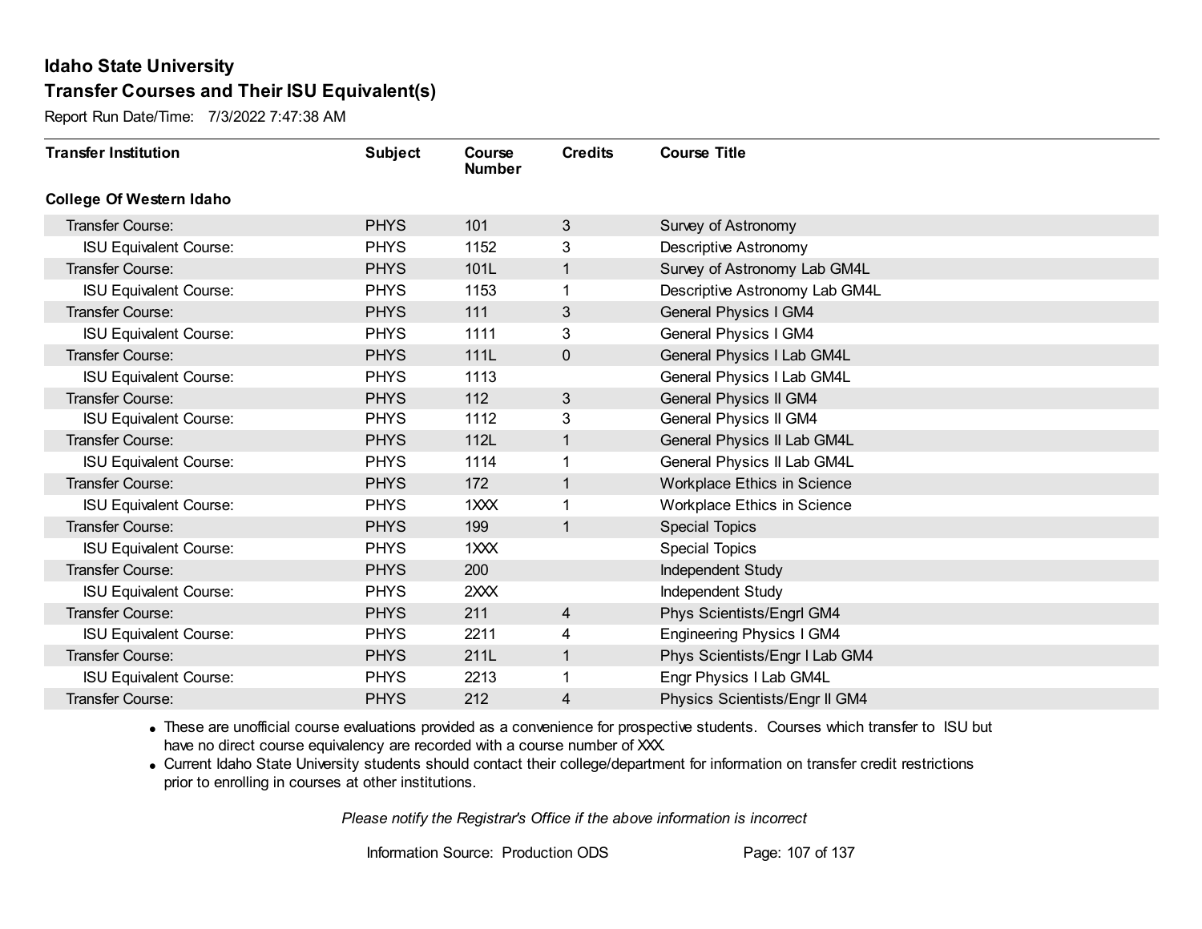# Idaho State University

## Transfer Courses and Their ISU Equivalent(s)

Report Run Date/Time: 7/3/2022 7:47:38 AM

| Transfer Institution | Subject | Course Number | Credits | Course Title |
|---|---|---|---|---|
| **College Of Western Idaho** | | | | |
| Transfer Course: | PHYS | 101 | 3 | Survey of Astronomy |
| ISU Equivalent Course: | PHYS | 1152 | 3 | Descriptive Astronomy |
| Transfer Course: | PHYS | 101L | 1 | Survey of Astronomy Lab GM4L |
| ISU Equivalent Course: | PHYS | 1153 | 1 | Descriptive Astronomy Lab GM4L |
| Transfer Course: | PHYS | 111 | 3 | General Physics I GM4 |
| ISU Equivalent Course: | PHYS | 1111 | 3 | General Physics I GM4 |
| Transfer Course: | PHYS | 111L | 0 | General Physics I Lab GM4L |
| ISU Equivalent Course: | PHYS | 1113 | | General Physics I Lab GM4L |
| Transfer Course: | PHYS | 112 | 3 | General Physics II GM4 |
| ISU Equivalent Course: | PHYS | 1112 | 3 | General Physics II GM4 |
| Transfer Course: | PHYS | 112L | 1 | General Physics II Lab GM4L |
| ISU Equivalent Course: | PHYS | 1114 | 1 | General Physics II Lab GM4L |
| Transfer Course: | PHYS | 172 | 1 | Workplace Ethics in Science |
| ISU Equivalent Course: | PHYS | 1XXX | 1 | Workplace Ethics in Science |
| Transfer Course: | PHYS | 199 | 1 | Special Topics |
| ISU Equivalent Course: | PHYS | 1XXX | | Special Topics |
| Transfer Course: | PHYS | 200 | | Independent Study |
| ISU Equivalent Course: | PHYS | 2XXX | | Independent Study |
| Transfer Course: | PHYS | 211 | 4 | Phys Scientists/Engrl GM4 |
| ISU Equivalent Course: | PHYS | 2211 | 4 | Engineering Physics I GM4 |
| Transfer Course: | PHYS | 211L | 1 | Phys Scientists/Engr I Lab GM4 |
| ISU Equivalent Course: | PHYS | 2213 | 1 | Engr Physics I Lab GM4L |
| Transfer Course: | PHYS | 212 | 4 | Physics Scientists/Engr II GM4 |

- These are unofficial course evaluations provided as a convenience for prospective students. Courses which transfer to ISU but have no direct course equivalency are recorded with a course number of XXX.
- Current Idaho State University students should contact their college/department for information on transfer credit restrictions prior to enrolling in courses at other institutions.

*Please notify the Registrar's Office if the above information is incorrect*

Information Source: Production ODS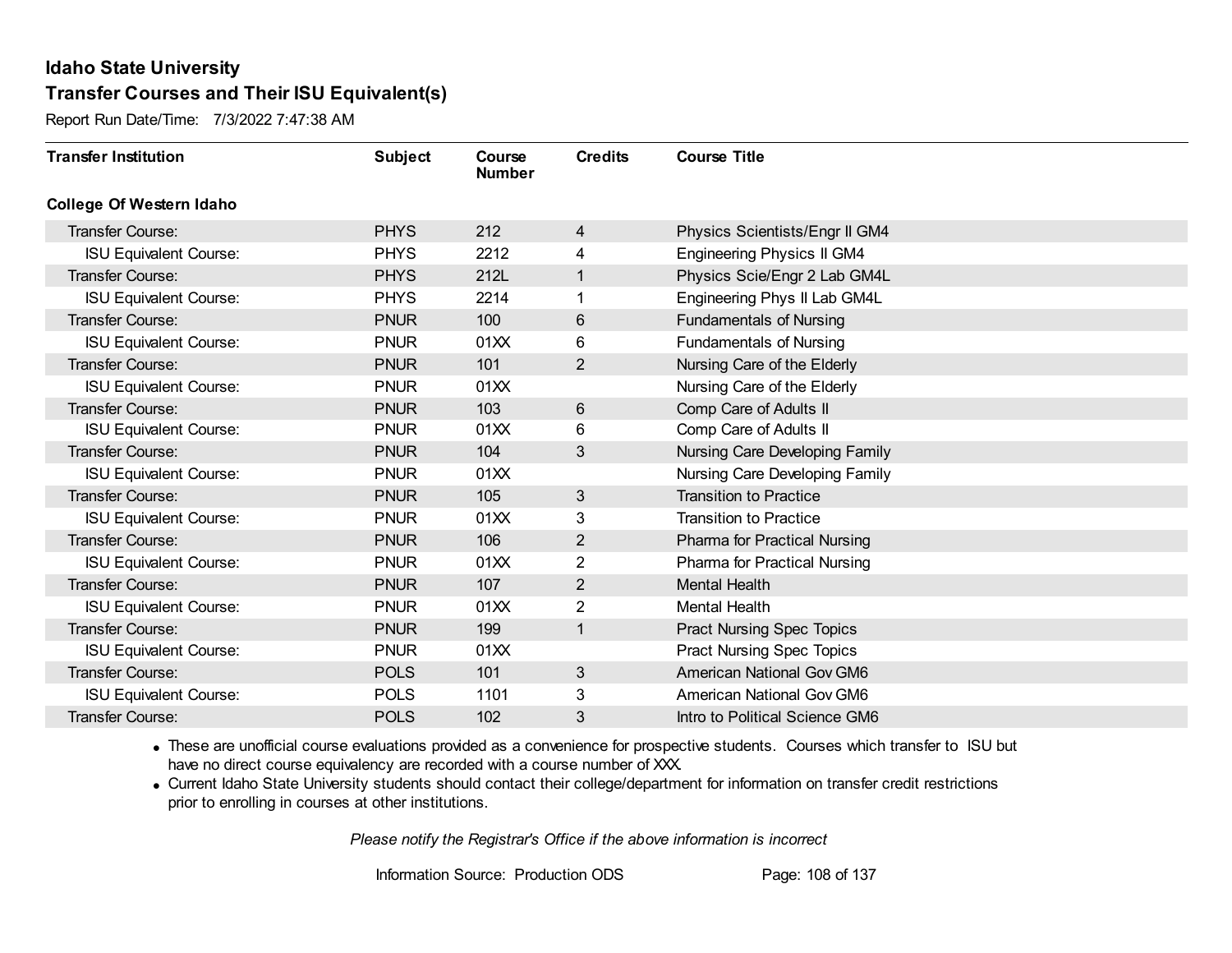# Idaho State University

## Transfer Courses and Their ISU Equivalent(s)

Report Run Date/Time: 7/3/2022 7:47:38 AM

| Transfer Institution | Subject | Course Number | Credits | Course Title |
|---|---|---|---|---|
| **College Of Western Idaho** | | | | |
| Transfer Course: | PHYS | 212 | 4 | Physics Scientists/Engr II GM4 |
| ISU Equivalent Course: | PHYS | 2212 | 4 | Engineering Physics II GM4 |
| Transfer Course: | PHYS | 212L | 1 | Physics Scie/Engr 2 Lab GM4L |
| ISU Equivalent Course: | PHYS | 2214 | 1 | Engineering Phys II Lab GM4L |
| Transfer Course: | PNUR | 100 | 6 | Fundamentals of Nursing |
| ISU Equivalent Course: | PNUR | 01XX | 6 | Fundamentals of Nursing |
| Transfer Course: | PNUR | 101 | 2 | Nursing Care of the Elderly |
| ISU Equivalent Course: | PNUR | 01XX | | Nursing Care of the Elderly |
| Transfer Course: | PNUR | 103 | 6 | Comp Care of Adults II |
| ISU Equivalent Course: | PNUR | 01XX | 6 | Comp Care of Adults II |
| Transfer Course: | PNUR | 104 | 3 | Nursing Care Developing Family |
| ISU Equivalent Course: | PNUR | 01XX | | Nursing Care Developing Family |
| Transfer Course: | PNUR | 105 | 3 | Transition to Practice |
| ISU Equivalent Course: | PNUR | 01XX | 3 | Transition to Practice |
| Transfer Course: | PNUR | 106 | 2 | Pharma for Practical Nursing |
| ISU Equivalent Course: | PNUR | 01XX | 2 | Pharma for Practical Nursing |
| Transfer Course: | PNUR | 107 | 2 | Mental Health |
| ISU Equivalent Course: | PNUR | 01XX | 2 | Mental Health |
| Transfer Course: | PNUR | 199 | 1 | Pract Nursing Spec Topics |
| ISU Equivalent Course: | PNUR | 01XX | | Pract Nursing Spec Topics |
| Transfer Course: | POLS | 101 | 3 | American National Gov GM6 |
| ISU Equivalent Course: | POLS | 1101 | 3 | American National Gov GM6 |
| Transfer Course: | POLS | 102 | 3 | Intro to Political Science GM6 |

- These are unofficial course evaluations provided as a convenience for prospective students. Courses which transfer to ISU but have no direct course equivalency are recorded with a course number of XXX.
- Current Idaho State University students should contact their college/department for information on transfer credit restrictions prior to enrolling in courses at other institutions.

*Please notify the Registrar's Office if the above information is incorrect*

Information Source: Production ODS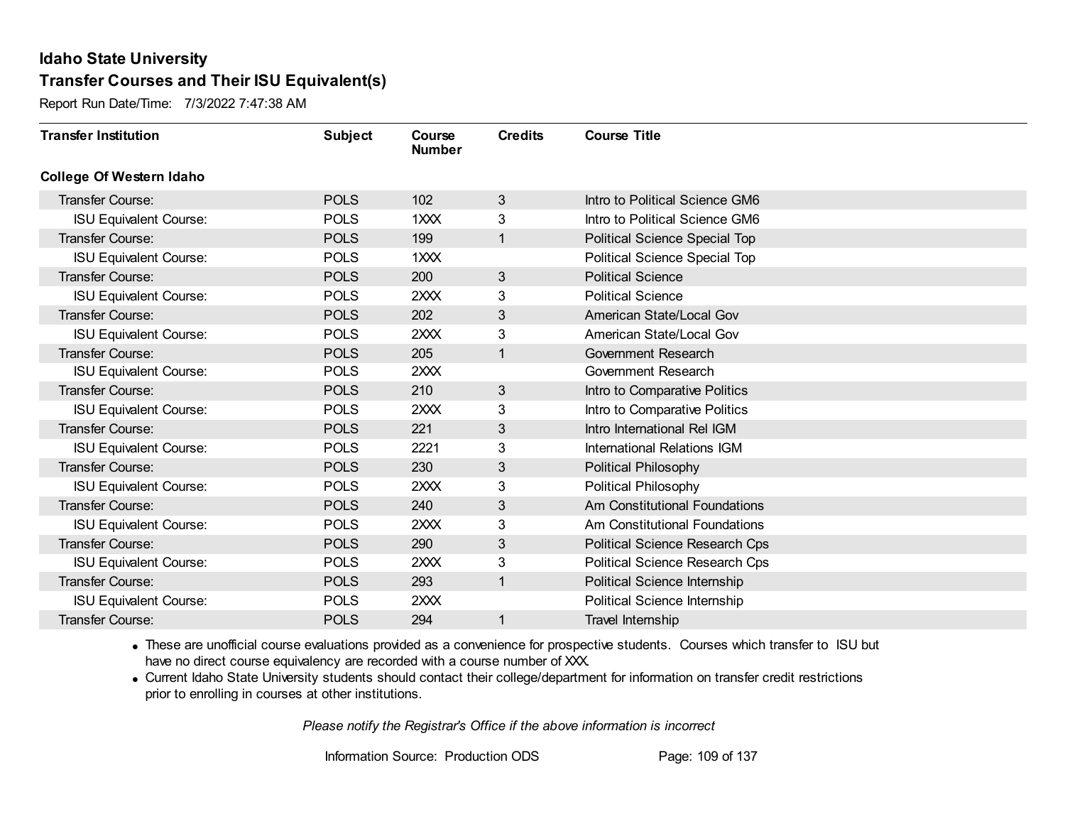# Idaho State University

## Transfer Courses and Their ISU Equivalent(s)

Report Run Date/Time: 7/3/2022 7:47:38 AM

| Transfer Institution | Subject | Course Number | Credits | Course Title |
|---|---|---|---|---|
| **College Of Western Idaho** | | | | |
| Transfer Course: | POLS | 102 | 3 | Intro to Political Science GM6 |
| ISU Equivalent Course: | POLS | 1XXX | 3 | Intro to Political Science GM6 |
| Transfer Course: | POLS | 199 | 1 | Political Science Special Top |
| ISU Equivalent Course: | POLS | 1XXX | | Political Science Special Top |
| Transfer Course: | POLS | 200 | 3 | Political Science |
| ISU Equivalent Course: | POLS | 2XXX | 3 | Political Science |
| Transfer Course: | POLS | 202 | 3 | American State/Local Gov |
| ISU Equivalent Course: | POLS | 2XXX | 3 | American State/Local Gov |
| Transfer Course: | POLS | 205 | 1 | Government Research |
| ISU Equivalent Course: | POLS | 2XXX | | Government Research |
| Transfer Course: | POLS | 210 | 3 | Intro to Comparative Politics |
| ISU Equivalent Course: | POLS | 2XXX | 3 | Intro to Comparative Politics |
| Transfer Course: | POLS | 221 | 3 | Intro International Rel IGM |
| ISU Equivalent Course: | POLS | 2221 | 3 | International Relations IGM |
| Transfer Course: | POLS | 230 | 3 | Political Philosophy |
| ISU Equivalent Course: | POLS | 2XXX | 3 | Political Philosophy |
| Transfer Course: | POLS | 240 | 3 | Am Constitutional Foundations |
| ISU Equivalent Course: | POLS | 2XXX | 3 | Am Constitutional Foundations |
| Transfer Course: | POLS | 290 | 3 | Political Science Research Cps |
| ISU Equivalent Course: | POLS | 2XXX | 3 | Political Science Research Cps |
| Transfer Course: | POLS | 293 | 1 | Political Science Internship |
| ISU Equivalent Course: | POLS | 2XXX | | Political Science Internship |
| Transfer Course: | POLS | 294 | 1 | Travel Internship |

- These are unofficial course evaluations provided as a convenience for prospective students. Courses which transfer to ISU but have no direct course equivalency are recorded with a course number of XXX.
- Current Idaho State University students should contact their college/department for information on transfer credit restrictions prior to enrolling in courses at other institutions.

*Please notify the Registrar's Office if the above information is incorrect*

Information Source: Production ODS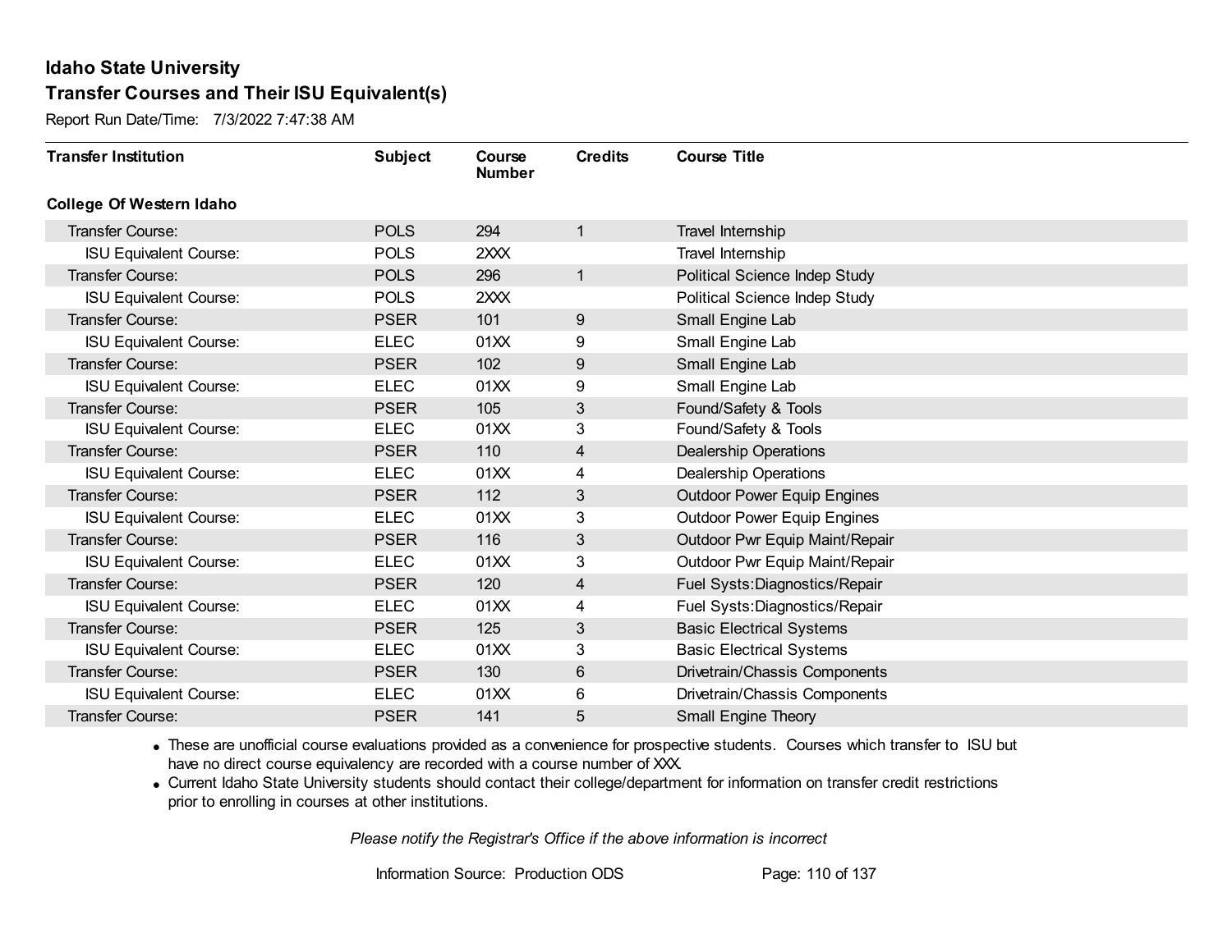# Idaho State University
## Transfer Courses and Their ISU Equivalent(s)

Report Run Date/Time: 7/3/2022 7:47:38 AM

| Transfer Institution | Subject | Course Number | Credits | Course Title |
|---|---|---|---|---|
| **College Of Western Idaho** | | | | |
| Transfer Course: | POLS | 294 | 1 | Travel Internship |
| ISU Equivalent Course: | POLS | 2XXX | | Travel Internship |
| Transfer Course: | POLS | 296 | 1 | Political Science Indep Study |
| ISU Equivalent Course: | POLS | 2XXX | | Political Science Indep Study |
| Transfer Course: | PSER | 101 | 9 | Small Engine Lab |
| ISU Equivalent Course: | ELEC | 01XX | 9 | Small Engine Lab |
| Transfer Course: | PSER | 102 | 9 | Small Engine Lab |
| ISU Equivalent Course: | ELEC | 01XX | 9 | Small Engine Lab |
| Transfer Course: | PSER | 105 | 3 | Found/Safety & Tools |
| ISU Equivalent Course: | ELEC | 01XX | 3 | Found/Safety & Tools |
| Transfer Course: | PSER | 110 | 4 | Dealership Operations |
| ISU Equivalent Course: | ELEC | 01XX | 4 | Dealership Operations |
| Transfer Course: | PSER | 112 | 3 | Outdoor Power Equip Engines |
| ISU Equivalent Course: | ELEC | 01XX | 3 | Outdoor Power Equip Engines |
| Transfer Course: | PSER | 116 | 3 | Outdoor Pwr Equip Maint/Repair |
| ISU Equivalent Course: | ELEC | 01XX | 3 | Outdoor Pwr Equip Maint/Repair |
| Transfer Course: | PSER | 120 | 4 | Fuel Systs:Diagnostics/Repair |
| ISU Equivalent Course: | ELEC | 01XX | 4 | Fuel Systs:Diagnostics/Repair |
| Transfer Course: | PSER | 125 | 3 | Basic Electrical Systems |
| ISU Equivalent Course: | ELEC | 01XX | 3 | Basic Electrical Systems |
| Transfer Course: | PSER | 130 | 6 | Drivetrain/Chassis Components |
| ISU Equivalent Course: | ELEC | 01XX | 6 | Drivetrain/Chassis Components |
| Transfer Course: | PSER | 141 | 5 | Small Engine Theory |

- These are unofficial course evaluations provided as a convenience for prospective students. Courses which transfer to ISU but have no direct course equivalency are recorded with a course number of XXX.
- Current Idaho State University students should contact their college/department for information on transfer credit restrictions prior to enrolling in courses at other institutions.

*Please notify the Registrar's Office if the above information is incorrect*

Information Source: Production ODS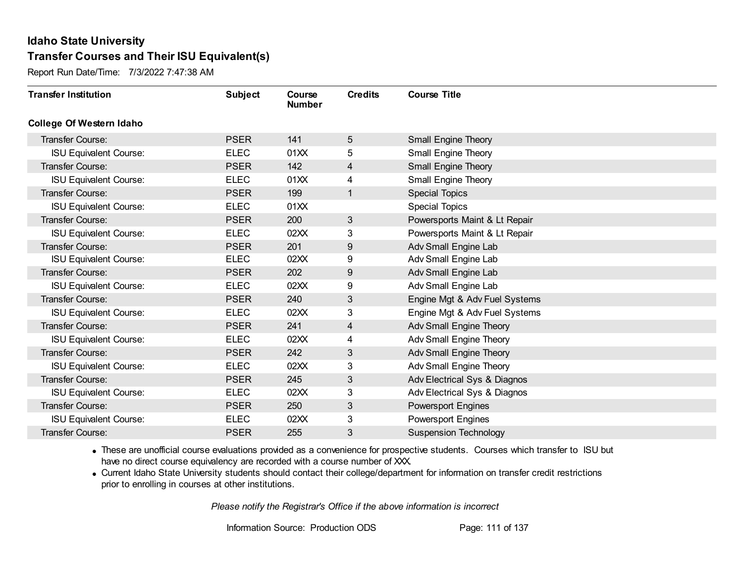# Idaho State University

## Transfer Courses and Their ISU Equivalent(s)

Report Run Date/Time: 7/3/2022 7:47:38 AM

| Transfer Institution | Subject | Course Number | Credits | Course Title |
|---|---|---|---|---|
| **College Of Western Idaho** | | | | |
| Transfer Course: | PSER | 141 | 5 | Small Engine Theory |
| ISU Equivalent Course: | ELEC | 01XX | 5 | Small Engine Theory |
| Transfer Course: | PSER | 142 | 4 | Small Engine Theory |
| ISU Equivalent Course: | ELEC | 01XX | 4 | Small Engine Theory |
| Transfer Course: | PSER | 199 | 1 | Special Topics |
| ISU Equivalent Course: | ELEC | 01XX | | Special Topics |
| Transfer Course: | PSER | 200 | 3 | Powersports Maint & Lt Repair |
| ISU Equivalent Course: | ELEC | 02XX | 3 | Powersports Maint & Lt Repair |
| Transfer Course: | PSER | 201 | 9 | Adv Small Engine Lab |
| ISU Equivalent Course: | ELEC | 02XX | 9 | Adv Small Engine Lab |
| Transfer Course: | PSER | 202 | 9 | Adv Small Engine Lab |
| ISU Equivalent Course: | ELEC | 02XX | 9 | Adv Small Engine Lab |
| Transfer Course: | PSER | 240 | 3 | Engine Mgt & Adv Fuel Systems |
| ISU Equivalent Course: | ELEC | 02XX | 3 | Engine Mgt & Adv Fuel Systems |
| Transfer Course: | PSER | 241 | 4 | Adv Small Engine Theory |
| ISU Equivalent Course: | ELEC | 02XX | 4 | Adv Small Engine Theory |
| Transfer Course: | PSER | 242 | 3 | Adv Small Engine Theory |
| ISU Equivalent Course: | ELEC | 02XX | 3 | Adv Small Engine Theory |
| Transfer Course: | PSER | 245 | 3 | Adv Electrical Sys & Diagnos |
| ISU Equivalent Course: | ELEC | 02XX | 3 | Adv Electrical Sys & Diagnos |
| Transfer Course: | PSER | 250 | 3 | Powersport Engines |
| ISU Equivalent Course: | ELEC | 02XX | 3 | Powersport Engines |
| Transfer Course: | PSER | 255 | 3 | Suspension Technology |

- These are unofficial course evaluations provided as a convenience for prospective students. Courses which transfer to ISU but have no direct course equivalency are recorded with a course number of XXX.
- Current Idaho State University students should contact their college/department for information on transfer credit restrictions prior to enrolling in courses at other institutions.

*Please notify the Registrar's Office if the above information is incorrect*

Information Source: Production ODS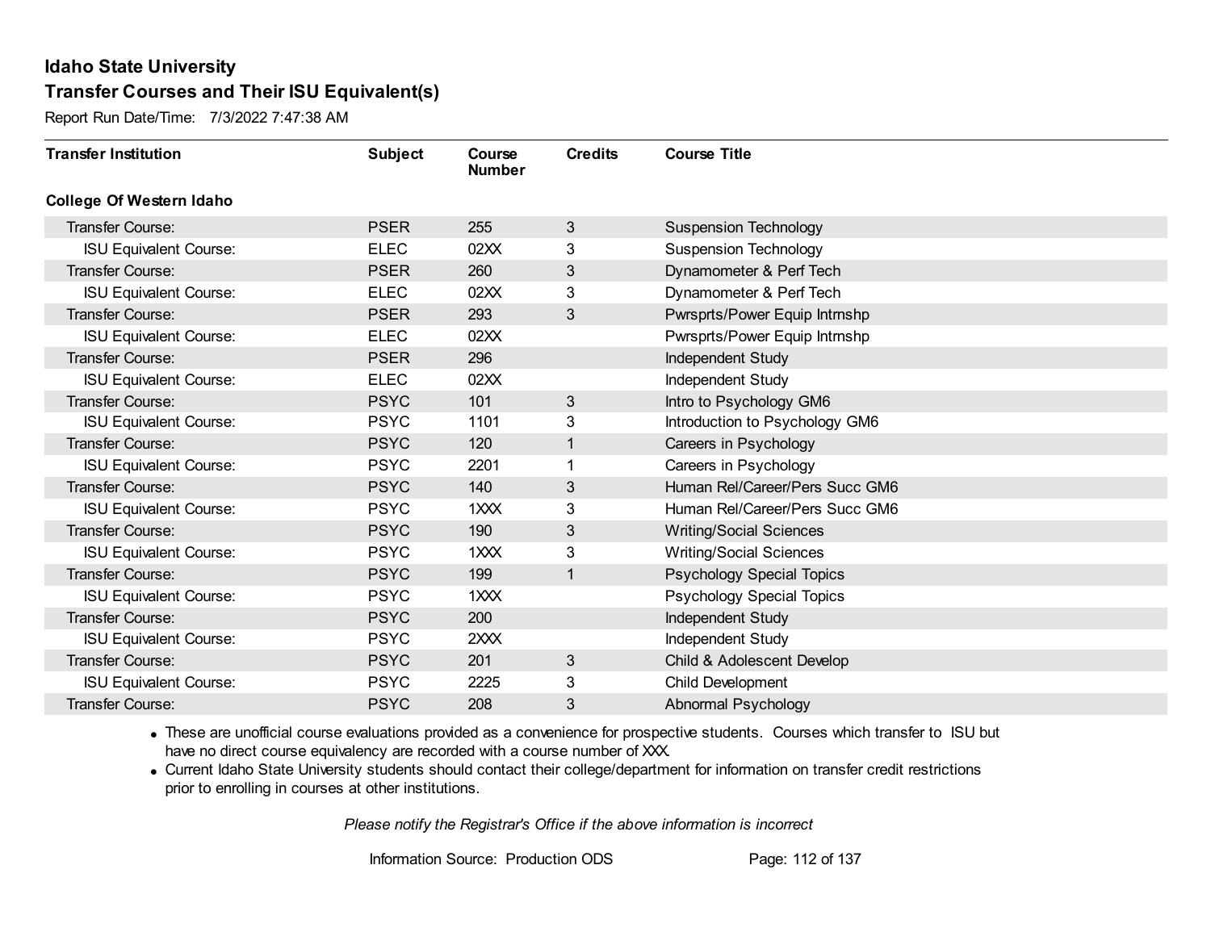# Idaho State University

## Transfer Courses and Their ISU Equivalent(s)

Report Run Date/Time: 7/3/2022 7:47:38 AM

| Transfer Institution | Subject | Course Number | Credits | Course Title |
|---|---|---|---|---|
| **College Of Western Idaho** | | | | |
| Transfer Course: | PSER | 255 | 3 | Suspension Technology |
| ISU Equivalent Course: | ELEC | 02XX | 3 | Suspension Technology |
| Transfer Course: | PSER | 260 | 3 | Dynamometer & Perf Tech |
| ISU Equivalent Course: | ELEC | 02XX | 3 | Dynamometer & Perf Tech |
| Transfer Course: | PSER | 293 | 3 | Pwrsprts/Power Equip Intrnshp |
| ISU Equivalent Course: | ELEC | 02XX | | Pwrsprts/Power Equip Intrnshp |
| Transfer Course: | PSER | 296 | | Independent Study |
| ISU Equivalent Course: | ELEC | 02XX | | Independent Study |
| Transfer Course: | PSYC | 101 | 3 | Intro to Psychology GM6 |
| ISU Equivalent Course: | PSYC | 1101 | 3 | Introduction to Psychology GM6 |
| Transfer Course: | PSYC | 120 | 1 | Careers in Psychology |
| ISU Equivalent Course: | PSYC | 2201 | 1 | Careers in Psychology |
| Transfer Course: | PSYC | 140 | 3 | Human Rel/Career/Pers Succ GM6 |
| ISU Equivalent Course: | PSYC | 1XXX | 3 | Human Rel/Career/Pers Succ GM6 |
| Transfer Course: | PSYC | 190 | 3 | Writing/Social Sciences |
| ISU Equivalent Course: | PSYC | 1XXX | 3 | Writing/Social Sciences |
| Transfer Course: | PSYC | 199 | 1 | Psychology Special Topics |
| ISU Equivalent Course: | PSYC | 1XXX | | Psychology Special Topics |
| Transfer Course: | PSYC | 200 | | Independent Study |
| ISU Equivalent Course: | PSYC | 2XXX | | Independent Study |
| Transfer Course: | PSYC | 201 | 3 | Child & Adolescent Develop |
| ISU Equivalent Course: | PSYC | 2225 | 3 | Child Development |
| Transfer Course: | PSYC | 208 | 3 | Abnormal Psychology |

- These are unofficial course evaluations provided as a convenience for prospective students. Courses which transfer to ISU but have no direct course equivalency are recorded with a course number of XXX.
- Current Idaho State University students should contact their college/department for information on transfer credit restrictions prior to enrolling in courses at other institutions.

*Please notify the Registrar's Office if the above information is incorrect*

Information Source: Production ODS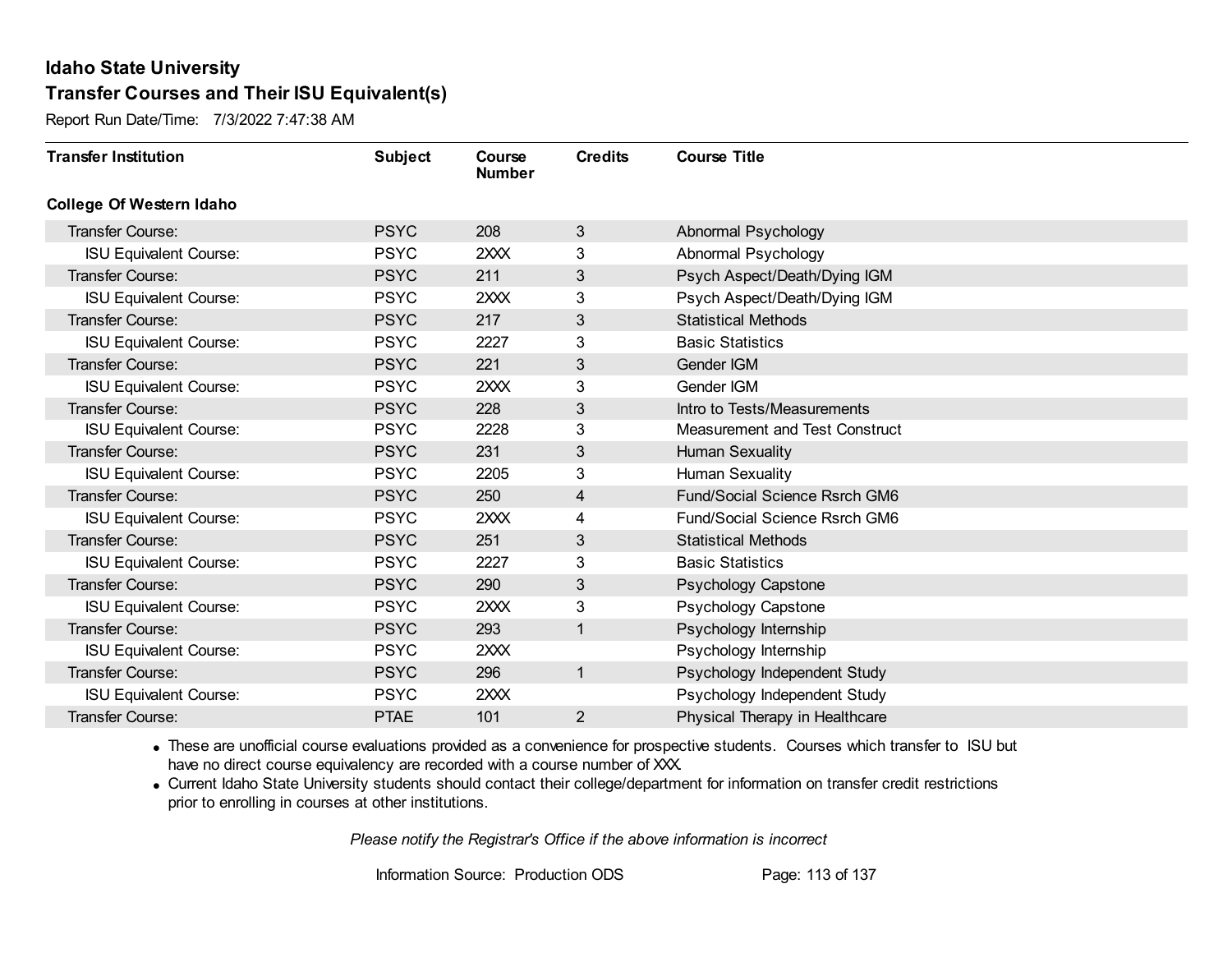# Idaho State University

## Transfer Courses and Their ISU Equivalent(s)

Report Run Date/Time: 7/3/2022 7:47:38 AM

| Transfer Institution | Subject | Course Number | Credits | Course Title |
|---|---|---|---|---|
| **College Of Western Idaho** | | | | |
| Transfer Course: | PSYC | 208 | 3 | Abnormal Psychology |
| ISU Equivalent Course: | PSYC | 2XXX | 3 | Abnormal Psychology |
| Transfer Course: | PSYC | 211 | 3 | Psych Aspect/Death/Dying IGM |
| ISU Equivalent Course: | PSYC | 2XXX | 3 | Psych Aspect/Death/Dying IGM |
| Transfer Course: | PSYC | 217 | 3 | Statistical Methods |
| ISU Equivalent Course: | PSYC | 2227 | 3 | Basic Statistics |
| Transfer Course: | PSYC | 221 | 3 | Gender IGM |
| ISU Equivalent Course: | PSYC | 2XXX | 3 | Gender IGM |
| Transfer Course: | PSYC | 228 | 3 | Intro to Tests/Measurements |
| ISU Equivalent Course: | PSYC | 2228 | 3 | Measurement and Test Construct |
| Transfer Course: | PSYC | 231 | 3 | Human Sexuality |
| ISU Equivalent Course: | PSYC | 2205 | 3 | Human Sexuality |
| Transfer Course: | PSYC | 250 | 4 | Fund/Social Science Rsrch GM6 |
| ISU Equivalent Course: | PSYC | 2XXX | 4 | Fund/Social Science Rsrch GM6 |
| Transfer Course: | PSYC | 251 | 3 | Statistical Methods |
| ISU Equivalent Course: | PSYC | 2227 | 3 | Basic Statistics |
| Transfer Course: | PSYC | 290 | 3 | Psychology Capstone |
| ISU Equivalent Course: | PSYC | 2XXX | 3 | Psychology Capstone |
| Transfer Course: | PSYC | 293 | 1 | Psychology Internship |
| ISU Equivalent Course: | PSYC | 2XXX | | Psychology Internship |
| Transfer Course: | PSYC | 296 | 1 | Psychology Independent Study |
| ISU Equivalent Course: | PSYC | 2XXX | | Psychology Independent Study |
| Transfer Course: | PTAE | 101 | 2 | Physical Therapy in Healthcare |

- These are unofficial course evaluations provided as a convenience for prospective students. Courses which transfer to ISU but have no direct course equivalency are recorded with a course number of XXX.
- Current Idaho State University students should contact their college/department for information on transfer credit restrictions prior to enrolling in courses at other institutions.

*Please notify the Registrar's Office if the above information is incorrect*

Information Source: Production ODS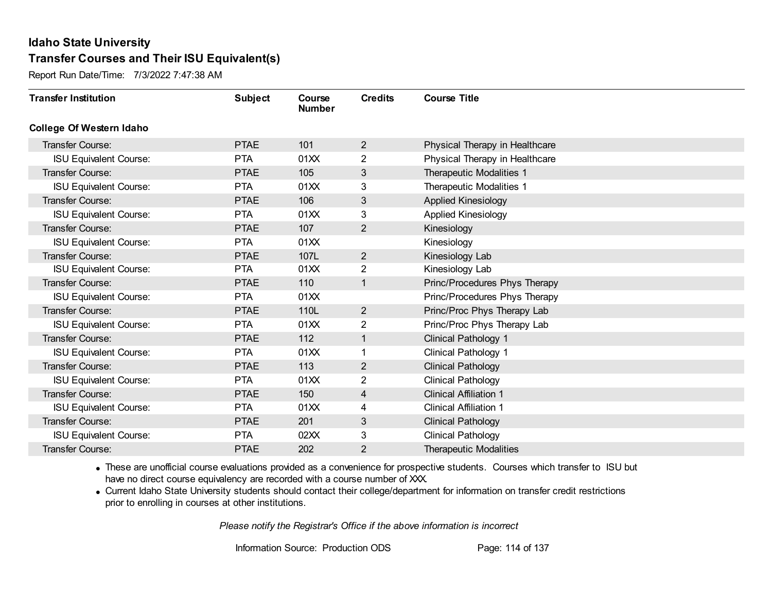# Idaho State University

## Transfer Courses and Their ISU Equivalent(s)

Report Run Date/Time: 7/3/2022 7:47:38 AM

| Transfer Institution | Subject | Course Number | Credits | Course Title |
|---|---|---|---|---|
| **College Of Western Idaho** | | | | |
| Transfer Course: | PTAE | 101 | 2 | Physical Therapy in Healthcare |
| ISU Equivalent Course: | PTA | 01XX | 2 | Physical Therapy in Healthcare |
| Transfer Course: | PTAE | 105 | 3 | Therapeutic Modalities 1 |
| ISU Equivalent Course: | PTA | 01XX | 3 | Therapeutic Modalities 1 |
| Transfer Course: | PTAE | 106 | 3 | Applied Kinesiology |
| ISU Equivalent Course: | PTA | 01XX | 3 | Applied Kinesiology |
| Transfer Course: | PTAE | 107 | 2 | Kinesiology |
| ISU Equivalent Course: | PTA | 01XX | | Kinesiology |
| Transfer Course: | PTAE | 107L | 2 | Kinesiology Lab |
| ISU Equivalent Course: | PTA | 01XX | 2 | Kinesiology Lab |
| Transfer Course: | PTAE | 110 | 1 | Princ/Procedures Phys Therapy |
| ISU Equivalent Course: | PTA | 01XX | | Princ/Procedures Phys Therapy |
| Transfer Course: | PTAE | 110L | 2 | Princ/Proc Phys Therapy Lab |
| ISU Equivalent Course: | PTA | 01XX | 2 | Princ/Proc Phys Therapy Lab |
| Transfer Course: | PTAE | 112 | 1 | Clinical Pathology 1 |
| ISU Equivalent Course: | PTA | 01XX | 1 | Clinical Pathology 1 |
| Transfer Course: | PTAE | 113 | 2 | Clinical Pathology |
| ISU Equivalent Course: | PTA | 01XX | 2 | Clinical Pathology |
| Transfer Course: | PTAE | 150 | 4 | Clinical Affiliation 1 |
| ISU Equivalent Course: | PTA | 01XX | 4 | Clinical Affiliation 1 |
| Transfer Course: | PTAE | 201 | 3 | Clinical Pathology |
| ISU Equivalent Course: | PTA | 02XX | 3 | Clinical Pathology |
| Transfer Course: | PTAE | 202 | 2 | Therapeutic Modalities |

- These are unofficial course evaluations provided as a convenience for prospective students. Courses which transfer to ISU but have no direct course equivalency are recorded with a course number of XXX.
- Current Idaho State University students should contact their college/department for information on transfer credit restrictions prior to enrolling in courses at other institutions.

*Please notify the Registrar's Office if the above information is incorrect*

Information Source: Production ODS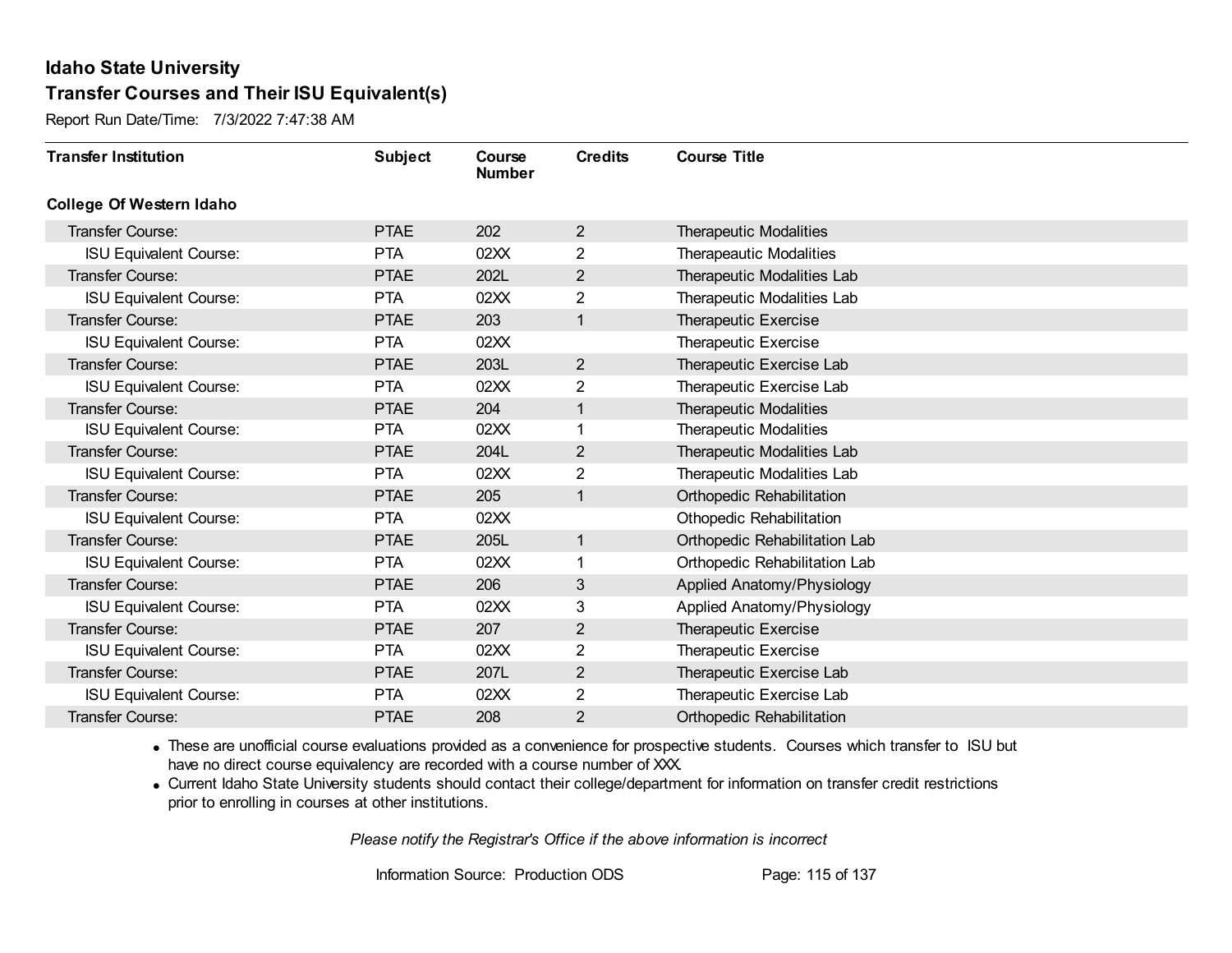## Idaho State University
## Transfer Courses and Their ISU Equivalent(s)

Report Run Date/Time: 7/3/2022 7:47:38 AM

| Transfer Institution | Subject | Course Number | Credits | Course Title |
|---|---|---|---|---|
| **College Of Western Idaho** | | | | |
| Transfer Course: | PTAE | 202 | 2 | Therapeutic Modalities |
| ISU Equivalent Course: | PTA | 02XX | 2 | Therapeautic Modalities |
| Transfer Course: | PTAE | 202L | 2 | Therapeutic Modalities Lab |
| ISU Equivalent Course: | PTA | 02XX | 2 | Therapeutic Modalities Lab |
| Transfer Course: | PTAE | 203 | 1 | Therapeutic Exercise |
| ISU Equivalent Course: | PTA | 02XX | | Therapeutic Exercise |
| Transfer Course: | PTAE | 203L | 2 | Therapeutic Exercise Lab |
| ISU Equivalent Course: | PTA | 02XX | 2 | Therapeutic Exercise Lab |
| Transfer Course: | PTAE | 204 | 1 | Therapeutic Modalities |
| ISU Equivalent Course: | PTA | 02XX | 1 | Therapeutic Modalities |
| Transfer Course: | PTAE | 204L | 2 | Therapeutic Modalities Lab |
| ISU Equivalent Course: | PTA | 02XX | 2 | Therapeutic Modalities Lab |
| Transfer Course: | PTAE | 205 | 1 | Orthopedic Rehabilitation |
| ISU Equivalent Course: | PTA | 02XX | | Othopedic Rehabilitation |
| Transfer Course: | PTAE | 205L | 1 | Orthopedic Rehabilitation Lab |
| ISU Equivalent Course: | PTA | 02XX | 1 | Orthopedic Rehabilitation Lab |
| Transfer Course: | PTAE | 206 | 3 | Applied Anatomy/Physiology |
| ISU Equivalent Course: | PTA | 02XX | 3 | Applied Anatomy/Physiology |
| Transfer Course: | PTAE | 207 | 2 | Therapeutic Exercise |
| ISU Equivalent Course: | PTA | 02XX | 2 | Therapeutic Exercise |
| Transfer Course: | PTAE | 207L | 2 | Therapeutic Exercise Lab |
| ISU Equivalent Course: | PTA | 02XX | 2 | Therapeutic Exercise Lab |
| Transfer Course: | PTAE | 208 | 2 | Orthopedic Rehabilitation |

- These are unofficial course evaluations provided as a convenience for prospective students. Courses which transfer to ISU but have no direct course equivalency are recorded with a course number of XXX.
- Current Idaho State University students should contact their college/department for information on transfer credit restrictions prior to enrolling in courses at other institutions.

*Please notify the Registrar's Office if the above information is incorrect*

Information Source: Production ODS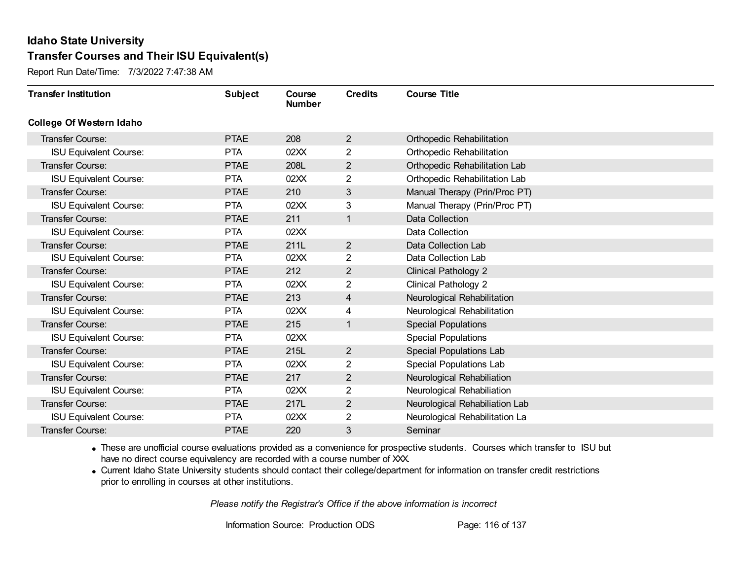**Idaho State University**

**Transfer Courses and Their ISU Equivalent(s)**

Report Run Date/Time: 7/3/2022 7:47:38 AM

| Transfer Institution | Subject | Course Number | Credits | Course Title |
|---|---|---|---|---|
| **College Of Western Idaho** | | | | |
| Transfer Course: | PTAE | 208 | 2 | Orthopedic Rehabilitation |
| ISU Equivalent Course: | PTA | 02XX | 2 | Orthopedic Rehabilitation |
| Transfer Course: | PTAE | 208L | 2 | Orthopedic Rehabilitation Lab |
| ISU Equivalent Course: | PTA | 02XX | 2 | Orthopedic Rehabilitation Lab |
| Transfer Course: | PTAE | 210 | 3 | Manual Therapy (Prin/Proc PT) |
| ISU Equivalent Course: | PTA | 02XX | 3 | Manual Therapy (Prin/Proc PT) |
| Transfer Course: | PTAE | 211 | 1 | Data Collection |
| ISU Equivalent Course: | PTA | 02XX | | Data Collection |
| Transfer Course: | PTAE | 211L | 2 | Data Collection Lab |
| ISU Equivalent Course: | PTA | 02XX | 2 | Data Collection Lab |
| Transfer Course: | PTAE | 212 | 2 | Clinical Pathology 2 |
| ISU Equivalent Course: | PTA | 02XX | 2 | Clinical Pathology 2 |
| Transfer Course: | PTAE | 213 | 4 | Neurological Rehabilitation |
| ISU Equivalent Course: | PTA | 02XX | 4 | Neurological Rehabilitation |
| Transfer Course: | PTAE | 215 | 1 | Special Populations |
| ISU Equivalent Course: | PTA | 02XX | | Special Populations |
| Transfer Course: | PTAE | 215L | 2 | Special Populations Lab |
| ISU Equivalent Course: | PTA | 02XX | 2 | Special Populations Lab |
| Transfer Course: | PTAE | 217 | 2 | Neurological Rehabiliation |
| ISU Equivalent Course: | PTA | 02XX | 2 | Neurological Rehabiliation |
| Transfer Course: | PTAE | 217L | 2 | Neurological Rehabiliation Lab |
| ISU Equivalent Course: | PTA | 02XX | 2 | Neurological Rehabiliation La |
| Transfer Course: | PTAE | 220 | 3 | Seminar |

- These are unofficial course evaluations provided as a convenience for prospective students. Courses which transfer to ISU but have no direct course equivalency are recorded with a course number of XXX.
- Current Idaho State University students should contact their college/department for information on transfer credit restrictions prior to enrolling in courses at other institutions.

*Please notify the Registrar's Office if the above information is incorrect*

Information Source: Production ODS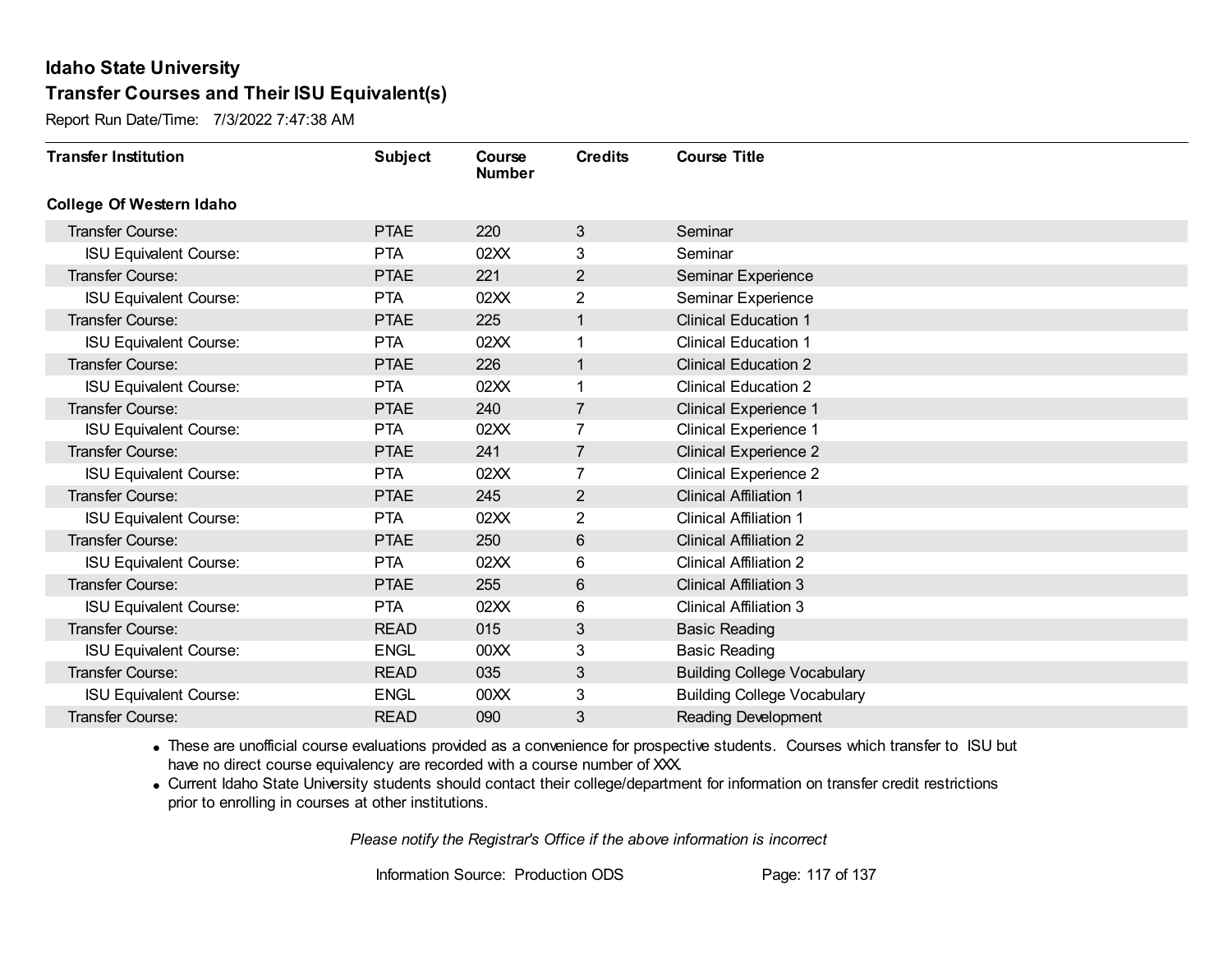# Idaho State University

## Transfer Courses and Their ISU Equivalent(s)

Report Run Date/Time: 7/3/2022 7:47:38 AM

| Transfer Institution | Subject | Course Number | Credits | Course Title |
|---|---|---|---|---|
| **College Of Western Idaho** | | | | |
| Transfer Course: | PTAE | 220 | 3 | Seminar |
| ISU Equivalent Course: | PTA | 02XX | 3 | Seminar |
| Transfer Course: | PTAE | 221 | 2 | Seminar Experience |
| ISU Equivalent Course: | PTA | 02XX | 2 | Seminar Experience |
| Transfer Course: | PTAE | 225 | 1 | Clinical Education 1 |
| ISU Equivalent Course: | PTA | 02XX | 1 | Clinical Education 1 |
| Transfer Course: | PTAE | 226 | 1 | Clinical Education 2 |
| ISU Equivalent Course: | PTA | 02XX | 1 | Clinical Education 2 |
| Transfer Course: | PTAE | 240 | 7 | Clinical Experience 1 |
| ISU Equivalent Course: | PTA | 02XX | 7 | Clinical Experience 1 |
| Transfer Course: | PTAE | 241 | 7 | Clinical Experience 2 |
| ISU Equivalent Course: | PTA | 02XX | 7 | Clinical Experience 2 |
| Transfer Course: | PTAE | 245 | 2 | Clinical Affiliation 1 |
| ISU Equivalent Course: | PTA | 02XX | 2 | Clinical Affiliation 1 |
| Transfer Course: | PTAE | 250 | 6 | Clinical Affiliation 2 |
| ISU Equivalent Course: | PTA | 02XX | 6 | Clinical Affiliation 2 |
| Transfer Course: | PTAE | 255 | 6 | Clinical Affiliation 3 |
| ISU Equivalent Course: | PTA | 02XX | 6 | Clinical Affiliation 3 |
| Transfer Course: | READ | 015 | 3 | Basic Reading |
| ISU Equivalent Course: | ENGL | 00XX | 3 | Basic Reading |
| Transfer Course: | READ | 035 | 3 | Building College Vocabulary |
| ISU Equivalent Course: | ENGL | 00XX | 3 | Building College Vocabulary |
| Transfer Course: | READ | 090 | 3 | Reading Development |

- These are unofficial course evaluations provided as a convenience for prospective students. Courses which transfer to ISU but have no direct course equivalency are recorded with a course number of XXX.
- Current Idaho State University students should contact their college/department for information on transfer credit restrictions prior to enrolling in courses at other institutions.

*Please notify the Registrar's Office if the above information is incorrect*

Information Source: Production ODS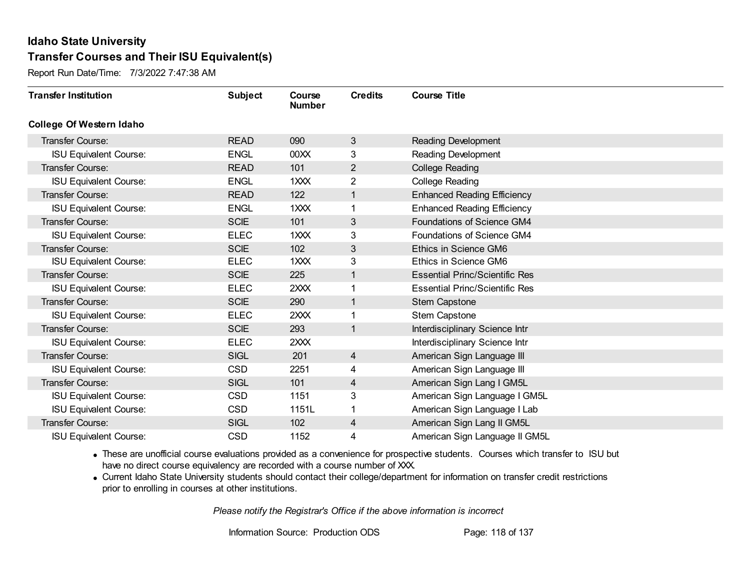# Idaho State University

## Transfer Courses and Their ISU Equivalent(s)

Report Run Date/Time: 7/3/2022 7:47:38 AM

| Transfer Institution | Subject | Course Number | Credits | Course Title |
|---|---|---|---|---|
| **College Of Western Idaho** | | | | |
| Transfer Course: | READ | 090 | 3 | Reading Development |
| ISU Equivalent Course: | ENGL | 00XX | 3 | Reading Development |
| Transfer Course: | READ | 101 | 2 | College Reading |
| ISU Equivalent Course: | ENGL | 1XXX | 2 | College Reading |
| Transfer Course: | READ | 122 | 1 | Enhanced Reading Efficiency |
| ISU Equivalent Course: | ENGL | 1XXX | 1 | Enhanced Reading Efficiency |
| Transfer Course: | SCIE | 101 | 3 | Foundations of Science GM4 |
| ISU Equivalent Course: | ELEC | 1XXX | 3 | Foundations of Science GM4 |
| Transfer Course: | SCIE | 102 | 3 | Ethics in Science GM6 |
| ISU Equivalent Course: | ELEC | 1XXX | 3 | Ethics in Science GM6 |
| Transfer Course: | SCIE | 225 | 1 | Essential Princ/Scientific Res |
| ISU Equivalent Course: | ELEC | 2XXX | 1 | Essential Princ/Scientific Res |
| Transfer Course: | SCIE | 290 | 1 | Stem Capstone |
| ISU Equivalent Course: | ELEC | 2XXX | 1 | Stem Capstone |
| Transfer Course: | SCIE | 293 | 1 | Interdisciplinary Science Intr |
| ISU Equivalent Course: | ELEC | 2XXX | | Interdisciplinary Science Intr |
| Transfer Course: | SIGL | 201 | 4 | American Sign Language III |
| ISU Equivalent Course: | CSD | 2251 | 4 | American Sign Language III |
| Transfer Course: | SIGL | 101 | 4 | American Sign Lang I GM5L |
| ISU Equivalent Course: | CSD | 1151 | 3 | American Sign Language I GM5L |
| ISU Equivalent Course: | CSD | 1151L | 1 | American Sign Language I Lab |
| Transfer Course: | SIGL | 102 | 4 | American Sign Lang II GM5L |
| ISU Equivalent Course: | CSD | 1152 | 4 | American Sign Language II GM5L |

- These are unofficial course evaluations provided as a convenience for prospective students. Courses which transfer to ISU but have no direct course equivalency are recorded with a course number of XXX.
- Current Idaho State University students should contact their college/department for information on transfer credit restrictions prior to enrolling in courses at other institutions.

*Please notify the Registrar's Office if the above information is incorrect*

Information Source: Production ODS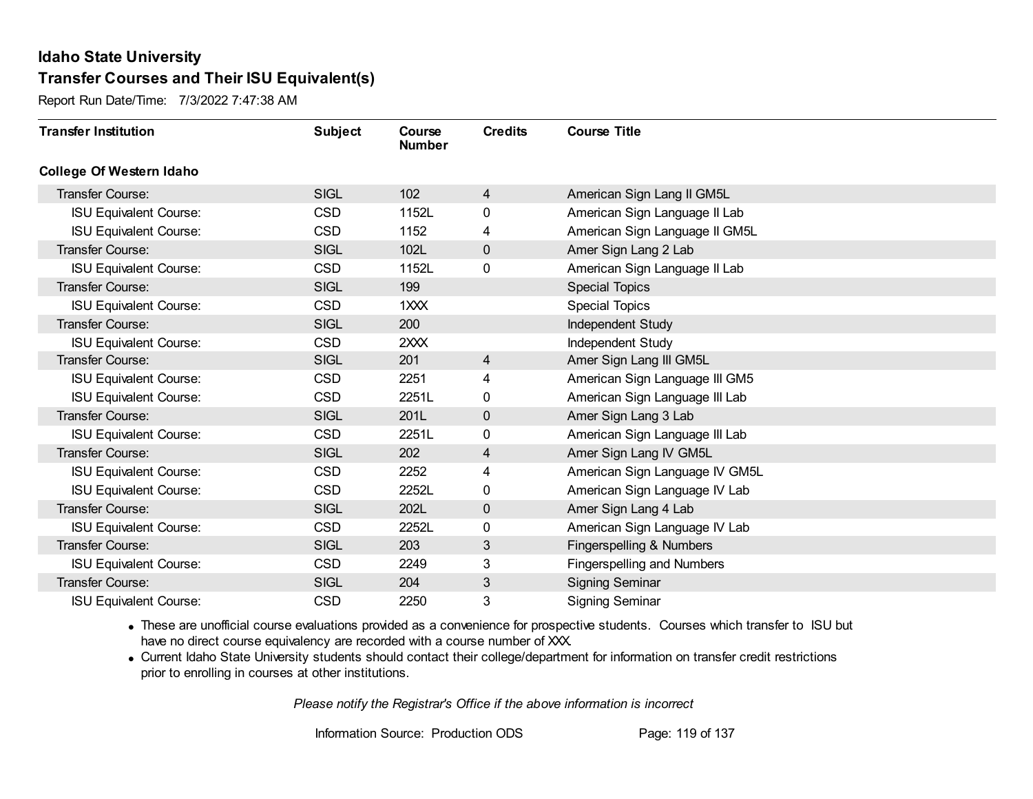# Idaho State University

## Transfer Courses and Their ISU Equivalent(s)

Report Run Date/Time: 7/3/2022 7:47:38 AM

| Transfer Institution | Subject | Course Number | Credits | Course Title |
|---|---|---|---|---|
| **College Of Western Idaho** | | | | |
| Transfer Course: | SIGL | 102 | 4 | American Sign Lang II GM5L |
| ISU Equivalent Course: | CSD | 1152L | 0 | American Sign Language II Lab |
| ISU Equivalent Course: | CSD | 1152 | 4 | American Sign Language II GM5L |
| Transfer Course: | SIGL | 102L | 0 | Amer Sign Lang 2 Lab |
| ISU Equivalent Course: | CSD | 1152L | 0 | American Sign Language II Lab |
| Transfer Course: | SIGL | 199 | | Special Topics |
| ISU Equivalent Course: | CSD | 1XXX | | Special Topics |
| Transfer Course: | SIGL | 200 | | Independent Study |
| ISU Equivalent Course: | CSD | 2XXX | | Independent Study |
| Transfer Course: | SIGL | 201 | 4 | Amer Sign Lang III GM5L |
| ISU Equivalent Course: | CSD | 2251 | 4 | American Sign Language III GM5 |
| ISU Equivalent Course: | CSD | 2251L | 0 | American Sign Language III Lab |
| Transfer Course: | SIGL | 201L | 0 | Amer Sign Lang 3 Lab |
| ISU Equivalent Course: | CSD | 2251L | 0 | American Sign Language III Lab |
| Transfer Course: | SIGL | 202 | 4 | Amer Sign Lang IV GM5L |
| ISU Equivalent Course: | CSD | 2252 | 4 | American Sign Language IV GM5L |
| ISU Equivalent Course: | CSD | 2252L | 0 | American Sign Language IV Lab |
| Transfer Course: | SIGL | 202L | 0 | Amer Sign Lang 4 Lab |
| ISU Equivalent Course: | CSD | 2252L | 0 | American Sign Language IV Lab |
| Transfer Course: | SIGL | 203 | 3 | Fingerspelling & Numbers |
| ISU Equivalent Course: | CSD | 2249 | 3 | Fingerspelling and Numbers |
| Transfer Course: | SIGL | 204 | 3 | Signing Seminar |
| ISU Equivalent Course: | CSD | 2250 | 3 | Signing Seminar |

- These are unofficial course evaluations provided as a convenience for prospective students. Courses which transfer to ISU but have no direct course equivalency are recorded with a course number of XXX.
- Current Idaho State University students should contact their college/department for information on transfer credit restrictions prior to enrolling in courses at other institutions.

*Please notify the Registrar's Office if the above information is incorrect*

Information Source: Production ODS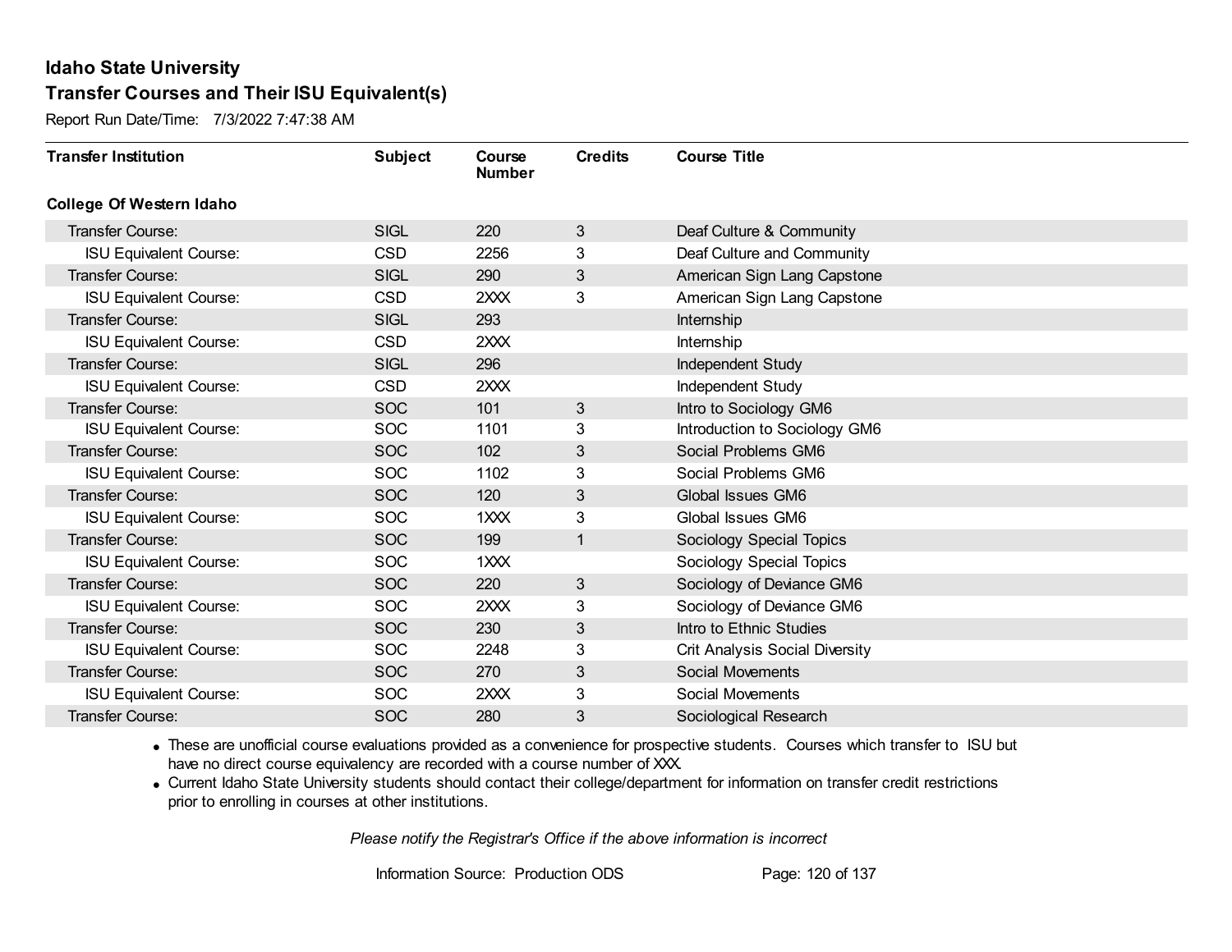# Idaho State University
## Transfer Courses and Their ISU Equivalent(s)

Report Run Date/Time: 7/3/2022 7:47:38 AM

| Transfer Institution | Subject | Course Number | Credits | Course Title |
|---|---|---|---|---|
| **College Of Western Idaho** | | | | |
| Transfer Course: | SIGL | 220 | 3 | Deaf Culture & Community |
| ISU Equivalent Course: | CSD | 2256 | 3 | Deaf Culture and Community |
| Transfer Course: | SIGL | 290 | 3 | American Sign Lang Capstone |
| ISU Equivalent Course: | CSD | 2XXX | 3 | American Sign Lang Capstone |
| Transfer Course: | SIGL | 293 | | Internship |
| ISU Equivalent Course: | CSD | 2XXX | | Internship |
| Transfer Course: | SIGL | 296 | | Independent Study |
| ISU Equivalent Course: | CSD | 2XXX | | Independent Study |
| Transfer Course: | SOC | 101 | 3 | Intro to Sociology GM6 |
| ISU Equivalent Course: | SOC | 1101 | 3 | Introduction to Sociology GM6 |
| Transfer Course: | SOC | 102 | 3 | Social Problems GM6 |
| ISU Equivalent Course: | SOC | 1102 | 3 | Social Problems GM6 |
| Transfer Course: | SOC | 120 | 3 | Global Issues GM6 |
| ISU Equivalent Course: | SOC | 1XXX | 3 | Global Issues GM6 |
| Transfer Course: | SOC | 199 | 1 | Sociology Special Topics |
| ISU Equivalent Course: | SOC | 1XXX | | Sociology Special Topics |
| Transfer Course: | SOC | 220 | 3 | Sociology of Deviance GM6 |
| ISU Equivalent Course: | SOC | 2XXX | 3 | Sociology of Deviance GM6 |
| Transfer Course: | SOC | 230 | 3 | Intro to Ethnic Studies |
| ISU Equivalent Course: | SOC | 2248 | 3 | Crit Analysis Social Diversity |
| Transfer Course: | SOC | 270 | 3 | Social Movements |
| ISU Equivalent Course: | SOC | 2XXX | 3 | Social Movements |
| Transfer Course: | SOC | 280 | 3 | Sociological Research |

- These are unofficial course evaluations provided as a convenience for prospective students. Courses which transfer to ISU but have no direct course equivalency are recorded with a course number of XXX.
- Current Idaho State University students should contact their college/department for information on transfer credit restrictions prior to enrolling in courses at other institutions.

*Please notify the Registrar's Office if the above information is incorrect*

Information Source: Production ODS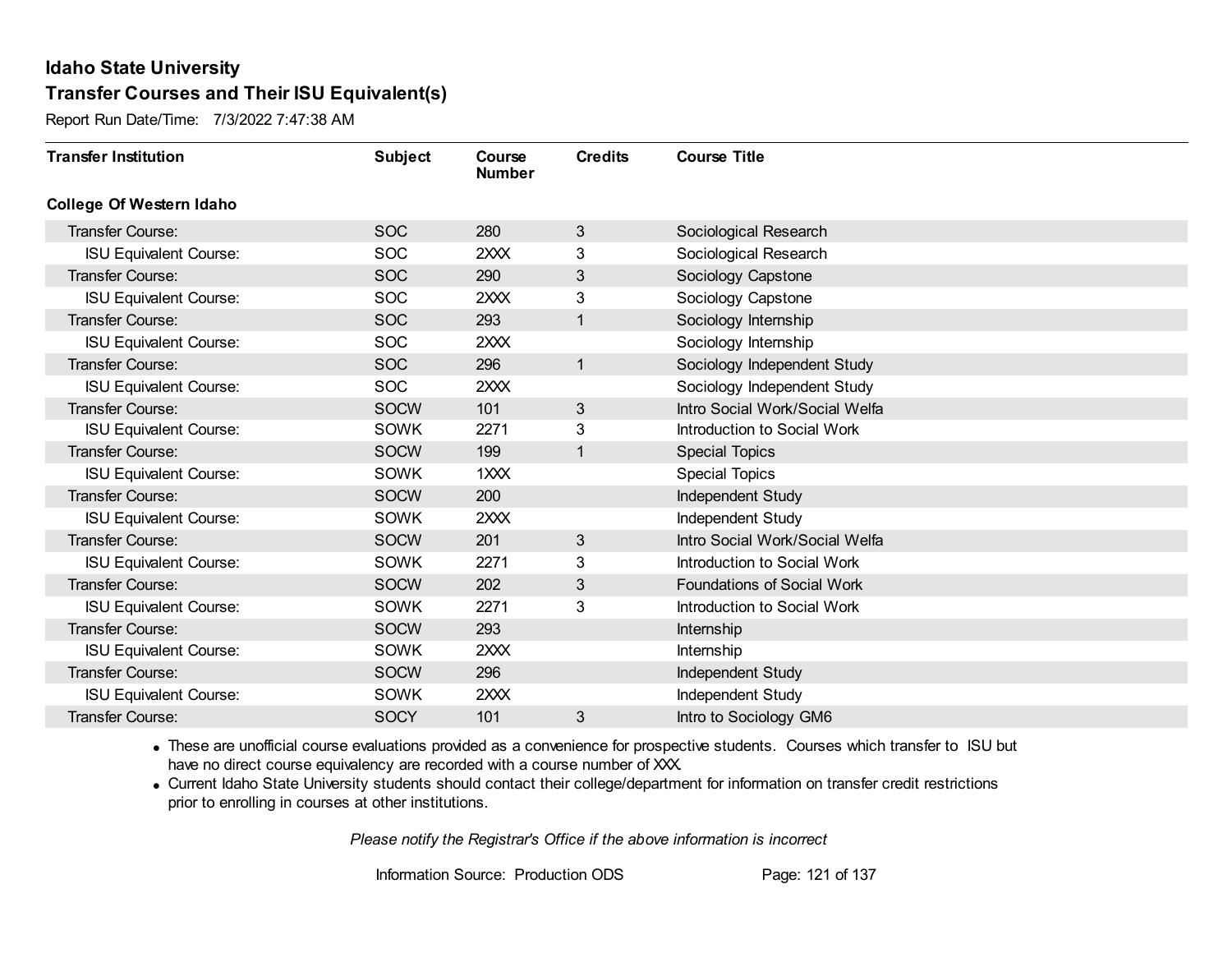# Idaho State University

## Transfer Courses and Their ISU Equivalent(s)

Report Run Date/Time: 7/3/2022 7:47:38 AM

| Transfer Institution | Subject | Course Number | Credits | Course Title |
|---|---|---|---|---|
| **College Of Western Idaho** | | | | |
| Transfer Course: | SOC | 280 | 3 | Sociological Research |
| ISU Equivalent Course: | SOC | 2XXX | 3 | Sociological Research |
| Transfer Course: | SOC | 290 | 3 | Sociology Capstone |
| ISU Equivalent Course: | SOC | 2XXX | 3 | Sociology Capstone |
| Transfer Course: | SOC | 293 | 1 | Sociology Internship |
| ISU Equivalent Course: | SOC | 2XXX | | Sociology Internship |
| Transfer Course: | SOC | 296 | 1 | Sociology Independent Study |
| ISU Equivalent Course: | SOC | 2XXX | | Sociology Independent Study |
| Transfer Course: | SOCW | 101 | 3 | Intro Social Work/Social Welfa |
| ISU Equivalent Course: | SOWK | 2271 | 3 | Introduction to Social Work |
| Transfer Course: | SOCW | 199 | 1 | Special Topics |
| ISU Equivalent Course: | SOWK | 1XXX | | Special Topics |
| Transfer Course: | SOCW | 200 | | Independent Study |
| ISU Equivalent Course: | SOWK | 2XXX | | Independent Study |
| Transfer Course: | SOCW | 201 | 3 | Intro Social Work/Social Welfa |
| ISU Equivalent Course: | SOWK | 2271 | 3 | Introduction to Social Work |
| Transfer Course: | SOCW | 202 | 3 | Foundations of Social Work |
| ISU Equivalent Course: | SOWK | 2271 | 3 | Introduction to Social Work |
| Transfer Course: | SOCW | 293 | | Internship |
| ISU Equivalent Course: | SOWK | 2XXX | | Internship |
| Transfer Course: | SOCW | 296 | | Independent Study |
| ISU Equivalent Course: | SOWK | 2XXX | | Independent Study |
| Transfer Course: | SOCY | 101 | 3 | Intro to Sociology GM6 |

- These are unofficial course evaluations provided as a convenience for prospective students. Courses which transfer to ISU but have no direct course equivalency are recorded with a course number of XXX.
- Current Idaho State University students should contact their college/department for information on transfer credit restrictions prior to enrolling in courses at other institutions.

*Please notify the Registrar's Office if the above information is incorrect*

Information Source: Production ODS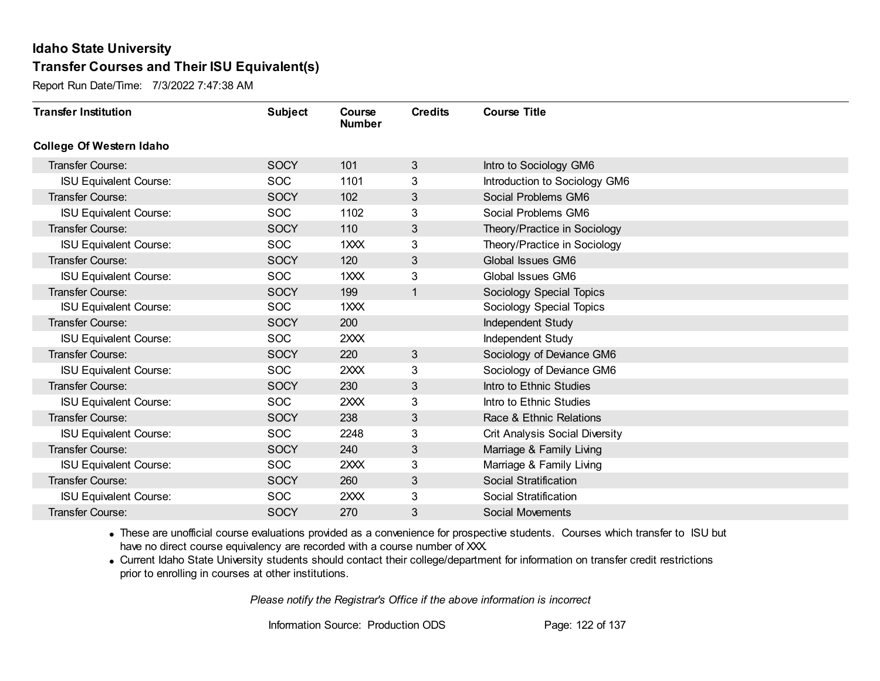# Idaho State University

## Transfer Courses and Their ISU Equivalent(s)

Report Run Date/Time: 7/3/2022 7:47:38 AM

| Transfer Institution | Subject | Course Number | Credits | Course Title |
|---|---|---|---|---|
| **College Of Western Idaho** | | | | |
| Transfer Course: | SOCY | 101 | 3 | Intro to Sociology GM6 |
| ISU Equivalent Course: | SOC | 1101 | 3 | Introduction to Sociology GM6 |
| Transfer Course: | SOCY | 102 | 3 | Social Problems GM6 |
| ISU Equivalent Course: | SOC | 1102 | 3 | Social Problems GM6 |
| Transfer Course: | SOCY | 110 | 3 | Theory/Practice in Sociology |
| ISU Equivalent Course: | SOC | 1XXX | 3 | Theory/Practice in Sociology |
| Transfer Course: | SOCY | 120 | 3 | Global Issues GM6 |
| ISU Equivalent Course: | SOC | 1XXX | 3 | Global Issues GM6 |
| Transfer Course: | SOCY | 199 | 1 | Sociology Special Topics |
| ISU Equivalent Course: | SOC | 1XXX | | Sociology Special Topics |
| Transfer Course: | SOCY | 200 | | Independent Study |
| ISU Equivalent Course: | SOC | 2XXX | | Independent Study |
| Transfer Course: | SOCY | 220 | 3 | Sociology of Deviance GM6 |
| ISU Equivalent Course: | SOC | 2XXX | 3 | Sociology of Deviance GM6 |
| Transfer Course: | SOCY | 230 | 3 | Intro to Ethnic Studies |
| ISU Equivalent Course: | SOC | 2XXX | 3 | Intro to Ethnic Studies |
| Transfer Course: | SOCY | 238 | 3 | Race & Ethnic Relations |
| ISU Equivalent Course: | SOC | 2248 | 3 | Crit Analysis Social Diversity |
| Transfer Course: | SOCY | 240 | 3 | Marriage & Family Living |
| ISU Equivalent Course: | SOC | 2XXX | 3 | Marriage & Family Living |
| Transfer Course: | SOCY | 260 | 3 | Social Stratification |
| ISU Equivalent Course: | SOC | 2XXX | 3 | Social Stratification |
| Transfer Course: | SOCY | 270 | 3 | Social Movements |

- These are unofficial course evaluations provided as a convenience for prospective students. Courses which transfer to ISU but have no direct course equivalency are recorded with a course number of XXX.
- Current Idaho State University students should contact their college/department for information on transfer credit restrictions prior to enrolling in courses at other institutions.

*Please notify the Registrar's Office if the above information is incorrect*

Information Source: Production ODS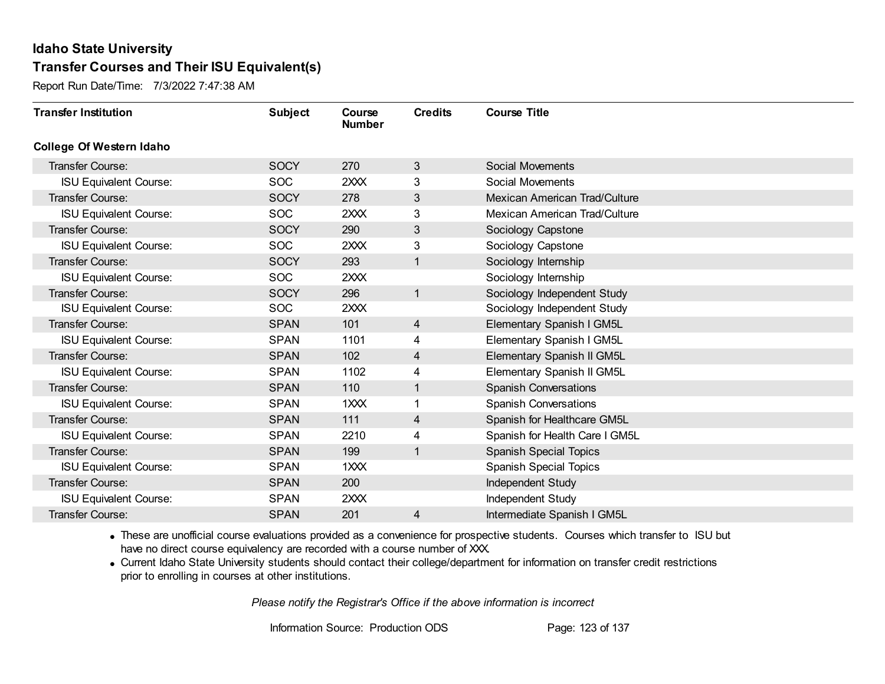# Idaho State University

## Transfer Courses and Their ISU Equivalent(s)

Report Run Date/Time: 7/3/2022 7:47:38 AM

| Transfer Institution | Subject | Course Number | Credits | Course Title |
|---|---|---|---|---|
| **College Of Western Idaho** | | | | |
| Transfer Course: | SOCY | 270 | 3 | Social Movements |
| ISU Equivalent Course: | SOC | 2XXX | 3 | Social Movements |
| Transfer Course: | SOCY | 278 | 3 | Mexican American Trad/Culture |
| ISU Equivalent Course: | SOC | 2XXX | 3 | Mexican American Trad/Culture |
| Transfer Course: | SOCY | 290 | 3 | Sociology Capstone |
| ISU Equivalent Course: | SOC | 2XXX | 3 | Sociology Capstone |
| Transfer Course: | SOCY | 293 | 1 | Sociology Internship |
| ISU Equivalent Course: | SOC | 2XXX | | Sociology Internship |
| Transfer Course: | SOCY | 296 | 1 | Sociology Independent Study |
| ISU Equivalent Course: | SOC | 2XXX | | Sociology Independent Study |
| Transfer Course: | SPAN | 101 | 4 | Elementary Spanish I GM5L |
| ISU Equivalent Course: | SPAN | 1101 | 4 | Elementary Spanish I GM5L |
| Transfer Course: | SPAN | 102 | 4 | Elementary Spanish II GM5L |
| ISU Equivalent Course: | SPAN | 1102 | 4 | Elementary Spanish II GM5L |
| Transfer Course: | SPAN | 110 | 1 | Spanish Conversations |
| ISU Equivalent Course: | SPAN | 1XXX | 1 | Spanish Conversations |
| Transfer Course: | SPAN | 111 | 4 | Spanish for Healthcare GM5L |
| ISU Equivalent Course: | SPAN | 2210 | 4 | Spanish for Health Care I GM5L |
| Transfer Course: | SPAN | 199 | 1 | Spanish Special Topics |
| ISU Equivalent Course: | SPAN | 1XXX | | Spanish Special Topics |
| Transfer Course: | SPAN | 200 | | Independent Study |
| ISU Equivalent Course: | SPAN | 2XXX | | Independent Study |
| Transfer Course: | SPAN | 201 | 4 | Intermediate Spanish I GM5L |

- These are unofficial course evaluations provided as a convenience for prospective students. Courses which transfer to ISU but have no direct course equivalency are recorded with a course number of XXX.
- Current Idaho State University students should contact their college/department for information on transfer credit restrictions prior to enrolling in courses at other institutions.

*Please notify the Registrar's Office if the above information is incorrect*

Information Source: Production ODS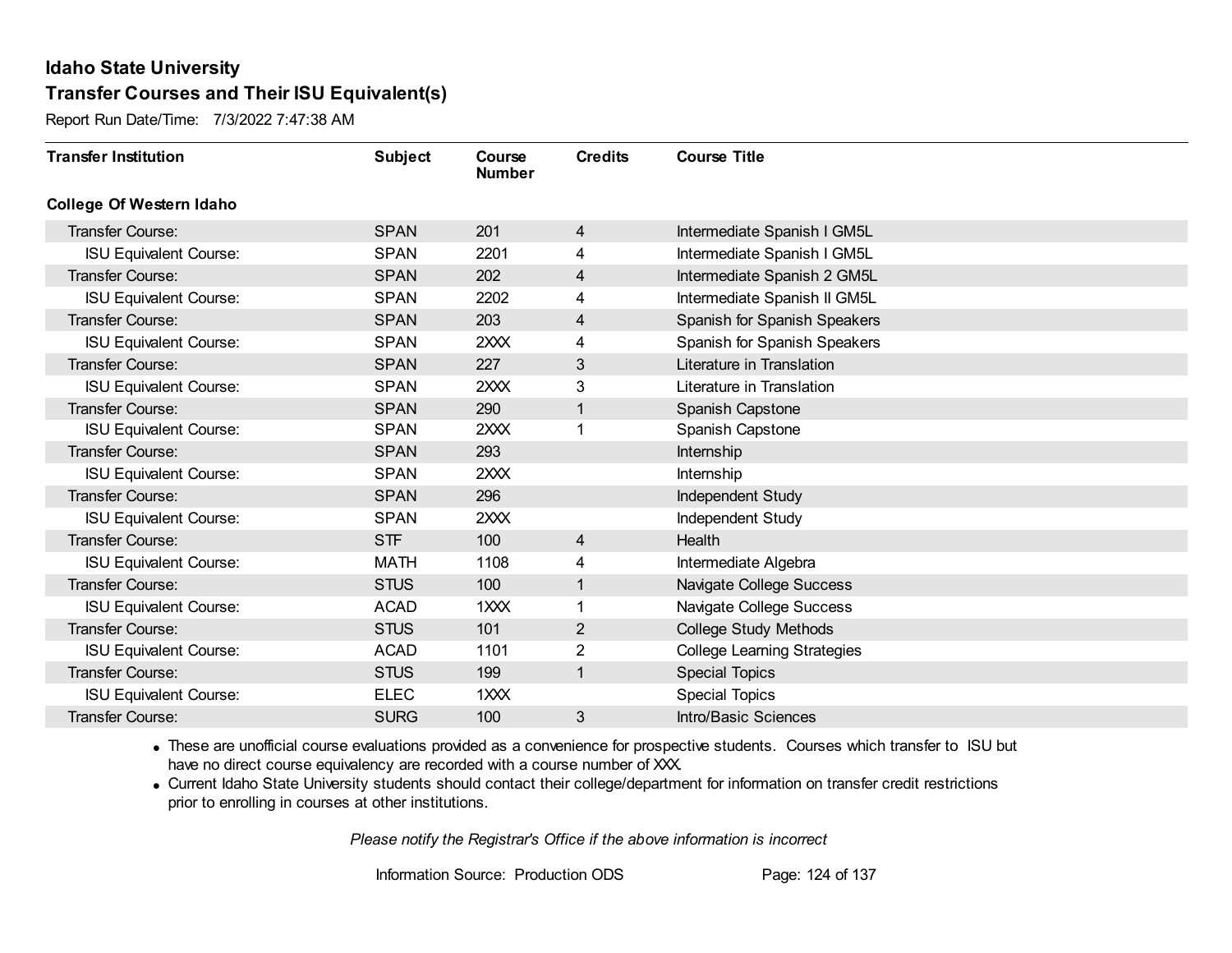# Idaho State University

## Transfer Courses and Their ISU Equivalent(s)

Report Run Date/Time: 7/3/2022 7:47:38 AM

| Transfer Institution | Subject | Course Number | Credits | Course Title |
|---|---|---|---|---|
| **College Of Western Idaho** | | | | |
| Transfer Course: | SPAN | 201 | 4 | Intermediate Spanish I GM5L |
| ISU Equivalent Course: | SPAN | 2201 | 4 | Intermediate Spanish I GM5L |
| Transfer Course: | SPAN | 202 | 4 | Intermediate Spanish 2 GM5L |
| ISU Equivalent Course: | SPAN | 2202 | 4 | Intermediate Spanish II GM5L |
| Transfer Course: | SPAN | 203 | 4 | Spanish for Spanish Speakers |
| ISU Equivalent Course: | SPAN | 2XXX | 4 | Spanish for Spanish Speakers |
| Transfer Course: | SPAN | 227 | 3 | Literature in Translation |
| ISU Equivalent Course: | SPAN | 2XXX | 3 | Literature in Translation |
| Transfer Course: | SPAN | 290 | 1 | Spanish Capstone |
| ISU Equivalent Course: | SPAN | 2XXX | 1 | Spanish Capstone |
| Transfer Course: | SPAN | 293 | | Internship |
| ISU Equivalent Course: | SPAN | 2XXX | | Internship |
| Transfer Course: | SPAN | 296 | | Independent Study |
| ISU Equivalent Course: | SPAN | 2XXX | | Independent Study |
| Transfer Course: | STF | 100 | 4 | Health |
| ISU Equivalent Course: | MATH | 1108 | 4 | Intermediate Algebra |
| Transfer Course: | STUS | 100 | 1 | Navigate College Success |
| ISU Equivalent Course: | ACAD | 1XXX | 1 | Navigate College Success |
| Transfer Course: | STUS | 101 | 2 | College Study Methods |
| ISU Equivalent Course: | ACAD | 1101 | 2 | College Learning Strategies |
| Transfer Course: | STUS | 199 | 1 | Special Topics |
| ISU Equivalent Course: | ELEC | 1XXX | | Special Topics |
| Transfer Course: | SURG | 100 | 3 | Intro/Basic Sciences |

- These are unofficial course evaluations provided as a convenience for prospective students. Courses which transfer to ISU but have no direct course equivalency are recorded with a course number of XXX.
- Current Idaho State University students should contact their college/department for information on transfer credit restrictions prior to enrolling in courses at other institutions.

*Please notify the Registrar's Office if the above information is incorrect*

Information Source: Production ODS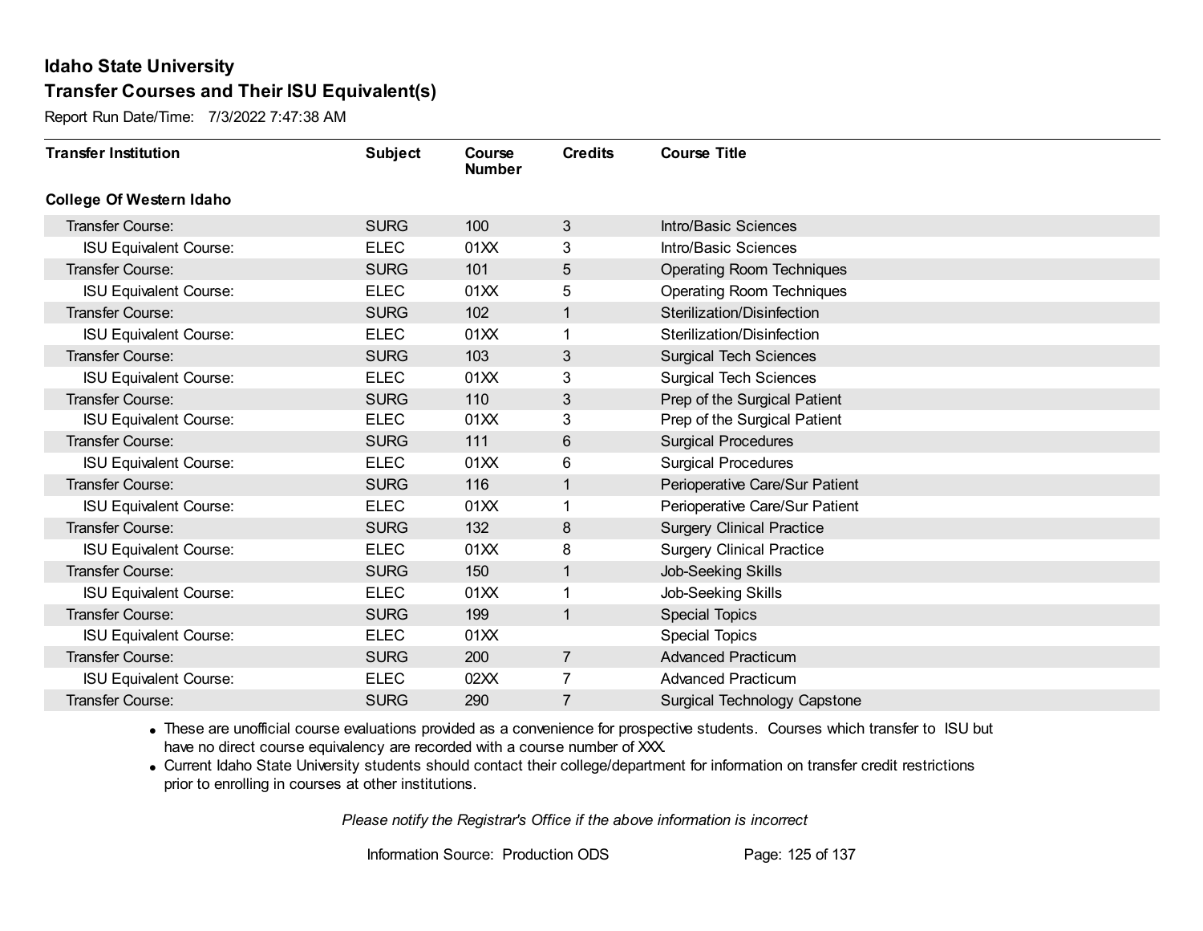# Idaho State University
## Transfer Courses and Their ISU Equivalent(s)

Report Run Date/Time: 7/3/2022 7:47:38 AM

| Transfer Institution | Subject | Course Number | Credits | Course Title |
|---|---|---|---|---|
| **College Of Western Idaho** | | | | |
| Transfer Course: | SURG | 100 | 3 | Intro/Basic Sciences |
| ISU Equivalent Course: | ELEC | 01XX | 3 | Intro/Basic Sciences |
| Transfer Course: | SURG | 101 | 5 | Operating Room Techniques |
| ISU Equivalent Course: | ELEC | 01XX | 5 | Operating Room Techniques |
| Transfer Course: | SURG | 102 | 1 | Sterilization/Disinfection |
| ISU Equivalent Course: | ELEC | 01XX | 1 | Sterilization/Disinfection |
| Transfer Course: | SURG | 103 | 3 | Surgical Tech Sciences |
| ISU Equivalent Course: | ELEC | 01XX | 3 | Surgical Tech Sciences |
| Transfer Course: | SURG | 110 | 3 | Prep of the Surgical Patient |
| ISU Equivalent Course: | ELEC | 01XX | 3 | Prep of the Surgical Patient |
| Transfer Course: | SURG | 111 | 6 | Surgical Procedures |
| ISU Equivalent Course: | ELEC | 01XX | 6 | Surgical Procedures |
| Transfer Course: | SURG | 116 | 1 | Perioperative Care/Sur Patient |
| ISU Equivalent Course: | ELEC | 01XX | 1 | Perioperative Care/Sur Patient |
| Transfer Course: | SURG | 132 | 8 | Surgery Clinical Practice |
| ISU Equivalent Course: | ELEC | 01XX | 8 | Surgery Clinical Practice |
| Transfer Course: | SURG | 150 | 1 | Job-Seeking Skills |
| ISU Equivalent Course: | ELEC | 01XX | 1 | Job-Seeking Skills |
| Transfer Course: | SURG | 199 | 1 | Special Topics |
| ISU Equivalent Course: | ELEC | 01XX | | Special Topics |
| Transfer Course: | SURG | 200 | 7 | Advanced Practicum |
| ISU Equivalent Course: | ELEC | 02XX | 7 | Advanced Practicum |
| Transfer Course: | SURG | 290 | 7 | Surgical Technology Capstone |

- These are unofficial course evaluations provided as a convenience for prospective students. Courses which transfer to ISU but have no direct course equivalency are recorded with a course number of XXX.
- Current Idaho State University students should contact their college/department for information on transfer credit restrictions prior to enrolling in courses at other institutions.

*Please notify the Registrar's Office if the above information is incorrect*

Information Source: Production ODS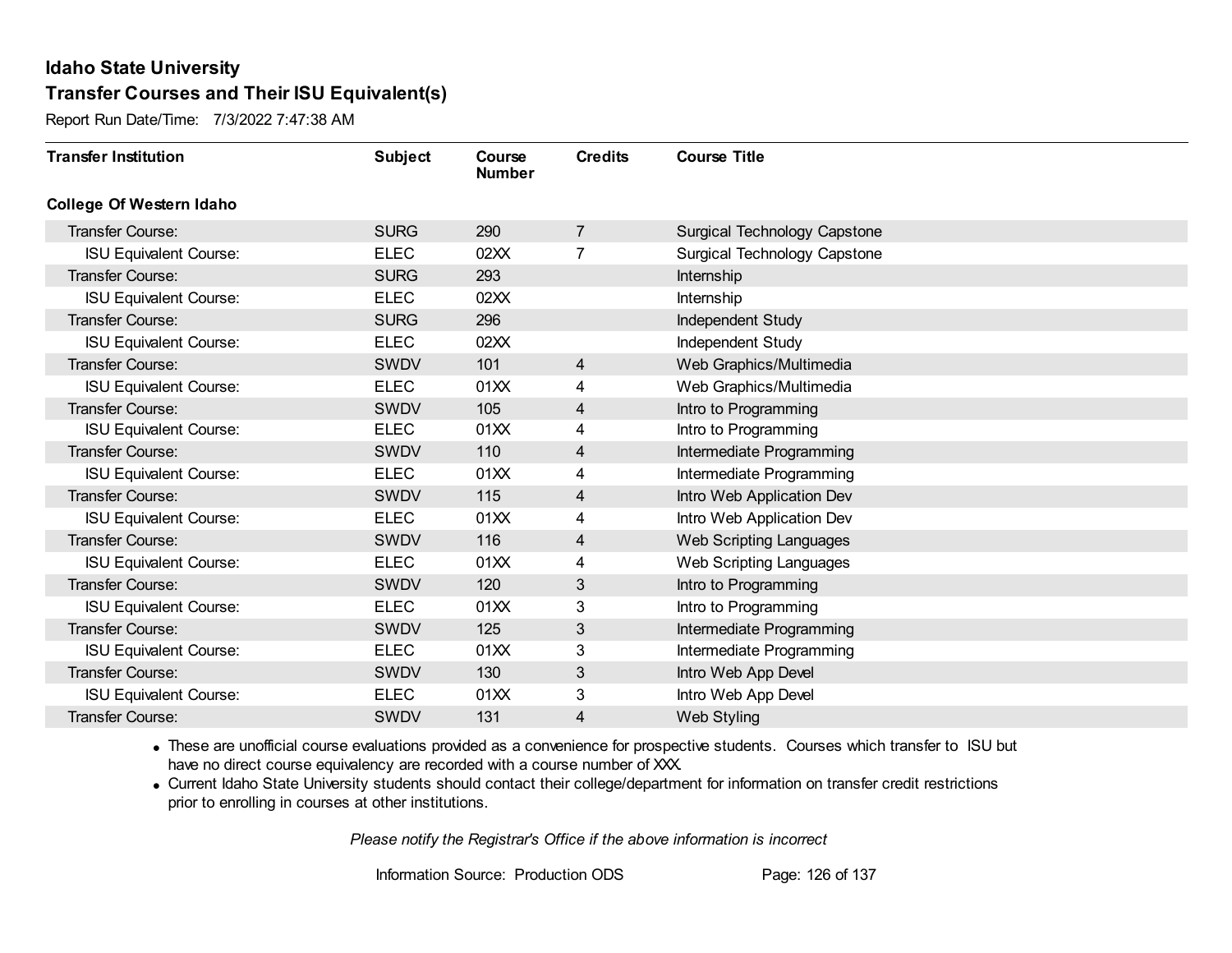# Idaho State University

## Transfer Courses and Their ISU Equivalent(s)

Report Run Date/Time: 7/3/2022 7:47:38 AM

| Transfer Institution | Subject | Course Number | Credits | Course Title |
|---|---|---|---|---|
| **College Of Western Idaho** | | | | |
| Transfer Course: | SURG | 290 | 7 | Surgical Technology Capstone |
| ISU Equivalent Course: | ELEC | 02XX | 7 | Surgical Technology Capstone |
| Transfer Course: | SURG | 293 | | Internship |
| ISU Equivalent Course: | ELEC | 02XX | | Internship |
| Transfer Course: | SURG | 296 | | Independent Study |
| ISU Equivalent Course: | ELEC | 02XX | | Independent Study |
| Transfer Course: | SWDV | 101 | 4 | Web Graphics/Multimedia |
| ISU Equivalent Course: | ELEC | 01XX | 4 | Web Graphics/Multimedia |
| Transfer Course: | SWDV | 105 | 4 | Intro to Programming |
| ISU Equivalent Course: | ELEC | 01XX | 4 | Intro to Programming |
| Transfer Course: | SWDV | 110 | 4 | Intermediate Programming |
| ISU Equivalent Course: | ELEC | 01XX | 4 | Intermediate Programming |
| Transfer Course: | SWDV | 115 | 4 | Intro Web Application Dev |
| ISU Equivalent Course: | ELEC | 01XX | 4 | Intro Web Application Dev |
| Transfer Course: | SWDV | 116 | 4 | Web Scripting Languages |
| ISU Equivalent Course: | ELEC | 01XX | 4 | Web Scripting Languages |
| Transfer Course: | SWDV | 120 | 3 | Intro to Programming |
| ISU Equivalent Course: | ELEC | 01XX | 3 | Intro to Programming |
| Transfer Course: | SWDV | 125 | 3 | Intermediate Programming |
| ISU Equivalent Course: | ELEC | 01XX | 3 | Intermediate Programming |
| Transfer Course: | SWDV | 130 | 3 | Intro Web App Devel |
| ISU Equivalent Course: | ELEC | 01XX | 3 | Intro Web App Devel |
| Transfer Course: | SWDV | 131 | 4 | Web Styling |

- These are unofficial course evaluations provided as a convenience for prospective students. Courses which transfer to ISU but have no direct course equivalency are recorded with a course number of XXX.
- Current Idaho State University students should contact their college/department for information on transfer credit restrictions prior to enrolling in courses at other institutions.

*Please notify the Registrar's Office if the above information is incorrect*

Information Source: Production ODS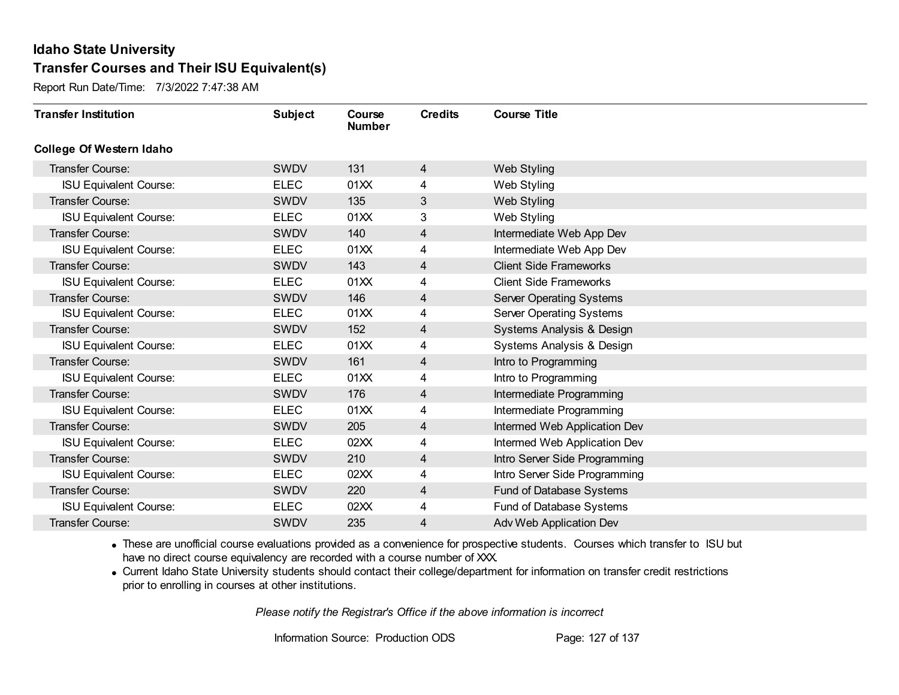# Idaho State University

## Transfer Courses and Their ISU Equivalent(s)

Report Run Date/Time: 7/3/2022 7:47:38 AM

| Transfer Institution | Subject | Course Number | Credits | Course Title |
|---|---|---|---|---|
| **College Of Western Idaho** | | | | |
| Transfer Course: | SWDV | 131 | 4 | Web Styling |
| ISU Equivalent Course: | ELEC | 01XX | 4 | Web Styling |
| Transfer Course: | SWDV | 135 | 3 | Web Styling |
| ISU Equivalent Course: | ELEC | 01XX | 3 | Web Styling |
| Transfer Course: | SWDV | 140 | 4 | Intermediate Web App Dev |
| ISU Equivalent Course: | ELEC | 01XX | 4 | Intermediate Web App Dev |
| Transfer Course: | SWDV | 143 | 4 | Client Side Frameworks |
| ISU Equivalent Course: | ELEC | 01XX | 4 | Client Side Frameworks |
| Transfer Course: | SWDV | 146 | 4 | Server Operating Systems |
| ISU Equivalent Course: | ELEC | 01XX | 4 | Server Operating Systems |
| Transfer Course: | SWDV | 152 | 4 | Systems Analysis & Design |
| ISU Equivalent Course: | ELEC | 01XX | 4 | Systems Analysis & Design |
| Transfer Course: | SWDV | 161 | 4 | Intro to Programming |
| ISU Equivalent Course: | ELEC | 01XX | 4 | Intro to Programming |
| Transfer Course: | SWDV | 176 | 4 | Intermediate Programming |
| ISU Equivalent Course: | ELEC | 01XX | 4 | Intermediate Programming |
| Transfer Course: | SWDV | 205 | 4 | Intermed Web Application Dev |
| ISU Equivalent Course: | ELEC | 02XX | 4 | Intermed Web Application Dev |
| Transfer Course: | SWDV | 210 | 4 | Intro Server Side Programming |
| ISU Equivalent Course: | ELEC | 02XX | 4 | Intro Server Side Programming |
| Transfer Course: | SWDV | 220 | 4 | Fund of Database Systems |
| ISU Equivalent Course: | ELEC | 02XX | 4 | Fund of Database Systems |
| Transfer Course: | SWDV | 235 | 4 | Adv Web Application Dev |

- These are unofficial course evaluations provided as a convenience for prospective students. Courses which transfer to ISU but have no direct course equivalency are recorded with a course number of XXX.
- Current Idaho State University students should contact their college/department for information on transfer credit restrictions prior to enrolling in courses at other institutions.

*Please notify the Registrar's Office if the above information is incorrect*

Information Source: Production ODS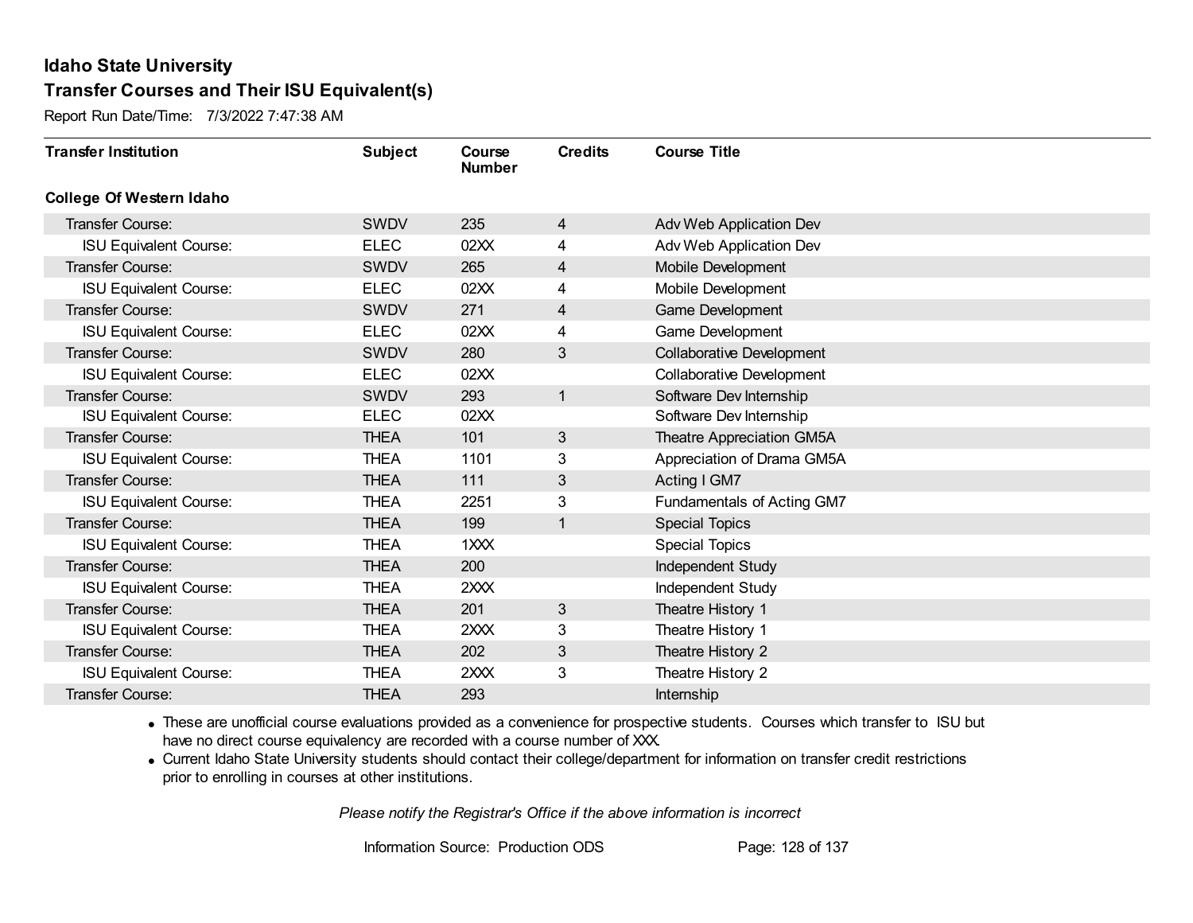# Idaho State University

## Transfer Courses and Their ISU Equivalent(s)

Report Run Date/Time: 7/3/2022 7:47:38 AM

| Transfer Institution | Subject | Course Number | Credits | Course Title |
|---|---|---|---|---|
| **College Of Western Idaho** | | | | |
| Transfer Course: | SWDV | 235 | 4 | Adv Web Application Dev |
| ISU Equivalent Course: | ELEC | 02XX | 4 | Adv Web Application Dev |
| Transfer Course: | SWDV | 265 | 4 | Mobile Development |
| ISU Equivalent Course: | ELEC | 02XX | 4 | Mobile Development |
| Transfer Course: | SWDV | 271 | 4 | Game Development |
| ISU Equivalent Course: | ELEC | 02XX | 4 | Game Development |
| Transfer Course: | SWDV | 280 | 3 | Collaborative Development |
| ISU Equivalent Course: | ELEC | 02XX | | Collaborative Development |
| Transfer Course: | SWDV | 293 | 1 | Software Dev Internship |
| ISU Equivalent Course: | ELEC | 02XX | | Software Dev Internship |
| Transfer Course: | THEA | 101 | 3 | Theatre Appreciation GM5A |
| ISU Equivalent Course: | THEA | 1101 | 3 | Appreciation of Drama GM5A |
| Transfer Course: | THEA | 111 | 3 | Acting I GM7 |
| ISU Equivalent Course: | THEA | 2251 | 3 | Fundamentals of Acting GM7 |
| Transfer Course: | THEA | 199 | 1 | Special Topics |
| ISU Equivalent Course: | THEA | 1XXX | | Special Topics |
| Transfer Course: | THEA | 200 | | Independent Study |
| ISU Equivalent Course: | THEA | 2XXX | | Independent Study |
| Transfer Course: | THEA | 201 | 3 | Theatre History 1 |
| ISU Equivalent Course: | THEA | 2XXX | 3 | Theatre History 1 |
| Transfer Course: | THEA | 202 | 3 | Theatre History 2 |
| ISU Equivalent Course: | THEA | 2XXX | 3 | Theatre History 2 |
| Transfer Course: | THEA | 293 | | Internship |

- These are unofficial course evaluations provided as a convenience for prospective students. Courses which transfer to ISU but have no direct course equivalency are recorded with a course number of XXX.
- Current Idaho State University students should contact their college/department for information on transfer credit restrictions prior to enrolling in courses at other institutions.

*Please notify the Registrar's Office if the above information is incorrect*

Information Source: Production ODS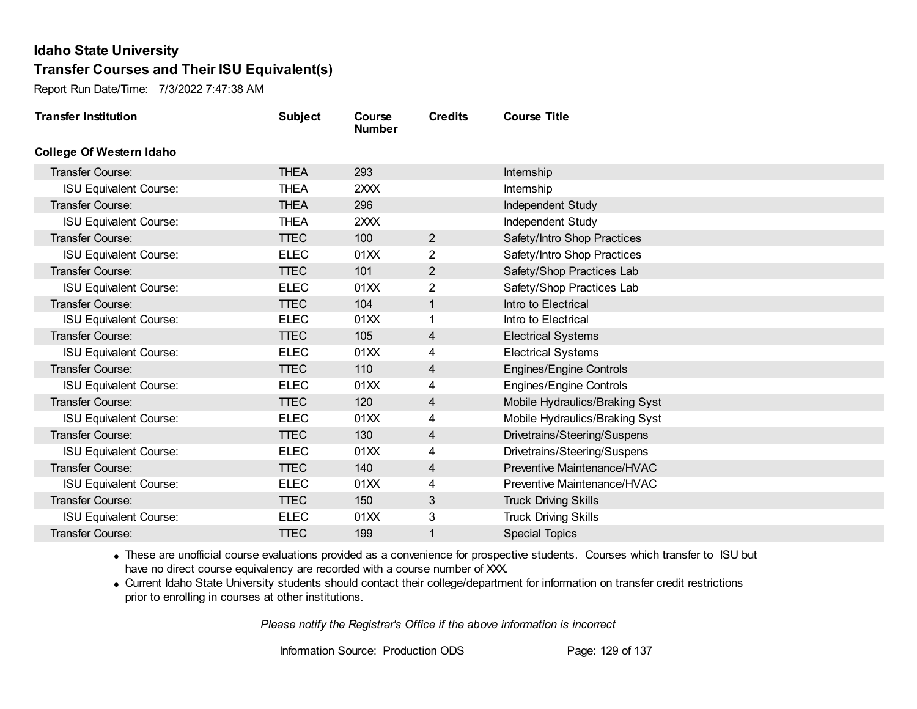# Idaho State University

## Transfer Courses and Their ISU Equivalent(s)

Report Run Date/Time: 7/3/2022 7:47:38 AM

| Transfer Institution | Subject | Course Number | Credits | Course Title |
|---|---|---|---|---|
| **College Of Western Idaho** | | | | |
| Transfer Course: | THEA | 293 | | Internship |
| ISU Equivalent Course: | THEA | 2XXX | | Internship |
| Transfer Course: | THEA | 296 | | Independent Study |
| ISU Equivalent Course: | THEA | 2XXX | | Independent Study |
| Transfer Course: | TTEC | 100 | 2 | Safety/Intro Shop Practices |
| ISU Equivalent Course: | ELEC | 01XX | 2 | Safety/Intro Shop Practices |
| Transfer Course: | TTEC | 101 | 2 | Safety/Shop Practices Lab |
| ISU Equivalent Course: | ELEC | 01XX | 2 | Safety/Shop Practices Lab |
| Transfer Course: | TTEC | 104 | 1 | Intro to Electrical |
| ISU Equivalent Course: | ELEC | 01XX | 1 | Intro to Electrical |
| Transfer Course: | TTEC | 105 | 4 | Electrical Systems |
| ISU Equivalent Course: | ELEC | 01XX | 4 | Electrical Systems |
| Transfer Course: | TTEC | 110 | 4 | Engines/Engine Controls |
| ISU Equivalent Course: | ELEC | 01XX | 4 | Engines/Engine Controls |
| Transfer Course: | TTEC | 120 | 4 | Mobile Hydraulics/Braking Syst |
| ISU Equivalent Course: | ELEC | 01XX | 4 | Mobile Hydraulics/Braking Syst |
| Transfer Course: | TTEC | 130 | 4 | Drivetrains/Steering/Suspens |
| ISU Equivalent Course: | ELEC | 01XX | 4 | Drivetrains/Steering/Suspens |
| Transfer Course: | TTEC | 140 | 4 | Preventive Maintenance/HVAC |
| ISU Equivalent Course: | ELEC | 01XX | 4 | Preventive Maintenance/HVAC |
| Transfer Course: | TTEC | 150 | 3 | Truck Driving Skills |
| ISU Equivalent Course: | ELEC | 01XX | 3 | Truck Driving Skills |
| Transfer Course: | TTEC | 199 | 1 | Special Topics |

- These are unofficial course evaluations provided as a convenience for prospective students. Courses which transfer to ISU but have no direct course equivalency are recorded with a course number of XXX.
- Current Idaho State University students should contact their college/department for information on transfer credit restrictions prior to enrolling in courses at other institutions.

*Please notify the Registrar's Office if the above information is incorrect*

Information Source: Production ODS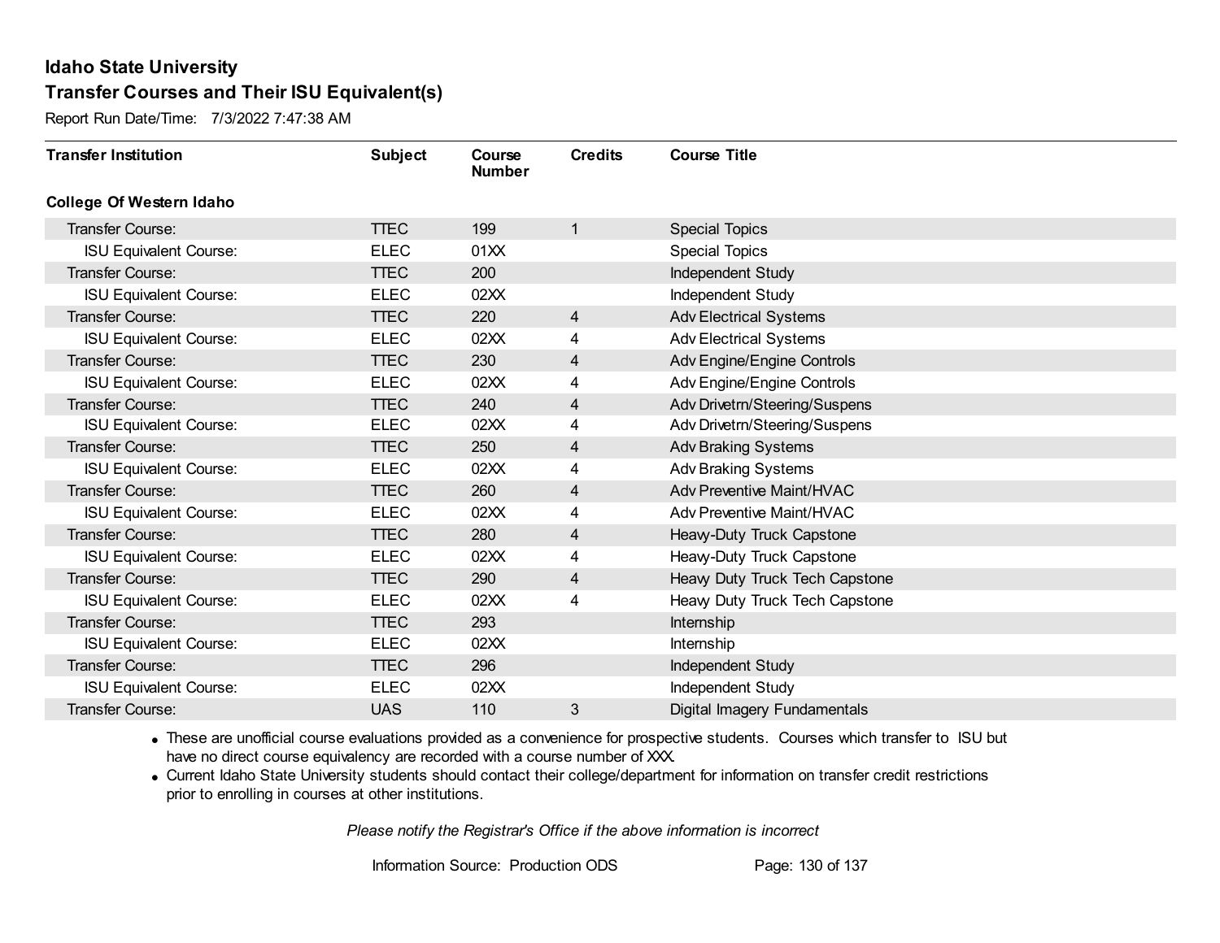# Idaho State University

## Transfer Courses and Their ISU Equivalent(s)

Report Run Date/Time: 7/3/2022 7:47:38 AM

| Transfer Institution | Subject | Course Number | Credits | Course Title |
|---|---|---|---|---|
| **College Of Western Idaho** | | | | |
| Transfer Course: | TTEC | 199 | 1 | Special Topics |
| ISU Equivalent Course: | ELEC | 01XX | | Special Topics |
| Transfer Course: | TTEC | 200 | | Independent Study |
| ISU Equivalent Course: | ELEC | 02XX | | Independent Study |
| Transfer Course: | TTEC | 220 | 4 | Adv Electrical Systems |
| ISU Equivalent Course: | ELEC | 02XX | 4 | Adv Electrical Systems |
| Transfer Course: | TTEC | 230 | 4 | Adv Engine/Engine Controls |
| ISU Equivalent Course: | ELEC | 02XX | 4 | Adv Engine/Engine Controls |
| Transfer Course: | TTEC | 240 | 4 | Adv Drivetrn/Steering/Suspens |
| ISU Equivalent Course: | ELEC | 02XX | 4 | Adv Drivetrn/Steering/Suspens |
| Transfer Course: | TTEC | 250 | 4 | Adv Braking Systems |
| ISU Equivalent Course: | ELEC | 02XX | 4 | Adv Braking Systems |
| Transfer Course: | TTEC | 260 | 4 | Adv Preventive Maint/HVAC |
| ISU Equivalent Course: | ELEC | 02XX | 4 | Adv Preventive Maint/HVAC |
| Transfer Course: | TTEC | 280 | 4 | Heavy-Duty Truck Capstone |
| ISU Equivalent Course: | ELEC | 02XX | 4 | Heavy-Duty Truck Capstone |
| Transfer Course: | TTEC | 290 | 4 | Heavy Duty Truck Tech Capstone |
| ISU Equivalent Course: | ELEC | 02XX | 4 | Heavy Duty Truck Tech Capstone |
| Transfer Course: | TTEC | 293 | | Internship |
| ISU Equivalent Course: | ELEC | 02XX | | Internship |
| Transfer Course: | TTEC | 296 | | Independent Study |
| ISU Equivalent Course: | ELEC | 02XX | | Independent Study |
| Transfer Course: | UAS | 110 | 3 | Digital Imagery Fundamentals |

- These are unofficial course evaluations provided as a convenience for prospective students. Courses which transfer to ISU but have no direct course equivalency are recorded with a course number of XXX.
- Current Idaho State University students should contact their college/department for information on transfer credit restrictions prior to enrolling in courses at other institutions.

*Please notify the Registrar's Office if the above information is incorrect*

Information Source: Production ODS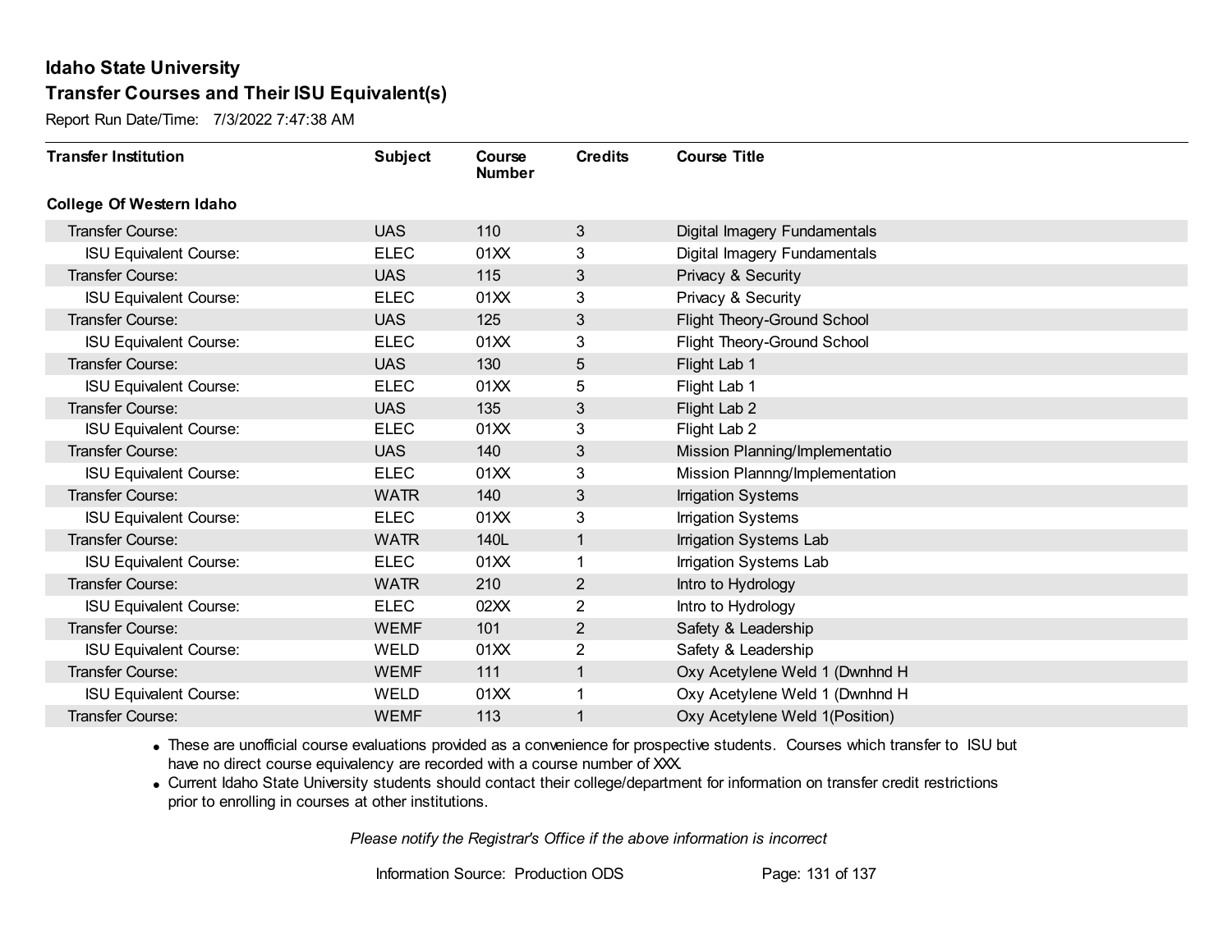# Idaho State University

## Transfer Courses and Their ISU Equivalent(s)

Report Run Date/Time: 7/3/2022 7:47:38 AM

| Transfer Institution | Subject | Course Number | Credits | Course Title |
|---|---|---|---|---|
| **College Of Western Idaho** | | | | |
| Transfer Course: | UAS | 110 | 3 | Digital Imagery Fundamentals |
| ISU Equivalent Course: | ELEC | 01XX | 3 | Digital Imagery Fundamentals |
| Transfer Course: | UAS | 115 | 3 | Privacy & Security |
| ISU Equivalent Course: | ELEC | 01XX | 3 | Privacy & Security |
| Transfer Course: | UAS | 125 | 3 | Flight Theory-Ground School |
| ISU Equivalent Course: | ELEC | 01XX | 3 | Flight Theory-Ground School |
| Transfer Course: | UAS | 130 | 5 | Flight Lab 1 |
| ISU Equivalent Course: | ELEC | 01XX | 5 | Flight Lab 1 |
| Transfer Course: | UAS | 135 | 3 | Flight Lab 2 |
| ISU Equivalent Course: | ELEC | 01XX | 3 | Flight Lab 2 |
| Transfer Course: | UAS | 140 | 3 | Mission Planning/Implementatio |
| ISU Equivalent Course: | ELEC | 01XX | 3 | Mission Plannng/Implementation |
| Transfer Course: | WATR | 140 | 3 | Irrigation Systems |
| ISU Equivalent Course: | ELEC | 01XX | 3 | Irrigation Systems |
| Transfer Course: | WATR | 140L | 1 | Irrigation Systems Lab |
| ISU Equivalent Course: | ELEC | 01XX | 1 | Irrigation Systems Lab |
| Transfer Course: | WATR | 210 | 2 | Intro to Hydrology |
| ISU Equivalent Course: | ELEC | 02XX | 2 | Intro to Hydrology |
| Transfer Course: | WEMF | 101 | 2 | Safety & Leadership |
| ISU Equivalent Course: | WELD | 01XX | 2 | Safety & Leadership |
| Transfer Course: | WEMF | 111 | 1 | Oxy Acetylene Weld 1 (Dwnhnd H |
| ISU Equivalent Course: | WELD | 01XX | 1 | Oxy Acetylene Weld 1 (Dwnhnd H |
| Transfer Course: | WEMF | 113 | 1 | Oxy Acetylene Weld 1(Position) |

- These are unofficial course evaluations provided as a convenience for prospective students. Courses which transfer to ISU but have no direct course equivalency are recorded with a course number of XXX.
- Current Idaho State University students should contact their college/department for information on transfer credit restrictions prior to enrolling in courses at other institutions.

*Please notify the Registrar's Office if the above information is incorrect*

Information Source: Production ODS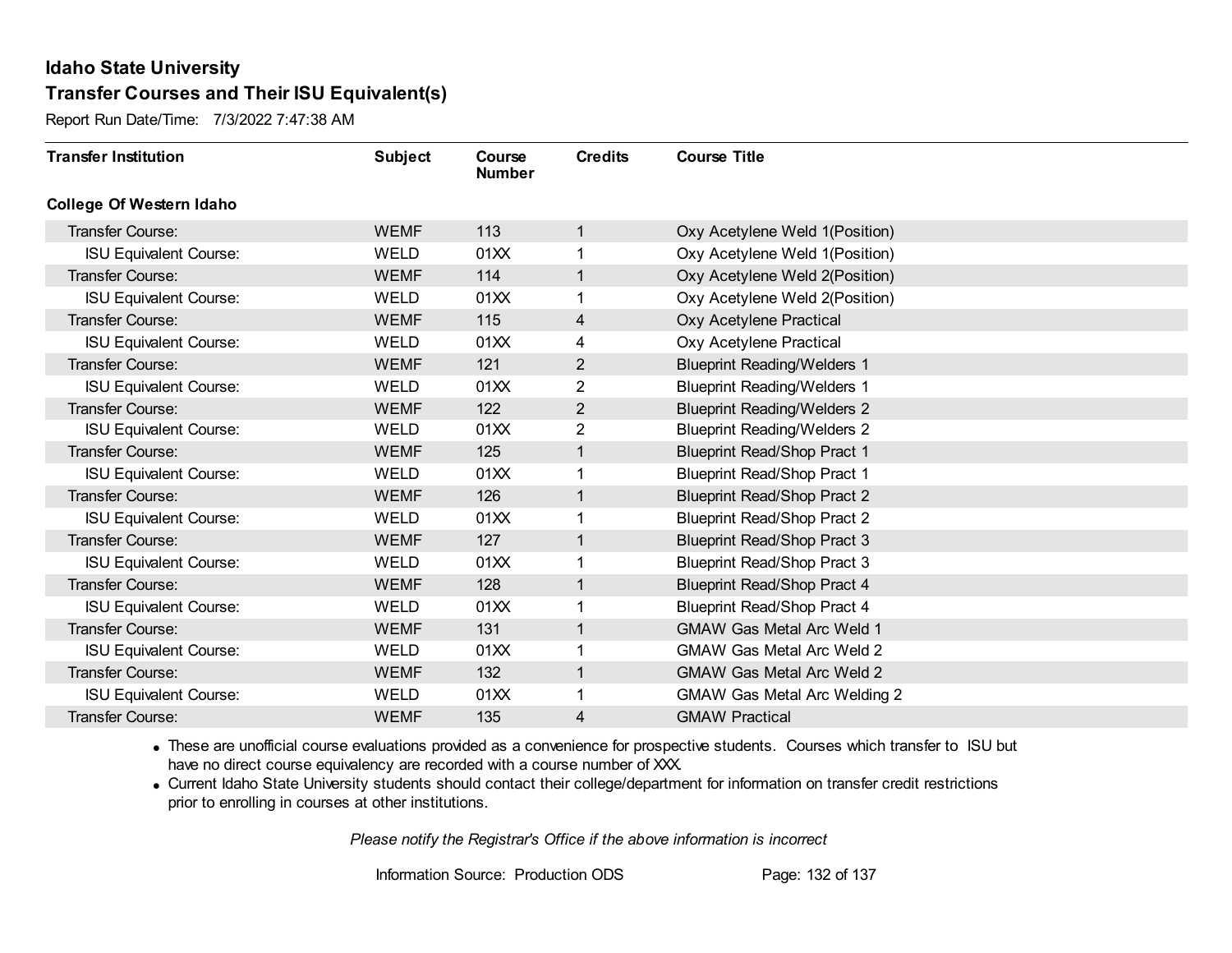# Idaho State University

## Transfer Courses and Their ISU Equivalent(s)

Report Run Date/Time: 7/3/2022 7:47:38 AM

| Transfer Institution | Subject | Course Number | Credits | Course Title |
|---|---|---|---|---|
| **College Of Western Idaho** | | | | |
| Transfer Course: | WEMF | 113 | 1 | Oxy Acetylene Weld 1(Position) |
| ISU Equivalent Course: | WELD | 01XX | 1 | Oxy Acetylene Weld 1(Position) |
| Transfer Course: | WEMF | 114 | 1 | Oxy Acetylene Weld 2(Position) |
| ISU Equivalent Course: | WELD | 01XX | 1 | Oxy Acetylene Weld 2(Position) |
| Transfer Course: | WEMF | 115 | 4 | Oxy Acetylene Practical |
| ISU Equivalent Course: | WELD | 01XX | 4 | Oxy Acetylene Practical |
| Transfer Course: | WEMF | 121 | 2 | Blueprint Reading/Welders 1 |
| ISU Equivalent Course: | WELD | 01XX | 2 | Blueprint Reading/Welders 1 |
| Transfer Course: | WEMF | 122 | 2 | Blueprint Reading/Welders 2 |
| ISU Equivalent Course: | WELD | 01XX | 2 | Blueprint Reading/Welders 2 |
| Transfer Course: | WEMF | 125 | 1 | Blueprint Read/Shop Pract 1 |
| ISU Equivalent Course: | WELD | 01XX | 1 | Blueprint Read/Shop Pract 1 |
| Transfer Course: | WEMF | 126 | 1 | Blueprint Read/Shop Pract 2 |
| ISU Equivalent Course: | WELD | 01XX | 1 | Blueprint Read/Shop Pract 2 |
| Transfer Course: | WEMF | 127 | 1 | Blueprint Read/Shop Pract 3 |
| ISU Equivalent Course: | WELD | 01XX | 1 | Blueprint Read/Shop Pract 3 |
| Transfer Course: | WEMF | 128 | 1 | Blueprint Read/Shop Pract 4 |
| ISU Equivalent Course: | WELD | 01XX | 1 | Blueprint Read/Shop Pract 4 |
| Transfer Course: | WEMF | 131 | 1 | GMAW Gas Metal Arc Weld 1 |
| ISU Equivalent Course: | WELD | 01XX | 1 | GMAW Gas Metal Arc Weld 2 |
| Transfer Course: | WEMF | 132 | 1 | GMAW Gas Metal Arc Weld 2 |
| ISU Equivalent Course: | WELD | 01XX | 1 | GMAW Gas Metal Arc Welding 2 |
| Transfer Course: | WEMF | 135 | 4 | GMAW Practical |

- These are unofficial course evaluations provided as a convenience for prospective students. Courses which transfer to ISU but have no direct course equivalency are recorded with a course number of XXX.
- Current Idaho State University students should contact their college/department for information on transfer credit restrictions prior to enrolling in courses at other institutions.

*Please notify the Registrar's Office if the above information is incorrect*

Information Source: Production ODS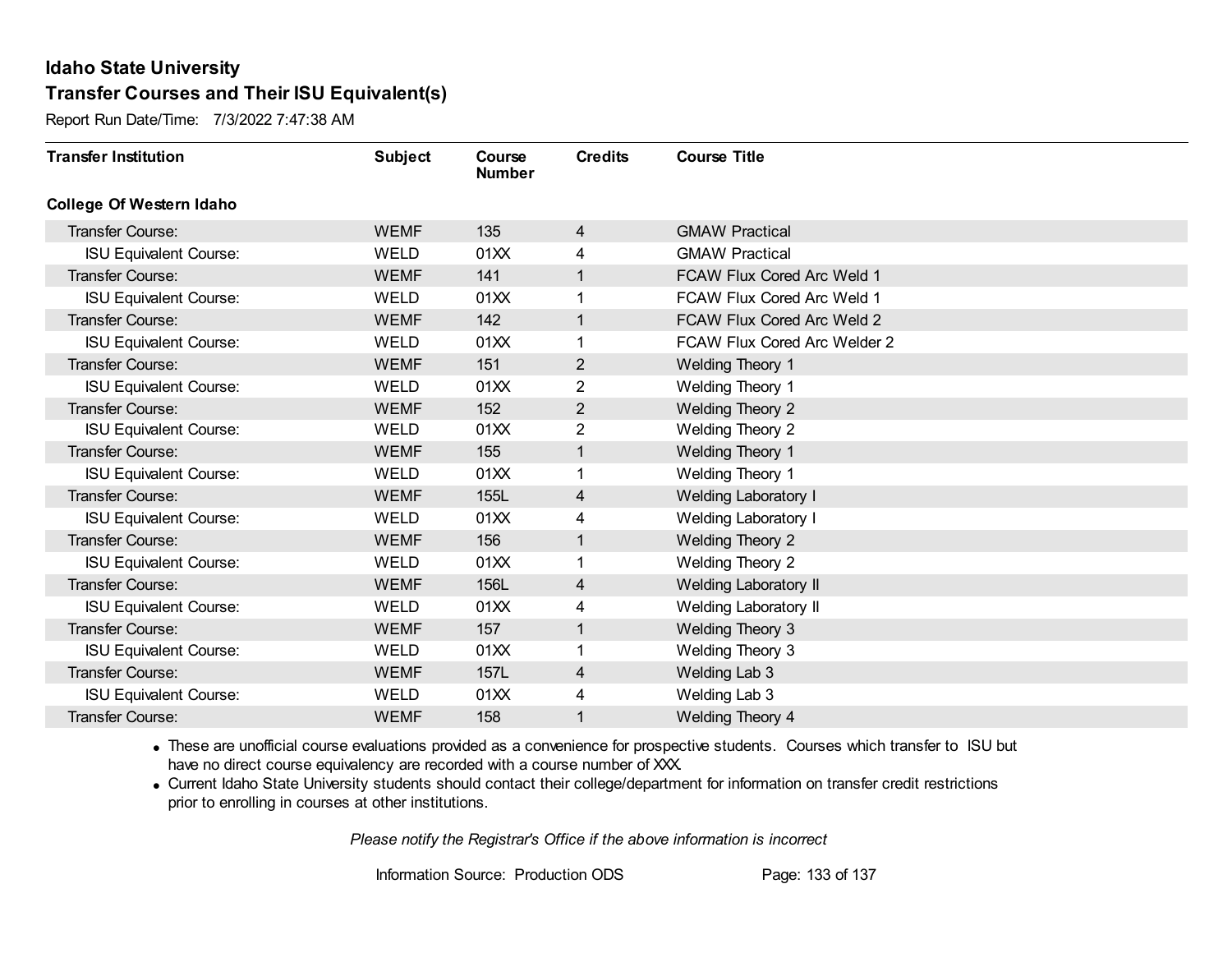# Idaho State University

## Transfer Courses and Their ISU Equivalent(s)

Report Run Date/Time: 7/3/2022 7:47:38 AM

| Transfer Institution | Subject | Course Number | Credits | Course Title |
|---|---|---|---|---|
| **College Of Western Idaho** | | | | |
| Transfer Course: | WEMF | 135 | 4 | GMAW Practical |
| ISU Equivalent Course: | WELD | 01XX | 4 | GMAW Practical |
| Transfer Course: | WEMF | 141 | 1 | FCAW Flux Cored Arc Weld 1 |
| ISU Equivalent Course: | WELD | 01XX | 1 | FCAW Flux Cored Arc Weld 1 |
| Transfer Course: | WEMF | 142 | 1 | FCAW Flux Cored Arc Weld 2 |
| ISU Equivalent Course: | WELD | 01XX | 1 | FCAW Flux Cored Arc Welder 2 |
| Transfer Course: | WEMF | 151 | 2 | Welding Theory 1 |
| ISU Equivalent Course: | WELD | 01XX | 2 | Welding Theory 1 |
| Transfer Course: | WEMF | 152 | 2 | Welding Theory 2 |
| ISU Equivalent Course: | WELD | 01XX | 2 | Welding Theory 2 |
| Transfer Course: | WEMF | 155 | 1 | Welding Theory 1 |
| ISU Equivalent Course: | WELD | 01XX | 1 | Welding Theory 1 |
| Transfer Course: | WEMF | 155L | 4 | Welding Laboratory I |
| ISU Equivalent Course: | WELD | 01XX | 4 | Welding Laboratory I |
| Transfer Course: | WEMF | 156 | 1 | Welding Theory 2 |
| ISU Equivalent Course: | WELD | 01XX | 1 | Welding Theory 2 |
| Transfer Course: | WEMF | 156L | 4 | Welding Laboratory II |
| ISU Equivalent Course: | WELD | 01XX | 4 | Welding Laboratory II |
| Transfer Course: | WEMF | 157 | 1 | Welding Theory 3 |
| ISU Equivalent Course: | WELD | 01XX | 1 | Welding Theory 3 |
| Transfer Course: | WEMF | 157L | 4 | Welding Lab 3 |
| ISU Equivalent Course: | WELD | 01XX | 4 | Welding Lab 3 |
| Transfer Course: | WEMF | 158 | 1 | Welding Theory 4 |

- These are unofficial course evaluations provided as a convenience for prospective students. Courses which transfer to ISU but have no direct course equivalency are recorded with a course number of XXX.
- Current Idaho State University students should contact their college/department for information on transfer credit restrictions prior to enrolling in courses at other institutions.

*Please notify the Registrar's Office if the above information is incorrect*

Information Source: Production ODS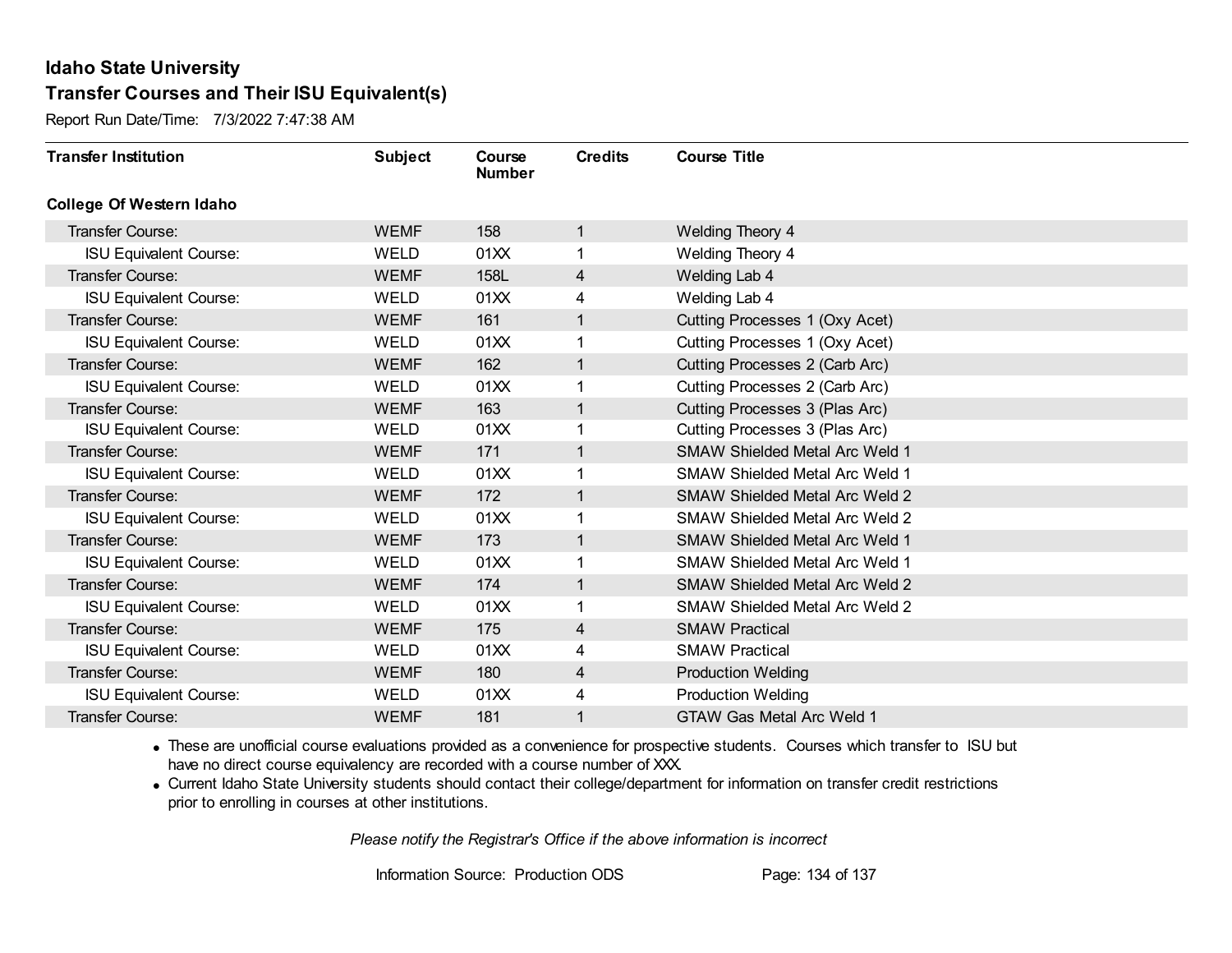# Idaho State University

## Transfer Courses and Their ISU Equivalent(s)

Report Run Date/Time: 7/3/2022 7:47:38 AM

| Transfer Institution | Subject | Course Number | Credits | Course Title |
|---|---|---|---|---|
| **College Of Western Idaho** | | | | |
| Transfer Course: | WEMF | 158 | 1 | Welding Theory 4 |
| ISU Equivalent Course: | WELD | 01XX | 1 | Welding Theory 4 |
| Transfer Course: | WEMF | 158L | 4 | Welding Lab 4 |
| ISU Equivalent Course: | WELD | 01XX | 4 | Welding Lab 4 |
| Transfer Course: | WEMF | 161 | 1 | Cutting Processes 1 (Oxy Acet) |
| ISU Equivalent Course: | WELD | 01XX | 1 | Cutting Processes 1 (Oxy Acet) |
| Transfer Course: | WEMF | 162 | 1 | Cutting Processes 2 (Carb Arc) |
| ISU Equivalent Course: | WELD | 01XX | 1 | Cutting Processes 2 (Carb Arc) |
| Transfer Course: | WEMF | 163 | 1 | Cutting Processes 3 (Plas Arc) |
| ISU Equivalent Course: | WELD | 01XX | 1 | Cutting Processes 3 (Plas Arc) |
| Transfer Course: | WEMF | 171 | 1 | SMAW Shielded Metal Arc Weld 1 |
| ISU Equivalent Course: | WELD | 01XX | 1 | SMAW Shielded Metal Arc Weld 1 |
| Transfer Course: | WEMF | 172 | 1 | SMAW Shielded Metal Arc Weld 2 |
| ISU Equivalent Course: | WELD | 01XX | 1 | SMAW Shielded Metal Arc Weld 2 |
| Transfer Course: | WEMF | 173 | 1 | SMAW Shielded Metal Arc Weld 1 |
| ISU Equivalent Course: | WELD | 01XX | 1 | SMAW Shielded Metal Arc Weld 1 |
| Transfer Course: | WEMF | 174 | 1 | SMAW Shielded Metal Arc Weld 2 |
| ISU Equivalent Course: | WELD | 01XX | 1 | SMAW Shielded Metal Arc Weld 2 |
| Transfer Course: | WEMF | 175 | 4 | SMAW Practical |
| ISU Equivalent Course: | WELD | 01XX | 4 | SMAW Practical |
| Transfer Course: | WEMF | 180 | 4 | Production Welding |
| ISU Equivalent Course: | WELD | 01XX | 4 | Production Welding |
| Transfer Course: | WEMF | 181 | 1 | GTAW Gas Metal Arc Weld 1 |

- These are unofficial course evaluations provided as a convenience for prospective students. Courses which transfer to ISU but have no direct course equivalency are recorded with a course number of XXX.
- Current Idaho State University students should contact their college/department for information on transfer credit restrictions prior to enrolling in courses at other institutions.

*Please notify the Registrar's Office if the above information is incorrect*

Information Source: Production ODS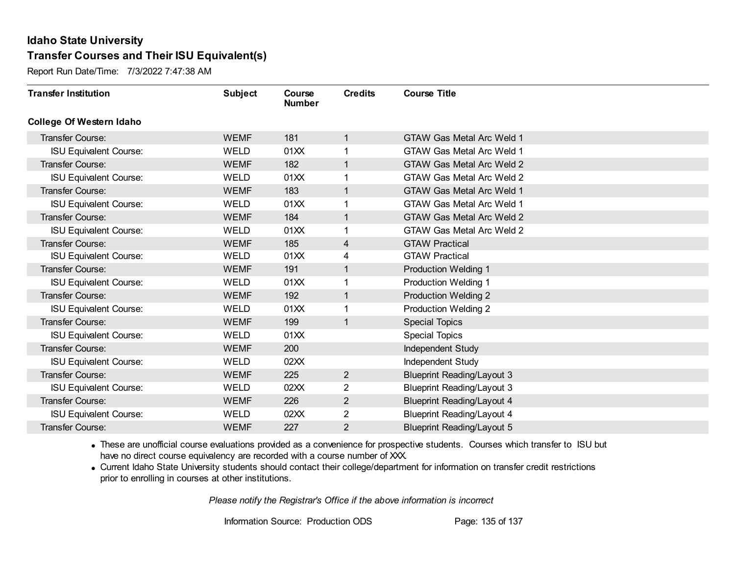# Idaho State University

## Transfer Courses and Their ISU Equivalent(s)

Report Run Date/Time: 7/3/2022 7:47:38 AM

| Transfer Institution | Subject | Course Number | Credits | Course Title |
|---|---|---|---|---|
| **College Of Western Idaho** | | | | |
| Transfer Course: | WEMF | 181 | 1 | GTAW Gas Metal Arc Weld 1 |
| ISU Equivalent Course: | WELD | 01XX | 1 | GTAW Gas Metal Arc Weld 1 |
| Transfer Course: | WEMF | 182 | 1 | GTAW Gas Metal Arc Weld 2 |
| ISU Equivalent Course: | WELD | 01XX | 1 | GTAW Gas Metal Arc Weld 2 |
| Transfer Course: | WEMF | 183 | 1 | GTAW Gas Metal Arc Weld 1 |
| ISU Equivalent Course: | WELD | 01XX | 1 | GTAW Gas Metal Arc Weld 1 |
| Transfer Course: | WEMF | 184 | 1 | GTAW Gas Metal Arc Weld 2 |
| ISU Equivalent Course: | WELD | 01XX | 1 | GTAW Gas Metal Arc Weld 2 |
| Transfer Course: | WEMF | 185 | 4 | GTAW Practical |
| ISU Equivalent Course: | WELD | 01XX | 4 | GTAW Practical |
| Transfer Course: | WEMF | 191 | 1 | Production Welding 1 |
| ISU Equivalent Course: | WELD | 01XX | 1 | Production Welding 1 |
| Transfer Course: | WEMF | 192 | 1 | Production Welding 2 |
| ISU Equivalent Course: | WELD | 01XX | 1 | Production Welding 2 |
| Transfer Course: | WEMF | 199 | 1 | Special Topics |
| ISU Equivalent Course: | WELD | 01XX | | Special Topics |
| Transfer Course: | WEMF | 200 | | Independent Study |
| ISU Equivalent Course: | WELD | 02XX | | Independent Study |
| Transfer Course: | WEMF | 225 | 2 | Blueprint Reading/Layout 3 |
| ISU Equivalent Course: | WELD | 02XX | 2 | Blueprint Reading/Layout 3 |
| Transfer Course: | WEMF | 226 | 2 | Blueprint Reading/Layout 4 |
| ISU Equivalent Course: | WELD | 02XX | 2 | Blueprint Reading/Layout 4 |
| Transfer Course: | WEMF | 227 | 2 | Blueprint Reading/Layout 5 |

- These are unofficial course evaluations provided as a convenience for prospective students. Courses which transfer to ISU but have no direct course equivalency are recorded with a course number of XXX.
- Current Idaho State University students should contact their college/department for information on transfer credit restrictions prior to enrolling in courses at other institutions.

*Please notify the Registrar's Office if the above information is incorrect*

Information Source: Production ODS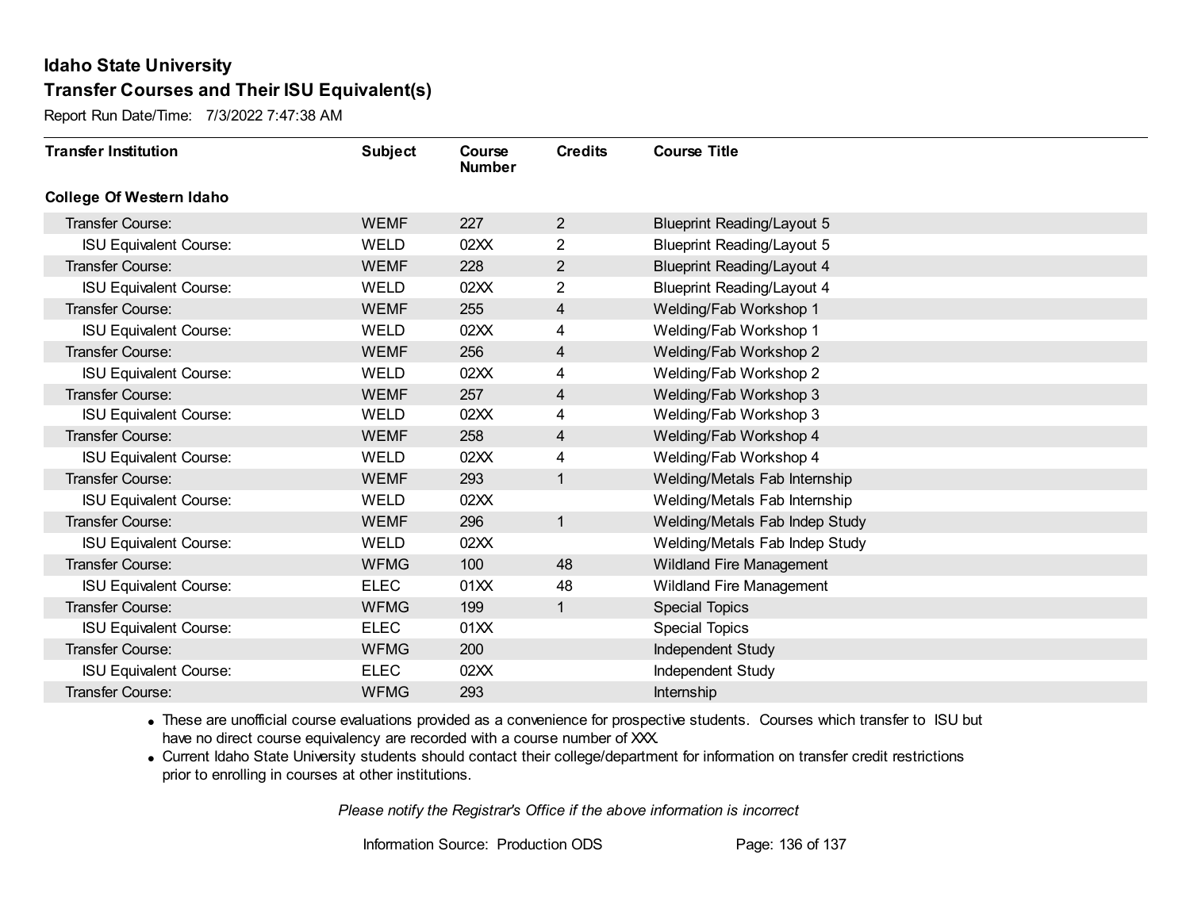# Idaho State University
## Transfer Courses and Their ISU Equivalent(s)

Report Run Date/Time: 7/3/2022 7:47:38 AM

| Transfer Institution | Subject | Course Number | Credits | Course Title |
|---|---|---|---|---|
| **College Of Western Idaho** | | | | |
| Transfer Course: | WEMF | 227 | 2 | Blueprint Reading/Layout 5 |
| ISU Equivalent Course: | WELD | 02XX | 2 | Blueprint Reading/Layout 5 |
| Transfer Course: | WEMF | 228 | 2 | Blueprint Reading/Layout 4 |
| ISU Equivalent Course: | WELD | 02XX | 2 | Blueprint Reading/Layout 4 |
| Transfer Course: | WEMF | 255 | 4 | Welding/Fab Workshop 1 |
| ISU Equivalent Course: | WELD | 02XX | 4 | Welding/Fab Workshop 1 |
| Transfer Course: | WEMF | 256 | 4 | Welding/Fab Workshop 2 |
| ISU Equivalent Course: | WELD | 02XX | 4 | Welding/Fab Workshop 2 |
| Transfer Course: | WEMF | 257 | 4 | Welding/Fab Workshop 3 |
| ISU Equivalent Course: | WELD | 02XX | 4 | Welding/Fab Workshop 3 |
| Transfer Course: | WEMF | 258 | 4 | Welding/Fab Workshop 4 |
| ISU Equivalent Course: | WELD | 02XX | 4 | Welding/Fab Workshop 4 |
| Transfer Course: | WEMF | 293 | 1 | Welding/Metals Fab Internship |
| ISU Equivalent Course: | WELD | 02XX | | Welding/Metals Fab Internship |
| Transfer Course: | WEMF | 296 | 1 | Welding/Metals Fab Indep Study |
| ISU Equivalent Course: | WELD | 02XX | | Welding/Metals Fab Indep Study |
| Transfer Course: | WFMG | 100 | 48 | Wildland Fire Management |
| ISU Equivalent Course: | ELEC | 01XX | 48 | Wildland Fire Management |
| Transfer Course: | WFMG | 199 | 1 | Special Topics |
| ISU Equivalent Course: | ELEC | 01XX | | Special Topics |
| Transfer Course: | WFMG | 200 | | Independent Study |
| ISU Equivalent Course: | ELEC | 02XX | | Independent Study |
| Transfer Course: | WFMG | 293 | | Internship |

- These are unofficial course evaluations provided as a convenience for prospective students. Courses which transfer to ISU but have no direct course equivalency are recorded with a course number of XXX.
- Current Idaho State University students should contact their college/department for information on transfer credit restrictions prior to enrolling in courses at other institutions.

*Please notify the Registrar's Office if the above information is incorrect*

Information Source: Production ODS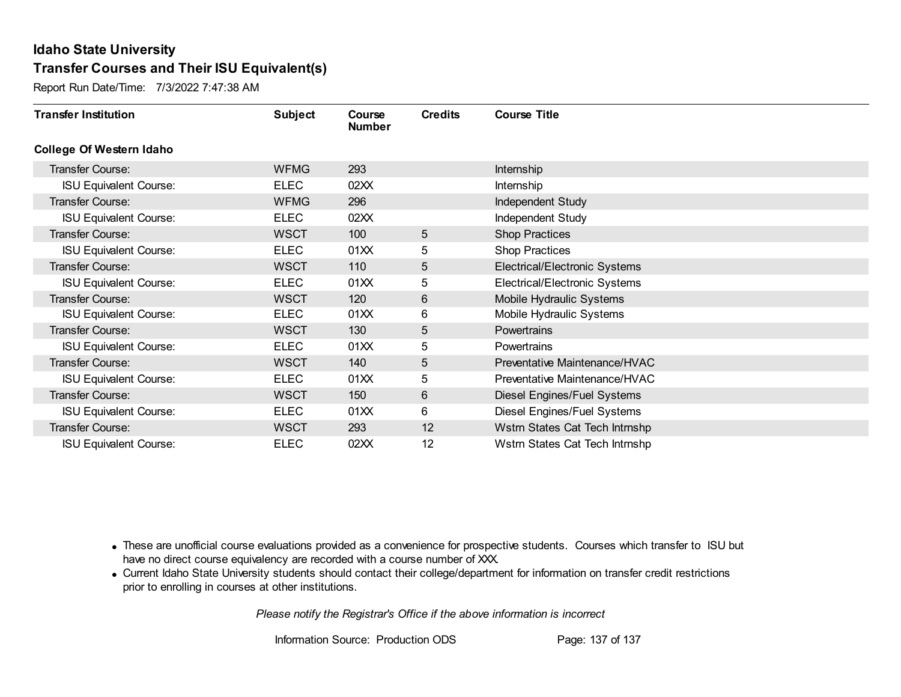## Idaho State University
## Transfer Courses and Their ISU Equivalent(s)

Report Run Date/Time: 7/3/2022 7:47:38 AM

| Transfer Institution | Subject | Course Number | Credits | Course Title |
|---|---|---|---|---|
| **College Of Western Idaho** | | | | |
| Transfer Course: | WFMG | 293 | | Internship |
| ISU Equivalent Course: | ELEC | 02XX | | Internship |
| Transfer Course: | WFMG | 296 | | Independent Study |
| ISU Equivalent Course: | ELEC | 02XX | | Independent Study |
| Transfer Course: | WSCT | 100 | 5 | Shop Practices |
| ISU Equivalent Course: | ELEC | 01XX | 5 | Shop Practices |
| Transfer Course: | WSCT | 110 | 5 | Electrical/Electronic Systems |
| ISU Equivalent Course: | ELEC | 01XX | 5 | Electrical/Electronic Systems |
| Transfer Course: | WSCT | 120 | 6 | Mobile Hydraulic Systems |
| ISU Equivalent Course: | ELEC | 01XX | 6 | Mobile Hydraulic Systems |
| Transfer Course: | WSCT | 130 | 5 | Powertrains |
| ISU Equivalent Course: | ELEC | 01XX | 5 | Powertrains |
| Transfer Course: | WSCT | 140 | 5 | Preventative Maintenance/HVAC |
| ISU Equivalent Course: | ELEC | 01XX | 5 | Preventative Maintenance/HVAC |
| Transfer Course: | WSCT | 150 | 6 | Diesel Engines/Fuel Systems |
| ISU Equivalent Course: | ELEC | 01XX | 6 | Diesel Engines/Fuel Systems |
| Transfer Course: | WSCT | 293 | 12 | Wstrn States Cat Tech Intrnshp |
| ISU Equivalent Course: | ELEC | 02XX | 12 | Wstrn States Cat Tech Intrnshp |

- These are unofficial course evaluations provided as a convenience for prospective students. Courses which transfer to ISU but have no direct course equivalency are recorded with a course number of XXX.
- Current Idaho State University students should contact their college/department for information on transfer credit restrictions prior to enrolling in courses at other institutions.

*Please notify the Registrar's Office if the above information is incorrect*

Information Source: Production ODS